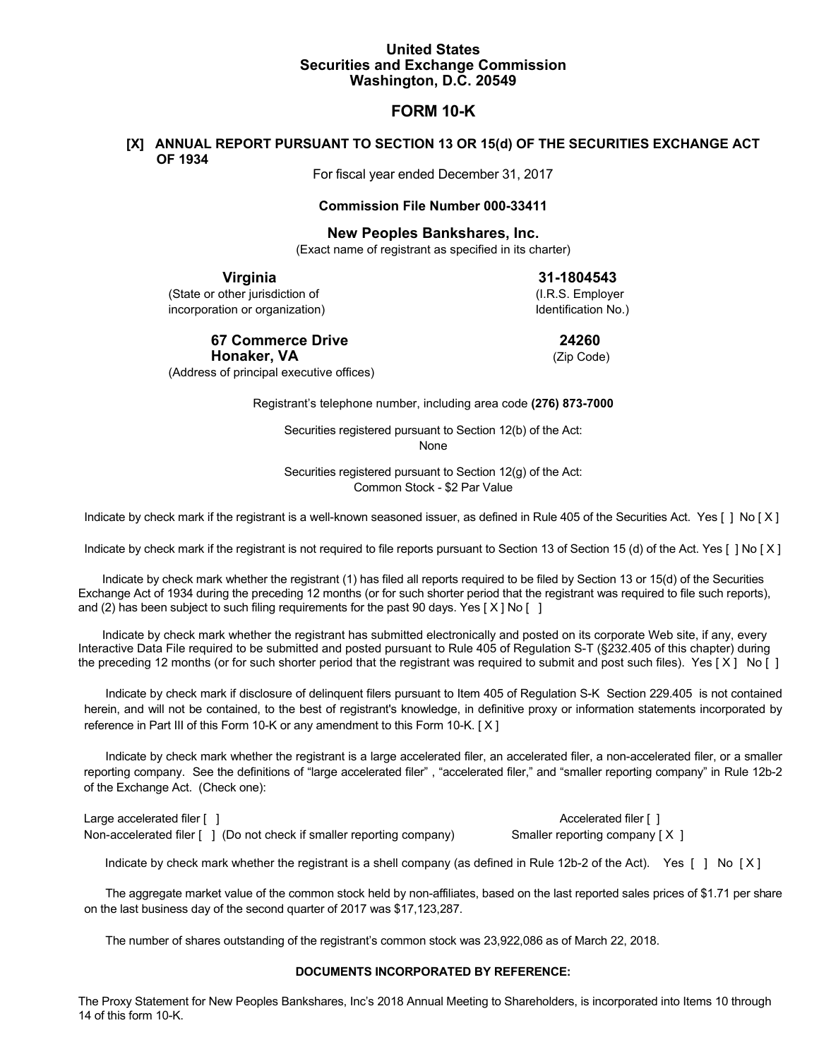# United States
# Securities and Exchange Commission
# Washington, D.C. 20549

## FORM 10-K

**[X] ANNUAL REPORT PURSUANT TO SECTION 13 OR 15(d) OF THE SECURITIES EXCHANGE ACT OF 1934**

For fiscal year ended December 31, 2017

**Commission File Number 000-33411**

**New Peoples Bankshares, Inc.**

(Exact name of registrant as specified in its charter)

| **Virginia** | **31-1804543** |
|---|---|
| (State or other jurisdiction of incorporation or organization) | (I.R.S. Employer Identification No.) |
| **67 Commerce Drive Honaker, VA** | **24260** |
| (Address of principal executive offices) | (Zip Code) |

Registrant's telephone number, including area code **(276) 873-7000**

Securities registered pursuant to Section 12(b) of the Act:
None

Securities registered pursuant to Section 12(g) of the Act:
Common Stock - $2 Par Value

Indicate by check mark if the registrant is a well-known seasoned issuer, as defined in Rule 405 of the Securities Act. Yes [ ] No [ X ]

Indicate by check mark if the registrant is not required to file reports pursuant to Section 13 of Section 15 (d) of the Act. Yes [ ] No [ X ]

Indicate by check mark whether the registrant (1) has filed all reports required to be filed by Section 13 or 15(d) of the Securities Exchange Act of 1934 during the preceding 12 months (or for such shorter period that the registrant was required to file such reports), and (2) has been subject to such filing requirements for the past 90 days. Yes [ X ] No [ ]

Indicate by check mark whether the registrant has submitted electronically and posted on its corporate Web site, if any, every Interactive Data File required to be submitted and posted pursuant to Rule 405 of Regulation S-T (§232.405 of this chapter) during the preceding 12 months (or for such shorter period that the registrant was required to submit and post such files). Yes [ X ] No [ ]

Indicate by check mark if disclosure of delinquent filers pursuant to Item 405 of Regulation S-K Section 229.405 is not contained herein, and will not be contained, to the best of registrant's knowledge, in definitive proxy or information statements incorporated by reference in Part III of this Form 10-K or any amendment to this Form 10-K. [ X ]

Indicate by check mark whether the registrant is a large accelerated filer, an accelerated filer, a non-accelerated filer, or a smaller reporting company. See the definitions of "large accelerated filer" , "accelerated filer," and "smaller reporting company" in Rule 12b-2 of the Exchange Act. (Check one):

| | |
|---|---|
| Large accelerated filer [ ] | Accelerated filer [ ] |
| Non-accelerated filer [ ] (Do not check if smaller reporting company) | Smaller reporting company [ X ] |

Indicate by check mark whether the registrant is a shell company (as defined in Rule 12b-2 of the Act). Yes [ ] No [ X ]

The aggregate market value of the common stock held by non-affiliates, based on the last reported sales prices of $1.71 per share on the last business day of the second quarter of 2017 was $17,123,287.

The number of shares outstanding of the registrant's common stock was 23,922,086 as of March 22, 2018.

**DOCUMENTS INCORPORATED BY REFERENCE:**

The Proxy Statement for New Peoples Bankshares, Inc's 2018 Annual Meeting to Shareholders, is incorporated into Items 10 through 14 of this form 10-K.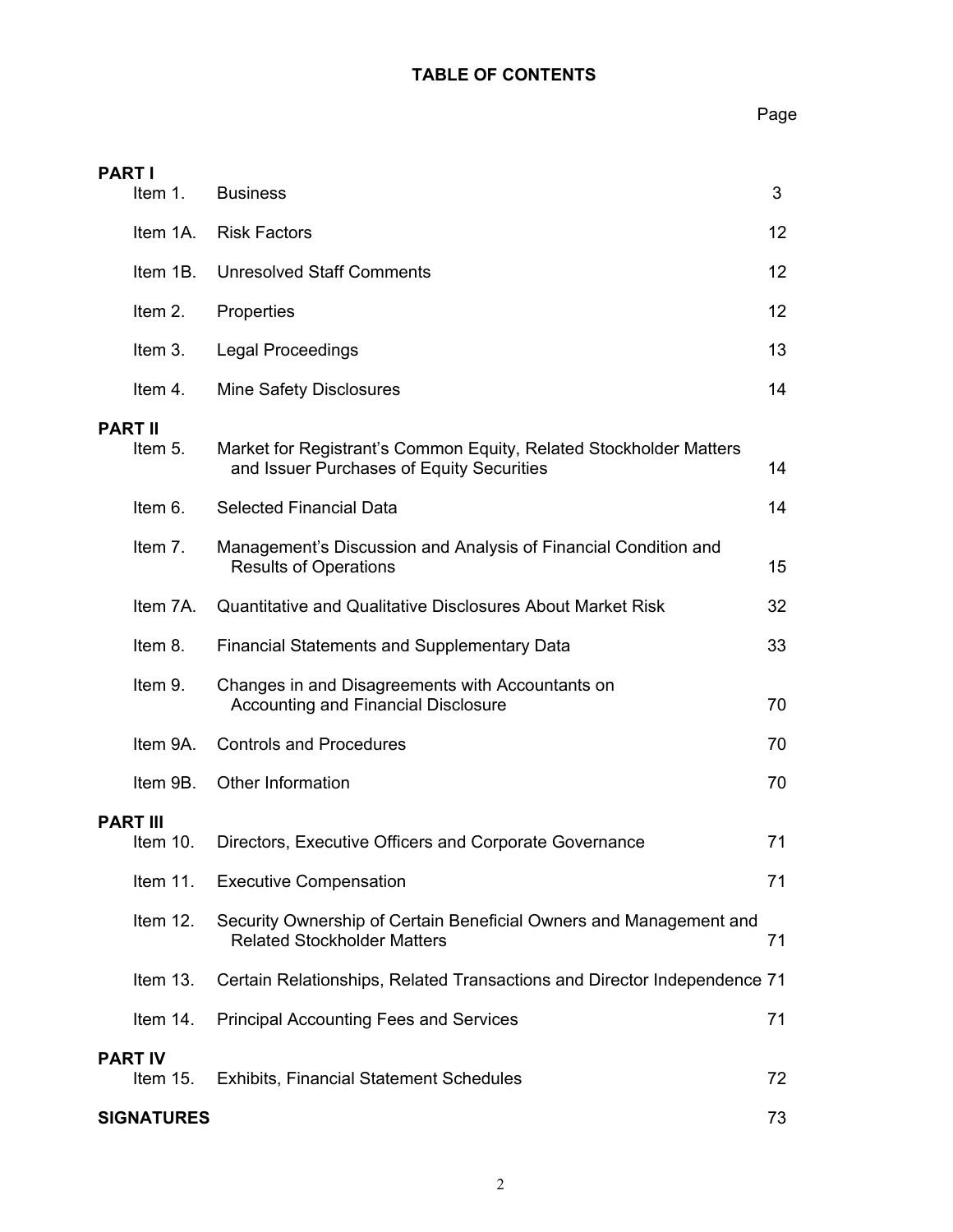# TABLE OF CONTENTS

| | | Page |
|---|---|---|
| **PART I** | | |
| Item 1. | Business | 3 |
| Item 1A. | Risk Factors | 12 |
| Item 1B. | Unresolved Staff Comments | 12 |
| Item 2. | Properties | 12 |
| Item 3. | Legal Proceedings | 13 |
| Item 4. | Mine Safety Disclosures | 14 |
| **PART II** | | |
| Item 5. | Market for Registrant’s Common Equity, Related Stockholder Matters and Issuer Purchases of Equity Securities | 14 |
| Item 6. | Selected Financial Data | 14 |
| Item 7. | Management’s Discussion and Analysis of Financial Condition and Results of Operations | 15 |
| Item 7A. | Quantitative and Qualitative Disclosures About Market Risk | 32 |
| Item 8. | Financial Statements and Supplementary Data | 33 |
| Item 9. | Changes in and Disagreements with Accountants on Accounting and Financial Disclosure | 70 |
| Item 9A. | Controls and Procedures | 70 |
| Item 9B. | Other Information | 70 |
| **PART III** | | |
| Item 10. | Directors, Executive Officers and Corporate Governance | 71 |
| Item 11. | Executive Compensation | 71 |
| Item 12. | Security Ownership of Certain Beneficial Owners and Management and Related Stockholder Matters | 71 |
| Item 13. | Certain Relationships, Related Transactions and Director Independence | 71 |
| Item 14. | Principal Accounting Fees and Services | 71 |
| **PART IV** | | |
| Item 15. | Exhibits, Financial Statement Schedules | 72 |
| **SIGNATURES** | | 73 |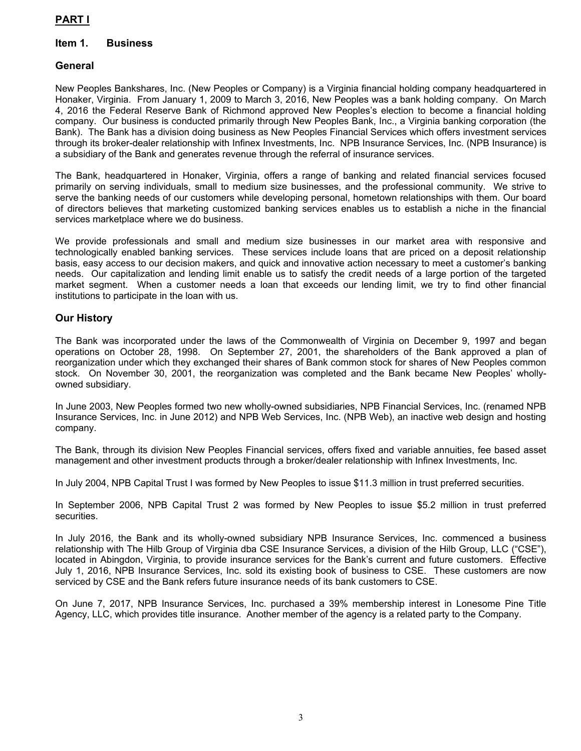# PART I

## Item 1. Business

### General

New Peoples Bankshares, Inc. (New Peoples or Company) is a Virginia financial holding company headquartered in Honaker, Virginia. From January 1, 2009 to March 3, 2016, New Peoples was a bank holding company. On March 4, 2016 the Federal Reserve Bank of Richmond approved New Peoples's election to become a financial holding company. Our business is conducted primarily through New Peoples Bank, Inc., a Virginia banking corporation (the Bank). The Bank has a division doing business as New Peoples Financial Services which offers investment services through its broker-dealer relationship with Infinex Investments, Inc. NPB Insurance Services, Inc. (NPB Insurance) is a subsidiary of the Bank and generates revenue through the referral of insurance services.

The Bank, headquartered in Honaker, Virginia, offers a range of banking and related financial services focused primarily on serving individuals, small to medium size businesses, and the professional community. We strive to serve the banking needs of our customers while developing personal, hometown relationships with them. Our board of directors believes that marketing customized banking services enables us to establish a niche in the financial services marketplace where we do business.

We provide professionals and small and medium size businesses in our market area with responsive and technologically enabled banking services. These services include loans that are priced on a deposit relationship basis, easy access to our decision makers, and quick and innovative action necessary to meet a customer's banking needs. Our capitalization and lending limit enable us to satisfy the credit needs of a large portion of the targeted market segment. When a customer needs a loan that exceeds our lending limit, we try to find other financial institutions to participate in the loan with us.

### Our History

The Bank was incorporated under the laws of the Commonwealth of Virginia on December 9, 1997 and began operations on October 28, 1998. On September 27, 2001, the shareholders of the Bank approved a plan of reorganization under which they exchanged their shares of Bank common stock for shares of New Peoples common stock. On November 30, 2001, the reorganization was completed and the Bank became New Peoples' wholly-owned subsidiary.

In June 2003, New Peoples formed two new wholly-owned subsidiaries, NPB Financial Services, Inc. (renamed NPB Insurance Services, Inc. in June 2012) and NPB Web Services, Inc. (NPB Web), an inactive web design and hosting company.

The Bank, through its division New Peoples Financial services, offers fixed and variable annuities, fee based asset management and other investment products through a broker/dealer relationship with Infinex Investments, Inc.

In July 2004, NPB Capital Trust I was formed by New Peoples to issue $11.3 million in trust preferred securities.

In September 2006, NPB Capital Trust 2 was formed by New Peoples to issue $5.2 million in trust preferred securities.

In July 2016, the Bank and its wholly-owned subsidiary NPB Insurance Services, Inc. commenced a business relationship with The Hilb Group of Virginia dba CSE Insurance Services, a division of the Hilb Group, LLC ("CSE"), located in Abingdon, Virginia, to provide insurance services for the Bank's current and future customers. Effective July 1, 2016, NPB Insurance Services, Inc. sold its existing book of business to CSE. These customers are now serviced by CSE and the Bank refers future insurance needs of its bank customers to CSE.

On June 7, 2017, NPB Insurance Services, Inc. purchased a 39% membership interest in Lonesome Pine Title Agency, LLC, which provides title insurance. Another member of the agency is a related party to the Company.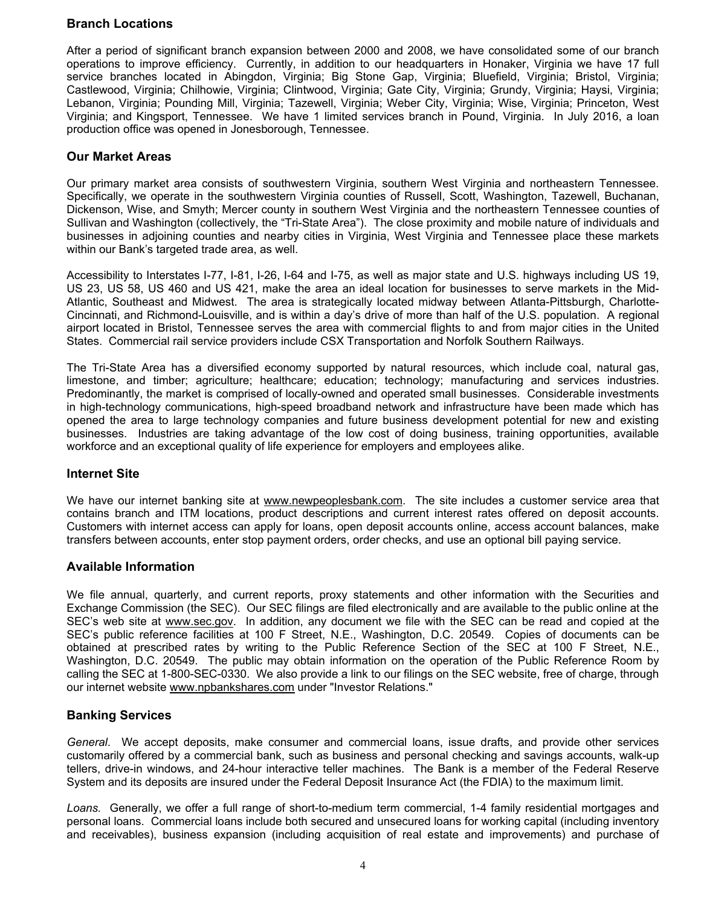## Branch Locations

After a period of significant branch expansion between 2000 and 2008, we have consolidated some of our branch operations to improve efficiency. Currently, in addition to our headquarters in Honaker, Virginia we have 17 full service branches located in Abingdon, Virginia; Big Stone Gap, Virginia; Bluefield, Virginia; Bristol, Virginia; Castlewood, Virginia; Chilhowie, Virginia; Clintwood, Virginia; Gate City, Virginia; Grundy, Virginia; Haysi, Virginia; Lebanon, Virginia; Pounding Mill, Virginia; Tazewell, Virginia; Weber City, Virginia; Wise, Virginia; Princeton, West Virginia; and Kingsport, Tennessee. We have 1 limited services branch in Pound, Virginia. In July 2016, a loan production office was opened in Jonesborough, Tennessee.

## Our Market Areas

Our primary market area consists of southwestern Virginia, southern West Virginia and northeastern Tennessee. Specifically, we operate in the southwestern Virginia counties of Russell, Scott, Washington, Tazewell, Buchanan, Dickenson, Wise, and Smyth; Mercer county in southern West Virginia and the northeastern Tennessee counties of Sullivan and Washington (collectively, the "Tri-State Area"). The close proximity and mobile nature of individuals and businesses in adjoining counties and nearby cities in Virginia, West Virginia and Tennessee place these markets within our Bank's targeted trade area, as well.

Accessibility to Interstates I-77, I-81, I-26, I-64 and I-75, as well as major state and U.S. highways including US 19, US 23, US 58, US 460 and US 421, make the area an ideal location for businesses to serve markets in the Mid-Atlantic, Southeast and Midwest. The area is strategically located midway between Atlanta-Pittsburgh, Charlotte-Cincinnati, and Richmond-Louisville, and is within a day's drive of more than half of the U.S. population. A regional airport located in Bristol, Tennessee serves the area with commercial flights to and from major cities in the United States. Commercial rail service providers include CSX Transportation and Norfolk Southern Railways.

The Tri-State Area has a diversified economy supported by natural resources, which include coal, natural gas, limestone, and timber; agriculture; healthcare; education; technology; manufacturing and services industries. Predominantly, the market is comprised of locally-owned and operated small businesses. Considerable investments in high-technology communications, high-speed broadband network and infrastructure have been made which has opened the area to large technology companies and future business development potential for new and existing businesses. Industries are taking advantage of the low cost of doing business, training opportunities, available workforce and an exceptional quality of life experience for employers and employees alike.

## Internet Site

We have our internet banking site at www.newpeoplesbank.com. The site includes a customer service area that contains branch and ITM locations, product descriptions and current interest rates offered on deposit accounts. Customers with internet access can apply for loans, open deposit accounts online, access account balances, make transfers between accounts, enter stop payment orders, order checks, and use an optional bill paying service.

## Available Information

We file annual, quarterly, and current reports, proxy statements and other information with the Securities and Exchange Commission (the SEC). Our SEC filings are filed electronically and are available to the public online at the SEC's web site at www.sec.gov. In addition, any document we file with the SEC can be read and copied at the SEC's public reference facilities at 100 F Street, N.E., Washington, D.C. 20549. Copies of documents can be obtained at prescribed rates by writing to the Public Reference Section of the SEC at 100 F Street, N.E., Washington, D.C. 20549. The public may obtain information on the operation of the Public Reference Room by calling the SEC at 1-800-SEC-0330. We also provide a link to our filings on the SEC website, free of charge, through our internet website www.npbankshares.com under "Investor Relations."

## Banking Services

*General*. We accept deposits, make consumer and commercial loans, issue drafts, and provide other services customarily offered by a commercial bank, such as business and personal checking and savings accounts, walk-up tellers, drive-in windows, and 24-hour interactive teller machines. The Bank is a member of the Federal Reserve System and its deposits are insured under the Federal Deposit Insurance Act (the FDIA) to the maximum limit.

*Loans.* Generally, we offer a full range of short-to-medium term commercial, 1-4 family residential mortgages and personal loans. Commercial loans include both secured and unsecured loans for working capital (including inventory and receivables), business expansion (including acquisition of real estate and improvements) and purchase of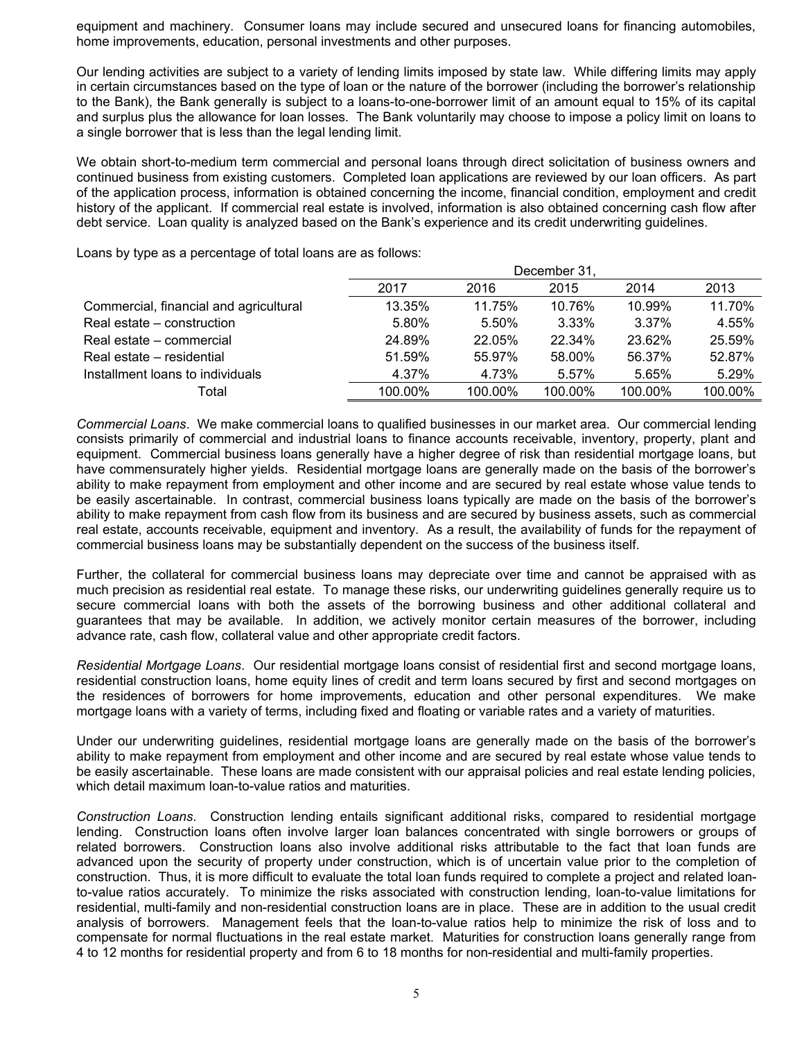equipment and machinery. Consumer loans may include secured and unsecured loans for financing automobiles, home improvements, education, personal investments and other purposes.

Our lending activities are subject to a variety of lending limits imposed by state law. While differing limits may apply in certain circumstances based on the type of loan or the nature of the borrower (including the borrower's relationship to the Bank), the Bank generally is subject to a loans-to-one-borrower limit of an amount equal to 15% of its capital and surplus plus the allowance for loan losses. The Bank voluntarily may choose to impose a policy limit on loans to a single borrower that is less than the legal lending limit.

We obtain short-to-medium term commercial and personal loans through direct solicitation of business owners and continued business from existing customers. Completed loan applications are reviewed by our loan officers. As part of the application process, information is obtained concerning the income, financial condition, employment and credit history of the applicant. If commercial real estate is involved, information is also obtained concerning cash flow after debt service. Loan quality is analyzed based on the Bank's experience and its credit underwriting guidelines.

Loans by type as a percentage of total loans are as follows:

| | December 31, | | | | |
|---|---|---|---|---|---|
| | 2017 | 2016 | 2015 | 2014 | 2013 |
| Commercial, financial and agricultural | 13.35% | 11.75% | 10.76% | 10.99% | 11.70% |
| Real estate – construction | 5.80% | 5.50% | 3.33% | 3.37% | 4.55% |
| Real estate – commercial | 24.89% | 22.05% | 22.34% | 23.62% | 25.59% |
| Real estate – residential | 51.59% | 55.97% | 58.00% | 56.37% | 52.87% |
| Installment loans to individuals | 4.37% | 4.73% | 5.57% | 5.65% | 5.29% |
| Total | 100.00% | 100.00% | 100.00% | 100.00% | 100.00% |

*Commercial Loans*. We make commercial loans to qualified businesses in our market area. Our commercial lending consists primarily of commercial and industrial loans to finance accounts receivable, inventory, property, plant and equipment. Commercial business loans generally have a higher degree of risk than residential mortgage loans, but have commensurately higher yields. Residential mortgage loans are generally made on the basis of the borrower's ability to make repayment from employment and other income and are secured by real estate whose value tends to be easily ascertainable. In contrast, commercial business loans typically are made on the basis of the borrower's ability to make repayment from cash flow from its business and are secured by business assets, such as commercial real estate, accounts receivable, equipment and inventory. As a result, the availability of funds for the repayment of commercial business loans may be substantially dependent on the success of the business itself.

Further, the collateral for commercial business loans may depreciate over time and cannot be appraised with as much precision as residential real estate. To manage these risks, our underwriting guidelines generally require us to secure commercial loans with both the assets of the borrowing business and other additional collateral and guarantees that may be available. In addition, we actively monitor certain measures of the borrower, including advance rate, cash flow, collateral value and other appropriate credit factors.

*Residential Mortgage Loans*. Our residential mortgage loans consist of residential first and second mortgage loans, residential construction loans, home equity lines of credit and term loans secured by first and second mortgages on the residences of borrowers for home improvements, education and other personal expenditures. We make mortgage loans with a variety of terms, including fixed and floating or variable rates and a variety of maturities.

Under our underwriting guidelines, residential mortgage loans are generally made on the basis of the borrower's ability to make repayment from employment and other income and are secured by real estate whose value tends to be easily ascertainable. These loans are made consistent with our appraisal policies and real estate lending policies, which detail maximum loan-to-value ratios and maturities.

*Construction Loans*. Construction lending entails significant additional risks, compared to residential mortgage lending. Construction loans often involve larger loan balances concentrated with single borrowers or groups of related borrowers. Construction loans also involve additional risks attributable to the fact that loan funds are advanced upon the security of property under construction, which is of uncertain value prior to the completion of construction. Thus, it is more difficult to evaluate the total loan funds required to complete a project and related loan-to-value ratios accurately. To minimize the risks associated with construction lending, loan-to-value limitations for residential, multi-family and non-residential construction loans are in place. These are in addition to the usual credit analysis of borrowers. Management feels that the loan-to-value ratios help to minimize the risk of loss and to compensate for normal fluctuations in the real estate market. Maturities for construction loans generally range from 4 to 12 months for residential property and from 6 to 18 months for non-residential and multi-family properties.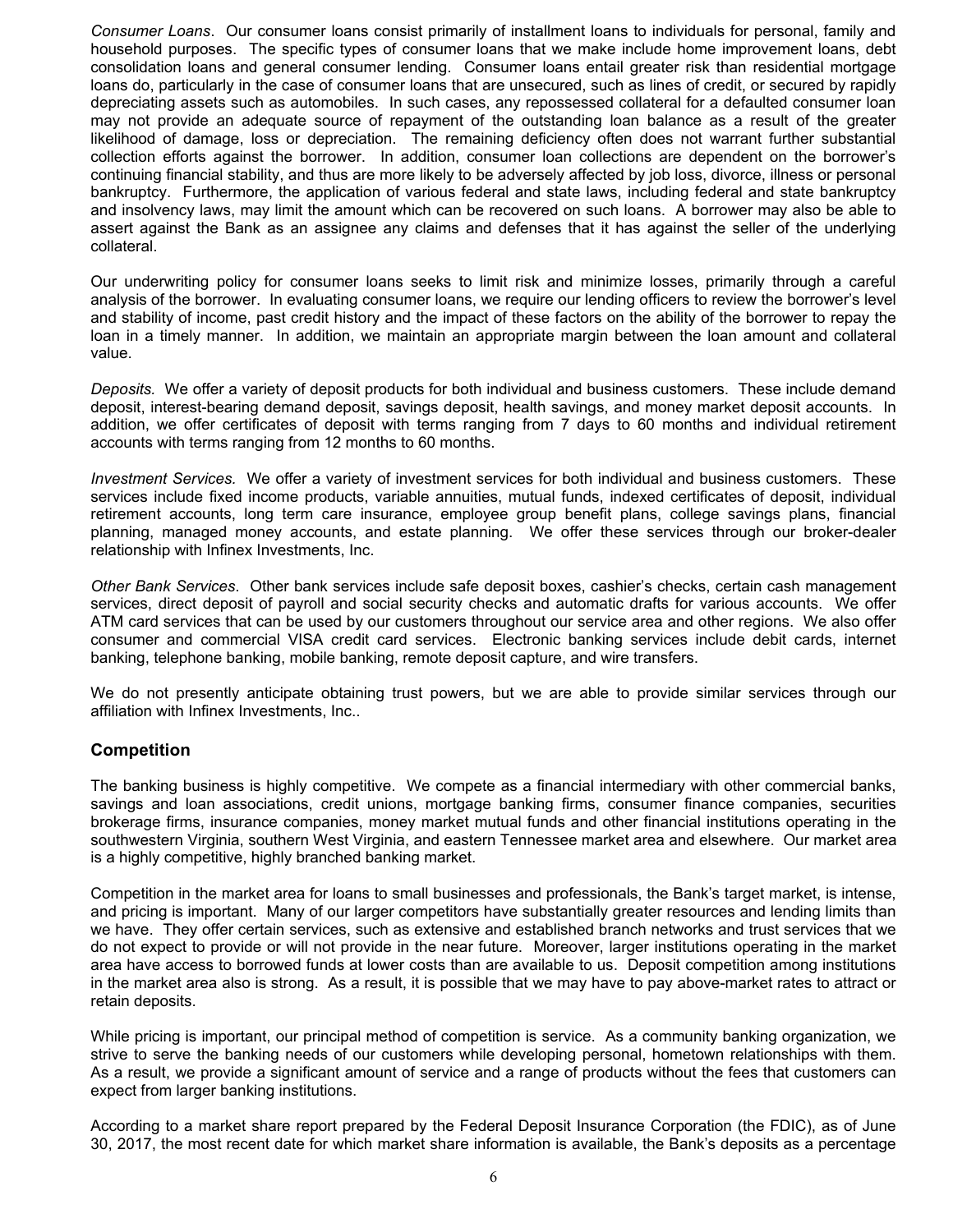*Consumer Loans*. Our consumer loans consist primarily of installment loans to individuals for personal, family and household purposes. The specific types of consumer loans that we make include home improvement loans, debt consolidation loans and general consumer lending. Consumer loans entail greater risk than residential mortgage loans do, particularly in the case of consumer loans that are unsecured, such as lines of credit, or secured by rapidly depreciating assets such as automobiles. In such cases, any repossessed collateral for a defaulted consumer loan may not provide an adequate source of repayment of the outstanding loan balance as a result of the greater likelihood of damage, loss or depreciation. The remaining deficiency often does not warrant further substantial collection efforts against the borrower. In addition, consumer loan collections are dependent on the borrower's continuing financial stability, and thus are more likely to be adversely affected by job loss, divorce, illness or personal bankruptcy. Furthermore, the application of various federal and state laws, including federal and state bankruptcy and insolvency laws, may limit the amount which can be recovered on such loans. A borrower may also be able to assert against the Bank as an assignee any claims and defenses that it has against the seller of the underlying collateral.

Our underwriting policy for consumer loans seeks to limit risk and minimize losses, primarily through a careful analysis of the borrower. In evaluating consumer loans, we require our lending officers to review the borrower's level and stability of income, past credit history and the impact of these factors on the ability of the borrower to repay the loan in a timely manner. In addition, we maintain an appropriate margin between the loan amount and collateral value.

*Deposits.* We offer a variety of deposit products for both individual and business customers. These include demand deposit, interest-bearing demand deposit, savings deposit, health savings, and money market deposit accounts. In addition, we offer certificates of deposit with terms ranging from 7 days to 60 months and individual retirement accounts with terms ranging from 12 months to 60 months.

*Investment Services.* We offer a variety of investment services for both individual and business customers. These services include fixed income products, variable annuities, mutual funds, indexed certificates of deposit, individual retirement accounts, long term care insurance, employee group benefit plans, college savings plans, financial planning, managed money accounts, and estate planning. We offer these services through our broker-dealer relationship with Infinex Investments, Inc.

*Other Bank Services*. Other bank services include safe deposit boxes, cashier's checks, certain cash management services, direct deposit of payroll and social security checks and automatic drafts for various accounts. We offer ATM card services that can be used by our customers throughout our service area and other regions. We also offer consumer and commercial VISA credit card services. Electronic banking services include debit cards, internet banking, telephone banking, mobile banking, remote deposit capture, and wire transfers.

We do not presently anticipate obtaining trust powers, but we are able to provide similar services through our affiliation with Infinex Investments, Inc..

## Competition

The banking business is highly competitive. We compete as a financial intermediary with other commercial banks, savings and loan associations, credit unions, mortgage banking firms, consumer finance companies, securities brokerage firms, insurance companies, money market mutual funds and other financial institutions operating in the southwestern Virginia, southern West Virginia, and eastern Tennessee market area and elsewhere. Our market area is a highly competitive, highly branched banking market.

Competition in the market area for loans to small businesses and professionals, the Bank's target market, is intense, and pricing is important. Many of our larger competitors have substantially greater resources and lending limits than we have. They offer certain services, such as extensive and established branch networks and trust services that we do not expect to provide or will not provide in the near future. Moreover, larger institutions operating in the market area have access to borrowed funds at lower costs than are available to us. Deposit competition among institutions in the market area also is strong. As a result, it is possible that we may have to pay above-market rates to attract or retain deposits.

While pricing is important, our principal method of competition is service. As a community banking organization, we strive to serve the banking needs of our customers while developing personal, hometown relationships with them. As a result, we provide a significant amount of service and a range of products without the fees that customers can expect from larger banking institutions.

According to a market share report prepared by the Federal Deposit Insurance Corporation (the FDIC), as of June 30, 2017, the most recent date for which market share information is available, the Bank's deposits as a percentage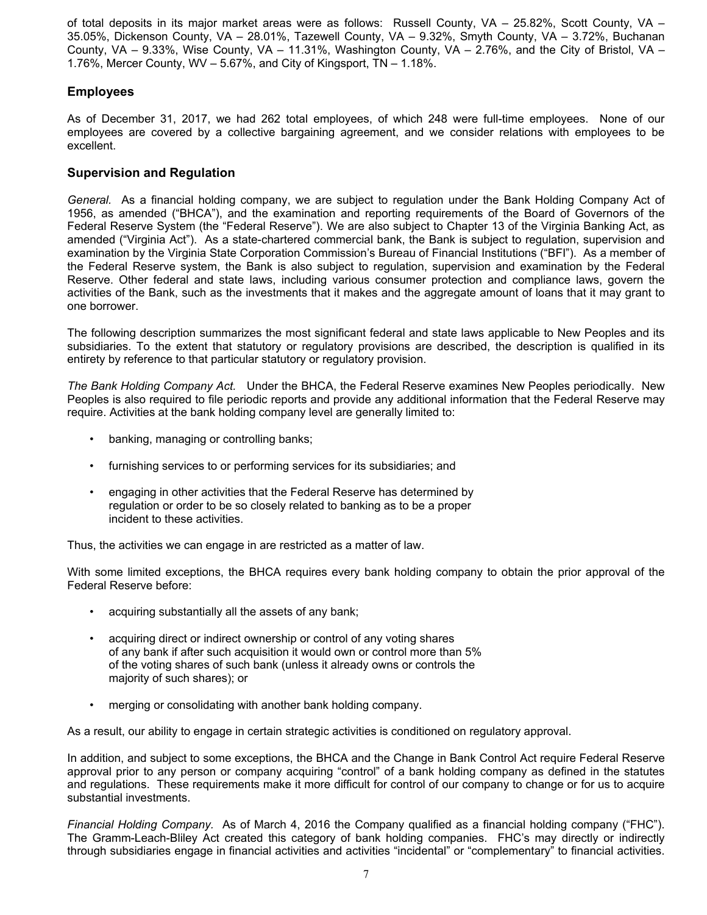of total deposits in its major market areas were as follows: Russell County, VA – 25.82%, Scott County, VA – 35.05%, Dickenson County, VA – 28.01%, Tazewell County, VA – 9.32%, Smyth County, VA – 3.72%, Buchanan County, VA – 9.33%, Wise County, VA – 11.31%, Washington County, VA – 2.76%, and the City of Bristol, VA – 1.76%, Mercer County, WV – 5.67%, and City of Kingsport, TN – 1.18%.

## Employees

As of December 31, 2017, we had 262 total employees, of which 248 were full-time employees. None of our employees are covered by a collective bargaining agreement, and we consider relations with employees to be excellent.

## Supervision and Regulation

*General.* As a financial holding company, we are subject to regulation under the Bank Holding Company Act of 1956, as amended ("BHCA"), and the examination and reporting requirements of the Board of Governors of the Federal Reserve System (the "Federal Reserve"). We are also subject to Chapter 13 of the Virginia Banking Act, as amended ("Virginia Act"). As a state-chartered commercial bank, the Bank is subject to regulation, supervision and examination by the Virginia State Corporation Commission's Bureau of Financial Institutions ("BFI"). As a member of the Federal Reserve system, the Bank is also subject to regulation, supervision and examination by the Federal Reserve. Other federal and state laws, including various consumer protection and compliance laws, govern the activities of the Bank, such as the investments that it makes and the aggregate amount of loans that it may grant to one borrower.

The following description summarizes the most significant federal and state laws applicable to New Peoples and its subsidiaries. To the extent that statutory or regulatory provisions are described, the description is qualified in its entirety by reference to that particular statutory or regulatory provision.

*The Bank Holding Company Act.* Under the BHCA, the Federal Reserve examines New Peoples periodically. New Peoples is also required to file periodic reports and provide any additional information that the Federal Reserve may require. Activities at the bank holding company level are generally limited to:

- banking, managing or controlling banks;
- furnishing services to or performing services for its subsidiaries; and
- engaging in other activities that the Federal Reserve has determined by regulation or order to be so closely related to banking as to be a proper incident to these activities.

Thus, the activities we can engage in are restricted as a matter of law.

With some limited exceptions, the BHCA requires every bank holding company to obtain the prior approval of the Federal Reserve before:

- acquiring substantially all the assets of any bank;
- acquiring direct or indirect ownership or control of any voting shares of any bank if after such acquisition it would own or control more than 5% of the voting shares of such bank (unless it already owns or controls the majority of such shares); or
- merging or consolidating with another bank holding company.

As a result, our ability to engage in certain strategic activities is conditioned on regulatory approval.

In addition, and subject to some exceptions, the BHCA and the Change in Bank Control Act require Federal Reserve approval prior to any person or company acquiring "control" of a bank holding company as defined in the statutes and regulations. These requirements make it more difficult for control of our company to change or for us to acquire substantial investments.

*Financial Holding Company.* As of March 4, 2016 the Company qualified as a financial holding company ("FHC"). The Gramm-Leach-Bliley Act created this category of bank holding companies. FHC's may directly or indirectly through subsidiaries engage in financial activities and activities "incidental" or "complementary" to financial activities.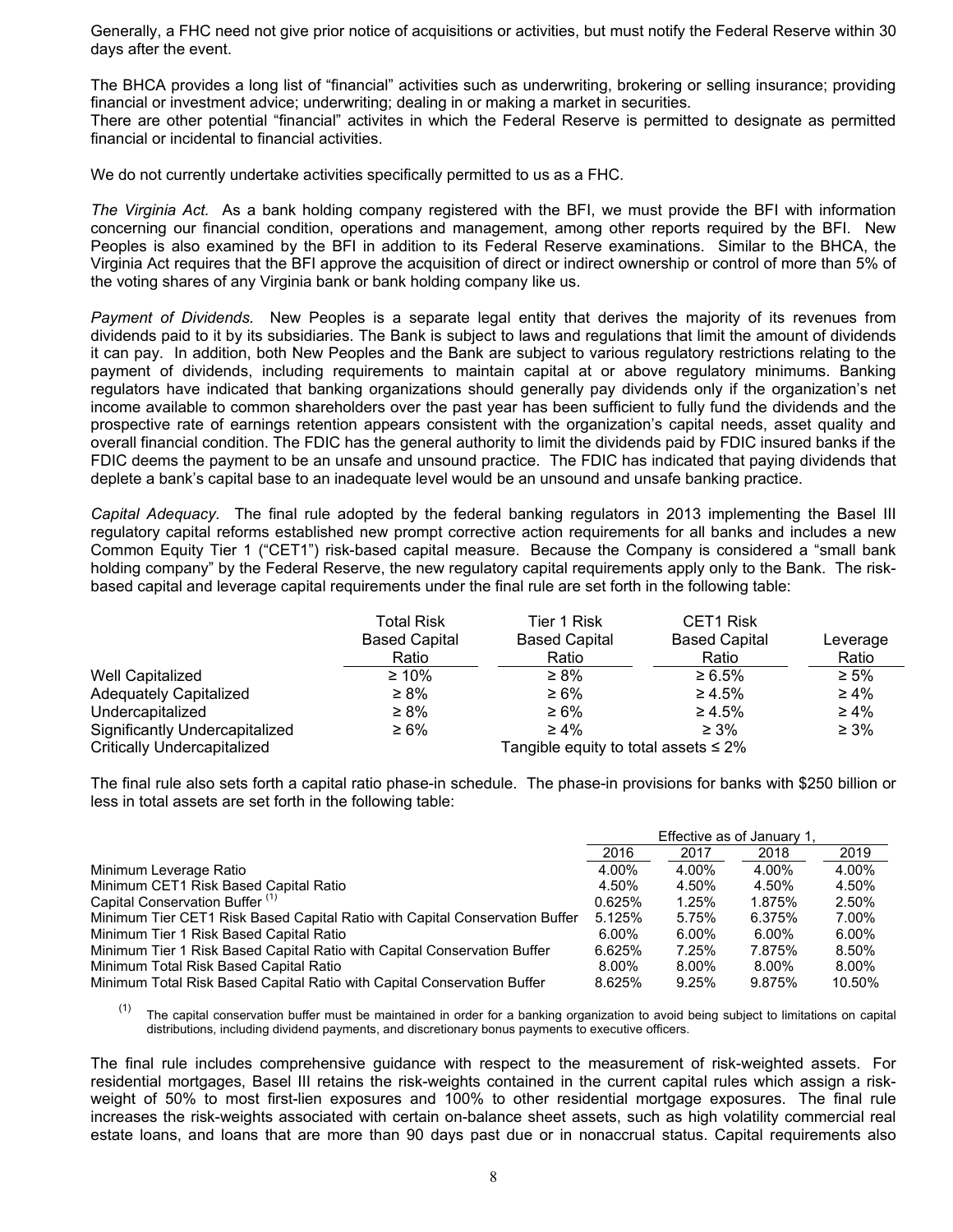Generally, a FHC need not give prior notice of acquisitions or activities, but must notify the Federal Reserve within 30 days after the event.

The BHCA provides a long list of "financial" activities such as underwriting, brokering or selling insurance; providing financial or investment advice; underwriting; dealing in or making a market in securities.
There are other potential "financial" activites in which the Federal Reserve is permitted to designate as permitted financial or incidental to financial activities.

We do not currently undertake activities specifically permitted to us as a FHC.

*The Virginia Act.* As a bank holding company registered with the BFI, we must provide the BFI with information concerning our financial condition, operations and management, among other reports required by the BFI. New Peoples is also examined by the BFI in addition to its Federal Reserve examinations. Similar to the BHCA, the Virginia Act requires that the BFI approve the acquisition of direct or indirect ownership or control of more than 5% of the voting shares of any Virginia bank or bank holding company like us.

*Payment of Dividends.* New Peoples is a separate legal entity that derives the majority of its revenues from dividends paid to it by its subsidiaries. The Bank is subject to laws and regulations that limit the amount of dividends it can pay. In addition, both New Peoples and the Bank are subject to various regulatory restrictions relating to the payment of dividends, including requirements to maintain capital at or above regulatory minimums. Banking regulators have indicated that banking organizations should generally pay dividends only if the organization's net income available to common shareholders over the past year has been sufficient to fully fund the dividends and the prospective rate of earnings retention appears consistent with the organization's capital needs, asset quality and overall financial condition. The FDIC has the general authority to limit the dividends paid by FDIC insured banks if the FDIC deems the payment to be an unsafe and unsound practice. The FDIC has indicated that paying dividends that deplete a bank's capital base to an inadequate level would be an unsound and unsafe banking practice.

*Capital Adequacy.* The final rule adopted by the federal banking regulators in 2013 implementing the Basel III regulatory capital reforms established new prompt corrective action requirements for all banks and includes a new Common Equity Tier 1 ("CET1") risk-based capital measure. Because the Company is considered a "small bank holding company" by the Federal Reserve, the new regulatory capital requirements apply only to the Bank. The risk-based capital and leverage capital requirements under the final rule are set forth in the following table:

| | Total Risk Based Capital Ratio | Tier 1 Risk Based Capital Ratio | CET1 Risk Based Capital Ratio | Leverage Ratio |
|---|---|---|---|---|
| Well Capitalized | ≥ 10% | ≥ 8% | ≥ 6.5% | ≥ 5% |
| Adequately Capitalized | ≥ 8% | ≥ 6% | ≥ 4.5% | ≥ 4% |
| Undercapitalized | ≥ 8% | ≥ 6% | ≥ 4.5% | ≥ 4% |
| Significantly Undercapitalized | ≥ 6% | ≥ 4% | ≥ 3% | ≥ 3% |
| Critically Undercapitalized | Tangible equity to total assets ≤ 2% | | | |

The final rule also sets forth a capital ratio phase-in schedule. The phase-in provisions for banks with $250 billion or less in total assets are set forth in the following table:

| | Effective as of January 1, | | | |
|---|---|---|---|---|
| | 2016 | 2017 | 2018 | 2019 |
| Minimum Leverage Ratio | 4.00% | 4.00% | 4.00% | 4.00% |
| Minimum CET1 Risk Based Capital Ratio | 4.50% | 4.50% | 4.50% | 4.50% |
| Capital Conservation Buffer [(1)] | 0.625% | 1.25% | 1.875% | 2.50% |
| Minimum Tier CET1 Risk Based Capital Ratio with Capital Conservation Buffer | 5.125% | 5.75% | 6.375% | 7.00% |
| Minimum Tier 1 Risk Based Capital Ratio | 6.00% | 6.00% | 6.00% | 6.00% |
| Minimum Tier 1 Risk Based Capital Ratio with Capital Conservation Buffer | 6.625% | 7.25% | 7.875% | 8.50% |
| Minimum Total Risk Based Capital Ratio | 8.00% | 8.00% | 8.00% | 8.00% |
| Minimum Total Risk Based Capital Ratio with Capital Conservation Buffer | 8.625% | 9.25% | 9.875% | 10.50% |

(1) The capital conservation buffer must be maintained in order for a banking organization to avoid being subject to limitations on capital distributions, including dividend payments, and discretionary bonus payments to executive officers.

The final rule includes comprehensive guidance with respect to the measurement of risk-weighted assets. For residential mortgages, Basel III retains the risk-weights contained in the current capital rules which assign a risk-weight of 50% to most first-lien exposures and 100% to other residential mortgage exposures. The final rule increases the risk-weights associated with certain on-balance sheet assets, such as high volatility commercial real estate loans, and loans that are more than 90 days past due or in nonaccrual status. Capital requirements also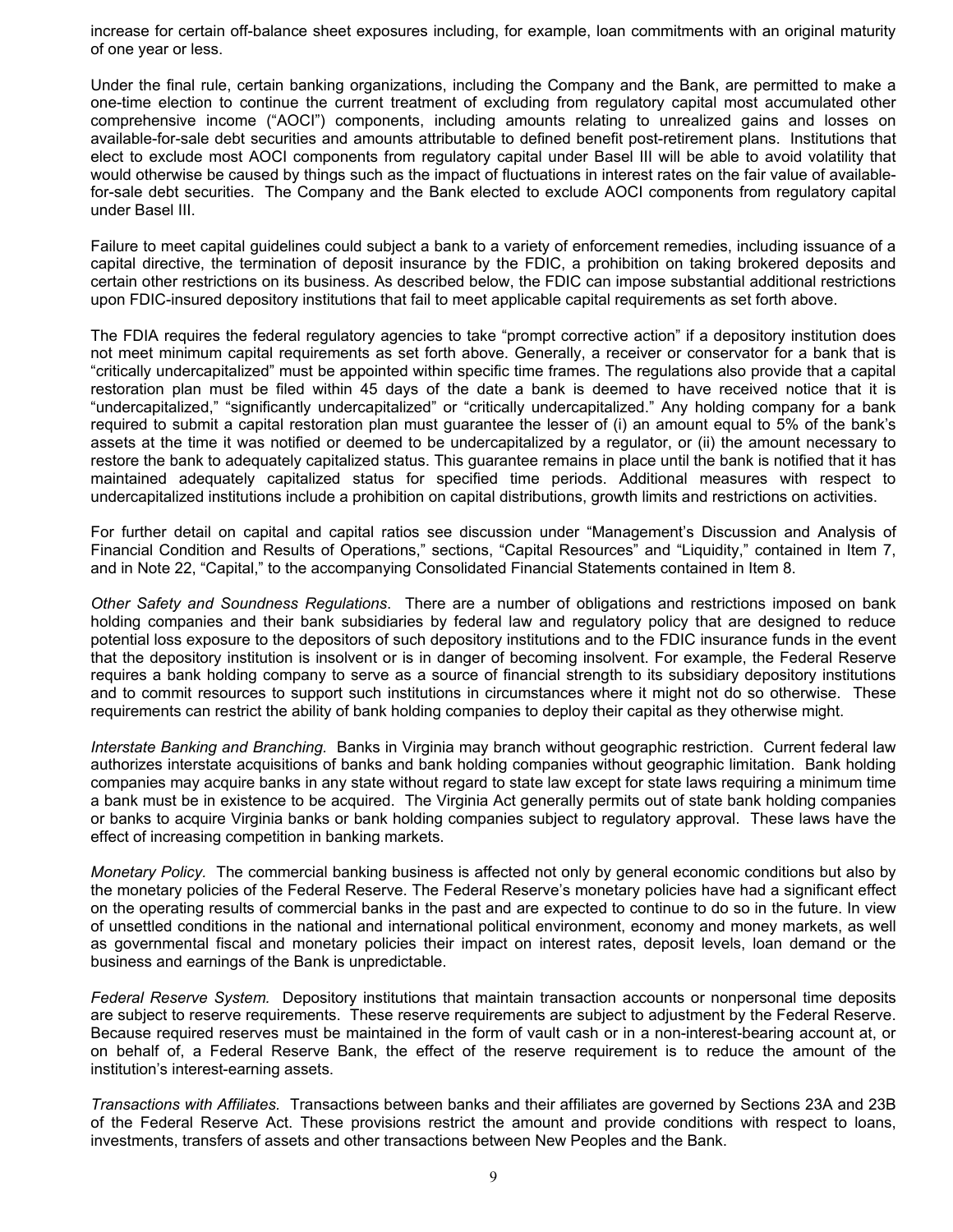increase for certain off-balance sheet exposures including, for example, loan commitments with an original maturity of one year or less.

Under the final rule, certain banking organizations, including the Company and the Bank, are permitted to make a one-time election to continue the current treatment of excluding from regulatory capital most accumulated other comprehensive income ("AOCI") components, including amounts relating to unrealized gains and losses on available-for-sale debt securities and amounts attributable to defined benefit post-retirement plans. Institutions that elect to exclude most AOCI components from regulatory capital under Basel III will be able to avoid volatility that would otherwise be caused by things such as the impact of fluctuations in interest rates on the fair value of available-for-sale debt securities. The Company and the Bank elected to exclude AOCI components from regulatory capital under Basel III.

Failure to meet capital guidelines could subject a bank to a variety of enforcement remedies, including issuance of a capital directive, the termination of deposit insurance by the FDIC, a prohibition on taking brokered deposits and certain other restrictions on its business. As described below, the FDIC can impose substantial additional restrictions upon FDIC-insured depository institutions that fail to meet applicable capital requirements as set forth above.

The FDIA requires the federal regulatory agencies to take "prompt corrective action" if a depository institution does not meet minimum capital requirements as set forth above. Generally, a receiver or conservator for a bank that is "critically undercapitalized" must be appointed within specific time frames. The regulations also provide that a capital restoration plan must be filed within 45 days of the date a bank is deemed to have received notice that it is "undercapitalized," "significantly undercapitalized" or "critically undercapitalized." Any holding company for a bank required to submit a capital restoration plan must guarantee the lesser of (i) an amount equal to 5% of the bank's assets at the time it was notified or deemed to be undercapitalized by a regulator, or (ii) the amount necessary to restore the bank to adequately capitalized status. This guarantee remains in place until the bank is notified that it has maintained adequately capitalized status for specified time periods. Additional measures with respect to undercapitalized institutions include a prohibition on capital distributions, growth limits and restrictions on activities.

For further detail on capital and capital ratios see discussion under "Management's Discussion and Analysis of Financial Condition and Results of Operations," sections, "Capital Resources" and "Liquidity," contained in Item 7, and in Note 22, "Capital," to the accompanying Consolidated Financial Statements contained in Item 8.

*Other Safety and Soundness Regulations*. There are a number of obligations and restrictions imposed on bank holding companies and their bank subsidiaries by federal law and regulatory policy that are designed to reduce potential loss exposure to the depositors of such depository institutions and to the FDIC insurance funds in the event that the depository institution is insolvent or is in danger of becoming insolvent. For example, the Federal Reserve requires a bank holding company to serve as a source of financial strength to its subsidiary depository institutions and to commit resources to support such institutions in circumstances where it might not do so otherwise. These requirements can restrict the ability of bank holding companies to deploy their capital as they otherwise might.

*Interstate Banking and Branching.* Banks in Virginia may branch without geographic restriction. Current federal law authorizes interstate acquisitions of banks and bank holding companies without geographic limitation. Bank holding companies may acquire banks in any state without regard to state law except for state laws requiring a minimum time a bank must be in existence to be acquired. The Virginia Act generally permits out of state bank holding companies or banks to acquire Virginia banks or bank holding companies subject to regulatory approval. These laws have the effect of increasing competition in banking markets.

*Monetary Policy.* The commercial banking business is affected not only by general economic conditions but also by the monetary policies of the Federal Reserve. The Federal Reserve's monetary policies have had a significant effect on the operating results of commercial banks in the past and are expected to continue to do so in the future. In view of unsettled conditions in the national and international political environment, economy and money markets, as well as governmental fiscal and monetary policies their impact on interest rates, deposit levels, loan demand or the business and earnings of the Bank is unpredictable.

*Federal Reserve System.* Depository institutions that maintain transaction accounts or nonpersonal time deposits are subject to reserve requirements. These reserve requirements are subject to adjustment by the Federal Reserve. Because required reserves must be maintained in the form of vault cash or in a non-interest-bearing account at, or on behalf of, a Federal Reserve Bank, the effect of the reserve requirement is to reduce the amount of the institution's interest-earning assets.

*Transactions with Affiliates.* Transactions between banks and their affiliates are governed by Sections 23A and 23B of the Federal Reserve Act. These provisions restrict the amount and provide conditions with respect to loans, investments, transfers of assets and other transactions between New Peoples and the Bank.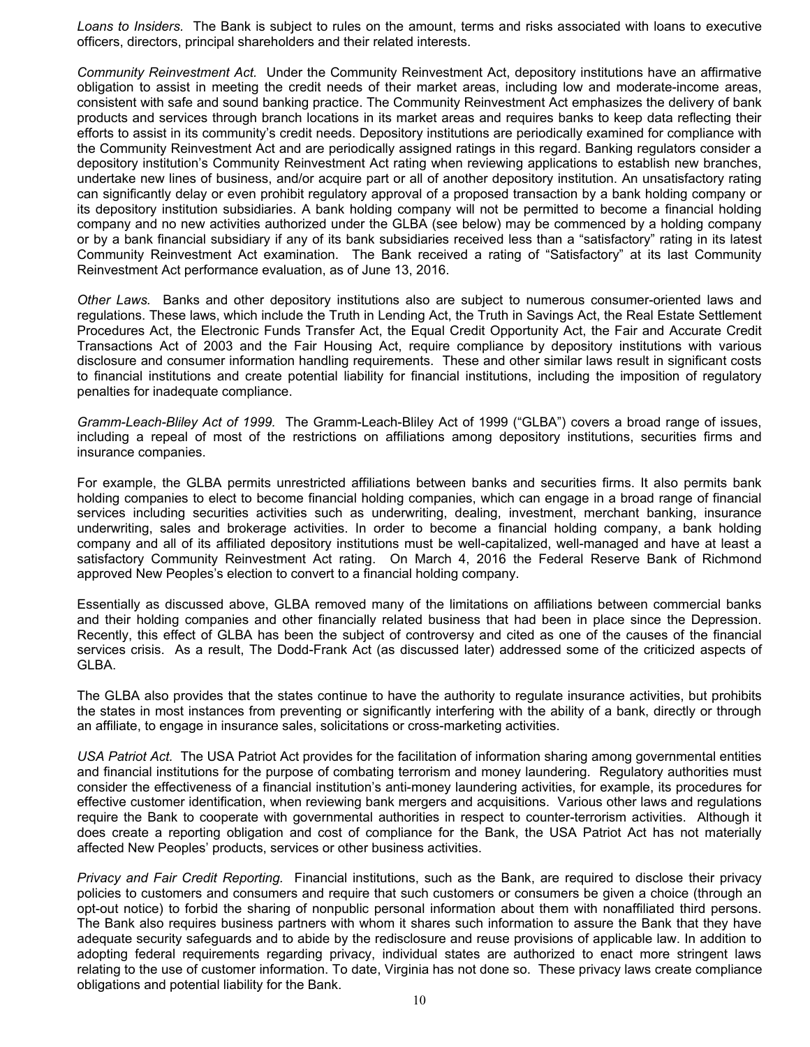*Loans to Insiders.* The Bank is subject to rules on the amount, terms and risks associated with loans to executive officers, directors, principal shareholders and their related interests.

*Community Reinvestment Act.* Under the Community Reinvestment Act, depository institutions have an affirmative obligation to assist in meeting the credit needs of their market areas, including low and moderate-income areas, consistent with safe and sound banking practice. The Community Reinvestment Act emphasizes the delivery of bank products and services through branch locations in its market areas and requires banks to keep data reflecting their efforts to assist in its community's credit needs. Depository institutions are periodically examined for compliance with the Community Reinvestment Act and are periodically assigned ratings in this regard. Banking regulators consider a depository institution's Community Reinvestment Act rating when reviewing applications to establish new branches, undertake new lines of business, and/or acquire part or all of another depository institution. An unsatisfactory rating can significantly delay or even prohibit regulatory approval of a proposed transaction by a bank holding company or its depository institution subsidiaries. A bank holding company will not be permitted to become a financial holding company and no new activities authorized under the GLBA (see below) may be commenced by a holding company or by a bank financial subsidiary if any of its bank subsidiaries received less than a "satisfactory" rating in its latest Community Reinvestment Act examination. The Bank received a rating of "Satisfactory" at its last Community Reinvestment Act performance evaluation, as of June 13, 2016.

*Other Laws.* Banks and other depository institutions also are subject to numerous consumer-oriented laws and regulations. These laws, which include the Truth in Lending Act, the Truth in Savings Act, the Real Estate Settlement Procedures Act, the Electronic Funds Transfer Act, the Equal Credit Opportunity Act, the Fair and Accurate Credit Transactions Act of 2003 and the Fair Housing Act, require compliance by depository institutions with various disclosure and consumer information handling requirements. These and other similar laws result in significant costs to financial institutions and create potential liability for financial institutions, including the imposition of regulatory penalties for inadequate compliance.

*Gramm-Leach-Bliley Act of 1999.* The Gramm-Leach-Bliley Act of 1999 ("GLBA") covers a broad range of issues, including a repeal of most of the restrictions on affiliations among depository institutions, securities firms and insurance companies.

For example, the GLBA permits unrestricted affiliations between banks and securities firms. It also permits bank holding companies to elect to become financial holding companies, which can engage in a broad range of financial services including securities activities such as underwriting, dealing, investment, merchant banking, insurance underwriting, sales and brokerage activities. In order to become a financial holding company, a bank holding company and all of its affiliated depository institutions must be well-capitalized, well-managed and have at least a satisfactory Community Reinvestment Act rating. On March 4, 2016 the Federal Reserve Bank of Richmond approved New Peoples's election to convert to a financial holding company.

Essentially as discussed above, GLBA removed many of the limitations on affiliations between commercial banks and their holding companies and other financially related business that had been in place since the Depression. Recently, this effect of GLBA has been the subject of controversy and cited as one of the causes of the financial services crisis. As a result, The Dodd-Frank Act (as discussed later) addressed some of the criticized aspects of GLBA.

The GLBA also provides that the states continue to have the authority to regulate insurance activities, but prohibits the states in most instances from preventing or significantly interfering with the ability of a bank, directly or through an affiliate, to engage in insurance sales, solicitations or cross-marketing activities.

*USA Patriot Act.* The USA Patriot Act provides for the facilitation of information sharing among governmental entities and financial institutions for the purpose of combating terrorism and money laundering. Regulatory authorities must consider the effectiveness of a financial institution's anti-money laundering activities, for example, its procedures for effective customer identification, when reviewing bank mergers and acquisitions. Various other laws and regulations require the Bank to cooperate with governmental authorities in respect to counter-terrorism activities. Although it does create a reporting obligation and cost of compliance for the Bank, the USA Patriot Act has not materially affected New Peoples' products, services or other business activities.

*Privacy and Fair Credit Reporting.* Financial institutions, such as the Bank, are required to disclose their privacy policies to customers and consumers and require that such customers or consumers be given a choice (through an opt-out notice) to forbid the sharing of nonpublic personal information about them with nonaffiliated third persons. The Bank also requires business partners with whom it shares such information to assure the Bank that they have adequate security safeguards and to abide by the redisclosure and reuse provisions of applicable law. In addition to adopting federal requirements regarding privacy, individual states are authorized to enact more stringent laws relating to the use of customer information. To date, Virginia has not done so. These privacy laws create compliance obligations and potential liability for the Bank.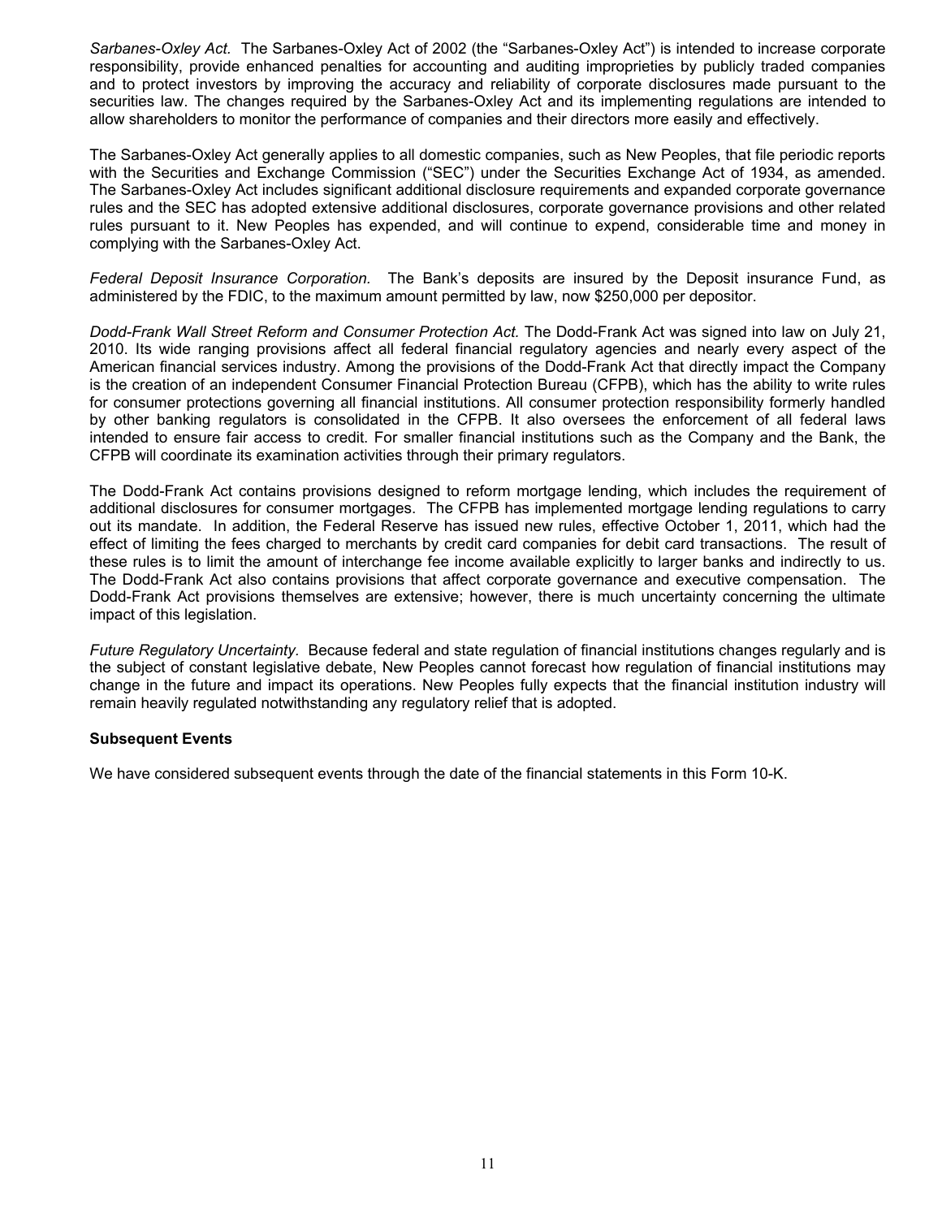*Sarbanes-Oxley Act.* The Sarbanes-Oxley Act of 2002 (the "Sarbanes-Oxley Act") is intended to increase corporate responsibility, provide enhanced penalties for accounting and auditing improprieties by publicly traded companies and to protect investors by improving the accuracy and reliability of corporate disclosures made pursuant to the securities law. The changes required by the Sarbanes-Oxley Act and its implementing regulations are intended to allow shareholders to monitor the performance of companies and their directors more easily and effectively.

The Sarbanes-Oxley Act generally applies to all domestic companies, such as New Peoples, that file periodic reports with the Securities and Exchange Commission ("SEC") under the Securities Exchange Act of 1934, as amended. The Sarbanes-Oxley Act includes significant additional disclosure requirements and expanded corporate governance rules and the SEC has adopted extensive additional disclosures, corporate governance provisions and other related rules pursuant to it. New Peoples has expended, and will continue to expend, considerable time and money in complying with the Sarbanes-Oxley Act.

*Federal Deposit Insurance Corporation.* The Bank's deposits are insured by the Deposit insurance Fund, as administered by the FDIC, to the maximum amount permitted by law, now $250,000 per depositor.

*Dodd-Frank Wall Street Reform and Consumer Protection Act.* The Dodd-Frank Act was signed into law on July 21, 2010. Its wide ranging provisions affect all federal financial regulatory agencies and nearly every aspect of the American financial services industry. Among the provisions of the Dodd-Frank Act that directly impact the Company is the creation of an independent Consumer Financial Protection Bureau (CFPB), which has the ability to write rules for consumer protections governing all financial institutions. All consumer protection responsibility formerly handled by other banking regulators is consolidated in the CFPB. It also oversees the enforcement of all federal laws intended to ensure fair access to credit. For smaller financial institutions such as the Company and the Bank, the CFPB will coordinate its examination activities through their primary regulators.

The Dodd-Frank Act contains provisions designed to reform mortgage lending, which includes the requirement of additional disclosures for consumer mortgages. The CFPB has implemented mortgage lending regulations to carry out its mandate. In addition, the Federal Reserve has issued new rules, effective October 1, 2011, which had the effect of limiting the fees charged to merchants by credit card companies for debit card transactions. The result of these rules is to limit the amount of interchange fee income available explicitly to larger banks and indirectly to us. The Dodd-Frank Act also contains provisions that affect corporate governance and executive compensation. The Dodd-Frank Act provisions themselves are extensive; however, there is much uncertainty concerning the ultimate impact of this legislation.

*Future Regulatory Uncertainty.* Because federal and state regulation of financial institutions changes regularly and is the subject of constant legislative debate, New Peoples cannot forecast how regulation of financial institutions may change in the future and impact its operations. New Peoples fully expects that the financial institution industry will remain heavily regulated notwithstanding any regulatory relief that is adopted.

**Subsequent Events**

We have considered subsequent events through the date of the financial statements in this Form 10-K.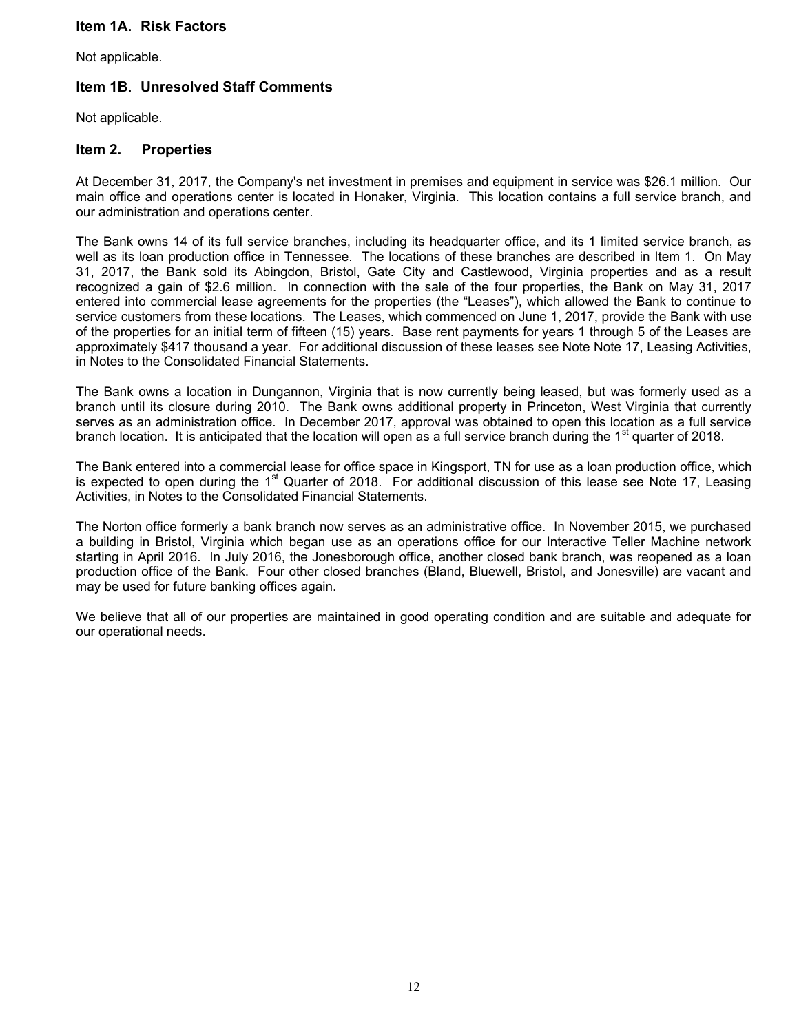## Item 1A. Risk Factors

Not applicable.

## Item 1B. Unresolved Staff Comments

Not applicable.

## Item 2. Properties

At December 31, 2017, the Company's net investment in premises and equipment in service was $26.1 million. Our main office and operations center is located in Honaker, Virginia. This location contains a full service branch, and our administration and operations center.

The Bank owns 14 of its full service branches, including its headquarter office, and its 1 limited service branch, as well as its loan production office in Tennessee. The locations of these branches are described in Item 1. On May 31, 2017, the Bank sold its Abingdon, Bristol, Gate City and Castlewood, Virginia properties and as a result recognized a gain of $2.6 million. In connection with the sale of the four properties, the Bank on May 31, 2017 entered into commercial lease agreements for the properties (the "Leases"), which allowed the Bank to continue to service customers from these locations. The Leases, which commenced on June 1, 2017, provide the Bank with use of the properties for an initial term of fifteen (15) years. Base rent payments for years 1 through 5 of the Leases are approximately $417 thousand a year. For additional discussion of these leases see Note Note 17, Leasing Activities, in Notes to the Consolidated Financial Statements.

The Bank owns a location in Dungannon, Virginia that is now currently being leased, but was formerly used as a branch until its closure during 2010. The Bank owns additional property in Princeton, West Virginia that currently serves as an administration office. In December 2017, approval was obtained to open this location as a full service branch location. It is anticipated that the location will open as a full service branch during the 1st quarter of 2018.

The Bank entered into a commercial lease for office space in Kingsport, TN for use as a loan production office, which is expected to open during the 1st Quarter of 2018. For additional discussion of this lease see Note 17, Leasing Activities, in Notes to the Consolidated Financial Statements.

The Norton office formerly a bank branch now serves as an administrative office. In November 2015, we purchased a building in Bristol, Virginia which began use as an operations office for our Interactive Teller Machine network starting in April 2016. In July 2016, the Jonesborough office, another closed bank branch, was reopened as a loan production office of the Bank. Four other closed branches (Bland, Bluewell, Bristol, and Jonesville) are vacant and may be used for future banking offices again.

We believe that all of our properties are maintained in good operating condition and are suitable and adequate for our operational needs.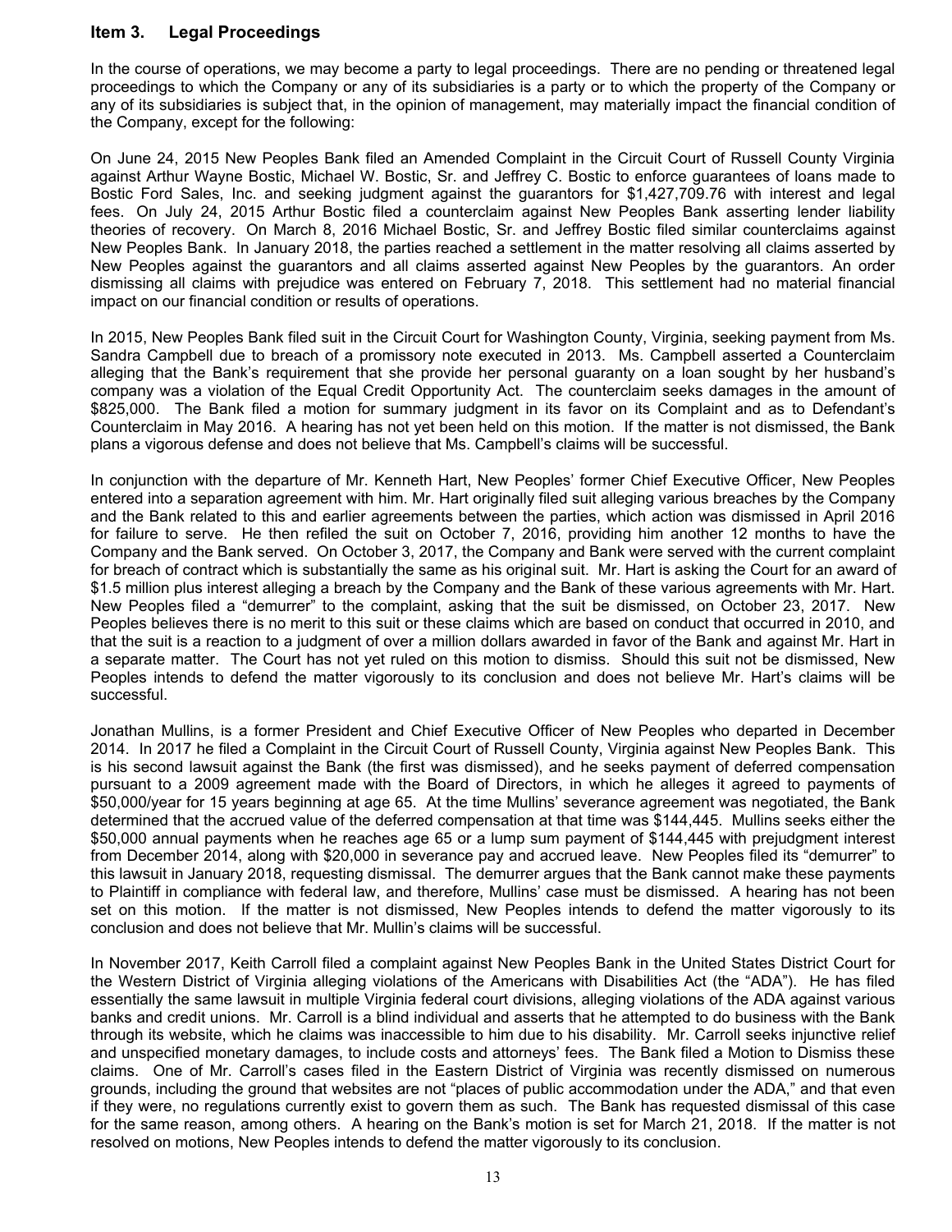## Item 3. Legal Proceedings

In the course of operations, we may become a party to legal proceedings. There are no pending or threatened legal proceedings to which the Company or any of its subsidiaries is a party or to which the property of the Company or any of its subsidiaries is subject that, in the opinion of management, may materially impact the financial condition of the Company, except for the following:

On June 24, 2015 New Peoples Bank filed an Amended Complaint in the Circuit Court of Russell County Virginia against Arthur Wayne Bostic, Michael W. Bostic, Sr. and Jeffrey C. Bostic to enforce guarantees of loans made to Bostic Ford Sales, Inc. and seeking judgment against the guarantors for $1,427,709.76 with interest and legal fees. On July 24, 2015 Arthur Bostic filed a counterclaim against New Peoples Bank asserting lender liability theories of recovery. On March 8, 2016 Michael Bostic, Sr. and Jeffrey Bostic filed similar counterclaims against New Peoples Bank. In January 2018, the parties reached a settlement in the matter resolving all claims asserted by New Peoples against the guarantors and all claims asserted against New Peoples by the guarantors. An order dismissing all claims with prejudice was entered on February 7, 2018. This settlement had no material financial impact on our financial condition or results of operations.

In 2015, New Peoples Bank filed suit in the Circuit Court for Washington County, Virginia, seeking payment from Ms. Sandra Campbell due to breach of a promissory note executed in 2013. Ms. Campbell asserted a Counterclaim alleging that the Bank's requirement that she provide her personal guaranty on a loan sought by her husband's company was a violation of the Equal Credit Opportunity Act. The counterclaim seeks damages in the amount of $825,000. The Bank filed a motion for summary judgment in its favor on its Complaint and as to Defendant's Counterclaim in May 2016. A hearing has not yet been held on this motion. If the matter is not dismissed, the Bank plans a vigorous defense and does not believe that Ms. Campbell's claims will be successful.

In conjunction with the departure of Mr. Kenneth Hart, New Peoples' former Chief Executive Officer, New Peoples entered into a separation agreement with him. Mr. Hart originally filed suit alleging various breaches by the Company and the Bank related to this and earlier agreements between the parties, which action was dismissed in April 2016 for failure to serve. He then refiled the suit on October 7, 2016, providing him another 12 months to have the Company and the Bank served. On October 3, 2017, the Company and Bank were served with the current complaint for breach of contract which is substantially the same as his original suit. Mr. Hart is asking the Court for an award of $1.5 million plus interest alleging a breach by the Company and the Bank of these various agreements with Mr. Hart. New Peoples filed a "demurrer" to the complaint, asking that the suit be dismissed, on October 23, 2017. New Peoples believes there is no merit to this suit or these claims which are based on conduct that occurred in 2010, and that the suit is a reaction to a judgment of over a million dollars awarded in favor of the Bank and against Mr. Hart in a separate matter. The Court has not yet ruled on this motion to dismiss. Should this suit not be dismissed, New Peoples intends to defend the matter vigorously to its conclusion and does not believe Mr. Hart's claims will be successful.

Jonathan Mullins, is a former President and Chief Executive Officer of New Peoples who departed in December 2014. In 2017 he filed a Complaint in the Circuit Court of Russell County, Virginia against New Peoples Bank. This is his second lawsuit against the Bank (the first was dismissed), and he seeks payment of deferred compensation pursuant to a 2009 agreement made with the Board of Directors, in which he alleges it agreed to payments of $50,000/year for 15 years beginning at age 65. At the time Mullins' severance agreement was negotiated, the Bank determined that the accrued value of the deferred compensation at that time was $144,445. Mullins seeks either the $50,000 annual payments when he reaches age 65 or a lump sum payment of $144,445 with prejudgment interest from December 2014, along with $20,000 in severance pay and accrued leave. New Peoples filed its "demurrer" to this lawsuit in January 2018, requesting dismissal. The demurrer argues that the Bank cannot make these payments to Plaintiff in compliance with federal law, and therefore, Mullins' case must be dismissed. A hearing has not been set on this motion. If the matter is not dismissed, New Peoples intends to defend the matter vigorously to its conclusion and does not believe that Mr. Mullin's claims will be successful.

In November 2017, Keith Carroll filed a complaint against New Peoples Bank in the United States District Court for the Western District of Virginia alleging violations of the Americans with Disabilities Act (the "ADA"). He has filed essentially the same lawsuit in multiple Virginia federal court divisions, alleging violations of the ADA against various banks and credit unions. Mr. Carroll is a blind individual and asserts that he attempted to do business with the Bank through its website, which he claims was inaccessible to him due to his disability. Mr. Carroll seeks injunctive relief and unspecified monetary damages, to include costs and attorneys' fees. The Bank filed a Motion to Dismiss these claims. One of Mr. Carroll's cases filed in the Eastern District of Virginia was recently dismissed on numerous grounds, including the ground that websites are not "places of public accommodation under the ADA," and that even if they were, no regulations currently exist to govern them as such. The Bank has requested dismissal of this case for the same reason, among others. A hearing on the Bank's motion is set for March 21, 2018. If the matter is not resolved on motions, New Peoples intends to defend the matter vigorously to its conclusion.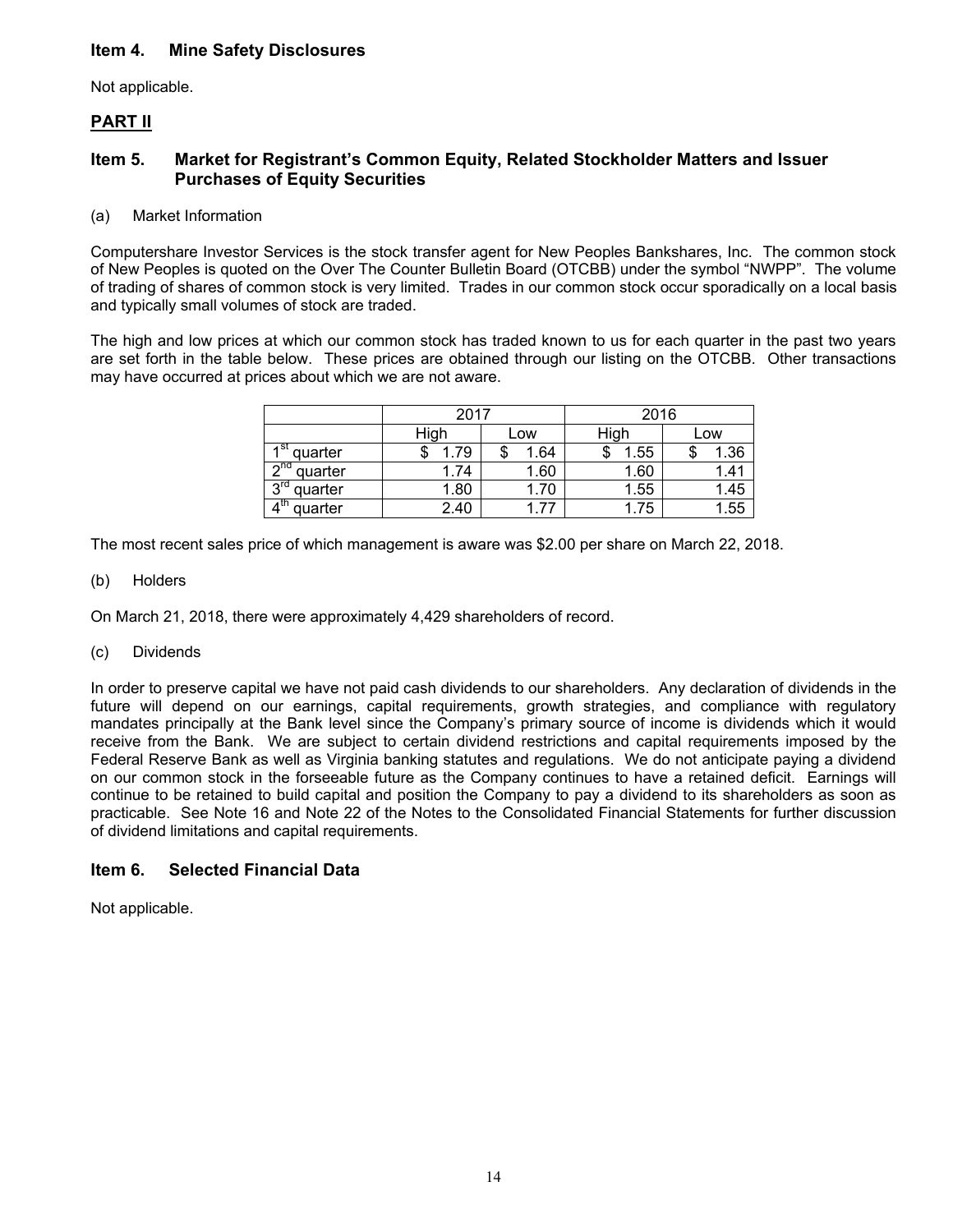## Item 4. Mine Safety Disclosures

Not applicable.

# PART II

## Item 5. Market for Registrant's Common Equity, Related Stockholder Matters and Issuer Purchases of Equity Securities

(a) Market Information

Computershare Investor Services is the stock transfer agent for New Peoples Bankshares, Inc. The common stock of New Peoples is quoted on the Over The Counter Bulletin Board (OTCBB) under the symbol "NWPP". The volume of trading of shares of common stock is very limited. Trades in our common stock occur sporadically on a local basis and typically small volumes of stock are traded.

The high and low prices at which our common stock has traded known to us for each quarter in the past two years are set forth in the table below. These prices are obtained through our listing on the OTCBB. Other transactions may have occurred at prices about which we are not aware.

| | 2017 | | 2016 | |
|---|---|---|---|---|
| | High | Low | High | Low |
| 1st quarter | $ 1.79 | $ 1.64 | $ 1.55 | $ 1.36 |
| 2nd quarter | 1.74 | 1.60 | 1.60 | 1.41 |
| 3rd quarter | 1.80 | 1.70 | 1.55 | 1.45 |
| 4th quarter | 2.40 | 1.77 | 1.75 | 1.55 |

The most recent sales price of which management is aware was $2.00 per share on March 22, 2018.

(b) Holders

On March 21, 2018, there were approximately 4,429 shareholders of record.

(c) Dividends

In order to preserve capital we have not paid cash dividends to our shareholders. Any declaration of dividends in the future will depend on our earnings, capital requirements, growth strategies, and compliance with regulatory mandates principally at the Bank level since the Company's primary source of income is dividends which it would receive from the Bank. We are subject to certain dividend restrictions and capital requirements imposed by the Federal Reserve Bank as well as Virginia banking statutes and regulations. We do not anticipate paying a dividend on our common stock in the forseeable future as the Company continues to have a retained deficit. Earnings will continue to be retained to build capital and position the Company to pay a dividend to its shareholders as soon as practicable. See Note 16 and Note 22 of the Notes to the Consolidated Financial Statements for further discussion of dividend limitations and capital requirements.

## Item 6. Selected Financial Data

Not applicable.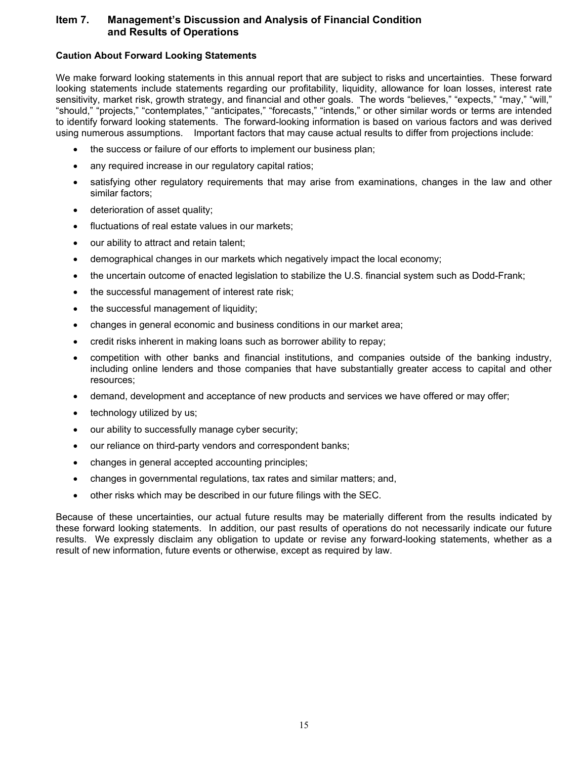## Item 7. Management's Discussion and Analysis of Financial Condition and Results of Operations

### Caution About Forward Looking Statements

We make forward looking statements in this annual report that are subject to risks and uncertainties. These forward looking statements include statements regarding our profitability, liquidity, allowance for loan losses, interest rate sensitivity, market risk, growth strategy, and financial and other goals. The words "believes," "expects," "may," "will," "should," "projects," "contemplates," "anticipates," "forecasts," "intends," or other similar words or terms are intended to identify forward looking statements. The forward-looking information is based on various factors and was derived using numerous assumptions. Important factors that may cause actual results to differ from projections include:

- the success or failure of our efforts to implement our business plan;
- any required increase in our regulatory capital ratios;
- satisfying other regulatory requirements that may arise from examinations, changes in the law and other similar factors;
- deterioration of asset quality;
- fluctuations of real estate values in our markets;
- our ability to attract and retain talent;
- demographical changes in our markets which negatively impact the local economy;
- the uncertain outcome of enacted legislation to stabilize the U.S. financial system such as Dodd-Frank;
- the successful management of interest rate risk;
- the successful management of liquidity;
- changes in general economic and business conditions in our market area;
- credit risks inherent in making loans such as borrower ability to repay;
- competition with other banks and financial institutions, and companies outside of the banking industry, including online lenders and those companies that have substantially greater access to capital and other resources;
- demand, development and acceptance of new products and services we have offered or may offer;
- technology utilized by us;
- our ability to successfully manage cyber security;
- our reliance on third-party vendors and correspondent banks;
- changes in general accepted accounting principles;
- changes in governmental regulations, tax rates and similar matters; and,
- other risks which may be described in our future filings with the SEC.

Because of these uncertainties, our actual future results may be materially different from the results indicated by these forward looking statements. In addition, our past results of operations do not necessarily indicate our future results. We expressly disclaim any obligation to update or revise any forward-looking statements, whether as a result of new information, future events or otherwise, except as required by law.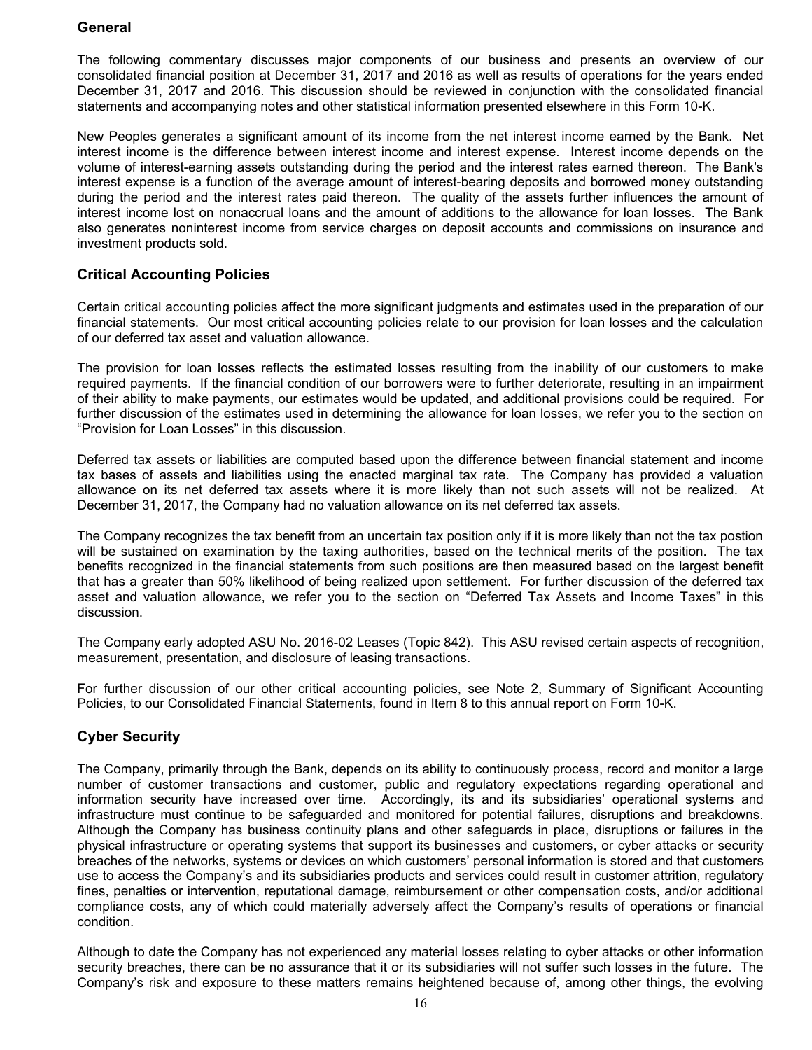## General

The following commentary discusses major components of our business and presents an overview of our consolidated financial position at December 31, 2017 and 2016 as well as results of operations for the years ended December 31, 2017 and 2016. This discussion should be reviewed in conjunction with the consolidated financial statements and accompanying notes and other statistical information presented elsewhere in this Form 10-K.

New Peoples generates a significant amount of its income from the net interest income earned by the Bank. Net interest income is the difference between interest income and interest expense. Interest income depends on the volume of interest-earning assets outstanding during the period and the interest rates earned thereon. The Bank's interest expense is a function of the average amount of interest-bearing deposits and borrowed money outstanding during the period and the interest rates paid thereon. The quality of the assets further influences the amount of interest income lost on nonaccrual loans and the amount of additions to the allowance for loan losses. The Bank also generates noninterest income from service charges on deposit accounts and commissions on insurance and investment products sold.

## Critical Accounting Policies

Certain critical accounting policies affect the more significant judgments and estimates used in the preparation of our financial statements. Our most critical accounting policies relate to our provision for loan losses and the calculation of our deferred tax asset and valuation allowance.

The provision for loan losses reflects the estimated losses resulting from the inability of our customers to make required payments. If the financial condition of our borrowers were to further deteriorate, resulting in an impairment of their ability to make payments, our estimates would be updated, and additional provisions could be required. For further discussion of the estimates used in determining the allowance for loan losses, we refer you to the section on "Provision for Loan Losses" in this discussion.

Deferred tax assets or liabilities are computed based upon the difference between financial statement and income tax bases of assets and liabilities using the enacted marginal tax rate. The Company has provided a valuation allowance on its net deferred tax assets where it is more likely than not such assets will not be realized. At December 31, 2017, the Company had no valuation allowance on its net deferred tax assets.

The Company recognizes the tax benefit from an uncertain tax position only if it is more likely than not the tax postion will be sustained on examination by the taxing authorities, based on the technical merits of the position. The tax benefits recognized in the financial statements from such positions are then measured based on the largest benefit that has a greater than 50% likelihood of being realized upon settlement. For further discussion of the deferred tax asset and valuation allowance, we refer you to the section on "Deferred Tax Assets and Income Taxes" in this discussion.

The Company early adopted ASU No. 2016-02 Leases (Topic 842). This ASU revised certain aspects of recognition, measurement, presentation, and disclosure of leasing transactions.

For further discussion of our other critical accounting policies, see Note 2, Summary of Significant Accounting Policies, to our Consolidated Financial Statements, found in Item 8 to this annual report on Form 10-K.

## Cyber Security

The Company, primarily through the Bank, depends on its ability to continuously process, record and monitor a large number of customer transactions and customer, public and regulatory expectations regarding operational and information security have increased over time. Accordingly, its and its subsidiaries' operational systems and infrastructure must continue to be safeguarded and monitored for potential failures, disruptions and breakdowns. Although the Company has business continuity plans and other safeguards in place, disruptions or failures in the physical infrastructure or operating systems that support its businesses and customers, or cyber attacks or security breaches of the networks, systems or devices on which customers' personal information is stored and that customers use to access the Company's and its subsidiaries products and services could result in customer attrition, regulatory fines, penalties or intervention, reputational damage, reimbursement or other compensation costs, and/or additional compliance costs, any of which could materially adversely affect the Company's results of operations or financial condition.

Although to date the Company has not experienced any material losses relating to cyber attacks or other information security breaches, there can be no assurance that it or its subsidiaries will not suffer such losses in the future. The Company's risk and exposure to these matters remains heightened because of, among other things, the evolving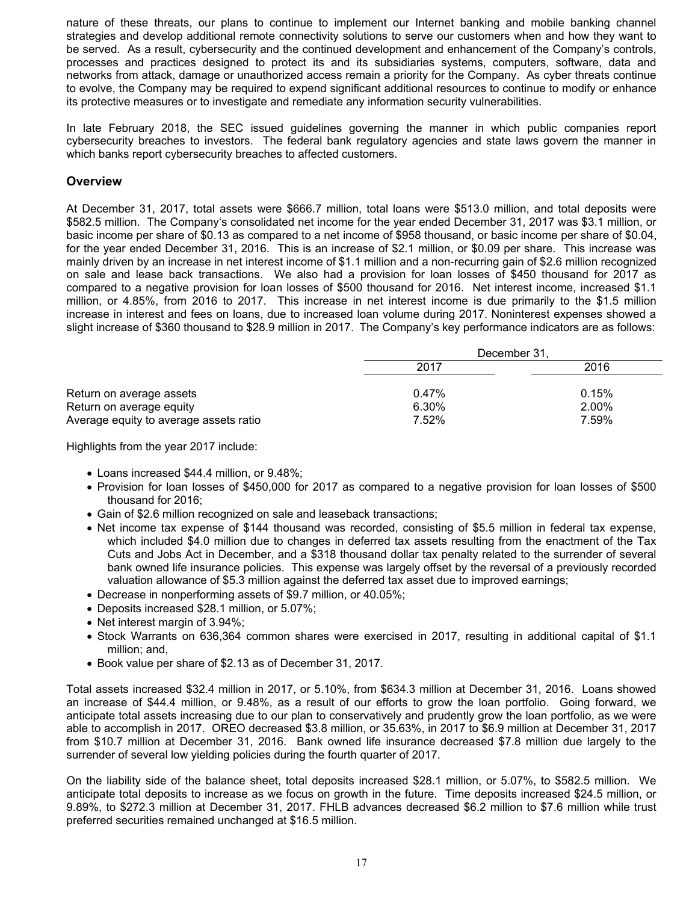nature of these threats, our plans to continue to implement our Internet banking and mobile banking channel strategies and develop additional remote connectivity solutions to serve our customers when and how they want to be served. As a result, cybersecurity and the continued development and enhancement of the Company's controls, processes and practices designed to protect its and its subsidiaries systems, computers, software, data and networks from attack, damage or unauthorized access remain a priority for the Company. As cyber threats continue to evolve, the Company may be required to expend significant additional resources to continue to modify or enhance its protective measures or to investigate and remediate any information security vulnerabilities.

In late February 2018, the SEC issued guidelines governing the manner in which public companies report cybersecurity breaches to investors. The federal bank regulatory agencies and state laws govern the manner in which banks report cybersecurity breaches to affected customers.

## Overview

At December 31, 2017, total assets were $666.7 million, total loans were $513.0 million, and total deposits were $582.5 million. The Company's consolidated net income for the year ended December 31, 2017 was $3.1 million, or basic income per share of $0.13 as compared to a net income of $958 thousand, or basic income per share of $0.04, for the year ended December 31, 2016. This is an increase of $2.1 million, or $0.09 per share. This increase was mainly driven by an increase in net interest income of $1.1 million and a non-recurring gain of $2.6 million recognized on sale and lease back transactions. We also had a provision for loan losses of $450 thousand for 2017 as compared to a negative provision for loan losses of $500 thousand for 2016. Net interest income, increased $1.1 million, or 4.85%, from 2016 to 2017. This increase in net interest income is due primarily to the $1.5 million increase in interest and fees on loans, due to increased loan volume during 2017. Noninterest expenses showed a slight increase of $360 thousand to $28.9 million in 2017. The Company's key performance indicators are as follows:

| | December 31, | |
|---|---|---|
| | 2017 | 2016 |
| Return on average assets | 0.47% | 0.15% |
| Return on average equity | 6.30% | 2.00% |
| Average equity to average assets ratio | 7.52% | 7.59% |

Highlights from the year 2017 include:

- Loans increased $44.4 million, or 9.48%;
- Provision for loan losses of $450,000 for 2017 as compared to a negative provision for loan losses of $500 thousand for 2016;
- Gain of $2.6 million recognized on sale and leaseback transactions;
- Net income tax expense of $144 thousand was recorded, consisting of $5.5 million in federal tax expense, which included $4.0 million due to changes in deferred tax assets resulting from the enactment of the Tax Cuts and Jobs Act in December, and a $318 thousand dollar tax penalty related to the surrender of several bank owned life insurance policies. This expense was largely offset by the reversal of a previously recorded valuation allowance of $5.3 million against the deferred tax asset due to improved earnings;
- Decrease in nonperforming assets of $9.7 million, or 40.05%;
- Deposits increased $28.1 million, or 5.07%;
- Net interest margin of 3.94%;
- Stock Warrants on 636,364 common shares were exercised in 2017, resulting in additional capital of $1.1 million; and,
- Book value per share of $2.13 as of December 31, 2017.

Total assets increased $32.4 million in 2017, or 5.10%, from $634.3 million at December 31, 2016. Loans showed an increase of $44.4 million, or 9.48%, as a result of our efforts to grow the loan portfolio. Going forward, we anticipate total assets increasing due to our plan to conservatively and prudently grow the loan portfolio, as we were able to accomplish in 2017. OREO decreased $3.8 million, or 35.63%, in 2017 to $6.9 million at December 31, 2017 from $10.7 million at December 31, 2016. Bank owned life insurance decreased $7.8 million due largely to the surrender of several low yielding policies during the fourth quarter of 2017.

On the liability side of the balance sheet, total deposits increased $28.1 million, or 5.07%, to $582.5 million. We anticipate total deposits to increase as we focus on growth in the future. Time deposits increased $24.5 million, or 9.89%, to $272.3 million at December 31, 2017. FHLB advances decreased $6.2 million to $7.6 million while trust preferred securities remained unchanged at $16.5 million.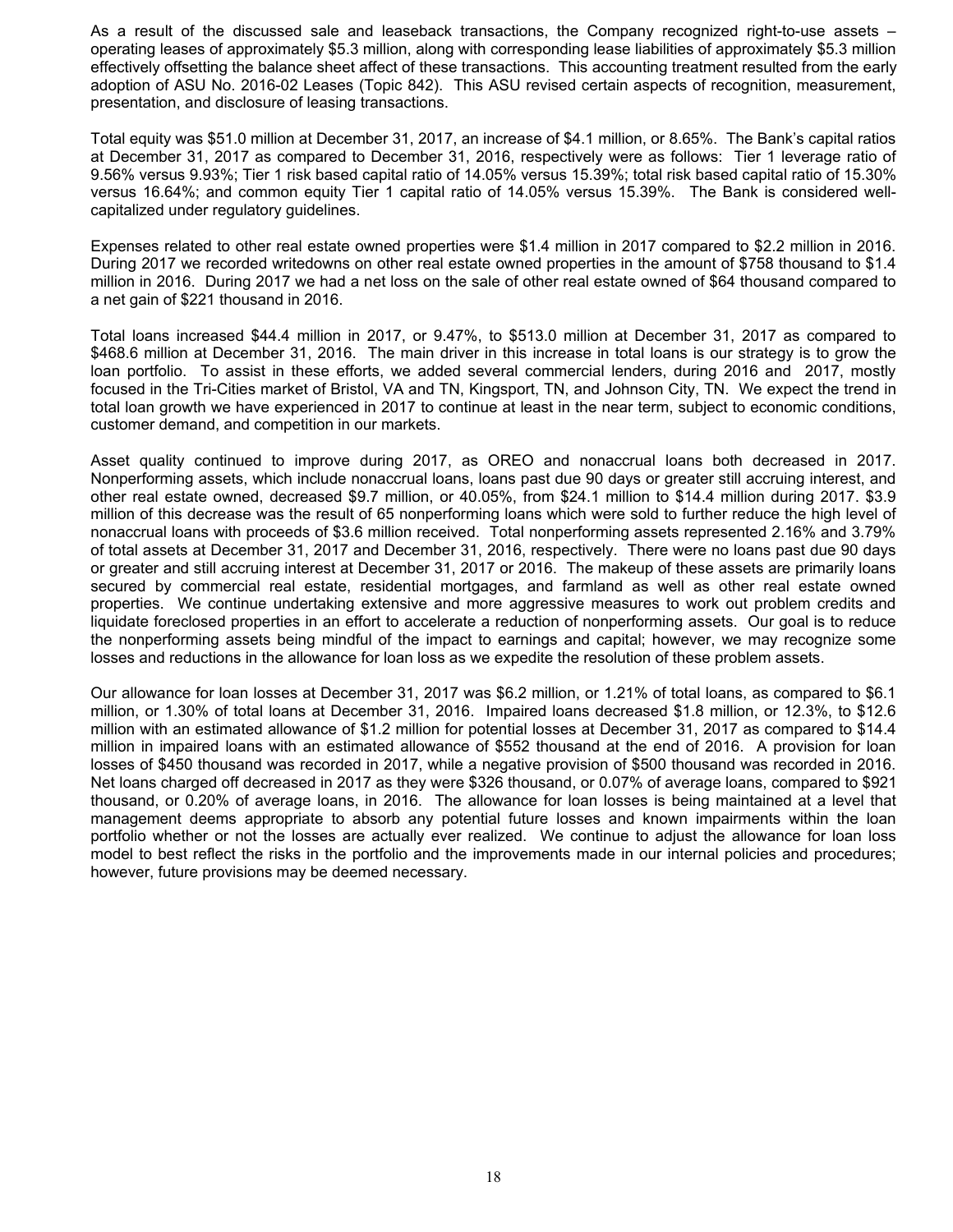As a result of the discussed sale and leaseback transactions, the Company recognized right-to-use assets – operating leases of approximately $5.3 million, along with corresponding lease liabilities of approximately $5.3 million effectively offsetting the balance sheet affect of these transactions. This accounting treatment resulted from the early adoption of ASU No. 2016-02 Leases (Topic 842). This ASU revised certain aspects of recognition, measurement, presentation, and disclosure of leasing transactions.

Total equity was $51.0 million at December 31, 2017, an increase of $4.1 million, or 8.65%. The Bank's capital ratios at December 31, 2017 as compared to December 31, 2016, respectively were as follows: Tier 1 leverage ratio of 9.56% versus 9.93%; Tier 1 risk based capital ratio of 14.05% versus 15.39%; total risk based capital ratio of 15.30% versus 16.64%; and common equity Tier 1 capital ratio of 14.05% versus 15.39%. The Bank is considered well-capitalized under regulatory guidelines.

Expenses related to other real estate owned properties were $1.4 million in 2017 compared to $2.2 million in 2016. During 2017 we recorded writedowns on other real estate owned properties in the amount of $758 thousand to $1.4 million in 2016. During 2017 we had a net loss on the sale of other real estate owned of $64 thousand compared to a net gain of $221 thousand in 2016.

Total loans increased $44.4 million in 2017, or 9.47%, to $513.0 million at December 31, 2017 as compared to $468.6 million at December 31, 2016. The main driver in this increase in total loans is our strategy is to grow the loan portfolio. To assist in these efforts, we added several commercial lenders, during 2016 and 2017, mostly focused in the Tri-Cities market of Bristol, VA and TN, Kingsport, TN, and Johnson City, TN. We expect the trend in total loan growth we have experienced in 2017 to continue at least in the near term, subject to economic conditions, customer demand, and competition in our markets.

Asset quality continued to improve during 2017, as OREO and nonaccrual loans both decreased in 2017. Nonperforming assets, which include nonaccrual loans, loans past due 90 days or greater still accruing interest, and other real estate owned, decreased $9.7 million, or 40.05%, from $24.1 million to $14.4 million during 2017. $3.9 million of this decrease was the result of 65 nonperforming loans which were sold to further reduce the high level of nonaccrual loans with proceeds of $3.6 million received. Total nonperforming assets represented 2.16% and 3.79% of total assets at December 31, 2017 and December 31, 2016, respectively. There were no loans past due 90 days or greater and still accruing interest at December 31, 2017 or 2016. The makeup of these assets are primarily loans secured by commercial real estate, residential mortgages, and farmland as well as other real estate owned properties. We continue undertaking extensive and more aggressive measures to work out problem credits and liquidate foreclosed properties in an effort to accelerate a reduction of nonperforming assets. Our goal is to reduce the nonperforming assets being mindful of the impact to earnings and capital; however, we may recognize some losses and reductions in the allowance for loan loss as we expedite the resolution of these problem assets.

Our allowance for loan losses at December 31, 2017 was $6.2 million, or 1.21% of total loans, as compared to $6.1 million, or 1.30% of total loans at December 31, 2016. Impaired loans decreased $1.8 million, or 12.3%, to $12.6 million with an estimated allowance of $1.2 million for potential losses at December 31, 2017 as compared to $14.4 million in impaired loans with an estimated allowance of $552 thousand at the end of 2016. A provision for loan losses of $450 thousand was recorded in 2017, while a negative provision of $500 thousand was recorded in 2016. Net loans charged off decreased in 2017 as they were $326 thousand, or 0.07% of average loans, compared to $921 thousand, or 0.20% of average loans, in 2016. The allowance for loan losses is being maintained at a level that management deems appropriate to absorb any potential future losses and known impairments within the loan portfolio whether or not the losses are actually ever realized. We continue to adjust the allowance for loan loss model to best reflect the risks in the portfolio and the improvements made in our internal policies and procedures; however, future provisions may be deemed necessary.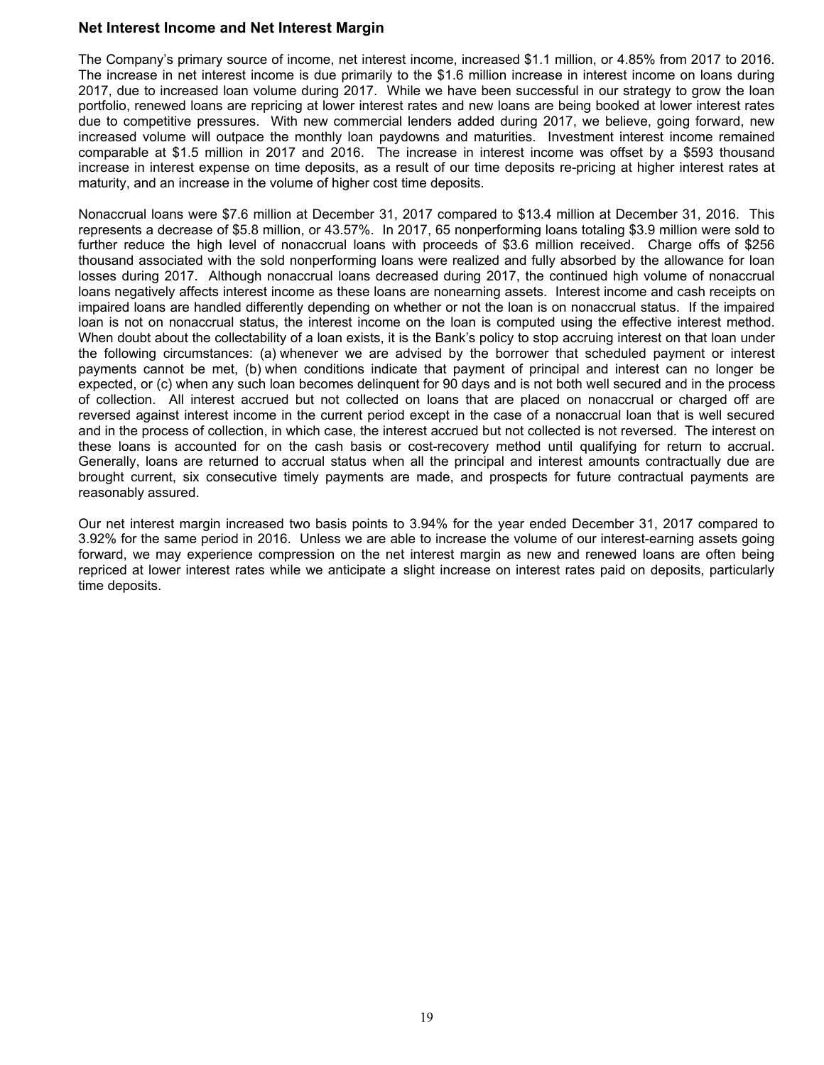### Net Interest Income and Net Interest Margin

The Company's primary source of income, net interest income, increased $1.1 million, or 4.85% from 2017 to 2016. The increase in net interest income is due primarily to the $1.6 million increase in interest income on loans during 2017, due to increased loan volume during 2017. While we have been successful in our strategy to grow the loan portfolio, renewed loans are repricing at lower interest rates and new loans are being booked at lower interest rates due to competitive pressures. With new commercial lenders added during 2017, we believe, going forward, new increased volume will outpace the monthly loan paydowns and maturities. Investment interest income remained comparable at $1.5 million in 2017 and 2016. The increase in interest income was offset by a $593 thousand increase in interest expense on time deposits, as a result of our time deposits re-pricing at higher interest rates at maturity, and an increase in the volume of higher cost time deposits.

Nonaccrual loans were $7.6 million at December 31, 2017 compared to $13.4 million at December 31, 2016. This represents a decrease of $5.8 million, or 43.57%. In 2017, 65 nonperforming loans totaling $3.9 million were sold to further reduce the high level of nonaccrual loans with proceeds of $3.6 million received. Charge offs of $256 thousand associated with the sold nonperforming loans were realized and fully absorbed by the allowance for loan losses during 2017. Although nonaccrual loans decreased during 2017, the continued high volume of nonaccrual loans negatively affects interest income as these loans are nonearning assets. Interest income and cash receipts on impaired loans are handled differently depending on whether or not the loan is on nonaccrual status. If the impaired loan is not on nonaccrual status, the interest income on the loan is computed using the effective interest method. When doubt about the collectability of a loan exists, it is the Bank's policy to stop accruing interest on that loan under the following circumstances: (a) whenever we are advised by the borrower that scheduled payment or interest payments cannot be met, (b) when conditions indicate that payment of principal and interest can no longer be expected, or (c) when any such loan becomes delinquent for 90 days and is not both well secured and in the process of collection. All interest accrued but not collected on loans that are placed on nonaccrual or charged off are reversed against interest income in the current period except in the case of a nonaccrual loan that is well secured and in the process of collection, in which case, the interest accrued but not collected is not reversed. The interest on these loans is accounted for on the cash basis or cost-recovery method until qualifying for return to accrual. Generally, loans are returned to accrual status when all the principal and interest amounts contractually due are brought current, six consecutive timely payments are made, and prospects for future contractual payments are reasonably assured.

Our net interest margin increased two basis points to 3.94% for the year ended December 31, 2017 compared to 3.92% for the same period in 2016. Unless we are able to increase the volume of our interest-earning assets going forward, we may experience compression on the net interest margin as new and renewed loans are often being repriced at lower interest rates while we anticipate a slight increase on interest rates paid on deposits, particularly time deposits.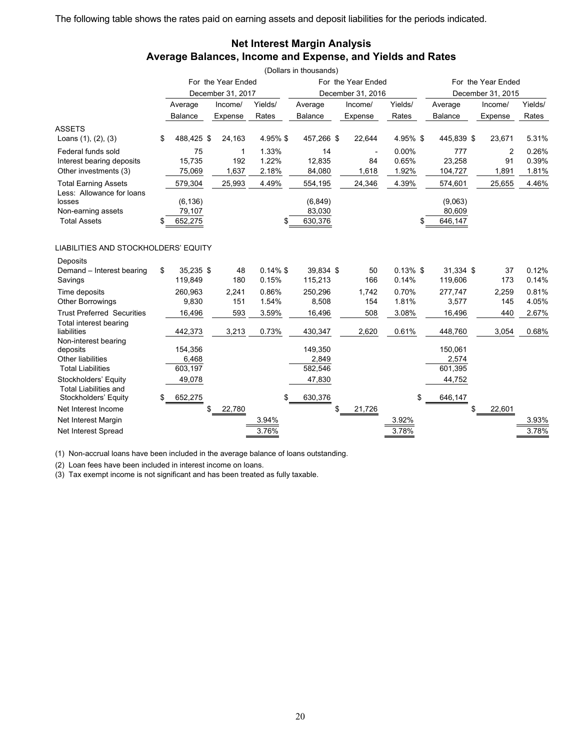The following table shows the rates paid on earning assets and deposit liabilities for the periods indicated.

## Net Interest Margin Analysis
## Average Balances, Income and Expense, and Yields and Rates

(Dollars in thousands)

| | For the Year Ended December 31, 2017 | | | For the Year Ended December 31, 2016 | | | For the Year Ended December 31, 2015 | | |
|---|---|---|---|---|---|---|---|---|---|
| | Average Balance | Income/ Expense | Yields/ Rates | Average Balance | Income/ Expense | Yields/ Rates | Average Balance | Income/ Expense | Yields/ Rates |
| **ASSETS** | | | | | | | | | |
| Loans (1), (2), (3) | $ 488,425 | $ 24,163 | 4.95% | $ 457,266 | $ 22,644 | 4.95% | $ 445,839 | $ 23,671 | 5.31% |
| Federal funds sold | 75 | 1 | 1.33% | 14 | - | 0.00% | 777 | 2 | 0.26% |
| Interest bearing deposits | 15,735 | 192 | 1.22% | 12,835 | 84 | 0.65% | 23,258 | 91 | 0.39% |
| Other investments (3) | 75,069 | 1,637 | 2.18% | 84,080 | 1,618 | 1.92% | 104,727 | 1,891 | 1.81% |
| Total Earning Assets | 579,304 | 25,993 | 4.49% | 554,195 | 24,346 | 4.39% | 574,601 | 25,655 | 4.46% |
| Less: Allowance for loans losses | (6,136) | | | (6,849) | | | (9,063) | | |
| Non-earning assets | 79,107 | | | 83,030 | | | 80,609 | | |
| Total Assets | $ 652,275 | | | $ 630,376 | | | $ 646,147 | | |
| **LIABILITIES AND STOCKHOLDERS' EQUITY** | | | | | | | | | |
| Deposits | | | | | | | | | |
| Demand – Interest bearing | $ 35,235 | $ 48 | 0.14% | $ 39,834 | $ 50 | 0.13% | $ 31,334 | $ 37 | 0.12% |
| Savings | 119,849 | 180 | 0.15% | 115,213 | 166 | 0.14% | 119,606 | 173 | 0.14% |
| Time deposits | 260,963 | 2,241 | 0.86% | 250,296 | 1,742 | 0.70% | 277,747 | 2,259 | 0.81% |
| Other Borrowings | 9,830 | 151 | 1.54% | 8,508 | 154 | 1.81% | 3,577 | 145 | 4.05% |
| Trust Preferred Securities | 16,496 | 593 | 3.59% | 16,496 | 508 | 3.08% | 16,496 | 440 | 2.67% |
| Total interest bearing liabilities | 442,373 | 3,213 | 0.73% | 430,347 | 2,620 | 0.61% | 448,760 | 3,054 | 0.68% |
| Non-interest bearing deposits | 154,356 | | | 149,350 | | | 150,061 | | |
| Other liabilities | 6,468 | | | 2,849 | | | 2,574 | | |
| Total Liabilities | 603,197 | | | 582,546 | | | 601,395 | | |
| Stockholders' Equity | 49,078 | | | 47,830 | | | 44,752 | | |
| Total Liabilities and Stockholders' Equity | $ 652,275 | | | $ 630,376 | | | $ 646,147 | | |
| Net Interest Income | | $ 22,780 | | | $ 21,726 | | | $ 22,601 | |
| Net Interest Margin | | | 3.94% | | | 3.92% | | | 3.93% |
| Net Interest Spread | | | 3.76% | | | 3.78% | | | 3.78% |

(1) Non-accrual loans have been included in the average balance of loans outstanding.

(2) Loan fees have been included in interest income on loans.

(3) Tax exempt income is not significant and has been treated as fully taxable.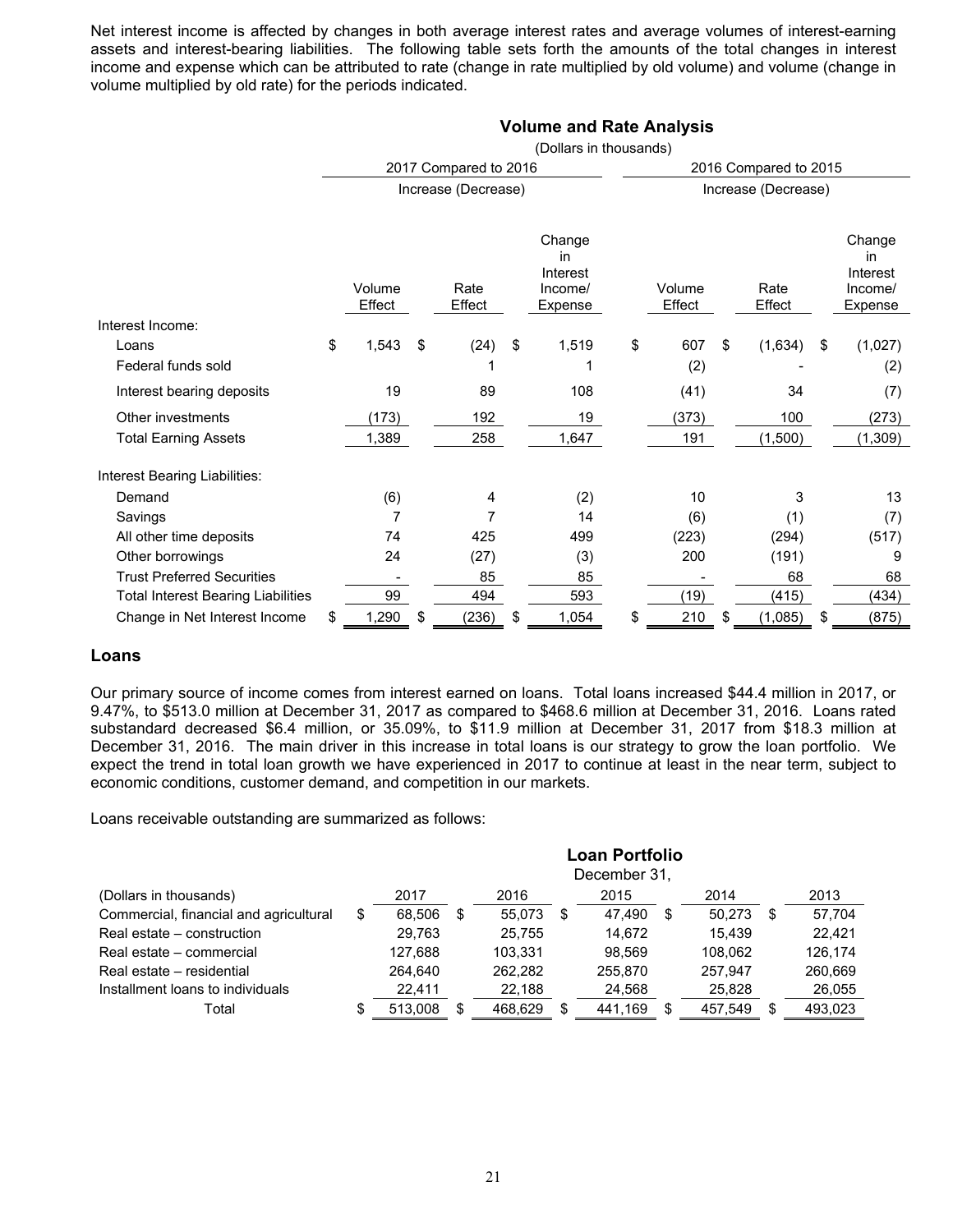Net interest income is affected by changes in both average interest rates and average volumes of interest-earning assets and interest-bearing liabilities. The following table sets forth the amounts of the total changes in interest income and expense which can be attributed to rate (change in rate multiplied by old volume) and volume (change in volume multiplied by old rate) for the periods indicated.

**Volume and Rate Analysis**

(Dollars in thousands)

| | 2017 Compared to 2016 Increase (Decrease) | | | 2016 Compared to 2015 Increase (Decrease) | | |
|---|---|---|---|---|---|---|
| | Volume Effect | Rate Effect | Change in Interest Income/ Expense | Volume Effect | Rate Effect | Change in Interest Income/ Expense |
| Interest Income: | | | | | | |
| Loans | $ 1,543 | $ (24) | $ 1,519 | $ 607 | $ (1,634) | $ (1,027) |
| Federal funds sold | | 1 | 1 | (2) | - | (2) |
| Interest bearing deposits | 19 | 89 | 108 | (41) | 34 | (7) |
| Other investments | (173) | 192 | 19 | (373) | 100 | (273) |
| Total Earning Assets | 1,389 | 258 | 1,647 | 191 | (1,500) | (1,309) |
| Interest Bearing Liabilities: | | | | | | |
| Demand | (6) | 4 | (2) | 10 | 3 | 13 |
| Savings | 7 | 7 | 14 | (6) | (1) | (7) |
| All other time deposits | 74 | 425 | 499 | (223) | (294) | (517) |
| Other borrowings | 24 | (27) | (3) | 200 | (191) | 9 |
| Trust Preferred Securities | - | 85 | 85 | - | 68 | 68 |
| Total Interest Bearing Liabilities | 99 | 494 | 593 | (19) | (415) | (434) |
| Change in Net Interest Income | $ 1,290 | $ (236) | $ 1,054 | $ 210 | $ (1,085) | $ (875) |

## Loans

Our primary source of income comes from interest earned on loans. Total loans increased $44.4 million in 2017, or 9.47%, to $513.0 million at December 31, 2017 as compared to $468.6 million at December 31, 2016. Loans rated substandard decreased $6.4 million, or 35.09%, to $11.9 million at December 31, 2017 from $18.3 million at December 31, 2016. The main driver in this increase in total loans is our strategy to grow the loan portfolio. We expect the trend in total loan growth we have experienced in 2017 to continue at least in the near term, subject to economic conditions, customer demand, and competition in our markets.

Loans receivable outstanding are summarized as follows:

**Loan Portfolio**

December 31,

| (Dollars in thousands) | 2017 | 2016 | 2015 | 2014 | 2013 |
|---|---|---|---|---|---|
| Commercial, financial and agricultural | $ 68,506 | $ 55,073 | $ 47,490 | $ 50,273 | $ 57,704 |
| Real estate – construction | 29,763 | 25,755 | 14,672 | 15,439 | 22,421 |
| Real estate – commercial | 127,688 | 103,331 | 98,569 | 108,062 | 126,174 |
| Real estate – residential | 264,640 | 262,282 | 255,870 | 257,947 | 260,669 |
| Installment loans to individuals | 22,411 | 22,188 | 24,568 | 25,828 | 26,055 |
| Total | $ 513,008 | $ 468,629 | $ 441,169 | $ 457,549 | $ 493,023 |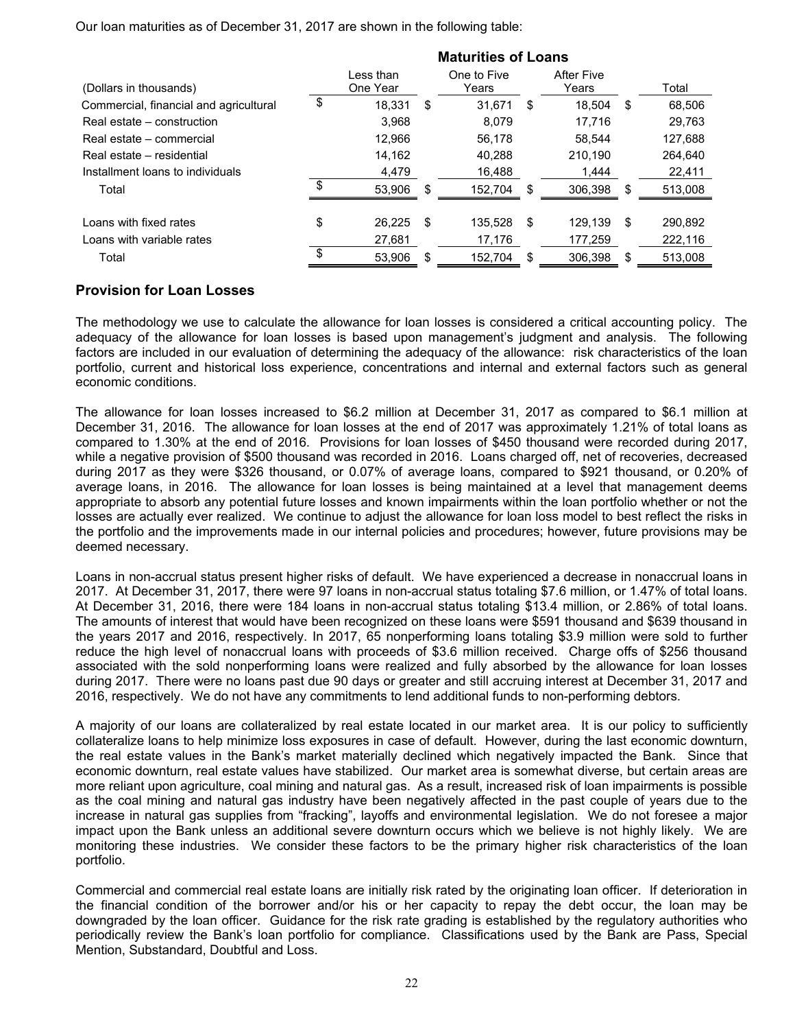Our loan maturities as of December 31, 2017 are shown in the following table:

| | Maturities of Loans | | | |
|---|---|---|---|---|
| (Dollars in thousands) | Less than One Year | One to Five Years | After Five Years | Total |
| Commercial, financial and agricultural | $ 18,331 | $ 31,671 | $ 18,504 | $ 68,506 |
| Real estate – construction | 3,968 | 8,079 | 17,716 | 29,763 |
| Real estate – commercial | 12,966 | 56,178 | 58,544 | 127,688 |
| Real estate – residential | 14,162 | 40,288 | 210,190 | 264,640 |
| Installment loans to individuals | 4,479 | 16,488 | 1,444 | 22,411 |
| Total | $ 53,906 | $ 152,704 | $ 306,398 | $ 513,008 |
| | | | | |
| Loans with fixed rates | $ 26,225 | $ 135,528 | $ 129,139 | $ 290,892 |
| Loans with variable rates | 27,681 | 17,176 | 177,259 | 222,116 |
| Total | $ 53,906 | $ 152,704 | $ 306,398 | $ 513,008 |

## Provision for Loan Losses

The methodology we use to calculate the allowance for loan losses is considered a critical accounting policy. The adequacy of the allowance for loan losses is based upon management's judgment and analysis. The following factors are included in our evaluation of determining the adequacy of the allowance: risk characteristics of the loan portfolio, current and historical loss experience, concentrations and internal and external factors such as general economic conditions.

The allowance for loan losses increased to $6.2 million at December 31, 2017 as compared to $6.1 million at December 31, 2016. The allowance for loan losses at the end of 2017 was approximately 1.21% of total loans as compared to 1.30% at the end of 2016. Provisions for loan losses of $450 thousand were recorded during 2017, while a negative provision of $500 thousand was recorded in 2016. Loans charged off, net of recoveries, decreased during 2017 as they were $326 thousand, or 0.07% of average loans, compared to $921 thousand, or 0.20% of average loans, in 2016. The allowance for loan losses is being maintained at a level that management deems appropriate to absorb any potential future losses and known impairments within the loan portfolio whether or not the losses are actually ever realized. We continue to adjust the allowance for loan loss model to best reflect the risks in the portfolio and the improvements made in our internal policies and procedures; however, future provisions may be deemed necessary.

Loans in non-accrual status present higher risks of default. We have experienced a decrease in nonaccrual loans in 2017. At December 31, 2017, there were 97 loans in non-accrual status totaling $7.6 million, or 1.47% of total loans. At December 31, 2016, there were 184 loans in non-accrual status totaling $13.4 million, or 2.86% of total loans. The amounts of interest that would have been recognized on these loans were $591 thousand and $639 thousand in the years 2017 and 2016, respectively. In 2017, 65 nonperforming loans totaling $3.9 million were sold to further reduce the high level of nonaccrual loans with proceeds of $3.6 million received. Charge offs of $256 thousand associated with the sold nonperforming loans were realized and fully absorbed by the allowance for loan losses during 2017. There were no loans past due 90 days or greater and still accruing interest at December 31, 2017 and 2016, respectively. We do not have any commitments to lend additional funds to non-performing debtors.

A majority of our loans are collateralized by real estate located in our market area. It is our policy to sufficiently collateralize loans to help minimize loss exposures in case of default. However, during the last economic downturn, the real estate values in the Bank's market materially declined which negatively impacted the Bank. Since that economic downturn, real estate values have stabilized. Our market area is somewhat diverse, but certain areas are more reliant upon agriculture, coal mining and natural gas. As a result, increased risk of loan impairments is possible as the coal mining and natural gas industry have been negatively affected in the past couple of years due to the increase in natural gas supplies from "fracking", layoffs and environmental legislation. We do not foresee a major impact upon the Bank unless an additional severe downturn occurs which we believe is not highly likely. We are monitoring these industries. We consider these factors to be the primary higher risk characteristics of the loan portfolio.

Commercial and commercial real estate loans are initially risk rated by the originating loan officer. If deterioration in the financial condition of the borrower and/or his or her capacity to repay the debt occur, the loan may be downgraded by the loan officer. Guidance for the risk rate grading is established by the regulatory authorities who periodically review the Bank's loan portfolio for compliance. Classifications used by the Bank are Pass, Special Mention, Substandard, Doubtful and Loss.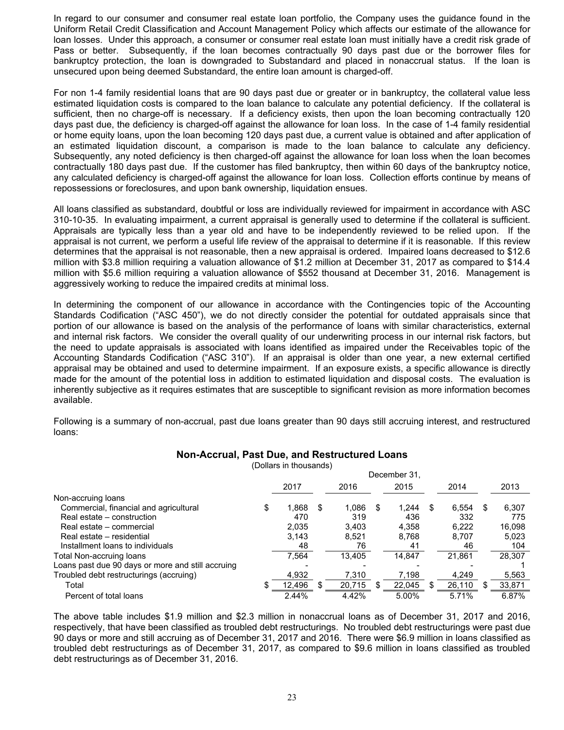In regard to our consumer and consumer real estate loan portfolio, the Company uses the guidance found in the Uniform Retail Credit Classification and Account Management Policy which affects our estimate of the allowance for loan losses. Under this approach, a consumer or consumer real estate loan must initially have a credit risk grade of Pass or better. Subsequently, if the loan becomes contractually 90 days past due or the borrower files for bankruptcy protection, the loan is downgraded to Substandard and placed in nonaccrual status. If the loan is unsecured upon being deemed Substandard, the entire loan amount is charged-off.

For non 1-4 family residential loans that are 90 days past due or greater or in bankruptcy, the collateral value less estimated liquidation costs is compared to the loan balance to calculate any potential deficiency. If the collateral is sufficient, then no charge-off is necessary. If a deficiency exists, then upon the loan becoming contractually 120 days past due, the deficiency is charged-off against the allowance for loan loss. In the case of 1-4 family residential or home equity loans, upon the loan becoming 120 days past due, a current value is obtained and after application of an estimated liquidation discount, a comparison is made to the loan balance to calculate any deficiency. Subsequently, any noted deficiency is then charged-off against the allowance for loan loss when the loan becomes contractually 180 days past due. If the customer has filed bankruptcy, then within 60 days of the bankruptcy notice, any calculated deficiency is charged-off against the allowance for loan loss. Collection efforts continue by means of repossessions or foreclosures, and upon bank ownership, liquidation ensues.

All loans classified as substandard, doubtful or loss are individually reviewed for impairment in accordance with ASC 310-10-35. In evaluating impairment, a current appraisal is generally used to determine if the collateral is sufficient. Appraisals are typically less than a year old and have to be independently reviewed to be relied upon. If the appraisal is not current, we perform a useful life review of the appraisal to determine if it is reasonable. If this review determines that the appraisal is not reasonable, then a new appraisal is ordered. Impaired loans decreased to $12.6 million with $3.8 million requiring a valuation allowance of $1.2 million at December 31, 2017 as compared to $14.4 million with $5.6 million requiring a valuation allowance of $552 thousand at December 31, 2016. Management is aggressively working to reduce the impaired credits at minimal loss.

In determining the component of our allowance in accordance with the Contingencies topic of the Accounting Standards Codification ("ASC 450"), we do not directly consider the potential for outdated appraisals since that portion of our allowance is based on the analysis of the performance of loans with similar characteristics, external and internal risk factors. We consider the overall quality of our underwriting process in our internal risk factors, but the need to update appraisals is associated with loans identified as impaired under the Receivables topic of the Accounting Standards Codification ("ASC 310"). If an appraisal is older than one year, a new external certified appraisal may be obtained and used to determine impairment. If an exposure exists, a specific allowance is directly made for the amount of the potential loss in addition to estimated liquidation and disposal costs. The evaluation is inherently subjective as it requires estimates that are susceptible to significant revision as more information becomes available.

Following is a summary of non-accrual, past due loans greater than 90 days still accruing interest, and restructured loans:

## Non-Accrual, Past Due, and Restructured Loans

(Dollars in thousands)

| | December 31, | | | | |
|---|---|---|---|---|---|
| | 2017 | 2016 | 2015 | 2014 | 2013 |
| Non-accruing loans | | | | | |
| Commercial, financial and agricultural | $ 1,868 | $ 1,086 | $ 1,244 | $ 6,554 | $ 6,307 |
| Real estate – construction | 470 | 319 | 436 | 332 | 775 |
| Real estate – commercial | 2,035 | 3,403 | 4,358 | 6,222 | 16,098 |
| Real estate – residential | 3,143 | 8,521 | 8,768 | 8,707 | 5,023 |
| Installment loans to individuals | 48 | 76 | 41 | 46 | 104 |
| Total Non-accruing loans | 7,564 | 13,405 | 14,847 | 21,861 | 28,307 |
| Loans past due 90 days or more and still accruing | - | - | - | - | 1 |
| Troubled debt restructurings (accruing) | 4,932 | 7,310 | 7,198 | 4,249 | 5,563 |
| Total | $ 12,496 | $ 20,715 | $ 22,045 | $ 26,110 | $ 33,871 |
| Percent of total loans | 2.44% | 4.42% | 5.00% | 5.71% | 6.87% |

The above table includes $1.9 million and $2.3 million in nonaccrual loans as of December 31, 2017 and 2016, respectively, that have been classified as troubled debt restructurings. No troubled debt restructurings were past due 90 days or more and still accruing as of December 31, 2017 and 2016. There were $6.9 million in loans classified as troubled debt restructurings as of December 31, 2017, as compared to $9.6 million in loans classified as troubled debt restructurings as of December 31, 2016.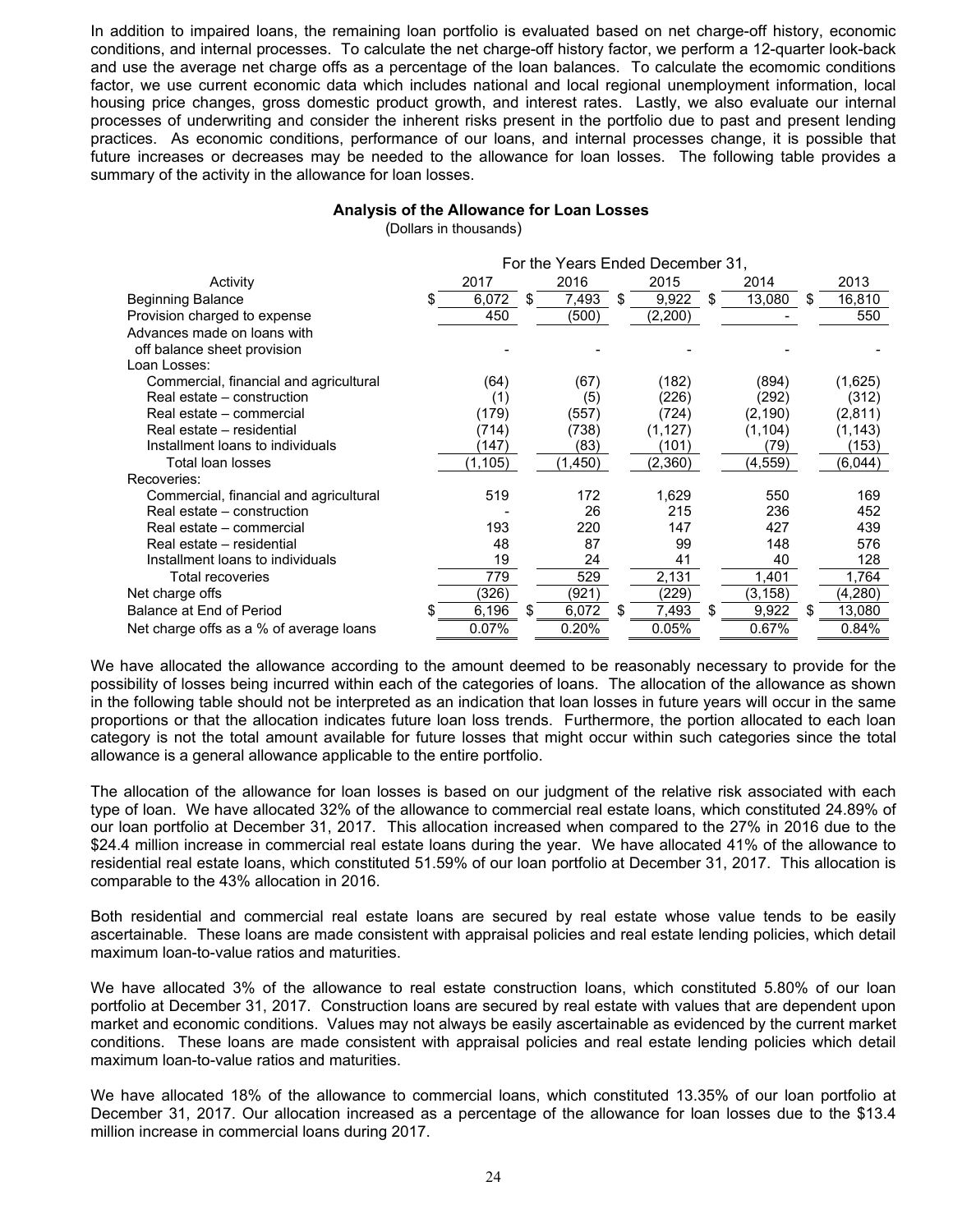In addition to impaired loans, the remaining loan portfolio is evaluated based on net charge-off history, economic conditions, and internal processes. To calculate the net charge-off history factor, we perform a 12-quarter look-back and use the average net charge offs as a percentage of the loan balances. To calculate the ecomomic conditions factor, we use current economic data which includes national and local regional unemployment information, local housing price changes, gross domestic product growth, and interest rates. Lastly, we also evaluate our internal processes of underwriting and consider the inherent risks present in the portfolio due to past and present lending practices. As economic conditions, performance of our loans, and internal processes change, it is possible that future increases or decreases may be needed to the allowance for loan losses. The following table provides a summary of the activity in the allowance for loan losses.

**Analysis of the Allowance for Loan Losses**

(Dollars in thousands)

| | For the Years Ended December 31, | | | | |
|---|---|---|---|---|---|
| Activity | 2017 | 2016 | 2015 | 2014 | 2013 |
| Beginning Balance | $ 6,072 | $ 7,493 | $ 9,922 | $ 13,080 | $ 16,810 |
| Provision charged to expense | 450 | (500) | (2,200) | - | 550 |
| Advances made on loans with off balance sheet provision | - | - | - | - | - |
| Loan Losses: | | | | | |
| Commercial, financial and agricultural | (64) | (67) | (182) | (894) | (1,625) |
| Real estate – construction | (1) | (5) | (226) | (292) | (312) |
| Real estate – commercial | (179) | (557) | (724) | (2,190) | (2,811) |
| Real estate – residential | (714) | (738) | (1,127) | (1,104) | (1,143) |
| Installment loans to individuals | (147) | (83) | (101) | (79) | (153) |
| Total loan losses | (1,105) | (1,450) | (2,360) | (4,559) | (6,044) |
| Recoveries: | | | | | |
| Commercial, financial and agricultural | 519 | 172 | 1,629 | 550 | 169 |
| Real estate – construction | - | 26 | 215 | 236 | 452 |
| Real estate – commercial | 193 | 220 | 147 | 427 | 439 |
| Real estate – residential | 48 | 87 | 99 | 148 | 576 |
| Installment loans to individuals | 19 | 24 | 41 | 40 | 128 |
| Total recoveries | 779 | 529 | 2,131 | 1,401 | 1,764 |
| Net charge offs | (326) | (921) | (229) | (3,158) | (4,280) |
| Balance at End of Period | $ 6,196 | $ 6,072 | $ 7,493 | $ 9,922 | $ 13,080 |
| Net charge offs as a % of average loans | 0.07% | 0.20% | 0.05% | 0.67% | 0.84% |

We have allocated the allowance according to the amount deemed to be reasonably necessary to provide for the possibility of losses being incurred within each of the categories of loans. The allocation of the allowance as shown in the following table should not be interpreted as an indication that loan losses in future years will occur in the same proportions or that the allocation indicates future loan loss trends. Furthermore, the portion allocated to each loan category is not the total amount available for future losses that might occur within such categories since the total allowance is a general allowance applicable to the entire portfolio.

The allocation of the allowance for loan losses is based on our judgment of the relative risk associated with each type of loan. We have allocated 32% of the allowance to commercial real estate loans, which constituted 24.89% of our loan portfolio at December 31, 2017. This allocation increased when compared to the 27% in 2016 due to the $24.4 million increase in commercial real estate loans during the year. We have allocated 41% of the allowance to residential real estate loans, which constituted 51.59% of our loan portfolio at December 31, 2017. This allocation is comparable to the 43% allocation in 2016.

Both residential and commercial real estate loans are secured by real estate whose value tends to be easily ascertainable. These loans are made consistent with appraisal policies and real estate lending policies, which detail maximum loan-to-value ratios and maturities.

We have allocated 3% of the allowance to real estate construction loans, which constituted 5.80% of our loan portfolio at December 31, 2017. Construction loans are secured by real estate with values that are dependent upon market and economic conditions. Values may not always be easily ascertainable as evidenced by the current market conditions. These loans are made consistent with appraisal policies and real estate lending policies which detail maximum loan-to-value ratios and maturities.

We have allocated 18% of the allowance to commercial loans, which constituted 13.35% of our loan portfolio at December 31, 2017. Our allocation increased as a percentage of the allowance for loan losses due to the $13.4 million increase in commercial loans during 2017.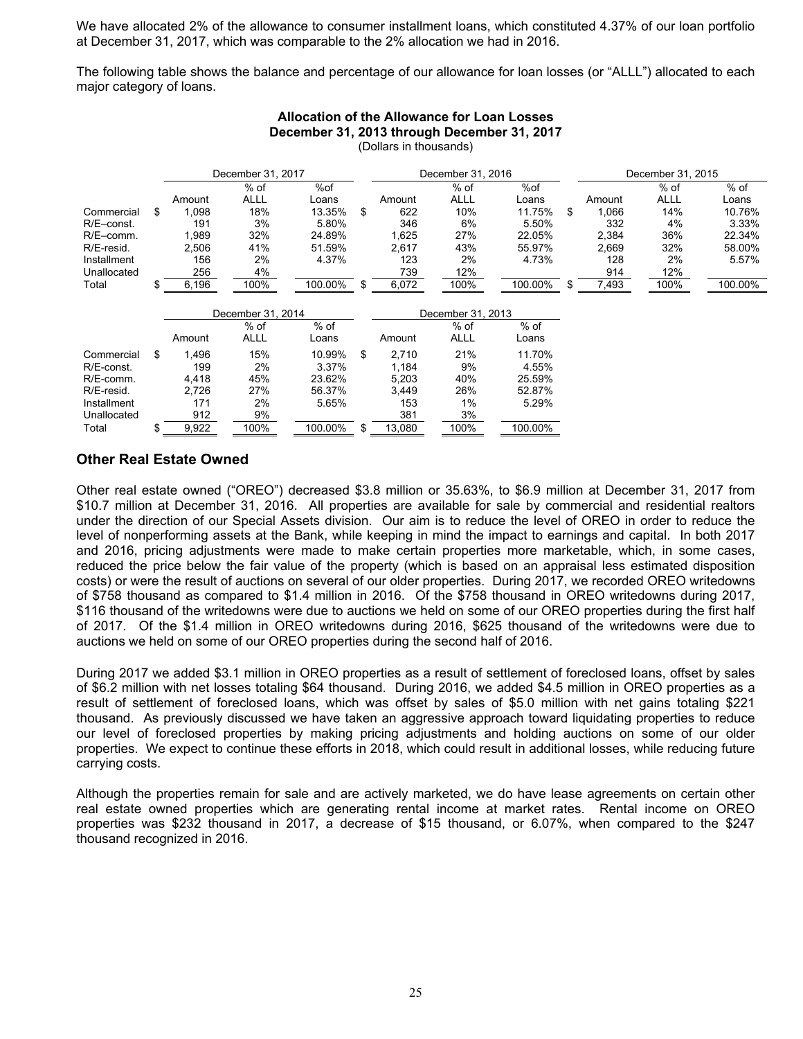We have allocated 2% of the allowance to consumer installment loans, which constituted 4.37% of our loan portfolio at December 31, 2017, which was comparable to the 2% allocation we had in 2016.

The following table shows the balance and percentage of our allowance for loan losses (or "ALLL") allocated to each major category of loans.

**Allocation of the Allowance for Loan Losses**
**December 31, 2013 through December 31, 2017**
(Dollars in thousands)

| | December 31, 2017 | | | December 31, 2016 | | | December 31, 2015 | | |
|---|---|---|---|---|---|---|---|---|---|
| | Amount | % of ALLL | %of Loans | Amount | % of ALLL | %of Loans | Amount | % of ALLL | % of Loans |
| Commercial | $ 1,098 | 18% | 13.35% | $ 622 | 10% | 11.75% | $ 1,066 | 14% | 10.76% |
| R/E–const. | 191 | 3% | 5.80% | 346 | 6% | 5.50% | 332 | 4% | 3.33% |
| R/E–comm. | 1,989 | 32% | 24.89% | 1,625 | 27% | 22.05% | 2,384 | 36% | 22.34% |
| R/E-resid. | 2,506 | 41% | 51.59% | 2,617 | 43% | 55.97% | 2,669 | 32% | 58.00% |
| Installment | 156 | 2% | 4.37% | 123 | 2% | 4.73% | 128 | 2% | 5.57% |
| Unallocated | 256 | 4% | | 739 | 12% | | 914 | 12% | |
| Total | $ 6,196 | 100% | 100.00% | $ 6,072 | 100% | 100.00% | $ 7,493 | 100% | 100.00% |

| | December 31, 2014 | | | December 31, 2013 | | |
|---|---|---|---|---|---|---|
| | Amount | % of ALLL | % of Loans | Amount | % of ALLL | % of Loans |
| Commercial | $ 1,496 | 15% | 10.99% | $ 2,710 | 21% | 11.70% |
| R/E-const. | 199 | 2% | 3.37% | 1,184 | 9% | 4.55% |
| R/E-comm. | 4,418 | 45% | 23.62% | 5,203 | 40% | 25.59% |
| R/E-resid. | 2,726 | 27% | 56.37% | 3,449 | 26% | 52.87% |
| Installment | 171 | 2% | 5.65% | 153 | 1% | 5.29% |
| Unallocated | 912 | 9% | | 381 | 3% | |
| Total | $ 9,922 | 100% | 100.00% | $ 13,080 | 100% | 100.00% |

## Other Real Estate Owned

Other real estate owned ("OREO") decreased $3.8 million or 35.63%, to $6.9 million at December 31, 2017 from $10.7 million at December 31, 2016. All properties are available for sale by commercial and residential realtors under the direction of our Special Assets division. Our aim is to reduce the level of OREO in order to reduce the level of nonperforming assets at the Bank, while keeping in mind the impact to earnings and capital. In both 2017 and 2016, pricing adjustments were made to make certain properties more marketable, which, in some cases, reduced the price below the fair value of the property (which is based on an appraisal less estimated disposition costs) or were the result of auctions on several of our older properties. During 2017, we recorded OREO writedowns of $758 thousand as compared to $1.4 million in 2016. Of the $758 thousand in OREO writedowns during 2017, $116 thousand of the writedowns were due to auctions we held on some of our OREO properties during the first half of 2017. Of the $1.4 million in OREO writedowns during 2016, $625 thousand of the writedowns were due to auctions we held on some of our OREO properties during the second half of 2016.

During 2017 we added $3.1 million in OREO properties as a result of settlement of foreclosed loans, offset by sales of $6.2 million with net losses totaling $64 thousand. During 2016, we added $4.5 million in OREO properties as a result of settlement of foreclosed loans, which was offset by sales of $5.0 million with net gains totaling $221 thousand. As previously discussed we have taken an aggressive approach toward liquidating properties to reduce our level of foreclosed properties by making pricing adjustments and holding auctions on some of our older properties. We expect to continue these efforts in 2018, which could result in additional losses, while reducing future carrying costs.

Although the properties remain for sale and are actively marketed, we do have lease agreements on certain other real estate owned properties which are generating rental income at market rates. Rental income on OREO properties was $232 thousand in 2017, a decrease of $15 thousand, or 6.07%, when compared to the $247 thousand recognized in 2016.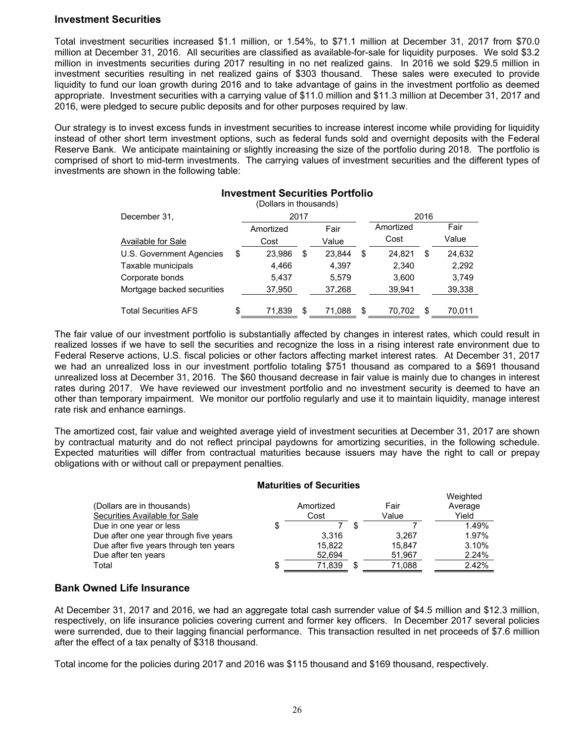## Investment Securities

Total investment securities increased $1.1 million, or 1.54%, to $71.1 million at December 31, 2017 from $70.0 million at December 31, 2016. All securities are classified as available-for-sale for liquidity purposes. We sold $3.2 million in investments securities during 2017 resulting in no net realized gains. In 2016 we sold $29.5 million in investment securities resulting in net realized gains of $303 thousand. These sales were executed to provide liquidity to fund our loan growth during 2016 and to take advantage of gains in the investment portfolio as deemed appropriate. Investment securities with a carrying value of $11.0 million and $11.3 million at December 31, 2017 and 2016, were pledged to secure public deposits and for other purposes required by law.

Our strategy is to invest excess funds in investment securities to increase interest income while providing for liquidity instead of other short term investment options, such as federal funds sold and overnight deposits with the Federal Reserve Bank. We anticipate maintaining or slightly increasing the size of the portfolio during 2018. The portfolio is comprised of short to mid-term investments. The carrying values of investment securities and the different types of investments are shown in the following table:

**Investment Securities Portfolio**

(Dollars in thousands)

| December 31, | 2017 | | 2016 | |
|---|---|---|---|---|
| Available for Sale | Amortized Cost | Fair Value | Amortized Cost | Fair Value |
| U.S. Government Agencies | $ 23,986 | $ 23,844 | $ 24,821 | $ 24,632 |
| Taxable municipals | 4,466 | 4,397 | 2,340 | 2,292 |
| Corporate bonds | 5,437 | 5,579 | 3,600 | 3,749 |
| Mortgage backed securities | 37,950 | 37,268 | 39,941 | 39,338 |
| Total Securities AFS | $ 71,839 | $ 71,088 | $ 70,702 | $ 70,011 |

The fair value of our investment portfolio is substantially affected by changes in interest rates, which could result in realized losses if we have to sell the securities and recognize the loss in a rising interest rate environment due to Federal Reserve actions, U.S. fiscal policies or other factors affecting market interest rates. At December 31, 2017 we had an unrealized loss in our investment portfolio totaling $751 thousand as compared to a $691 thousand unrealized loss at December 31, 2016. The $60 thousand decrease in fair value is mainly due to changes in interest rates during 2017. We have reviewed our investment portfolio and no investment security is deemed to have an other than temporary impairment. We monitor our portfolio regularly and use it to maintain liquidity, manage interest rate risk and enhance earnings.

The amortized cost, fair value and weighted average yield of investment securities at December 31, 2017 are shown by contractual maturity and do not reflect principal paydowns for amortizing securities, in the following schedule. Expected maturities will differ from contractual maturities because issuers may have the right to call or prepay obligations with or without call or prepayment penalties.

**Maturities of Securities**

| (Dollars are in thousands)<br>Securities Available for Sale | Amortized Cost | Fair Value | Weighted Average Yield |
|---|---|---|---|
| Due in one year or less | $ 7 | $ 7 | 1.49% |
| Due after one year through five years | 3,316 | 3,267 | 1.97% |
| Due after five years through ten years | 15,822 | 15,847 | 3.10% |
| Due after ten years | 52,694 | 51,967 | 2.24% |
| Total | $ 71,839 | $ 71,088 | 2.42% |

## Bank Owned Life Insurance

At December 31, 2017 and 2016, we had an aggregate total cash surrender value of $4.5 million and $12.3 million, respectively, on life insurance policies covering current and former key officers. In December 2017 several policies were surrendered, due to their lagging financial performance. This transaction resulted in net proceeds of $7.6 million after the effect of a tax penalty of $318 thousand.

Total income for the policies during 2017 and 2016 was $115 thousand and $169 thousand, respectively.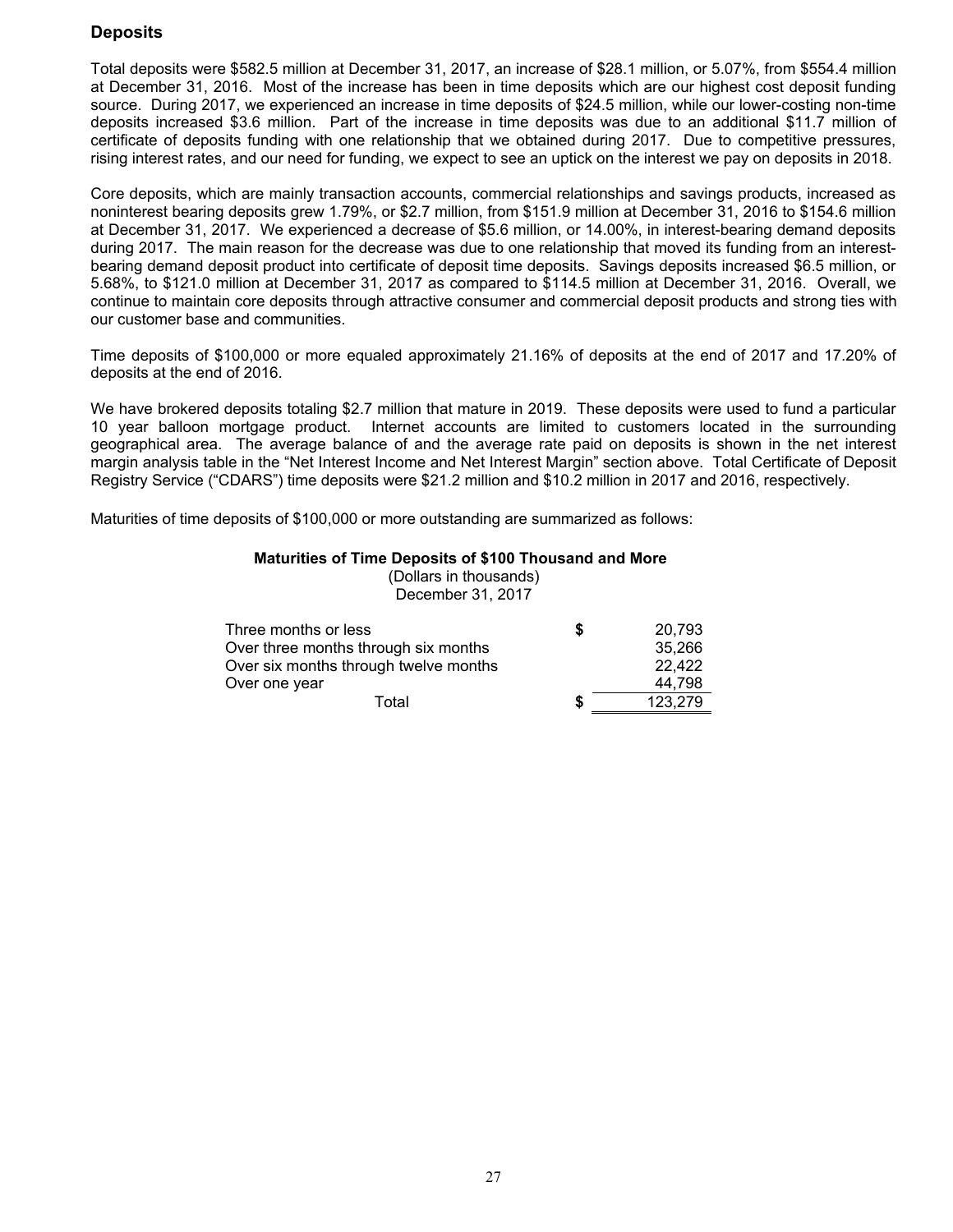## Deposits

Total deposits were $582.5 million at December 31, 2017, an increase of $28.1 million, or 5.07%, from $554.4 million at December 31, 2016. Most of the increase has been in time deposits which are our highest cost deposit funding source. During 2017, we experienced an increase in time deposits of $24.5 million, while our lower-costing non-time deposits increased $3.6 million. Part of the increase in time deposits was due to an additional $11.7 million of certificate of deposits funding with one relationship that we obtained during 2017. Due to competitive pressures, rising interest rates, and our need for funding, we expect to see an uptick on the interest we pay on deposits in 2018.

Core deposits, which are mainly transaction accounts, commercial relationships and savings products, increased as noninterest bearing deposits grew 1.79%, or $2.7 million, from $151.9 million at December 31, 2016 to $154.6 million at December 31, 2017. We experienced a decrease of $5.6 million, or 14.00%, in interest-bearing demand deposits during 2017. The main reason for the decrease was due to one relationship that moved its funding from an interest-bearing demand deposit product into certificate of deposit time deposits. Savings deposits increased $6.5 million, or 5.68%, to $121.0 million at December 31, 2017 as compared to $114.5 million at December 31, 2016. Overall, we continue to maintain core deposits through attractive consumer and commercial deposit products and strong ties with our customer base and communities.

Time deposits of $100,000 or more equaled approximately 21.16% of deposits at the end of 2017 and 17.20% of deposits at the end of 2016.

We have brokered deposits totaling $2.7 million that mature in 2019. These deposits were used to fund a particular 10 year balloon mortgage product. Internet accounts are limited to customers located in the surrounding geographical area. The average balance of and the average rate paid on deposits is shown in the net interest margin analysis table in the "Net Interest Income and Net Interest Margin" section above. Total Certificate of Deposit Registry Service ("CDARS") time deposits were $21.2 million and $10.2 million in 2017 and 2016, respectively.

Maturities of time deposits of $100,000 or more outstanding are summarized as follows:

**Maturities of Time Deposits of $100 Thousand and More**
(Dollars in thousands)
December 31, 2017

| | |
|---|---|
| Three months or less | $ 20,793 |
| Over three months through six months | 35,266 |
| Over six months through twelve months | 22,422 |
| Over one year | 44,798 |
| Total | $ 123,279 |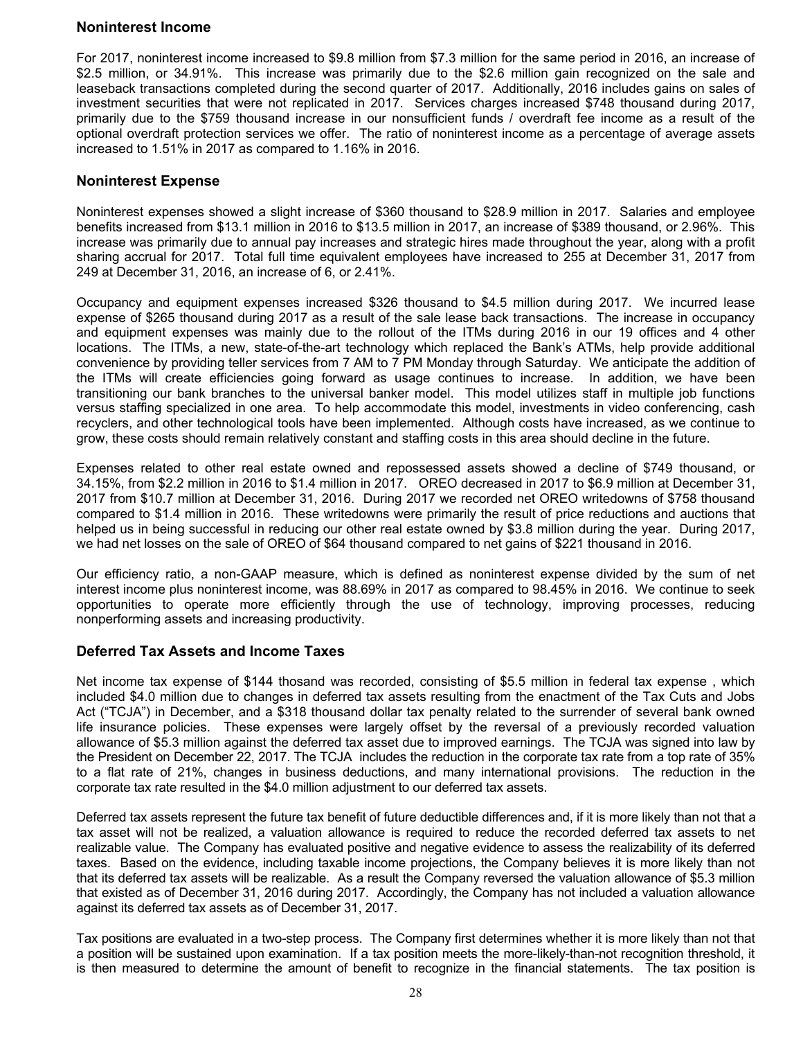## Noninterest Income

For 2017, noninterest income increased to $9.8 million from $7.3 million for the same period in 2016, an increase of $2.5 million, or 34.91%. This increase was primarily due to the $2.6 million gain recognized on the sale and leaseback transactions completed during the second quarter of 2017. Additionally, 2016 includes gains on sales of investment securities that were not replicated in 2017. Services charges increased $748 thousand during 2017, primarily due to the $759 thousand increase in our nonsufficient funds / overdraft fee income as a result of the optional overdraft protection services we offer. The ratio of noninterest income as a percentage of average assets increased to 1.51% in 2017 as compared to 1.16% in 2016.

## Noninterest Expense

Noninterest expenses showed a slight increase of $360 thousand to $28.9 million in 2017. Salaries and employee benefits increased from $13.1 million in 2016 to $13.5 million in 2017, an increase of $389 thousand, or 2.96%. This increase was primarily due to annual pay increases and strategic hires made throughout the year, along with a profit sharing accrual for 2017. Total full time equivalent employees have increased to 255 at December 31, 2017 from 249 at December 31, 2016, an increase of 6, or 2.41%.

Occupancy and equipment expenses increased $326 thousand to $4.5 million during 2017. We incurred lease expense of $265 thousand during 2017 as a result of the sale lease back transactions. The increase in occupancy and equipment expenses was mainly due to the rollout of the ITMs during 2016 in our 19 offices and 4 other locations. The ITMs, a new, state-of-the-art technology which replaced the Bank's ATMs, help provide additional convenience by providing teller services from 7 AM to 7 PM Monday through Saturday. We anticipate the addition of the ITMs will create efficiencies going forward as usage continues to increase. In addition, we have been transitioning our bank branches to the universal banker model. This model utilizes staff in multiple job functions versus staffing specialized in one area. To help accommodate this model, investments in video conferencing, cash recyclers, and other technological tools have been implemented. Although costs have increased, as we continue to grow, these costs should remain relatively constant and staffing costs in this area should decline in the future.

Expenses related to other real estate owned and repossessed assets showed a decline of $749 thousand, or 34.15%, from $2.2 million in 2016 to $1.4 million in 2017. OREO decreased in 2017 to $6.9 million at December 31, 2017 from $10.7 million at December 31, 2016. During 2017 we recorded net OREO writedowns of $758 thousand compared to $1.4 million in 2016. These writedowns were primarily the result of price reductions and auctions that helped us in being successful in reducing our other real estate owned by $3.8 million during the year. During 2017, we had net losses on the sale of OREO of $64 thousand compared to net gains of $221 thousand in 2016.

Our efficiency ratio, a non-GAAP measure, which is defined as noninterest expense divided by the sum of net interest income plus noninterest income, was 88.69% in 2017 as compared to 98.45% in 2016. We continue to seek opportunities to operate more efficiently through the use of technology, improving processes, reducing nonperforming assets and increasing productivity.

## Deferred Tax Assets and Income Taxes

Net income tax expense of $144 thosand was recorded, consisting of $5.5 million in federal tax expense , which included $4.0 million due to changes in deferred tax assets resulting from the enactment of the Tax Cuts and Jobs Act ("TCJA") in December, and a $318 thousand dollar tax penalty related to the surrender of several bank owned life insurance policies. These expenses were largely offset by the reversal of a previously recorded valuation allowance of $5.3 million against the deferred tax asset due to improved earnings. The TCJA was signed into law by the President on December 22, 2017. The TCJA includes the reduction in the corporate tax rate from a top rate of 35% to a flat rate of 21%, changes in business deductions, and many international provisions. The reduction in the corporate tax rate resulted in the $4.0 million adjustment to our deferred tax assets.

Deferred tax assets represent the future tax benefit of future deductible differences and, if it is more likely than not that a tax asset will not be realized, a valuation allowance is required to reduce the recorded deferred tax assets to net realizable value. The Company has evaluated positive and negative evidence to assess the realizability of its deferred taxes. Based on the evidence, including taxable income projections, the Company believes it is more likely than not that its deferred tax assets will be realizable. As a result the Company reversed the valuation allowance of $5.3 million that existed as of December 31, 2016 during 2017. Accordingly, the Company has not included a valuation allowance against its deferred tax assets as of December 31, 2017.

Tax positions are evaluated in a two-step process. The Company first determines whether it is more likely than not that a position will be sustained upon examination. If a tax position meets the more-likely-than-not recognition threshold, it is then measured to determine the amount of benefit to recognize in the financial statements. The tax position is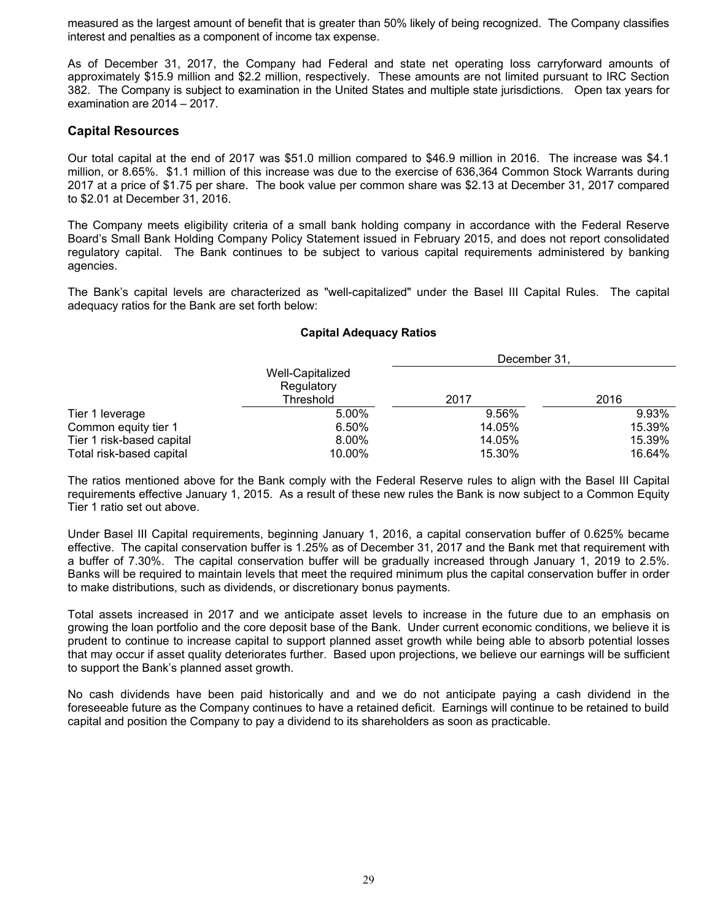measured as the largest amount of benefit that is greater than 50% likely of being recognized. The Company classifies interest and penalties as a component of income tax expense.

As of December 31, 2017, the Company had Federal and state net operating loss carryforward amounts of approximately $15.9 million and $2.2 million, respectively. These amounts are not limited pursuant to IRC Section 382. The Company is subject to examination in the United States and multiple state jurisdictions. Open tax years for examination are 2014 – 2017.

## Capital Resources

Our total capital at the end of 2017 was $51.0 million compared to $46.9 million in 2016. The increase was $4.1 million, or 8.65%. $1.1 million of this increase was due to the exercise of 636,364 Common Stock Warrants during 2017 at a price of $1.75 per share. The book value per common share was $2.13 at December 31, 2017 compared to $2.01 at December 31, 2016.

The Company meets eligibility criteria of a small bank holding company in accordance with the Federal Reserve Board's Small Bank Holding Company Policy Statement issued in February 2015, and does not report consolidated regulatory capital. The Bank continues to be subject to various capital requirements administered by banking agencies.

The Bank's capital levels are characterized as "well-capitalized" under the Basel III Capital Rules. The capital adequacy ratios for the Bank are set forth below:

**Capital Adequacy Ratios**

| | Well-Capitalized Regulatory Threshold | December 31, 2017 | December 31, 2016 |
|---|---|---|---|
| Tier 1 leverage | 5.00% | 9.56% | 9.93% |
| Common equity tier 1 | 6.50% | 14.05% | 15.39% |
| Tier 1 risk-based capital | 8.00% | 14.05% | 15.39% |
| Total risk-based capital | 10.00% | 15.30% | 16.64% |

The ratios mentioned above for the Bank comply with the Federal Reserve rules to align with the Basel III Capital requirements effective January 1, 2015. As a result of these new rules the Bank is now subject to a Common Equity Tier 1 ratio set out above.

Under Basel III Capital requirements, beginning January 1, 2016, a capital conservation buffer of 0.625% became effective. The capital conservation buffer is 1.25% as of December 31, 2017 and the Bank met that requirement with a buffer of 7.30%. The capital conservation buffer will be gradually increased through January 1, 2019 to 2.5%. Banks will be required to maintain levels that meet the required minimum plus the capital conservation buffer in order to make distributions, such as dividends, or discretionary bonus payments.

Total assets increased in 2017 and we anticipate asset levels to increase in the future due to an emphasis on growing the loan portfolio and the core deposit base of the Bank. Under current economic conditions, we believe it is prudent to continue to increase capital to support planned asset growth while being able to absorb potential losses that may occur if asset quality deteriorates further. Based upon projections, we believe our earnings will be sufficient to support the Bank's planned asset growth.

No cash dividends have been paid historically and and we do not anticipate paying a cash dividend in the foreseeable future as the Company continues to have a retained deficit. Earnings will continue to be retained to build capital and position the Company to pay a dividend to its shareholders as soon as practicable.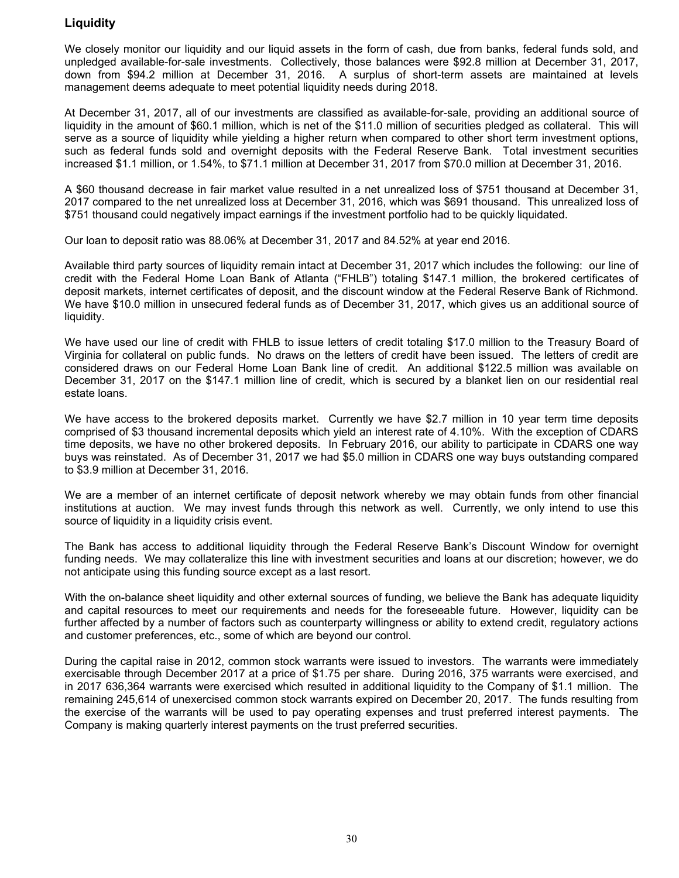## Liquidity

We closely monitor our liquidity and our liquid assets in the form of cash, due from banks, federal funds sold, and unpledged available-for-sale investments. Collectively, those balances were $92.8 million at December 31, 2017, down from $94.2 million at December 31, 2016. A surplus of short-term assets are maintained at levels management deems adequate to meet potential liquidity needs during 2018.

At December 31, 2017, all of our investments are classified as available-for-sale, providing an additional source of liquidity in the amount of $60.1 million, which is net of the $11.0 million of securities pledged as collateral. This will serve as a source of liquidity while yielding a higher return when compared to other short term investment options, such as federal funds sold and overnight deposits with the Federal Reserve Bank. Total investment securities increased $1.1 million, or 1.54%, to $71.1 million at December 31, 2017 from $70.0 million at December 31, 2016.

A $60 thousand decrease in fair market value resulted in a net unrealized loss of $751 thousand at December 31, 2017 compared to the net unrealized loss at December 31, 2016, which was $691 thousand. This unrealized loss of $751 thousand could negatively impact earnings if the investment portfolio had to be quickly liquidated.

Our loan to deposit ratio was 88.06% at December 31, 2017 and 84.52% at year end 2016.

Available third party sources of liquidity remain intact at December 31, 2017 which includes the following: our line of credit with the Federal Home Loan Bank of Atlanta ("FHLB") totaling $147.1 million, the brokered certificates of deposit markets, internet certificates of deposit, and the discount window at the Federal Reserve Bank of Richmond. We have $10.0 million in unsecured federal funds as of December 31, 2017, which gives us an additional source of liquidity.

We have used our line of credit with FHLB to issue letters of credit totaling $17.0 million to the Treasury Board of Virginia for collateral on public funds. No draws on the letters of credit have been issued. The letters of credit are considered draws on our Federal Home Loan Bank line of credit. An additional $122.5 million was available on December 31, 2017 on the $147.1 million line of credit, which is secured by a blanket lien on our residential real estate loans.

We have access to the brokered deposits market. Currently we have $2.7 million in 10 year term time deposits comprised of $3 thousand incremental deposits which yield an interest rate of 4.10%. With the exception of CDARS time deposits, we have no other brokered deposits. In February 2016, our ability to participate in CDARS one way buys was reinstated. As of December 31, 2017 we had $5.0 million in CDARS one way buys outstanding compared to $3.9 million at December 31, 2016.

We are a member of an internet certificate of deposit network whereby we may obtain funds from other financial institutions at auction. We may invest funds through this network as well. Currently, we only intend to use this source of liquidity in a liquidity crisis event.

The Bank has access to additional liquidity through the Federal Reserve Bank's Discount Window for overnight funding needs. We may collateralize this line with investment securities and loans at our discretion; however, we do not anticipate using this funding source except as a last resort.

With the on-balance sheet liquidity and other external sources of funding, we believe the Bank has adequate liquidity and capital resources to meet our requirements and needs for the foreseeable future. However, liquidity can be further affected by a number of factors such as counterparty willingness or ability to extend credit, regulatory actions and customer preferences, etc., some of which are beyond our control.

During the capital raise in 2012, common stock warrants were issued to investors. The warrants were immediately exercisable through December 2017 at a price of $1.75 per share. During 2016, 375 warrants were exercised, and in 2017 636,364 warrants were exercised which resulted in additional liquidity to the Company of $1.1 million. The remaining 245,614 of unexercised common stock warrants expired on December 20, 2017. The funds resulting from the exercise of the warrants will be used to pay operating expenses and trust preferred interest payments. The Company is making quarterly interest payments on the trust preferred securities.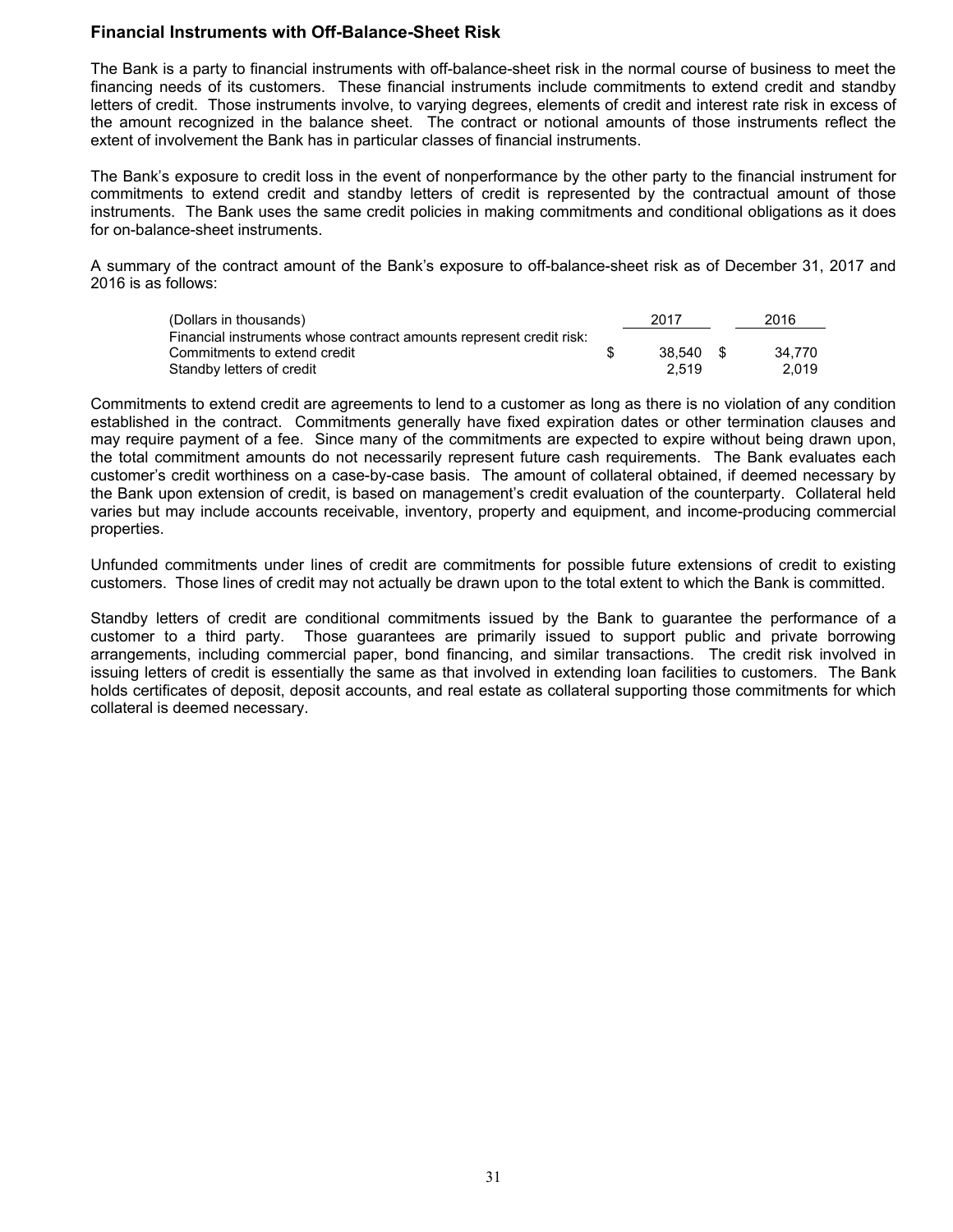### Financial Instruments with Off-Balance-Sheet Risk

The Bank is a party to financial instruments with off-balance-sheet risk in the normal course of business to meet the financing needs of its customers. These financial instruments include commitments to extend credit and standby letters of credit. Those instruments involve, to varying degrees, elements of credit and interest rate risk in excess of the amount recognized in the balance sheet. The contract or notional amounts of those instruments reflect the extent of involvement the Bank has in particular classes of financial instruments.

The Bank's exposure to credit loss in the event of nonperformance by the other party to the financial instrument for commitments to extend credit and standby letters of credit is represented by the contractual amount of those instruments. The Bank uses the same credit policies in making commitments and conditional obligations as it does for on-balance-sheet instruments.

A summary of the contract amount of the Bank's exposure to off-balance-sheet risk as of December 31, 2017 and 2016 is as follows:

| (Dollars in thousands) | 2017 | 2016 |
|---|---|---|
| Financial instruments whose contract amounts represent credit risk: | | |
| Commitments to extend credit | $ 38,540 | $ 34,770 |
| Standby letters of credit | 2,519 | 2,019 |

Commitments to extend credit are agreements to lend to a customer as long as there is no violation of any condition established in the contract. Commitments generally have fixed expiration dates or other termination clauses and may require payment of a fee. Since many of the commitments are expected to expire without being drawn upon, the total commitment amounts do not necessarily represent future cash requirements. The Bank evaluates each customer's credit worthiness on a case-by-case basis. The amount of collateral obtained, if deemed necessary by the Bank upon extension of credit, is based on management's credit evaluation of the counterparty. Collateral held varies but may include accounts receivable, inventory, property and equipment, and income-producing commercial properties.

Unfunded commitments under lines of credit are commitments for possible future extensions of credit to existing customers. Those lines of credit may not actually be drawn upon to the total extent to which the Bank is committed.

Standby letters of credit are conditional commitments issued by the Bank to guarantee the performance of a customer to a third party. Those guarantees are primarily issued to support public and private borrowing arrangements, including commercial paper, bond financing, and similar transactions. The credit risk involved in issuing letters of credit is essentially the same as that involved in extending loan facilities to customers. The Bank holds certificates of deposit, deposit accounts, and real estate as collateral supporting those commitments for which collateral is deemed necessary.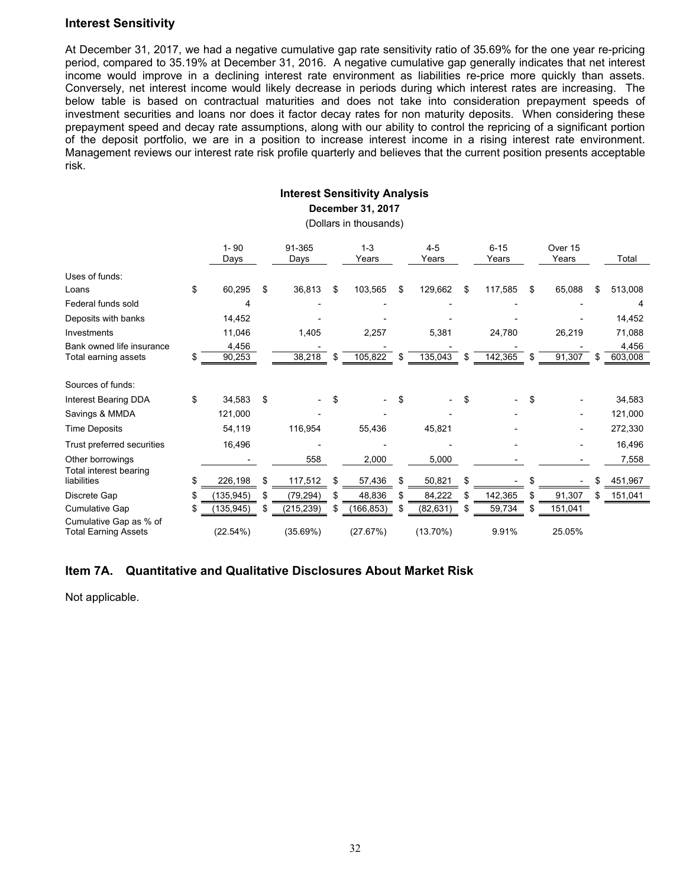## Interest Sensitivity

At December 31, 2017, we had a negative cumulative gap rate sensitivity ratio of 35.69% for the one year re-pricing period, compared to 35.19% at December 31, 2016. A negative cumulative gap generally indicates that net interest income would improve in a declining interest rate environment as liabilities re-price more quickly than assets. Conversely, net interest income would likely decrease in periods during which interest rates are increasing. The below table is based on contractual maturities and does not take into consideration prepayment speeds of investment securities and loans nor does it factor decay rates for non maturity deposits. When considering these prepayment speed and decay rate assumptions, along with our ability to control the repricing of a significant portion of the deposit portfolio, we are in a position to increase interest income in a rising interest rate environment. Management reviews our interest rate risk profile quarterly and believes that the current position presents acceptable risk.

**Interest Sensitivity Analysis**

**December 31, 2017**

(Dollars in thousands)

| | 1- 90 Days | 91-365 Days | 1-3 Years | 4-5 Years | 6-15 Years | Over 15 Years | Total |
|---|---|---|---|---|---|---|---|
| Uses of funds: | | | | | | | |
| Loans | $ 60,295 | $ 36,813 | $ 103,565 | $ 129,662 | $ 117,585 | $ 65,088 | $ 513,008 |
| Federal funds sold | 4 | - | - | - | - | - | 4 |
| Deposits with banks | 14,452 | - | - | - | - | - | 14,452 |
| Investments | 11,046 | 1,405 | 2,257 | 5,381 | 24,780 | 26,219 | 71,088 |
| Bank owned life insurance | 4,456 | - | - | - | - | - | 4,456 |
| Total earning assets | $ 90,253 | 38,218 | $ 105,822 | $ 135,043 | $ 142,365 | $ 91,307 | $ 603,008 |
| Sources of funds: | | | | | | | |
| Interest Bearing DDA | $ 34,583 | $ - | $ - | $ - | $ - | $ - | 34,583 |
| Savings & MMDA | 121,000 | - | - | - | - | - | 121,000 |
| Time Deposits | 54,119 | 116,954 | 55,436 | 45,821 | - | - | 272,330 |
| Trust preferred securities | 16,496 | - | - | - | - | - | 16,496 |
| Other borrowings | - | 558 | 2,000 | 5,000 | - | - | 7,558 |
| Total interest bearing liabilities | $ 226,198 | $ 117,512 | $ 57,436 | $ 50,821 | $ - | $ - | $ 451,967 |
| Discrete Gap | $ (135,945) | $ (79,294) | $ 48,836 | $ 84,222 | $ 142,365 | $ 91,307 | $ 151,041 |
| Cumulative Gap | $ (135,945) | $ (215,239) | $ (166,853) | $ (82,631) | $ 59,734 | $ 151,041 | |
| Cumulative Gap as % of Total Earning Assets | (22.54%) | (35.69%) | (27.67%) | (13.70%) | 9.91% | 25.05% | |

## Item 7A. Quantitative and Qualitative Disclosures About Market Risk

Not applicable.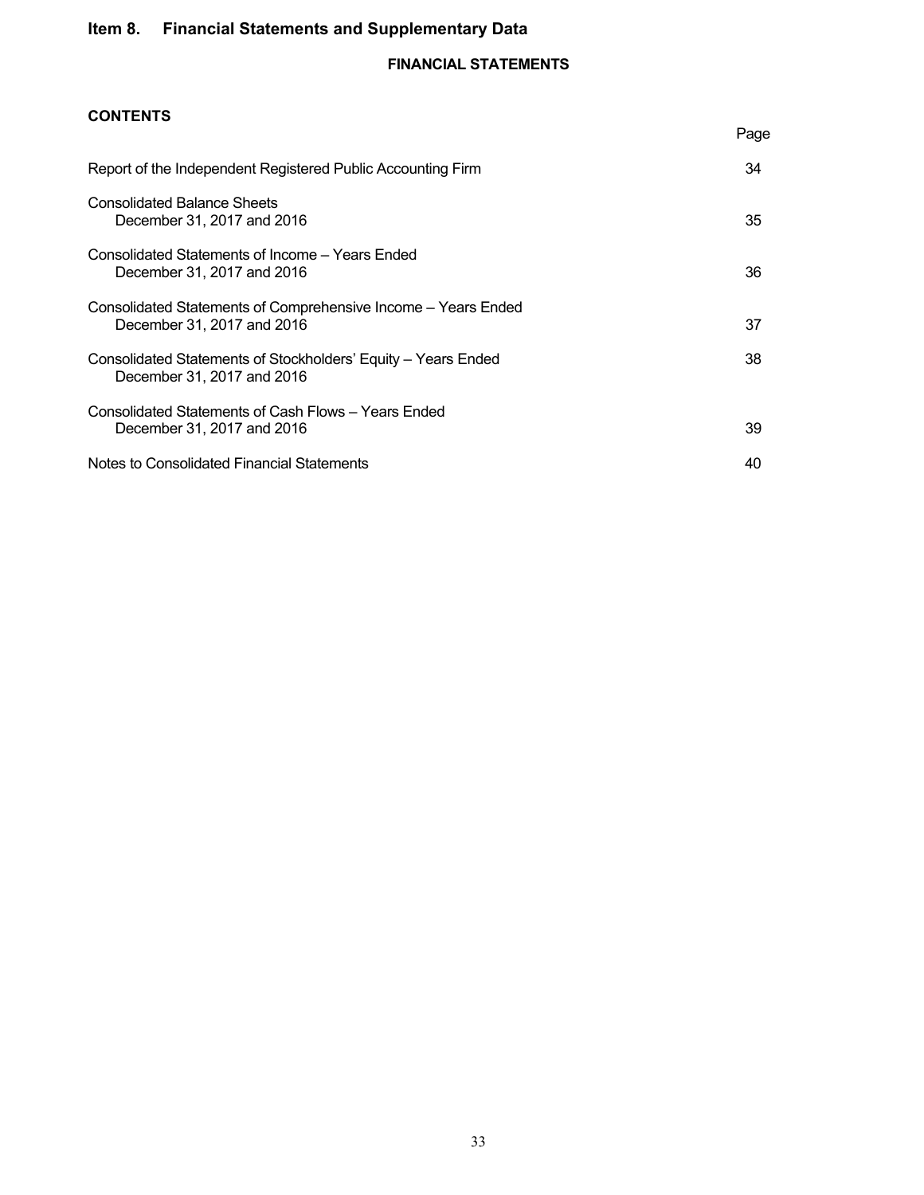# Item 8. Financial Statements and Supplementary Data

## FINANCIAL STATEMENTS

### CONTENTS

| | Page |
|---|---|
| Report of the Independent Registered Public Accounting Firm | 34 |
| Consolidated Balance Sheets<br>December 31, 2017 and 2016 | 35 |
| Consolidated Statements of Income – Years Ended<br>December 31, 2017 and 2016 | 36 |
| Consolidated Statements of Comprehensive Income – Years Ended<br>December 31, 2017 and 2016 | 37 |
| Consolidated Statements of Stockholders' Equity – Years Ended<br>December 31, 2017 and 2016 | 38 |
| Consolidated Statements of Cash Flows – Years Ended<br>December 31, 2017 and 2016 | 39 |
| Notes to Consolidated Financial Statements | 40 |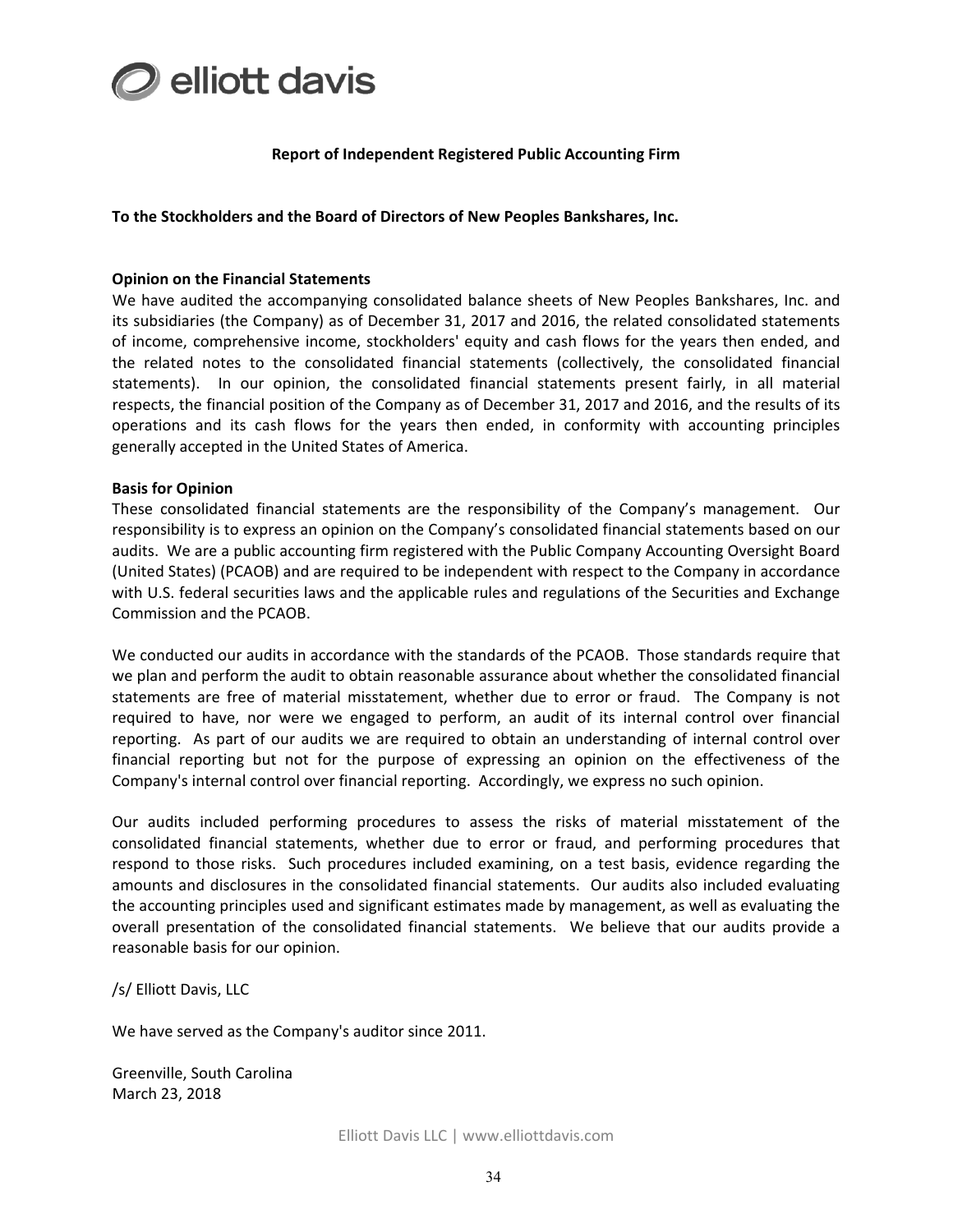elliott davis

## Report of Independent Registered Public Accounting Firm

**To the Stockholders and the Board of Directors of New Peoples Bankshares, Inc.**

**Opinion on the Financial Statements**

We have audited the accompanying consolidated balance sheets of New Peoples Bankshares, Inc. and its subsidiaries (the Company) as of December 31, 2017 and 2016, the related consolidated statements of income, comprehensive income, stockholders' equity and cash flows for the years then ended, and the related notes to the consolidated financial statements (collectively, the consolidated financial statements). In our opinion, the consolidated financial statements present fairly, in all material respects, the financial position of the Company as of December 31, 2017 and 2016, and the results of its operations and its cash flows for the years then ended, in conformity with accounting principles generally accepted in the United States of America.

**Basis for Opinion**

These consolidated financial statements are the responsibility of the Company's management. Our responsibility is to express an opinion on the Company's consolidated financial statements based on our audits. We are a public accounting firm registered with the Public Company Accounting Oversight Board (United States) (PCAOB) and are required to be independent with respect to the Company in accordance with U.S. federal securities laws and the applicable rules and regulations of the Securities and Exchange Commission and the PCAOB.

We conducted our audits in accordance with the standards of the PCAOB. Those standards require that we plan and perform the audit to obtain reasonable assurance about whether the consolidated financial statements are free of material misstatement, whether due to error or fraud. The Company is not required to have, nor were we engaged to perform, an audit of its internal control over financial reporting. As part of our audits we are required to obtain an understanding of internal control over financial reporting but not for the purpose of expressing an opinion on the effectiveness of the Company's internal control over financial reporting. Accordingly, we express no such opinion.

Our audits included performing procedures to assess the risks of material misstatement of the consolidated financial statements, whether due to error or fraud, and performing procedures that respond to those risks. Such procedures included examining, on a test basis, evidence regarding the amounts and disclosures in the consolidated financial statements. Our audits also included evaluating the accounting principles used and significant estimates made by management, as well as evaluating the overall presentation of the consolidated financial statements. We believe that our audits provide a reasonable basis for our opinion.

/s/ Elliott Davis, LLC

We have served as the Company's auditor since 2011.

Greenville, South Carolina
March 23, 2018

Elliott Davis LLC | www.elliottdavis.com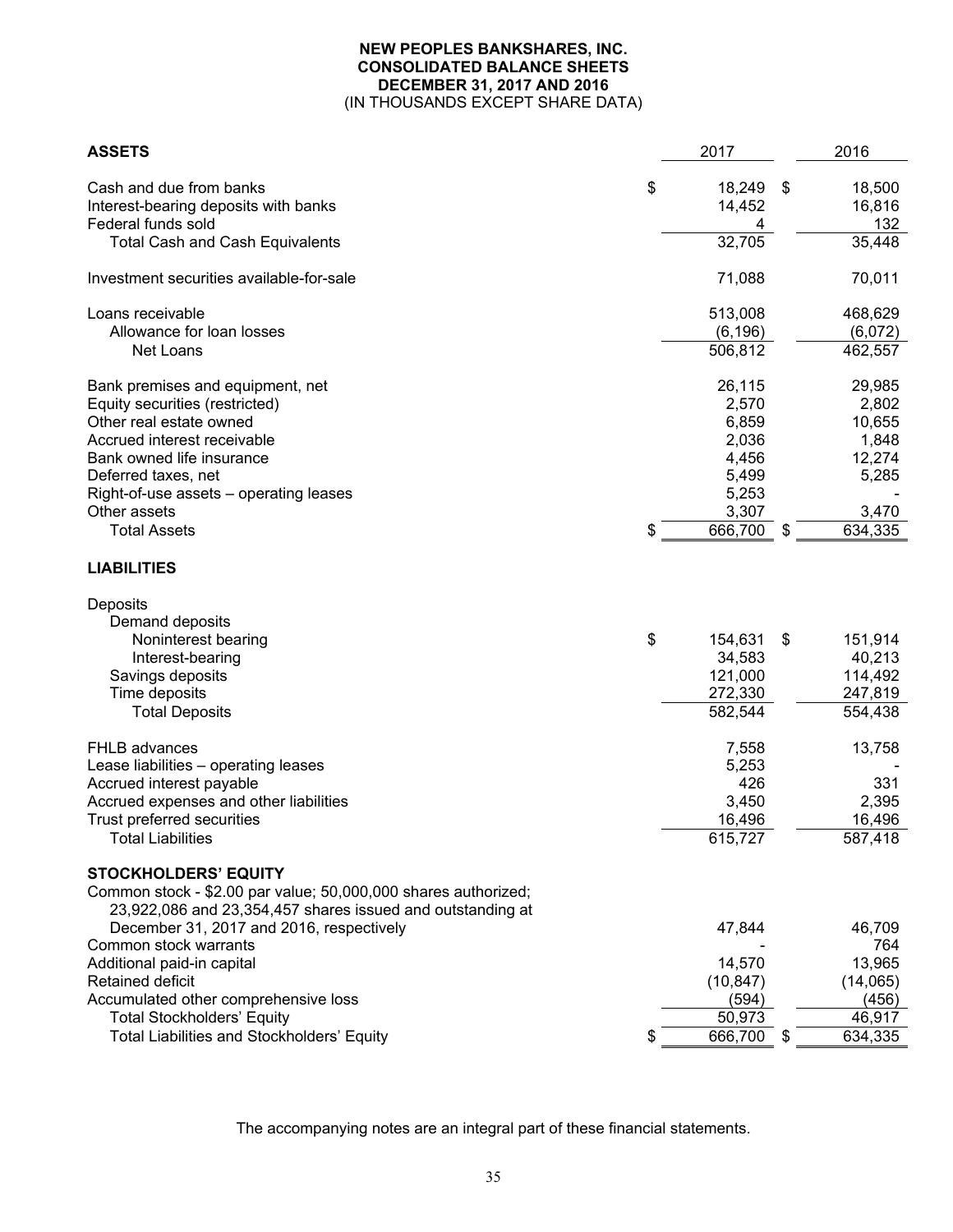# NEW PEOPLES BANKSHARES, INC.
## CONSOLIDATED BALANCE SHEETS
## DECEMBER 31, 2017 AND 2016
(IN THOUSANDS EXCEPT SHARE DATA)

| **ASSETS** | 2017 | 2016 |
|---|---|---|
| Cash and due from banks | $ 18,249 | $ 18,500 |
| Interest-bearing deposits with banks | 14,452 | 16,816 |
| Federal funds sold | 4 | 132 |
| Total Cash and Cash Equivalents | 32,705 | 35,448 |
| | | |
| Investment securities available-for-sale | 71,088 | 70,011 |
| | | |
| Loans receivable | 513,008 | 468,629 |
| Allowance for loan losses | (6,196) | (6,072) |
| Net Loans | 506,812 | 462,557 |
| | | |
| Bank premises and equipment, net | 26,115 | 29,985 |
| Equity securities (restricted) | 2,570 | 2,802 |
| Other real estate owned | 6,859 | 10,655 |
| Accrued interest receivable | 2,036 | 1,848 |
| Bank owned life insurance | 4,456 | 12,274 |
| Deferred taxes, net | 5,499 | 5,285 |
| Right-of-use assets – operating leases | 5,253 | - |
| Other assets | 3,307 | 3,470 |
| Total Assets | $ 666,700 | $ 634,335 |
| | | |
| **LIABILITIES** | | |
| | | |
| Deposits | | |
| Demand deposits | | |
| Noninterest bearing | $ 154,631 | $ 151,914 |
| Interest-bearing | 34,583 | 40,213 |
| Savings deposits | 121,000 | 114,492 |
| Time deposits | 272,330 | 247,819 |
| Total Deposits | 582,544 | 554,438 |
| | | |
| FHLB advances | 7,558 | 13,758 |
| Lease liabilities – operating leases | 5,253 | - |
| Accrued interest payable | 426 | 331 |
| Accrued expenses and other liabilities | 3,450 | 2,395 |
| Trust preferred securities | 16,496 | 16,496 |
| Total Liabilities | 615,727 | 587,418 |
| | | |
| **STOCKHOLDERS' EQUITY** | | |
| Common stock - $2.00 par value; 50,000,000 shares authorized; 23,922,086 and 23,354,457 shares issued and outstanding at December 31, 2017 and 2016, respectively | 47,844 | 46,709 |
| Common stock warrants | - | 764 |
| Additional paid-in capital | 14,570 | 13,965 |
| Retained deficit | (10,847) | (14,065) |
| Accumulated other comprehensive loss | (594) | (456) |
| Total Stockholders' Equity | 50,973 | 46,917 |
| Total Liabilities and Stockholders' Equity | $ 666,700 | $ 634,335 |

The accompanying notes are an integral part of these financial statements.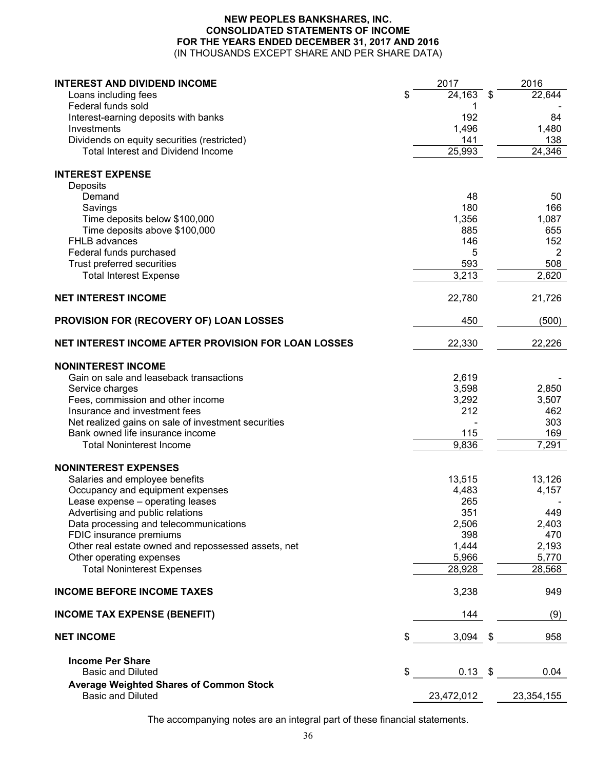# NEW PEOPLES BANKSHARES, INC.
## CONSOLIDATED STATEMENTS OF INCOME
## FOR THE YEARS ENDED DECEMBER 31, 2017 AND 2016
(IN THOUSANDS EXCEPT SHARE AND PER SHARE DATA)

| | 2017 | 2016 |
|---|---|---|
| **INTEREST AND DIVIDEND INCOME** | | |
| Loans including fees | $ 24,163 | $ 22,644 |
| Federal funds sold | 1 | - |
| Interest-earning deposits with banks | 192 | 84 |
| Investments | 1,496 | 1,480 |
| Dividends on equity securities (restricted) | 141 | 138 |
| Total Interest and Dividend Income | 25,993 | 24,346 |
| **INTEREST EXPENSE** | | |
| Deposits | | |
| Demand | 48 | 50 |
| Savings | 180 | 166 |
| Time deposits below $100,000 | 1,356 | 1,087 |
| Time deposits above $100,000 | 885 | 655 |
| FHLB advances | 146 | 152 |
| Federal funds purchased | 5 | 2 |
| Trust preferred securities | 593 | 508 |
| Total Interest Expense | 3,213 | 2,620 |
| **NET INTEREST INCOME** | 22,780 | 21,726 |
| **PROVISION FOR (RECOVERY OF) LOAN LOSSES** | 450 | (500) |
| **NET INTEREST INCOME AFTER PROVISION FOR LOAN LOSSES** | 22,330 | 22,226 |
| **NONINTEREST INCOME** | | |
| Gain on sale and leaseback transactions | 2,619 | - |
| Service charges | 3,598 | 2,850 |
| Fees, commission and other income | 3,292 | 3,507 |
| Insurance and investment fees | 212 | 462 |
| Net realized gains on sale of investment securities | - | 303 |
| Bank owned life insurance income | 115 | 169 |
| Total Noninterest Income | 9,836 | 7,291 |
| **NONINTEREST EXPENSES** | | |
| Salaries and employee benefits | 13,515 | 13,126 |
| Occupancy and equipment expenses | 4,483 | 4,157 |
| Lease expense – operating leases | 265 | - |
| Advertising and public relations | 351 | 449 |
| Data processing and telecommunications | 2,506 | 2,403 |
| FDIC insurance premiums | 398 | 470 |
| Other real estate owned and repossessed assets, net | 1,444 | 2,193 |
| Other operating expenses | 5,966 | 5,770 |
| Total Noninterest Expenses | 28,928 | 28,568 |
| **INCOME BEFORE INCOME TAXES** | 3,238 | 949 |
| **INCOME TAX EXPENSE (BENEFIT)** | 144 | (9) |
| **NET INCOME** | $ 3,094 | $ 958 |
| **Income Per Share** | | |
| Basic and Diluted | $ 0.13 | $ 0.04 |
| **Average Weighted Shares of Common Stock** | | |
| Basic and Diluted | 23,472,012 | 23,354,155 |

The accompanying notes are an integral part of these financial statements.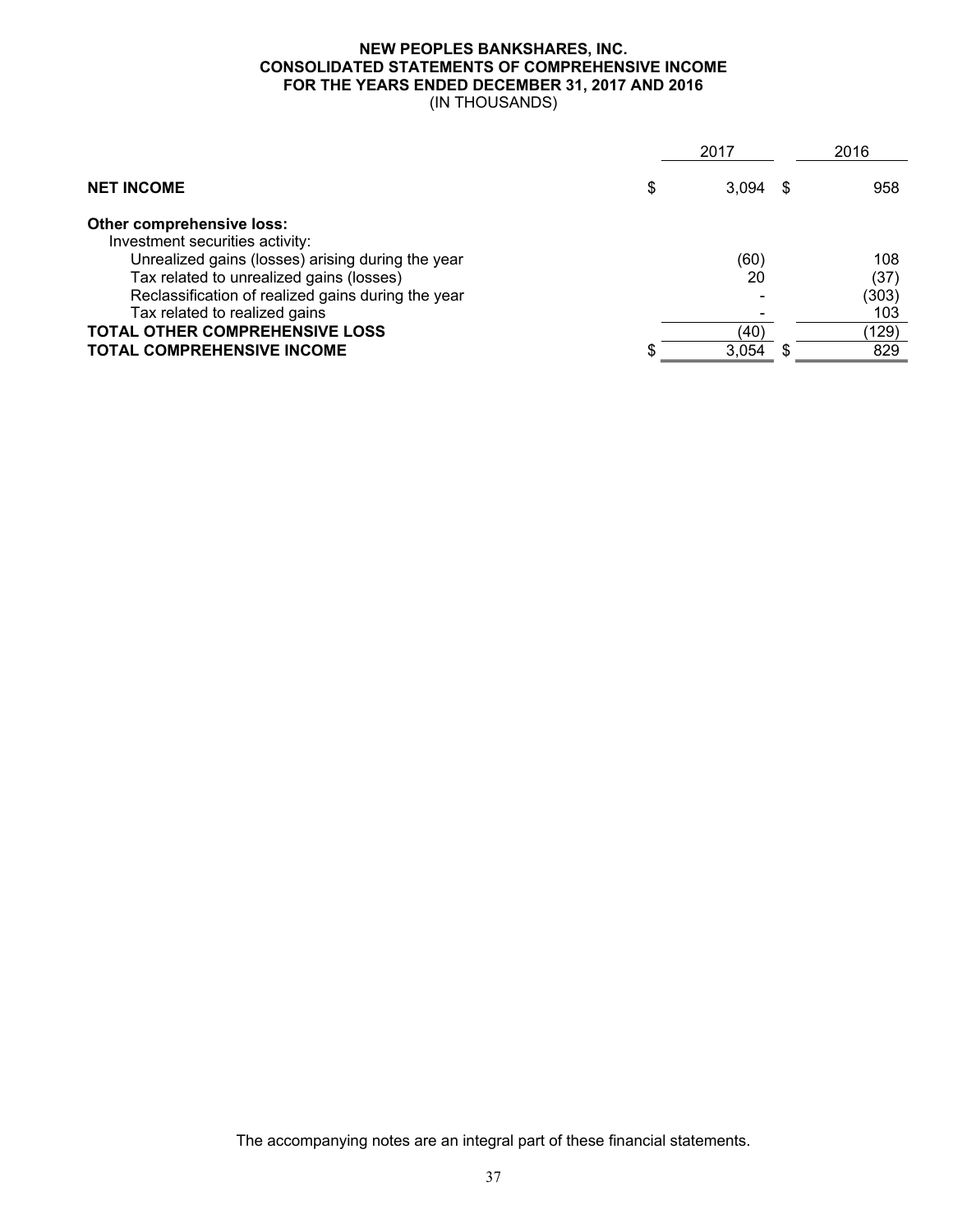**NEW PEOPLES BANKSHARES, INC.**
**CONSOLIDATED STATEMENTS OF COMPREHENSIVE INCOME**
**FOR THE YEARS ENDED DECEMBER 31, 2017 AND 2016**
(IN THOUSANDS)

| | 2017 | 2016 |
|---|---|---|
| **NET INCOME** | $ 3,094 | $ 958 |
| **Other comprehensive loss:** | | |
| Investment securities activity: | | |
| Unrealized gains (losses) arising during the year | (60) | 108 |
| Tax related to unrealized gains (losses) | 20 | (37) |
| Reclassification of realized gains during the year | - | (303) |
| Tax related to realized gains | - | 103 |
| **TOTAL OTHER COMPREHENSIVE LOSS** | (40) | (129) |
| **TOTAL COMPREHENSIVE INCOME** | $ 3,054 | $ 829 |

The accompanying notes are an integral part of these financial statements.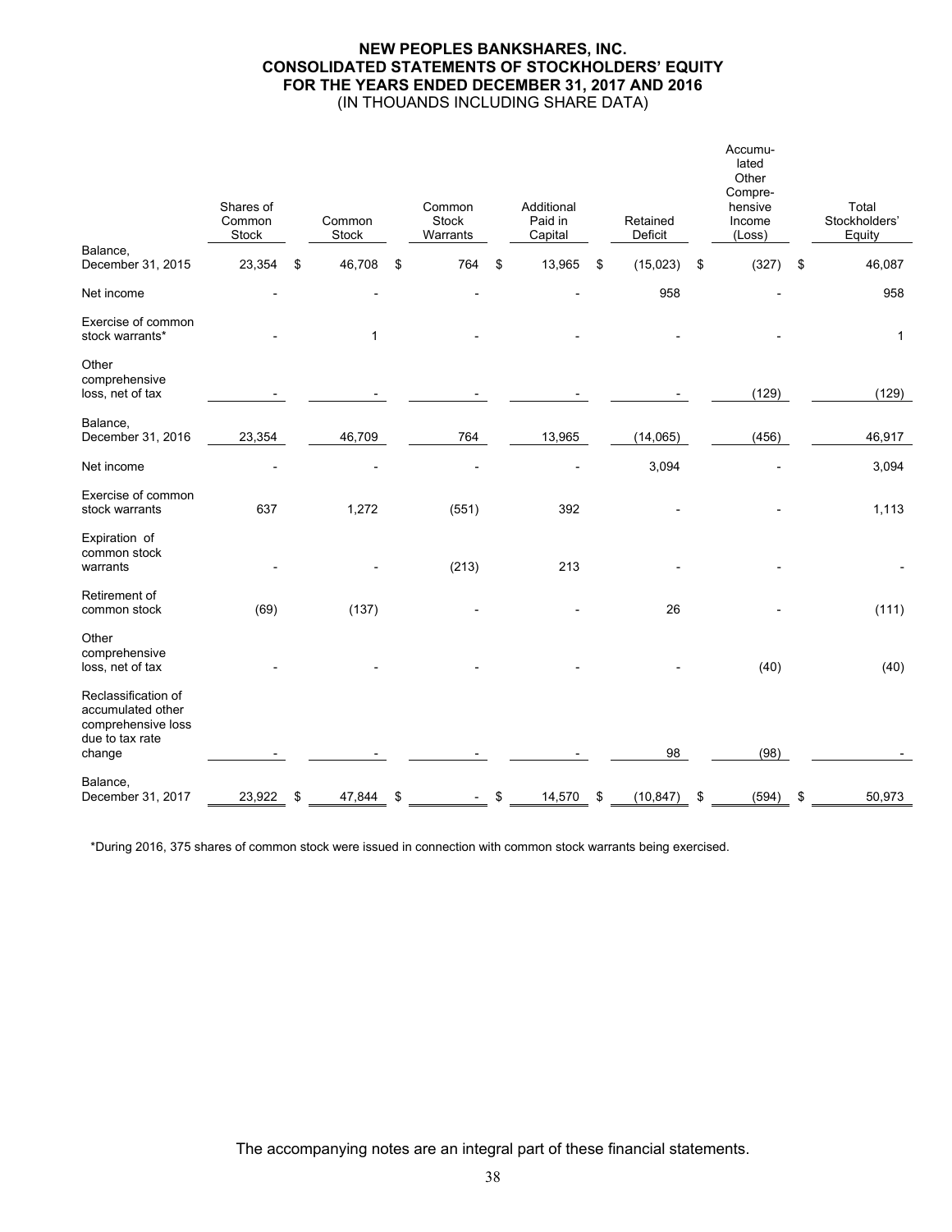# NEW PEOPLES BANKSHARES, INC.
## CONSOLIDATED STATEMENTS OF STOCKHOLDERS' EQUITY
## FOR THE YEARS ENDED DECEMBER 31, 2017 AND 2016
(IN THOUANDS INCLUDING SHARE DATA)

| | Shares of Common Stock | Common Stock | Common Stock Warrants | Additional Paid in Capital | Retained Deficit | Accumulated Other Comprehensive Income (Loss) | Total Stockholders' Equity |
|---|---|---|---|---|---|---|---|
| Balance, December 31, 2015 | 23,354 | $ 46,708 | $ 764 | $ 13,965 | $ (15,023) | $ (327) | $ 46,087 |
| Net income | - | - | - | - | 958 | - | 958 |
| Exercise of common stock warrants* | - | 1 | - | - | - | - | 1 |
| Other comprehensive loss, net of tax | - | - | - | - | - | (129) | (129) |
| Balance, December 31, 2016 | 23,354 | 46,709 | 764 | 13,965 | (14,065) | (456) | 46,917 |
| Net income | - | - | - | - | 3,094 | - | 3,094 |
| Exercise of common stock warrants | 637 | 1,272 | (551) | 392 | - | - | 1,113 |
| Expiration of common stock warrants | - | - | (213) | 213 | - | - | - |
| Retirement of common stock | (69) | (137) | - | - | 26 | - | (111) |
| Other comprehensive loss, net of tax | - | - | - | - | - | (40) | (40) |
| Reclassification of accumulated other comprehensive loss due to tax rate change | - | - | - | - | 98 | (98) | - |
| Balance, December 31, 2017 | 23,922 | $ 47,844 | $ - | $ 14,570 | $ (10,847) | $ (594) | $ 50,973 |

*During 2016, 375 shares of common stock were issued in connection with common stock warrants being exercised.

The accompanying notes are an integral part of these financial statements.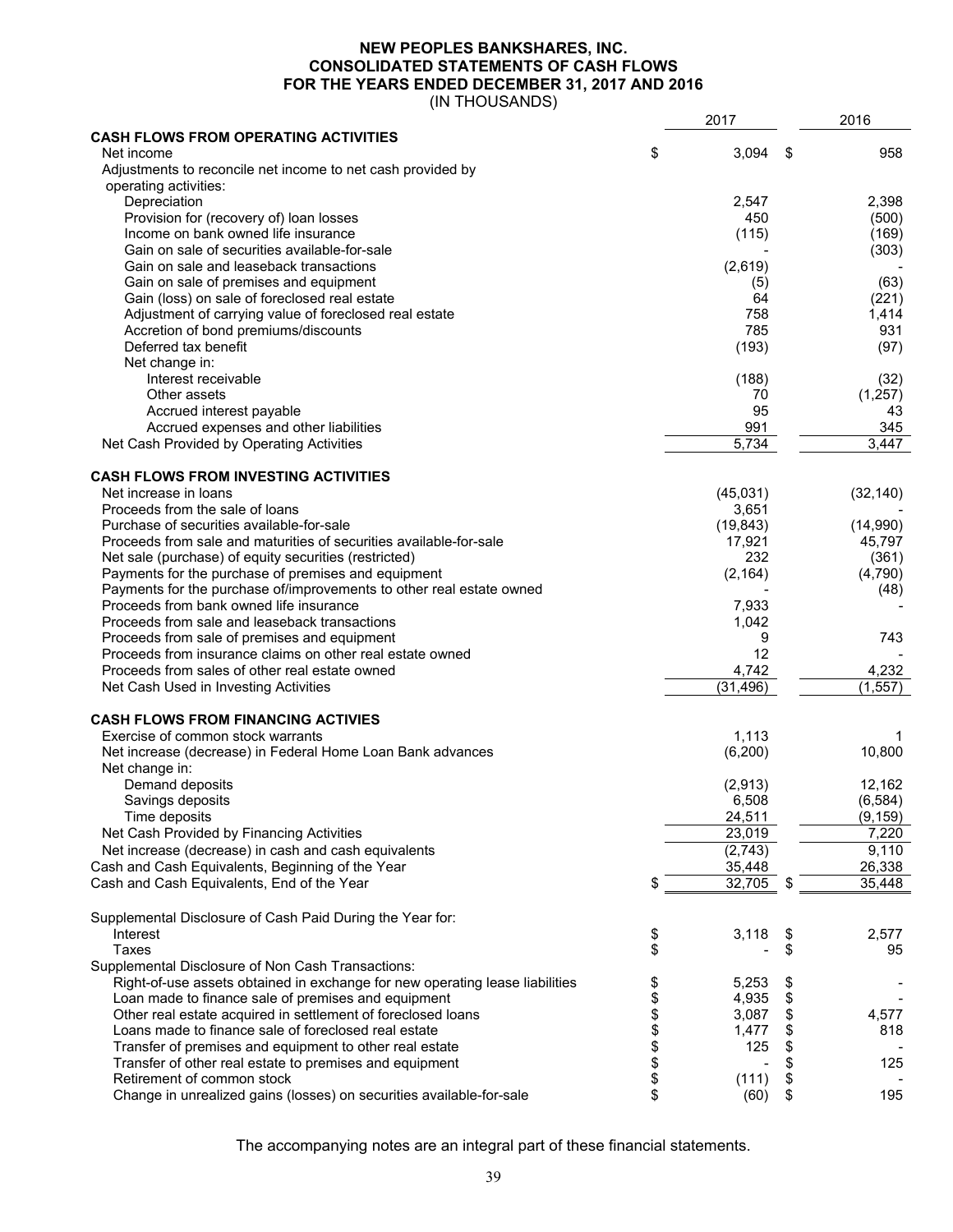# NEW PEOPLES BANKSHARES, INC.
## CONSOLIDATED STATEMENTS OF CASH FLOWS
## FOR THE YEARS ENDED DECEMBER 31, 2017 AND 2016
(IN THOUSANDS)

| | 2017 | 2016 |
|---|---|---|
| **CASH FLOWS FROM OPERATING ACTIVITIES** | | |
| Net income | $ 3,094 | $ 958 |
| Adjustments to reconcile net income to net cash provided by operating activities: | | |
| Depreciation | 2,547 | 2,398 |
| Provision for (recovery of) loan losses | 450 | (500) |
| Income on bank owned life insurance | (115) | (169) |
| Gain on sale of securities available-for-sale | - | (303) |
| Gain on sale and leaseback transactions | (2,619) | - |
| Gain on sale of premises and equipment | (5) | (63) |
| Gain (loss) on sale of foreclosed real estate | 64 | (221) |
| Adjustment of carrying value of foreclosed real estate | 758 | 1,414 |
| Accretion of bond premiums/discounts | 785 | 931 |
| Deferred tax benefit | (193) | (97) |
| Net change in: | | |
| Interest receivable | (188) | (32) |
| Other assets | 70 | (1,257) |
| Accrued interest payable | 95 | 43 |
| Accrued expenses and other liabilities | 991 | 345 |
| Net Cash Provided by Operating Activities | 5,734 | 3,447 |
| **CASH FLOWS FROM INVESTING ACTIVITIES** | | |
| Net increase in loans | (45,031) | (32,140) |
| Proceeds from the sale of loans | 3,651 | - |
| Purchase of securities available-for-sale | (19,843) | (14,990) |
| Proceeds from sale and maturities of securities available-for-sale | 17,921 | 45,797 |
| Net sale (purchase) of equity securities (restricted) | 232 | (361) |
| Payments for the purchase of premises and equipment | (2,164) | (4,790) |
| Payments for the purchase of/improvements to other real estate owned | - | (48) |
| Proceeds from bank owned life insurance | 7,933 | - |
| Proceeds from sale and leaseback transactions | 1,042 | |
| Proceeds from sale of premises and equipment | 9 | 743 |
| Proceeds from insurance claims on other real estate owned | 12 | - |
| Proceeds from sales of other real estate owned | 4,742 | 4,232 |
| Net Cash Used in Investing Activities | (31,496) | (1,557) |
| **CASH FLOWS FROM FINANCING ACTIVIES** | | |
| Exercise of common stock warrants | 1,113 | 1 |
| Net increase (decrease) in Federal Home Loan Bank advances | (6,200) | 10,800 |
| Net change in: | | |
| Demand deposits | (2,913) | 12,162 |
| Savings deposits | 6,508 | (6,584) |
| Time deposits | 24,511 | (9,159) |
| Net Cash Provided by Financing Activities | 23,019 | 7,220 |
| Net increase (decrease) in cash and cash equivalents | (2,743) | 9,110 |
| Cash and Cash Equivalents, Beginning of the Year | 35,448 | 26,338 |
| Cash and Cash Equivalents, End of the Year | $ 32,705 | $ 35,448 |
| Supplemental Disclosure of Cash Paid During the Year for: | | |
| Interest | $ 3,118 | $ 2,577 |
| Taxes | $ - | $ 95 |
| Supplemental Disclosure of Non Cash Transactions: | | |
| Right-of-use assets obtained in exchange for new operating lease liabilities | $ 5,253 | $ - |
| Loan made to finance sale of premises and equipment | $ 4,935 | $ - |
| Other real estate acquired in settlement of foreclosed loans | $ 3,087 | $ 4,577 |
| Loans made to finance sale of foreclosed real estate | $ 1,477 | $ 818 |
| Transfer of premises and equipment to other real estate | $ 125 | $ - |
| Transfer of other real estate to premises and equipment | $ - | $ 125 |
| Retirement of common stock | $ (111) | $ - |
| Change in unrealized gains (losses) on securities available-for-sale | $ (60) | $ 195 |

The accompanying notes are an integral part of these financial statements.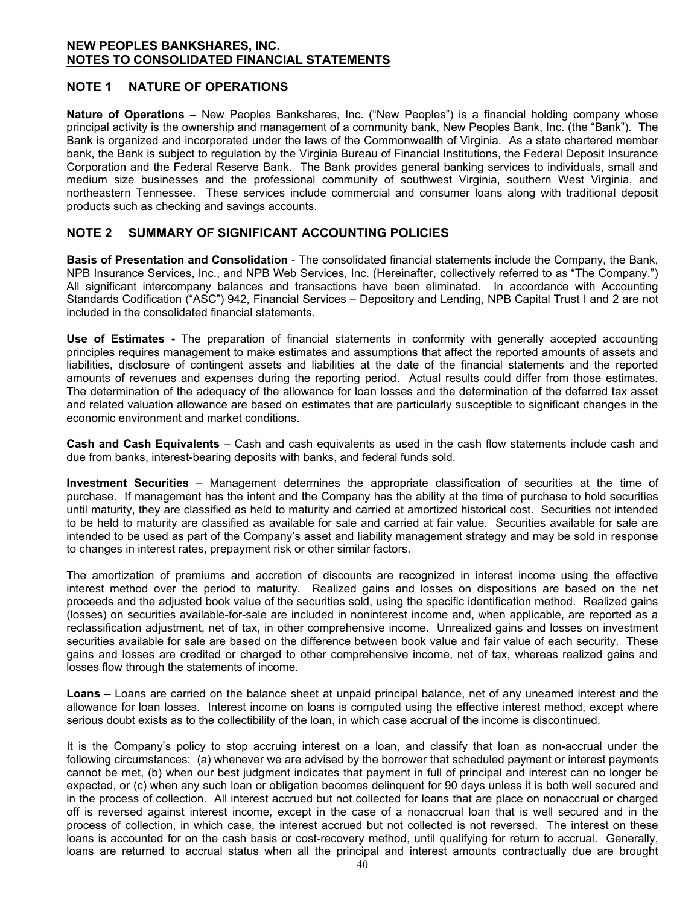**NEW PEOPLES BANKSHARES, INC.**
**NOTES TO CONSOLIDATED FINANCIAL STATEMENTS**

## NOTE 1 NATURE OF OPERATIONS

**Nature of Operations –** New Peoples Bankshares, Inc. ("New Peoples") is a financial holding company whose principal activity is the ownership and management of a community bank, New Peoples Bank, Inc. (the "Bank"). The Bank is organized and incorporated under the laws of the Commonwealth of Virginia. As a state chartered member bank, the Bank is subject to regulation by the Virginia Bureau of Financial Institutions, the Federal Deposit Insurance Corporation and the Federal Reserve Bank. The Bank provides general banking services to individuals, small and medium size businesses and the professional community of southwest Virginia, southern West Virginia, and northeastern Tennessee. These services include commercial and consumer loans along with traditional deposit products such as checking and savings accounts.

## NOTE 2 SUMMARY OF SIGNIFICANT ACCOUNTING POLICIES

**Basis of Presentation and Consolidation** - The consolidated financial statements include the Company, the Bank, NPB Insurance Services, Inc., and NPB Web Services, Inc. (Hereinafter, collectively referred to as "The Company.") All significant intercompany balances and transactions have been eliminated. In accordance with Accounting Standards Codification ("ASC") 942, Financial Services – Depository and Lending, NPB Capital Trust I and 2 are not included in the consolidated financial statements.

**Use of Estimates -** The preparation of financial statements in conformity with generally accepted accounting principles requires management to make estimates and assumptions that affect the reported amounts of assets and liabilities, disclosure of contingent assets and liabilities at the date of the financial statements and the reported amounts of revenues and expenses during the reporting period. Actual results could differ from those estimates. The determination of the adequacy of the allowance for loan losses and the determination of the deferred tax asset and related valuation allowance are based on estimates that are particularly susceptible to significant changes in the economic environment and market conditions.

**Cash and Cash Equivalents** – Cash and cash equivalents as used in the cash flow statements include cash and due from banks, interest-bearing deposits with banks, and federal funds sold.

**Investment Securities** – Management determines the appropriate classification of securities at the time of purchase. If management has the intent and the Company has the ability at the time of purchase to hold securities until maturity, they are classified as held to maturity and carried at amortized historical cost. Securities not intended to be held to maturity are classified as available for sale and carried at fair value. Securities available for sale are intended to be used as part of the Company's asset and liability management strategy and may be sold in response to changes in interest rates, prepayment risk or other similar factors.

The amortization of premiums and accretion of discounts are recognized in interest income using the effective interest method over the period to maturity. Realized gains and losses on dispositions are based on the net proceeds and the adjusted book value of the securities sold, using the specific identification method. Realized gains (losses) on securities available-for-sale are included in noninterest income and, when applicable, are reported as a reclassification adjustment, net of tax, in other comprehensive income. Unrealized gains and losses on investment securities available for sale are based on the difference between book value and fair value of each security. These gains and losses are credited or charged to other comprehensive income, net of tax, whereas realized gains and losses flow through the statements of income.

**Loans –** Loans are carried on the balance sheet at unpaid principal balance, net of any unearned interest and the allowance for loan losses. Interest income on loans is computed using the effective interest method, except where serious doubt exists as to the collectibility of the loan, in which case accrual of the income is discontinued.

It is the Company's policy to stop accruing interest on a loan, and classify that loan as non-accrual under the following circumstances: (a) whenever we are advised by the borrower that scheduled payment or interest payments cannot be met, (b) when our best judgment indicates that payment in full of principal and interest can no longer be expected, or (c) when any such loan or obligation becomes delinquent for 90 days unless it is both well secured and in the process of collection. All interest accrued but not collected for loans that are place on nonaccrual or charged off is reversed against interest income, except in the case of a nonaccrual loan that is well secured and in the process of collection, in which case, the interest accrued but not collected is not reversed. The interest on these loans is accounted for on the cash basis or cost-recovery method, until qualifying for return to accrual. Generally, loans are returned to accrual status when all the principal and interest amounts contractually due are brought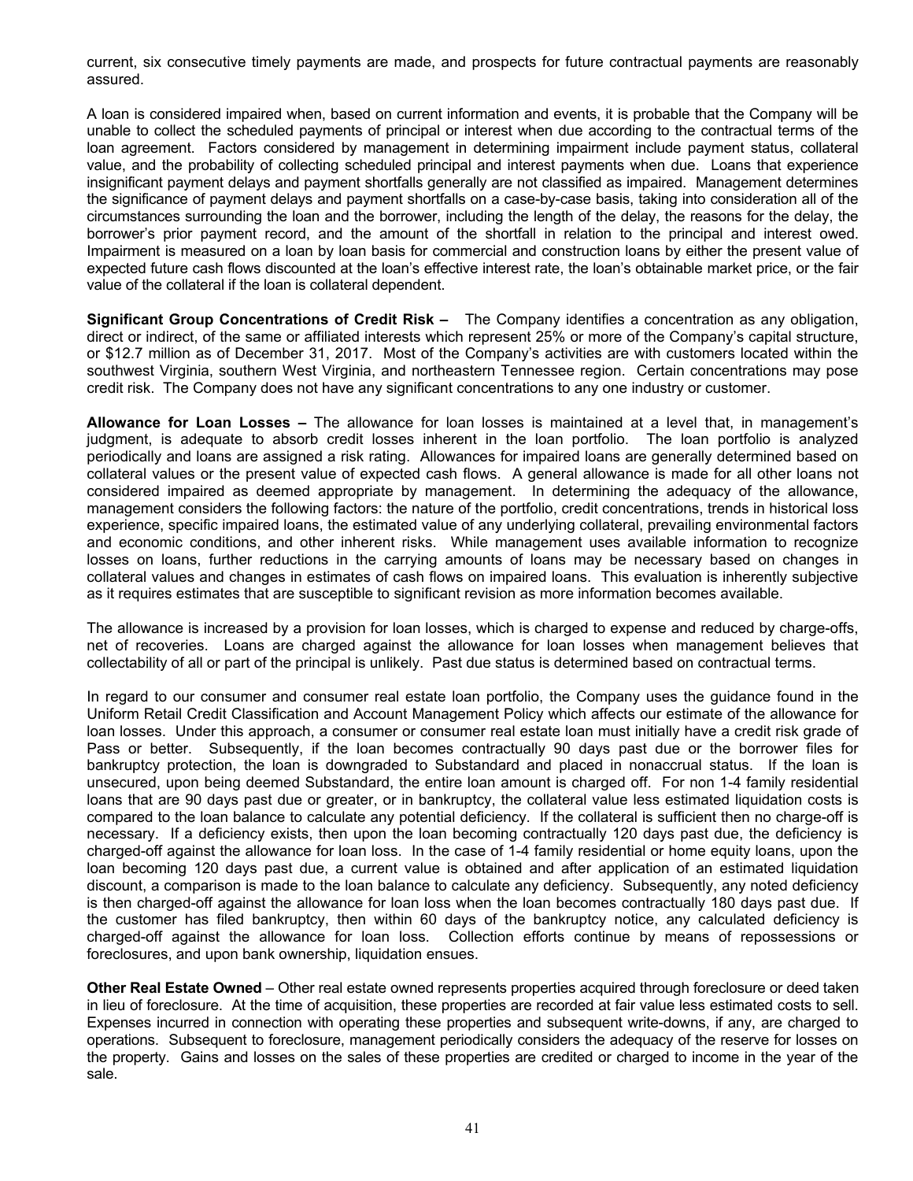current, six consecutive timely payments are made, and prospects for future contractual payments are reasonably assured.

A loan is considered impaired when, based on current information and events, it is probable that the Company will be unable to collect the scheduled payments of principal or interest when due according to the contractual terms of the loan agreement. Factors considered by management in determining impairment include payment status, collateral value, and the probability of collecting scheduled principal and interest payments when due. Loans that experience insignificant payment delays and payment shortfalls generally are not classified as impaired. Management determines the significance of payment delays and payment shortfalls on a case-by-case basis, taking into consideration all of the circumstances surrounding the loan and the borrower, including the length of the delay, the reasons for the delay, the borrower's prior payment record, and the amount of the shortfall in relation to the principal and interest owed. Impairment is measured on a loan by loan basis for commercial and construction loans by either the present value of expected future cash flows discounted at the loan's effective interest rate, the loan's obtainable market price, or the fair value of the collateral if the loan is collateral dependent.

**Significant Group Concentrations of Credit Risk –** The Company identifies a concentration as any obligation, direct or indirect, of the same or affiliated interests which represent 25% or more of the Company's capital structure, or $12.7 million as of December 31, 2017. Most of the Company's activities are with customers located within the southwest Virginia, southern West Virginia, and northeastern Tennessee region. Certain concentrations may pose credit risk. The Company does not have any significant concentrations to any one industry or customer.

**Allowance for Loan Losses –** The allowance for loan losses is maintained at a level that, in management's judgment, is adequate to absorb credit losses inherent in the loan portfolio. The loan portfolio is analyzed periodically and loans are assigned a risk rating. Allowances for impaired loans are generally determined based on collateral values or the present value of expected cash flows. A general allowance is made for all other loans not considered impaired as deemed appropriate by management. In determining the adequacy of the allowance, management considers the following factors: the nature of the portfolio, credit concentrations, trends in historical loss experience, specific impaired loans, the estimated value of any underlying collateral, prevailing environmental factors and economic conditions, and other inherent risks. While management uses available information to recognize losses on loans, further reductions in the carrying amounts of loans may be necessary based on changes in collateral values and changes in estimates of cash flows on impaired loans. This evaluation is inherently subjective as it requires estimates that are susceptible to significant revision as more information becomes available.

The allowance is increased by a provision for loan losses, which is charged to expense and reduced by charge-offs, net of recoveries. Loans are charged against the allowance for loan losses when management believes that collectability of all or part of the principal is unlikely. Past due status is determined based on contractual terms.

In regard to our consumer and consumer real estate loan portfolio, the Company uses the guidance found in the Uniform Retail Credit Classification and Account Management Policy which affects our estimate of the allowance for loan losses. Under this approach, a consumer or consumer real estate loan must initially have a credit risk grade of Pass or better. Subsequently, if the loan becomes contractually 90 days past due or the borrower files for bankruptcy protection, the loan is downgraded to Substandard and placed in nonaccrual status. If the loan is unsecured, upon being deemed Substandard, the entire loan amount is charged off. For non 1-4 family residential loans that are 90 days past due or greater, or in bankruptcy, the collateral value less estimated liquidation costs is compared to the loan balance to calculate any potential deficiency. If the collateral is sufficient then no charge-off is necessary. If a deficiency exists, then upon the loan becoming contractually 120 days past due, the deficiency is charged-off against the allowance for loan loss. In the case of 1-4 family residential or home equity loans, upon the loan becoming 120 days past due, a current value is obtained and after application of an estimated liquidation discount, a comparison is made to the loan balance to calculate any deficiency. Subsequently, any noted deficiency is then charged-off against the allowance for loan loss when the loan becomes contractually 180 days past due. If the customer has filed bankruptcy, then within 60 days of the bankruptcy notice, any calculated deficiency is charged-off against the allowance for loan loss. Collection efforts continue by means of repossessions or foreclosures, and upon bank ownership, liquidation ensues.

**Other Real Estate Owned** – Other real estate owned represents properties acquired through foreclosure or deed taken in lieu of foreclosure. At the time of acquisition, these properties are recorded at fair value less estimated costs to sell. Expenses incurred in connection with operating these properties and subsequent write-downs, if any, are charged to operations. Subsequent to foreclosure, management periodically considers the adequacy of the reserve for losses on the property. Gains and losses on the sales of these properties are credited or charged to income in the year of the sale.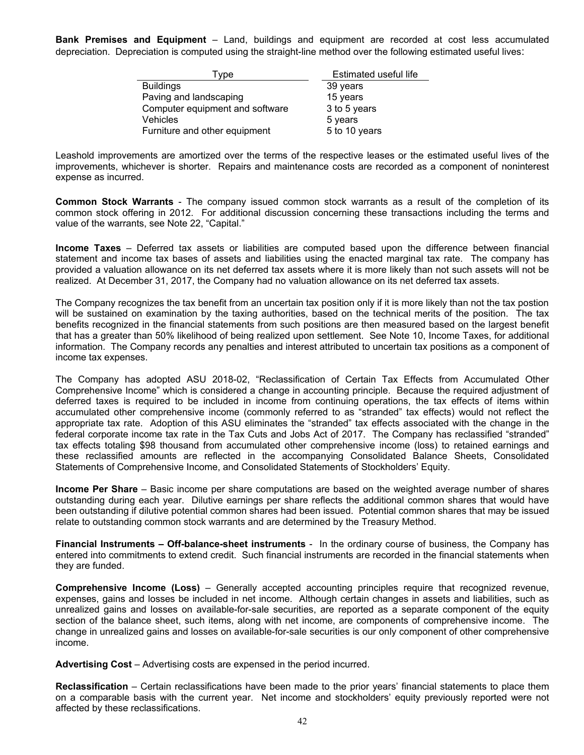**Bank Premises and Equipment** – Land, buildings and equipment are recorded at cost less accumulated depreciation. Depreciation is computed using the straight-line method over the following estimated useful lives:

| Type | Estimated useful life |
|---|---|
| Buildings | 39 years |
| Paving and landscaping | 15 years |
| Computer equipment and software | 3 to 5 years |
| Vehicles | 5 years |
| Furniture and other equipment | 5 to 10 years |

Leashold improvements are amortized over the terms of the respective leases or the estimated useful lives of the improvements, whichever is shorter. Repairs and maintenance costs are recorded as a component of noninterest expense as incurred.

**Common Stock Warrants** - The company issued common stock warrants as a result of the completion of its common stock offering in 2012. For additional discussion concerning these transactions including the terms and value of the warrants, see Note 22, "Capital."

**Income Taxes** – Deferred tax assets or liabilities are computed based upon the difference between financial statement and income tax bases of assets and liabilities using the enacted marginal tax rate. The company has provided a valuation allowance on its net deferred tax assets where it is more likely than not such assets will not be realized. At December 31, 2017, the Company had no valuation allowance on its net deferred tax assets.

The Company recognizes the tax benefit from an uncertain tax position only if it is more likely than not the tax postion will be sustained on examination by the taxing authorities, based on the technical merits of the position. The tax benefits recognized in the financial statements from such positions are then measured based on the largest benefit that has a greater than 50% likelihood of being realized upon settlement. See Note 10, Income Taxes, for additional information. The Company records any penalties and interest attributed to uncertain tax positions as a component of income tax expenses.

The Company has adopted ASU 2018-02, "Reclassification of Certain Tax Effects from Accumulated Other Comprehensive Income" which is considered a change in accounting principle. Because the required adjustment of deferred taxes is required to be included in income from continuing operations, the tax effects of items within accumulated other comprehensive income (commonly referred to as "stranded" tax effects) would not reflect the appropriate tax rate. Adoption of this ASU eliminates the "stranded" tax effects associated with the change in the federal corporate income tax rate in the Tax Cuts and Jobs Act of 2017. The Company has reclassified "stranded" tax effects totaling $98 thousand from accumulated other comprehensive income (loss) to retained earnings and these reclassified amounts are reflected in the accompanying Consolidated Balance Sheets, Consolidated Statements of Comprehensive Income, and Consolidated Statements of Stockholders' Equity.

**Income Per Share** – Basic income per share computations are based on the weighted average number of shares outstanding during each year. Dilutive earnings per share reflects the additional common shares that would have been outstanding if dilutive potential common shares had been issued. Potential common shares that may be issued relate to outstanding common stock warrants and are determined by the Treasury Method.

**Financial Instruments – Off-balance-sheet instruments** - In the ordinary course of business, the Company has entered into commitments to extend credit. Such financial instruments are recorded in the financial statements when they are funded.

**Comprehensive Income (Loss)** – Generally accepted accounting principles require that recognized revenue, expenses, gains and losses be included in net income. Although certain changes in assets and liabilities, such as unrealized gains and losses on available-for-sale securities, are reported as a separate component of the equity section of the balance sheet, such items, along with net income, are components of comprehensive income. The change in unrealized gains and losses on available-for-sale securities is our only component of other comprehensive income.

**Advertising Cost** – Advertising costs are expensed in the period incurred.

**Reclassification** – Certain reclassifications have been made to the prior years' financial statements to place them on a comparable basis with the current year. Net income and stockholders' equity previously reported were not affected by these reclassifications.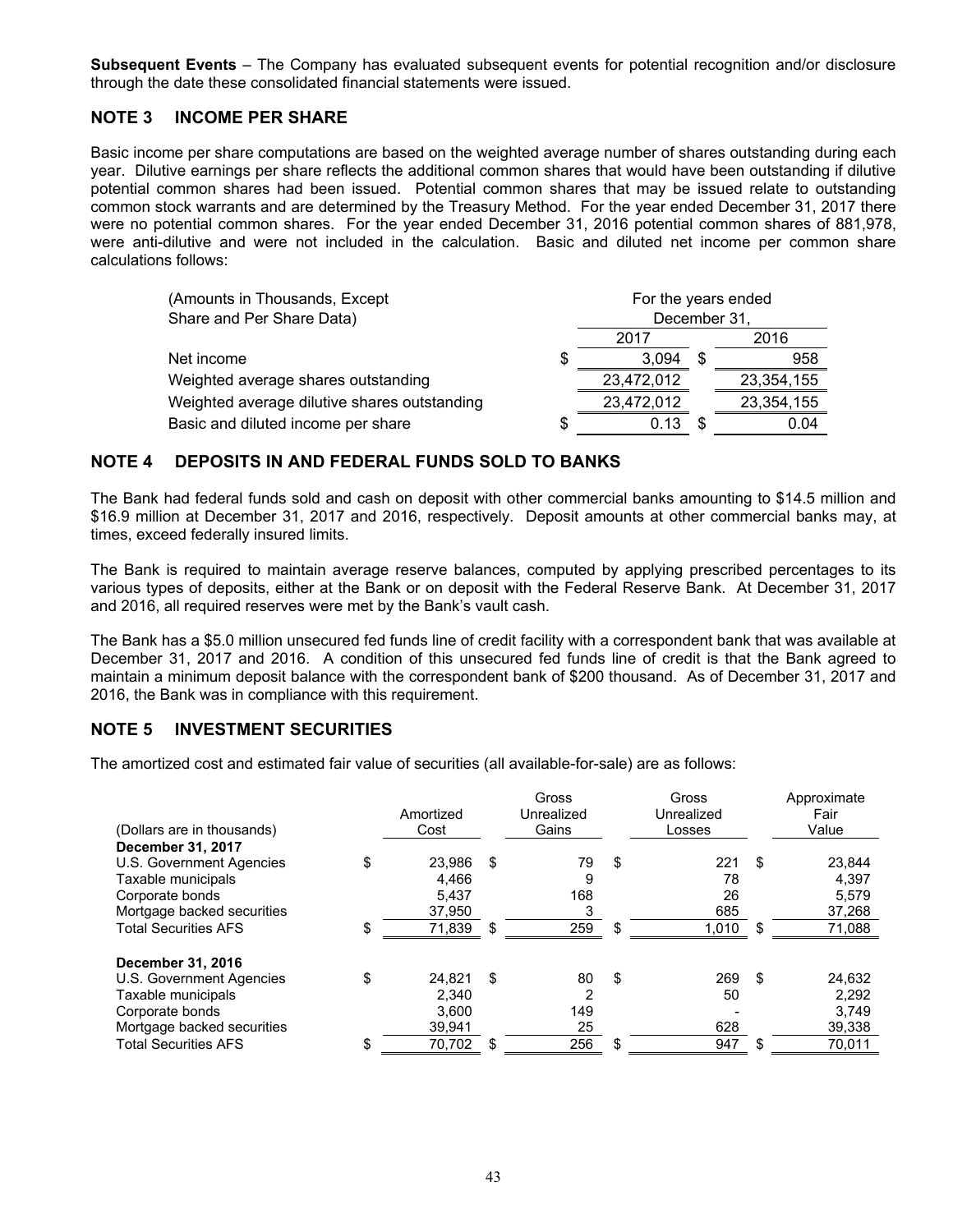**Subsequent Events** – The Company has evaluated subsequent events for potential recognition and/or disclosure through the date these consolidated financial statements were issued.

## NOTE 3 INCOME PER SHARE

Basic income per share computations are based on the weighted average number of shares outstanding during each year. Dilutive earnings per share reflects the additional common shares that would have been outstanding if dilutive potential common shares had been issued. Potential common shares that may be issued relate to outstanding common stock warrants and are determined by the Treasury Method. For the year ended December 31, 2017 there were no potential common shares. For the year ended December 31, 2016 potential common shares of 881,978, were anti-dilutive and were not included in the calculation. Basic and diluted net income per common share calculations follows:

| (Amounts in Thousands, Except Share and Per Share Data) | For the years ended December 31, 2017 | 2016 |
|---|---|---|
| Net income | $ 3,094 | $ 958 |
| Weighted average shares outstanding | 23,472,012 | 23,354,155 |
| Weighted average dilutive shares outstanding | 23,472,012 | 23,354,155 |
| Basic and diluted income per share | $ 0.13 | $ 0.04 |

## NOTE 4 DEPOSITS IN AND FEDERAL FUNDS SOLD TO BANKS

The Bank had federal funds sold and cash on deposit with other commercial banks amounting to $14.5 million and $16.9 million at December 31, 2017 and 2016, respectively. Deposit amounts at other commercial banks may, at times, exceed federally insured limits.

The Bank is required to maintain average reserve balances, computed by applying prescribed percentages to its various types of deposits, either at the Bank or on deposit with the Federal Reserve Bank. At December 31, 2017 and 2016, all required reserves were met by the Bank's vault cash.

The Bank has a $5.0 million unsecured fed funds line of credit facility with a correspondent bank that was available at December 31, 2017 and 2016. A condition of this unsecured fed funds line of credit is that the Bank agreed to maintain a minimum deposit balance with the correspondent bank of $200 thousand. As of December 31, 2017 and 2016, the Bank was in compliance with this requirement.

## NOTE 5 INVESTMENT SECURITIES

The amortized cost and estimated fair value of securities (all available-for-sale) are as follows:

| (Dollars are in thousands) | Amortized Cost | Gross Unrealized Gains | Gross Unrealized Losses | Approximate Fair Value |
|---|---|---|---|---|
| **December 31, 2017** | | | | |
| U.S. Government Agencies | $ 23,986 | $ 79 | $ 221 | $ 23,844 |
| Taxable municipals | 4,466 | 9 | 78 | 4,397 |
| Corporate bonds | 5,437 | 168 | 26 | 5,579 |
| Mortgage backed securities | 37,950 | 3 | 685 | 37,268 |
| Total Securities AFS | $ 71,839 | $ 259 | $ 1,010 | $ 71,088 |
| **December 31, 2016** | | | | |
| U.S. Government Agencies | $ 24,821 | $ 80 | $ 269 | $ 24,632 |
| Taxable municipals | 2,340 | 2 | 50 | 2,292 |
| Corporate bonds | 3,600 | 149 | - | 3,749 |
| Mortgage backed securities | 39,941 | 25 | 628 | 39,338 |
| Total Securities AFS | $ 70,702 | $ 256 | $ 947 | $ 70,011 |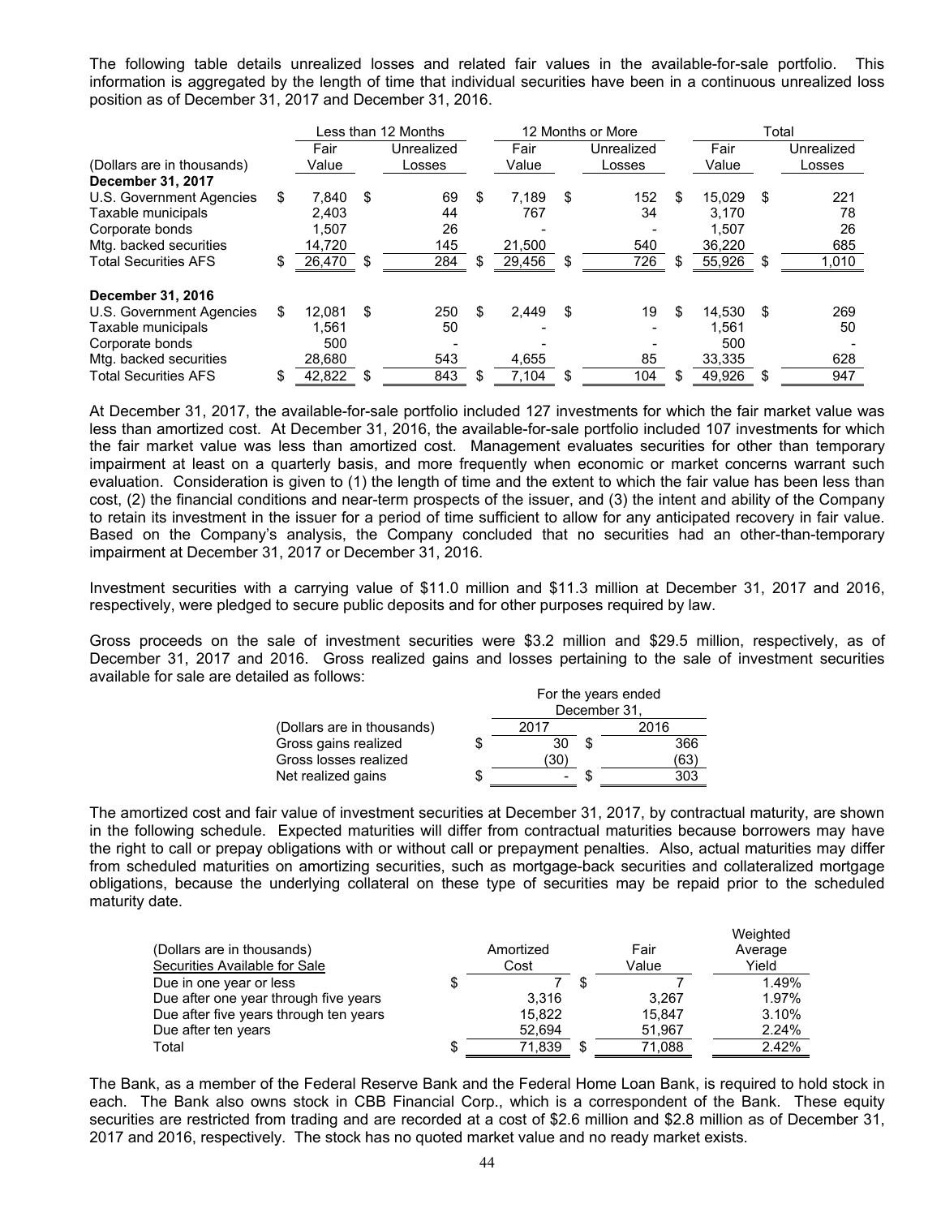The following table details unrealized losses and related fair values in the available-for-sale portfolio. This information is aggregated by the length of time that individual securities have been in a continuous unrealized loss position as of December 31, 2017 and December 31, 2016.

| (Dollars are in thousands) | Less than 12 Months | | 12 Months or More | | Total | |
|---|---|---|---|---|---|---|
| | Fair Value | Unrealized Losses | Fair Value | Unrealized Losses | Fair Value | Unrealized Losses |
| **December 31, 2017** | | | | | | |
| U.S. Government Agencies | $ 7,840 | $ 69 | $ 7,189 | $ 152 | $ 15,029 | $ 221 |
| Taxable municipals | 2,403 | 44 | 767 | 34 | 3,170 | 78 |
| Corporate bonds | 1,507 | 26 | - | - | 1,507 | 26 |
| Mtg. backed securities | 14,720 | 145 | 21,500 | 540 | 36,220 | 685 |
| Total Securities AFS | $ 26,470 | $ 284 | $ 29,456 | $ 726 | $ 55,926 | $ 1,010 |
| **December 31, 2016** | | | | | | |
| U.S. Government Agencies | $ 12,081 | $ 250 | $ 2,449 | $ 19 | $ 14,530 | $ 269 |
| Taxable municipals | 1,561 | 50 | - | - | 1,561 | 50 |
| Corporate bonds | 500 | - | - | - | 500 | - |
| Mtg. backed securities | 28,680 | 543 | 4,655 | 85 | 33,335 | 628 |
| Total Securities AFS | $ 42,822 | $ 843 | $ 7,104 | $ 104 | $ 49,926 | $ 947 |

At December 31, 2017, the available-for-sale portfolio included 127 investments for which the fair market value was less than amortized cost. At December 31, 2016, the available-for-sale portfolio included 107 investments for which the fair market value was less than amortized cost. Management evaluates securities for other than temporary impairment at least on a quarterly basis, and more frequently when economic or market concerns warrant such evaluation. Consideration is given to (1) the length of time and the extent to which the fair value has been less than cost, (2) the financial conditions and near-term prospects of the issuer, and (3) the intent and ability of the Company to retain its investment in the issuer for a period of time sufficient to allow for any anticipated recovery in fair value. Based on the Company's analysis, the Company concluded that no securities had an other-than-temporary impairment at December 31, 2017 or December 31, 2016.

Investment securities with a carrying value of $11.0 million and $11.3 million at December 31, 2017 and 2016, respectively, were pledged to secure public deposits and for other purposes required by law.

Gross proceeds on the sale of investment securities were $3.2 million and $29.5 million, respectively, as of December 31, 2017 and 2016. Gross realized gains and losses pertaining to the sale of investment securities available for sale are detailed as follows:

| (Dollars are in thousands) | For the years ended December 31, | |
|---|---|---|
| | 2017 | 2016 |
| Gross gains realized | $ 30 | $ 366 |
| Gross losses realized | (30) | (63) |
| Net realized gains | $ - | $ 303 |

The amortized cost and fair value of investment securities at December 31, 2017, by contractual maturity, are shown in the following schedule. Expected maturities will differ from contractual maturities because borrowers may have the right to call or prepay obligations with or without call or prepayment penalties. Also, actual maturities may differ from scheduled maturities on amortizing securities, such as mortgage-back securities and collateralized mortgage obligations, because the underlying collateral on these type of securities may be repaid prior to the scheduled maturity date.

| (Dollars are in thousands)<br>Securities Available for Sale | Amortized Cost | Fair Value | Weighted Average Yield |
|---|---|---|---|
| Due in one year or less | $ 7 | $ 7 | 1.49% |
| Due after one year through five years | 3,316 | 3,267 | 1.97% |
| Due after five years through ten years | 15,822 | 15,847 | 3.10% |
| Due after ten years | 52,694 | 51,967 | 2.24% |
| Total | $ 71,839 | $ 71,088 | 2.42% |

The Bank, as a member of the Federal Reserve Bank and the Federal Home Loan Bank, is required to hold stock in each. The Bank also owns stock in CBB Financial Corp., which is a correspondent of the Bank. These equity securities are restricted from trading and are recorded at a cost of $2.6 million and $2.8 million as of December 31, 2017 and 2016, respectively. The stock has no quoted market value and no ready market exists.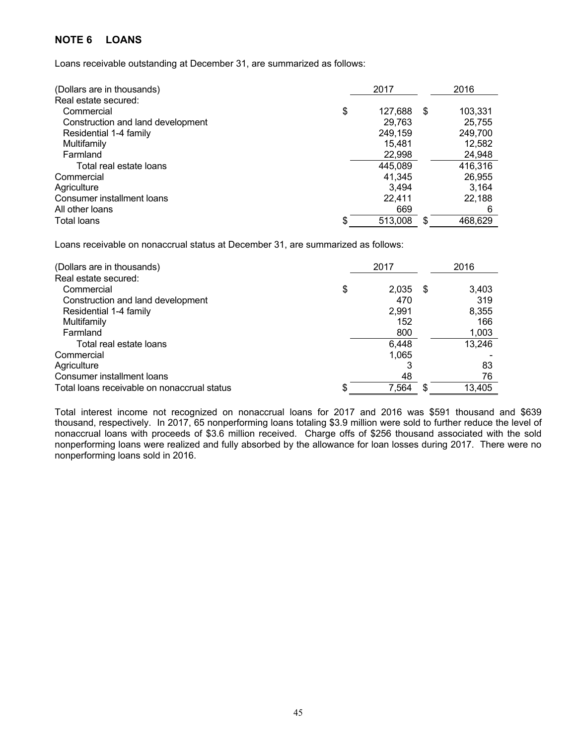## NOTE 6 LOANS

Loans receivable outstanding at December 31, are summarized as follows:

| (Dollars are in thousands) | 2017 | 2016 |
|---|---|---|
| Real estate secured: | | |
| Commercial | $ 127,688 | $ 103,331 |
| Construction and land development | 29,763 | 25,755 |
| Residential 1-4 family | 249,159 | 249,700 |
| Multifamily | 15,481 | 12,582 |
| Farmland | 22,998 | 24,948 |
| Total real estate loans | 445,089 | 416,316 |
| Commercial | 41,345 | 26,955 |
| Agriculture | 3,494 | 3,164 |
| Consumer installment loans | 22,411 | 22,188 |
| All other loans | 669 | 6 |
| Total loans | $ 513,008 | $ 468,629 |

Loans receivable on nonaccrual status at December 31, are summarized as follows:

| (Dollars are in thousands) | 2017 | 2016 |
|---|---|---|
| Real estate secured: | | |
| Commercial | $ 2,035 | $ 3,403 |
| Construction and land development | 470 | 319 |
| Residential 1-4 family | 2,991 | 8,355 |
| Multifamily | 152 | 166 |
| Farmland | 800 | 1,003 |
| Total real estate loans | 6,448 | 13,246 |
| Commercial | 1,065 | - |
| Agriculture | 3 | 83 |
| Consumer installment loans | 48 | 76 |
| Total loans receivable on nonaccrual status | $ 7,564 | $ 13,405 |

Total interest income not recognized on nonaccrual loans for 2017 and 2016 was $591 thousand and $639 thousand, respectively. In 2017, 65 nonperforming loans totaling $3.9 million were sold to further reduce the level of nonaccrual loans with proceeds of $3.6 million received. Charge offs of $256 thousand associated with the sold nonperforming loans were realized and fully absorbed by the allowance for loan losses during 2017. There were no nonperforming loans sold in 2016.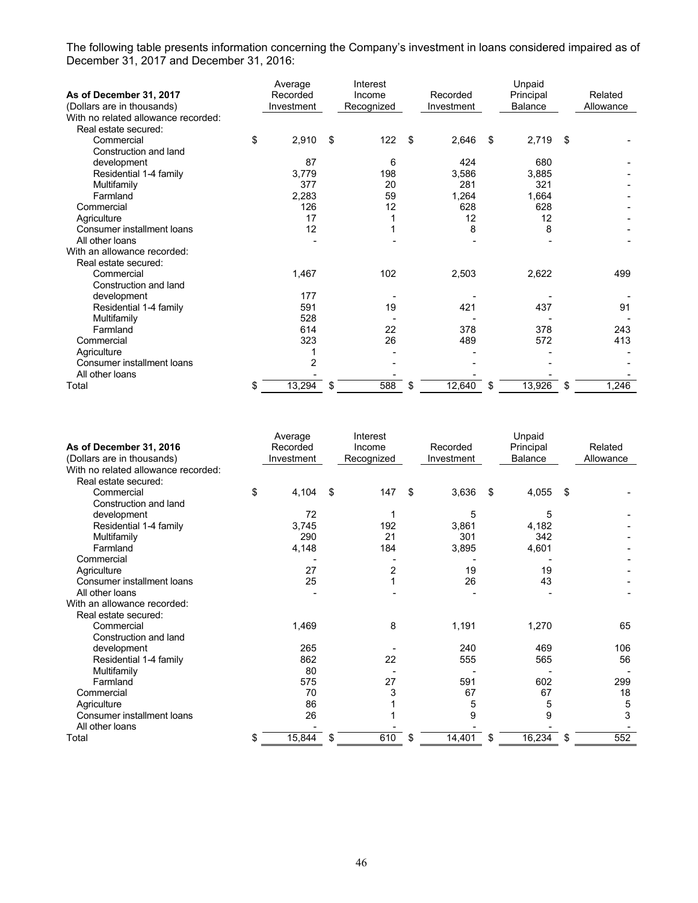The following table presents information concerning the Company's investment in loans considered impaired as of December 31, 2017 and December 31, 2016:

| As of December 31, 2017<br>(Dollars are in thousands) | Average Recorded Investment | Interest Income Recognized | Recorded Investment | Unpaid Principal Balance | Related Allowance |
|---|---|---|---|---|---|
| With no related allowance recorded: | | | | | |
| Real estate secured: | | | | | |
| Commercial | $ 2,910 | $ 122 | $ 2,646 | $ 2,719 | $ - |
| Construction and land development | 87 | 6 | 424 | 680 | - |
| Residential 1-4 family | 3,779 | 198 | 3,586 | 3,885 | - |
| Multifamily | 377 | 20 | 281 | 321 | - |
| Farmland | 2,283 | 59 | 1,264 | 1,664 | - |
| Commercial | 126 | 12 | 628 | 628 | - |
| Agriculture | 17 | 1 | 12 | 12 | - |
| Consumer installment loans | 12 | 1 | 8 | 8 | - |
| All other loans | - | - | - | - | - |
| With an allowance recorded: | | | | | |
| Real estate secured: | | | | | |
| Commercial | 1,467 | 102 | 2,503 | 2,622 | 499 |
| Construction and land development | 177 | - | - | - | - |
| Residential 1-4 family | 591 | 19 | 421 | 437 | 91 |
| Multifamily | 528 | - | - | - | - |
| Farmland | 614 | 22 | 378 | 378 | 243 |
| Commercial | 323 | 26 | 489 | 572 | 413 |
| Agriculture | 1 | - | - | - | - |
| Consumer installment loans | 2 | - | - | - | - |
| All other loans | - | - | - | - | - |
| Total | $ 13,294 | $ 588 | $ 12,640 | $ 13,926 | $ 1,246 |

| As of December 31, 2016<br>(Dollars are in thousands) | Average Recorded Investment | Interest Income Recognized | Recorded Investment | Unpaid Principal Balance | Related Allowance |
|---|---|---|---|---|---|
| With no related allowance recorded: | | | | | |
| Real estate secured: | | | | | |
| Commercial | $ 4,104 | $ 147 | $ 3,636 | $ 4,055 | $ - |
| Construction and land development | 72 | 1 | 5 | 5 | - |
| Residential 1-4 family | 3,745 | 192 | 3,861 | 4,182 | - |
| Multifamily | 290 | 21 | 301 | 342 | - |
| Farmland | 4,148 | 184 | 3,895 | 4,601 | - |
| Commercial | - | - | - | - | - |
| Agriculture | 27 | 2 | 19 | 19 | - |
| Consumer installment loans | 25 | 1 | 26 | 43 | - |
| All other loans | - | - | - | - | - |
| With an allowance recorded: | | | | | |
| Real estate secured: | | | | | |
| Commercial | 1,469 | 8 | 1,191 | 1,270 | 65 |
| Construction and land development | 265 | - | 240 | 469 | 106 |
| Residential 1-4 family | 862 | 22 | 555 | 565 | 56 |
| Multifamily | 80 | - | - | - | - |
| Farmland | 575 | 27 | 591 | 602 | 299 |
| Commercial | 70 | 3 | 67 | 67 | 18 |
| Agriculture | 86 | 1 | 5 | 5 | 5 |
| Consumer installment loans | 26 | 1 | 9 | 9 | 3 |
| All other loans | - | - | - | - | - |
| Total | $ 15,844 | $ 610 | $ 14,401 | $ 16,234 | $ 552 |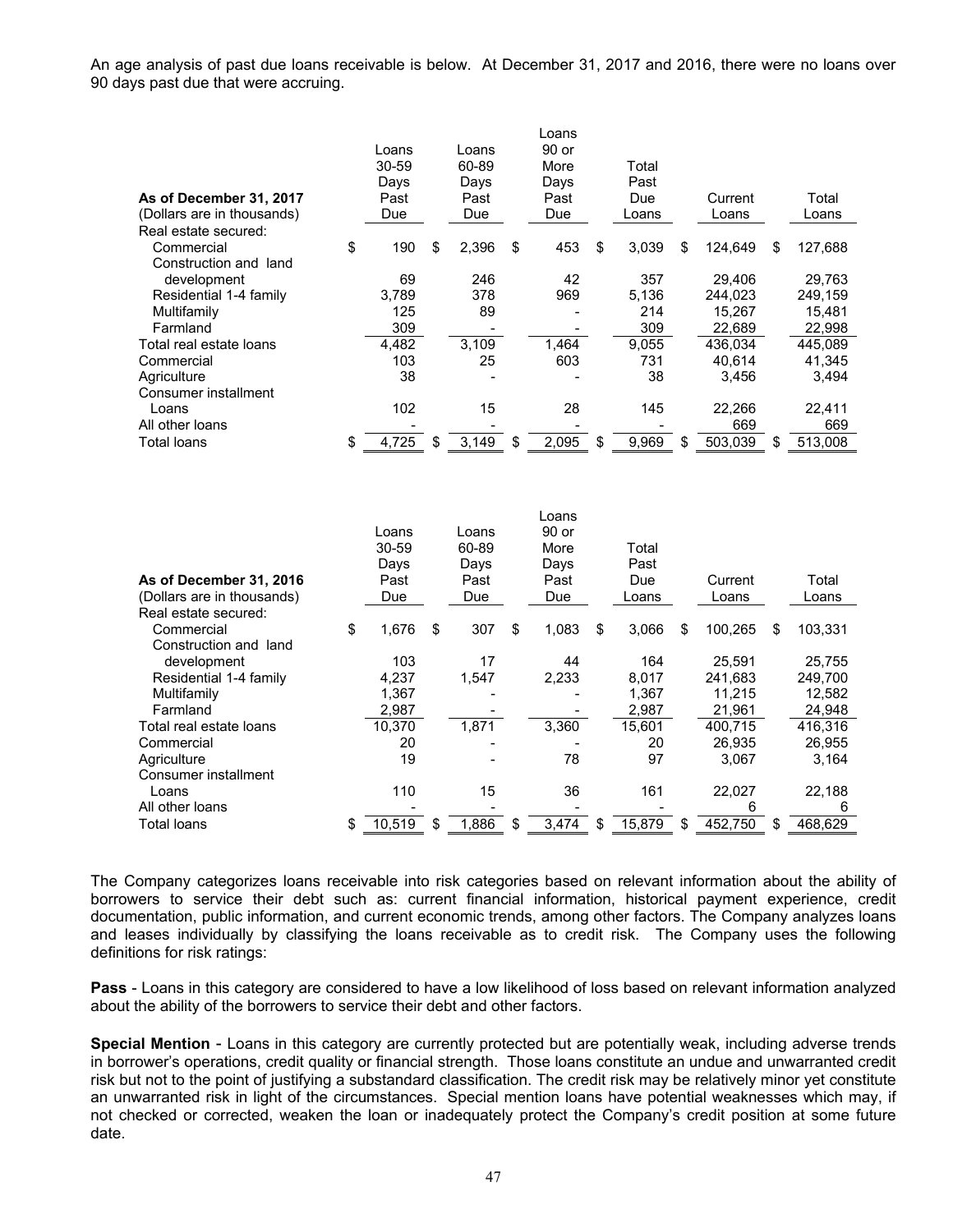An age analysis of past due loans receivable is below. At December 31, 2017 and 2016, there were no loans over 90 days past due that were accruing.

| As of December 31, 2017 (Dollars are in thousands) | Loans 30-59 Days Past Due | Loans 60-89 Days Past Due | Loans 90 or More Days Past Due | Total Past Due Loans | Current Loans | Total Loans |
|---|---|---|---|---|---|---|
| Real estate secured: | | | | | | |
| Commercial | $ 190 | $ 2,396 | $ 453 | $ 3,039 | $ 124,649 | $ 127,688 |
| Construction and land development | 69 | 246 | 42 | 357 | 29,406 | 29,763 |
| Residential 1-4 family | 3,789 | 378 | 969 | 5,136 | 244,023 | 249,159 |
| Multifamily | 125 | 89 | - | 214 | 15,267 | 15,481 |
| Farmland | 309 | - | - | 309 | 22,689 | 22,998 |
| Total real estate loans | 4,482 | 3,109 | 1,464 | 9,055 | 436,034 | 445,089 |
| Commercial | 103 | 25 | 603 | 731 | 40,614 | 41,345 |
| Agriculture | 38 | - | - | 38 | 3,456 | 3,494 |
| Consumer installment Loans | 102 | 15 | 28 | 145 | 22,266 | 22,411 |
| All other loans | - | - | - | - | 669 | 669 |
| Total loans | $ 4,725 | $ 3,149 | $ 2,095 | $ 9,969 | $ 503,039 | $ 513,008 |

| As of December 31, 2016 (Dollars are in thousands) | Loans 30-59 Days Past Due | Loans 60-89 Days Past Due | Loans 90 or More Days Past Due | Total Past Due Loans | Current Loans | Total Loans |
|---|---|---|---|---|---|---|
| Real estate secured: | | | | | | |
| Commercial | $ 1,676 | $ 307 | $ 1,083 | $ 3,066 | $ 100,265 | $ 103,331 |
| Construction and land development | 103 | 17 | 44 | 164 | 25,591 | 25,755 |
| Residential 1-4 family | 4,237 | 1,547 | 2,233 | 8,017 | 241,683 | 249,700 |
| Multifamily | 1,367 | - | - | 1,367 | 11,215 | 12,582 |
| Farmland | 2,987 | - | - | 2,987 | 21,961 | 24,948 |
| Total real estate loans | 10,370 | 1,871 | 3,360 | 15,601 | 400,715 | 416,316 |
| Commercial | 20 | - | - | 20 | 26,935 | 26,955 |
| Agriculture | 19 | - | 78 | 97 | 3,067 | 3,164 |
| Consumer installment Loans | 110 | 15 | 36 | 161 | 22,027 | 22,188 |
| All other loans | - | - | - | - | 6 | 6 |
| Total loans | $ 10,519 | $ 1,886 | $ 3,474 | $ 15,879 | $ 452,750 | $ 468,629 |

The Company categorizes loans receivable into risk categories based on relevant information about the ability of borrowers to service their debt such as: current financial information, historical payment experience, credit documentation, public information, and current economic trends, among other factors. The Company analyzes loans and leases individually by classifying the loans receivable as to credit risk. The Company uses the following definitions for risk ratings:

**Pass** - Loans in this category are considered to have a low likelihood of loss based on relevant information analyzed about the ability of the borrowers to service their debt and other factors.

**Special Mention** - Loans in this category are currently protected but are potentially weak, including adverse trends in borrower's operations, credit quality or financial strength. Those loans constitute an undue and unwarranted credit risk but not to the point of justifying a substandard classification. The credit risk may be relatively minor yet constitute an unwarranted risk in light of the circumstances. Special mention loans have potential weaknesses which may, if not checked or corrected, weaken the loan or inadequately protect the Company's credit position at some future date.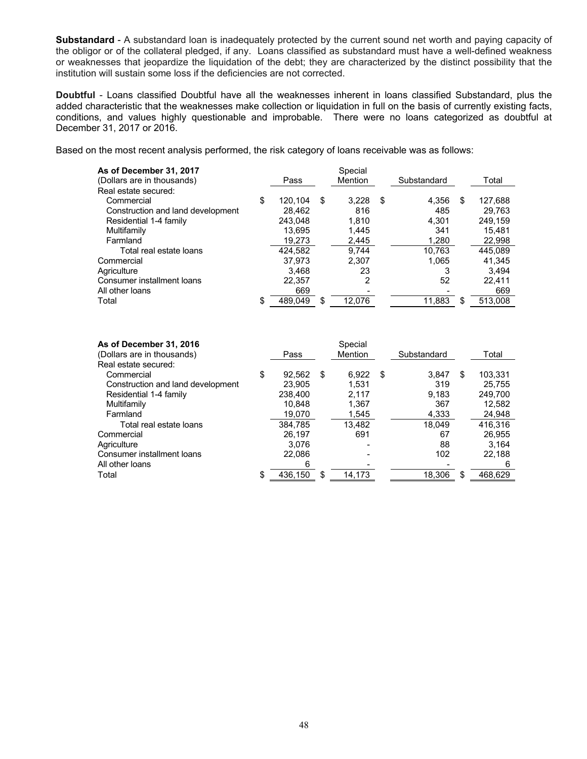**Substandard** - A substandard loan is inadequately protected by the current sound net worth and paying capacity of the obligor or of the collateral pledged, if any. Loans classified as substandard must have a well-defined weakness or weaknesses that jeopardize the liquidation of the debt; they are characterized by the distinct possibility that the institution will sustain some loss if the deficiencies are not corrected.

**Doubtful** - Loans classified Doubtful have all the weaknesses inherent in loans classified Substandard, plus the added characteristic that the weaknesses make collection or liquidation in full on the basis of currently existing facts, conditions, and values highly questionable and improbable. There were no loans categorized as doubtful at December 31, 2017 or 2016.

Based on the most recent analysis performed, the risk category of loans receivable was as follows:

| **As of December 31, 2017** (Dollars are in thousands) | Pass | Special Mention | Substandard | Total |
|---|---|---|---|---|
| Real estate secured: | | | | |
| Commercial | $ 120,104 | $ 3,228 | $ 4,356 | $ 127,688 |
| Construction and land development | 28,462 | 816 | 485 | 29,763 |
| Residential 1-4 family | 243,048 | 1,810 | 4,301 | 249,159 |
| Multifamily | 13,695 | 1,445 | 341 | 15,481 |
| Farmland | 19,273 | 2,445 | 1,280 | 22,998 |
| Total real estate loans | 424,582 | 9,744 | 10,763 | 445,089 |
| Commercial | 37,973 | 2,307 | 1,065 | 41,345 |
| Agriculture | 3,468 | 23 | 3 | 3,494 |
| Consumer installment loans | 22,357 | 2 | 52 | 22,411 |
| All other loans | 669 | - | - | 669 |
| Total | $ 489,049 | $ 12,076 | 11,883 | $ 513,008 |

| **As of December 31, 2016** (Dollars are in thousands) | Pass | Special Mention | Substandard | Total |
|---|---|---|---|---|
| Real estate secured: | | | | |
| Commercial | $ 92,562 | $ 6,922 | $ 3,847 | $ 103,331 |
| Construction and land development | 23,905 | 1,531 | 319 | 25,755 |
| Residential 1-4 family | 238,400 | 2,117 | 9,183 | 249,700 |
| Multifamily | 10,848 | 1,367 | 367 | 12,582 |
| Farmland | 19,070 | 1,545 | 4,333 | 24,948 |
| Total real estate loans | 384,785 | 13,482 | 18,049 | 416,316 |
| Commercial | 26,197 | 691 | 67 | 26,955 |
| Agriculture | 3,076 | - | 88 | 3,164 |
| Consumer installment loans | 22,086 | - | 102 | 22,188 |
| All other loans | 6 | - | - | 6 |
| Total | $ 436,150 | $ 14,173 | 18,306 | $ 468,629 |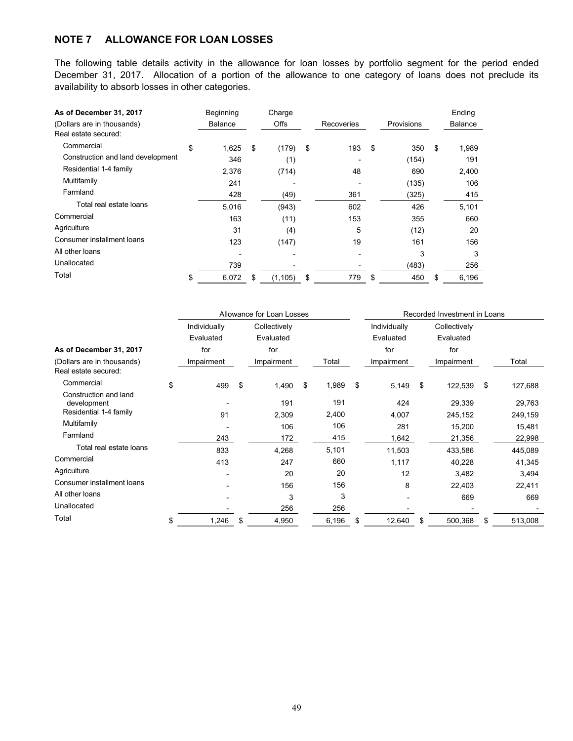## NOTE 7 ALLOWANCE FOR LOAN LOSSES

The following table details activity in the allowance for loan losses by portfolio segment for the period ended December 31, 2017. Allocation of a portion of the allowance to one category of loans does not preclude its availability to absorb losses in other categories.

| **As of December 31, 2017** (Dollars are in thousands) | Beginning Balance | Charge Offs | Recoveries | Provisions | Ending Balance |
|---|---|---|---|---|---|
| Real estate secured: | | | | | |
| Commercial | $ 1,625 | $ (179) | $ 193 | $ 350 | $ 1,989 |
| Construction and land development | 346 | (1) | - | (154) | 191 |
| Residential 1-4 family | 2,376 | (714) | 48 | 690 | 2,400 |
| Multifamily | 241 | - | - | (135) | 106 |
| Farmland | 428 | (49) | 361 | (325) | 415 |
| Total real estate loans | 5,016 | (943) | 602 | 426 | 5,101 |
| Commercial | 163 | (11) | 153 | 355 | 660 |
| Agriculture | 31 | (4) | 5 | (12) | 20 |
| Consumer installment loans | 123 | (147) | 19 | 161 | 156 |
| All other loans | - | - | - | 3 | 3 |
| Unallocated | 739 | - | - | (483) | 256 |
| Total | $ 6,072 | $ (1,105) | $ 779 | $ 450 | $ 6,196 |

| | Allowance for Loan Losses | | | Recorded Investment in Loans | | |
|---|---|---|---|---|---|---|
| **As of December 31, 2017** (Dollars are in thousands) | Individually Evaluated for Impairment | Collectively Evaluated for Impairment | Total | Individually Evaluated for Impairment | Collectively Evaluated for Impairment | Total |
| Real estate secured: | | | | | | |
| Commercial | $ 499 | $ 1,490 | $ 1,989 | $ 5,149 | $ 122,539 | $ 127,688 |
| Construction and land development | - | 191 | 191 | 424 | 29,339 | 29,763 |
| Residential 1-4 family | 91 | 2,309 | 2,400 | 4,007 | 245,152 | 249,159 |
| Multifamily | - | 106 | 106 | 281 | 15,200 | 15,481 |
| Farmland | 243 | 172 | 415 | 1,642 | 21,356 | 22,998 |
| Total real estate loans | 833 | 4,268 | 5,101 | 11,503 | 433,586 | 445,089 |
| Commercial | 413 | 247 | 660 | 1,117 | 40,228 | 41,345 |
| Agriculture | - | 20 | 20 | 12 | 3,482 | 3,494 |
| Consumer installment loans | - | 156 | 156 | 8 | 22,403 | 22,411 |
| All other loans | - | 3 | 3 | - | 669 | 669 |
| Unallocated | - | 256 | 256 | - | - | - |
| Total | $ 1,246 | $ 4,950 | 6,196 | $ 12,640 | $ 500,368 | $ 513,008 |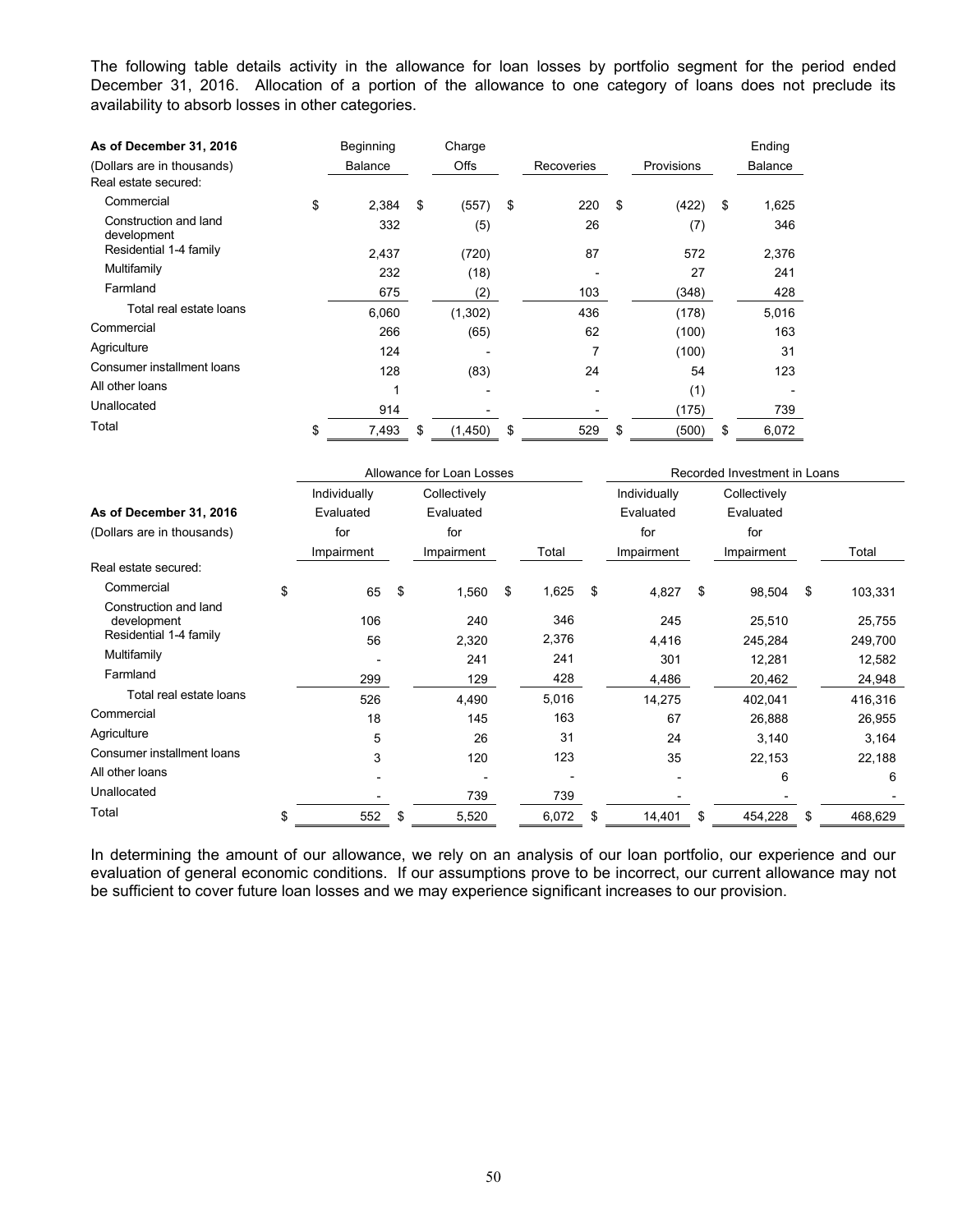The following table details activity in the allowance for loan losses by portfolio segment for the period ended December 31, 2016. Allocation of a portion of the allowance to one category of loans does not preclude its availability to absorb losses in other categories.

| As of December 31, 2016<br>(Dollars are in thousands) | Beginning Balance | Charge Offs | Recoveries | Provisions | Ending Balance |
|---|---|---|---|---|---|
| Real estate secured: | | | | | |
| Commercial | $ 2,384 | $ (557) | $ 220 | $ (422) | $ 1,625 |
| Construction and land development | 332 | (5) | 26 | (7) | 346 |
| Residential 1-4 family | 2,437 | (720) | 87 | 572 | 2,376 |
| Multifamily | 232 | (18) | - | 27 | 241 |
| Farmland | 675 | (2) | 103 | (348) | 428 |
| Total real estate loans | 6,060 | (1,302) | 436 | (178) | 5,016 |
| Commercial | 266 | (65) | 62 | (100) | 163 |
| Agriculture | 124 | - | 7 | (100) | 31 |
| Consumer installment loans | 128 | (83) | 24 | 54 | 123 |
| All other loans | 1 | - | - | (1) | - |
| Unallocated | 914 | - | - | (175) | 739 |
| Total | $ 7,493 | $ (1,450) | $ 529 | $ (500) | $ 6,072 |

| | Allowance for Loan Losses | | | Recorded Investment in Loans | | |
|---|---|---|---|---|---|---|
| As of December 31, 2016<br>(Dollars are in thousands) | Individually Evaluated for Impairment | Collectively Evaluated for Impairment | Total | Individually Evaluated for Impairment | Collectively Evaluated for Impairment | Total |
| Real estate secured: | | | | | | |
| Commercial | $ 65 | $ 1,560 | $ 1,625 | $ 4,827 | $ 98,504 | $ 103,331 |
| Construction and land development | 106 | 240 | 346 | 245 | 25,510 | 25,755 |
| Residential 1-4 family | 56 | 2,320 | 2,376 | 4,416 | 245,284 | 249,700 |
| Multifamily | - | 241 | 241 | 301 | 12,281 | 12,582 |
| Farmland | 299 | 129 | 428 | 4,486 | 20,462 | 24,948 |
| Total real estate loans | 526 | 4,490 | 5,016 | 14,275 | 402,041 | 416,316 |
| Commercial | 18 | 145 | 163 | 67 | 26,888 | 26,955 |
| Agriculture | 5 | 26 | 31 | 24 | 3,140 | 3,164 |
| Consumer installment loans | 3 | 120 | 123 | 35 | 22,153 | 22,188 |
| All other loans | - | - | - | - | 6 | 6 |
| Unallocated | - | 739 | 739 | - | - | - |
| Total | $ 552 | $ 5,520 | 6,072 | $ 14,401 | $ 454,228 | $ 468,629 |

In determining the amount of our allowance, we rely on an analysis of our loan portfolio, our experience and our evaluation of general economic conditions. If our assumptions prove to be incorrect, our current allowance may not be sufficient to cover future loan losses and we may experience significant increases to our provision.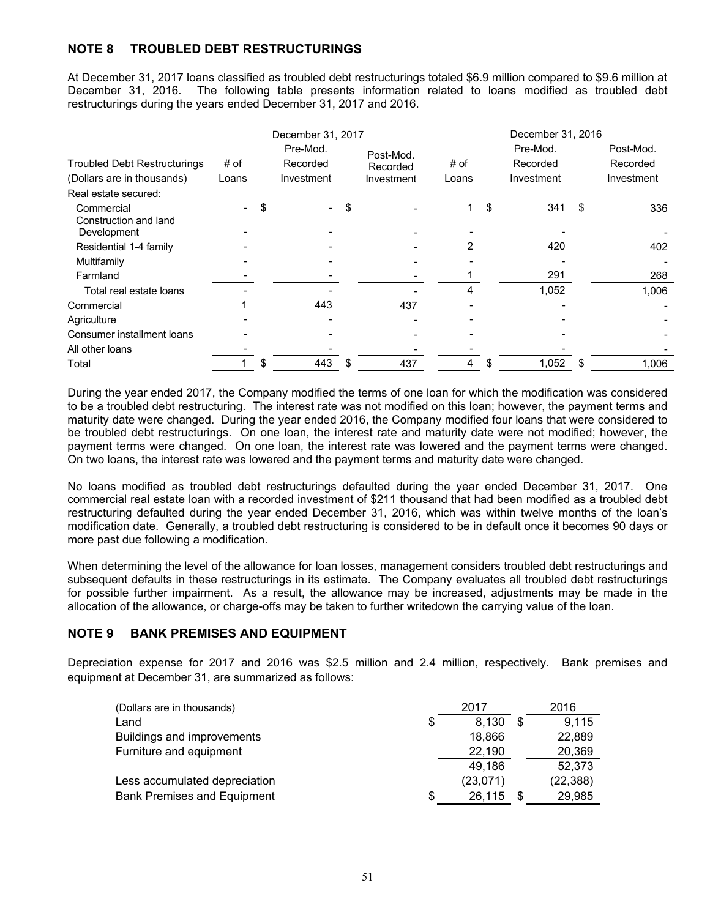## NOTE 8 TROUBLED DEBT RESTRUCTURINGS

At December 31, 2017 loans classified as troubled debt restructurings totaled $6.9 million compared to $9.6 million at December 31, 2016. The following table presents information related to loans modified as troubled debt restructurings during the years ended December 31, 2017 and 2016.

| Troubled Debt Restructurings (Dollars are in thousands) | December 31, 2017 # of Loans | December 31, 2017 Pre-Mod. Recorded Investment | December 31, 2017 Post-Mod. Recorded Investment | December 31, 2016 # of Loans | December 31, 2016 Pre-Mod. Recorded Investment | December 31, 2016 Post-Mod. Recorded Investment |
|---|---|---|---|---|---|---|
| Real estate secured: | | | | | | |
| Commercial | - | $ - | $ - | 1 | $ 341 | $ 336 |
| Construction and land Development | - | - | - | - | - | - |
| Residential 1-4 family | - | - | - | 2 | 420 | 402 |
| Multifamily | - | - | - | - | - | - |
| Farmland | - | - | - | 1 | 291 | 268 |
| Total real estate loans | - | - | - | 4 | 1,052 | 1,006 |
| Commercial | 1 | 443 | 437 | - | - | - |
| Agriculture | - | - | - | - | - | - |
| Consumer installment loans | - | - | - | - | - | - |
| All other loans | - | - | - | - | - | - |
| Total | 1 | $ 443 | $ 437 | 4 | $ 1,052 | $ 1,006 |

During the year ended 2017, the Company modified the terms of one loan for which the modification was considered to be a troubled debt restructuring. The interest rate was not modified on this loan; however, the payment terms and maturity date were changed. During the year ended 2016, the Company modified four loans that were considered to be troubled debt restructurings. On one loan, the interest rate and maturity date were not modified; however, the payment terms were changed. On one loan, the interest rate was lowered and the payment terms were changed. On two loans, the interest rate was lowered and the payment terms and maturity date were changed.

No loans modified as troubled debt restructurings defaulted during the year ended December 31, 2017. One commercial real estate loan with a recorded investment of $211 thousand that had been modified as a troubled debt restructuring defaulted during the year ended December 31, 2016, which was within twelve months of the loan's modification date. Generally, a troubled debt restructuring is considered to be in default once it becomes 90 days or more past due following a modification.

When determining the level of the allowance for loan losses, management considers troubled debt restructurings and subsequent defaults in these restructurings in its estimate. The Company evaluates all troubled debt restructurings for possible further impairment. As a result, the allowance may be increased, adjustments may be made in the allocation of the allowance, or charge-offs may be taken to further writedown the carrying value of the loan.

## NOTE 9 BANK PREMISES AND EQUIPMENT

Depreciation expense for 2017 and 2016 was $2.5 million and 2.4 million, respectively. Bank premises and equipment at December 31, are summarized as follows:

| (Dollars are in thousands) | 2017 | 2016 |
|---|---|---|
| Land | $ 8,130 | $ 9,115 |
| Buildings and improvements | 18,866 | 22,889 |
| Furniture and equipment | 22,190 | 20,369 |
| | 49,186 | 52,373 |
| Less accumulated depreciation | (23,071) | (22,388) |
| Bank Premises and Equipment | $ 26,115 | $ 29,985 |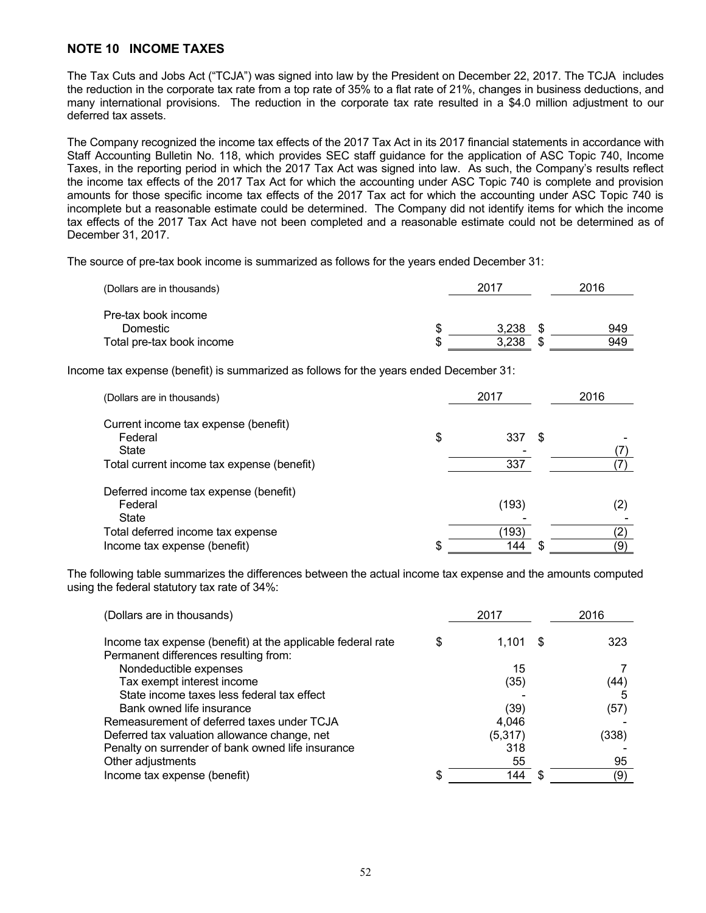## NOTE 10 INCOME TAXES

The Tax Cuts and Jobs Act ("TCJA") was signed into law by the President on December 22, 2017. The TCJA includes the reduction in the corporate tax rate from a top rate of 35% to a flat rate of 21%, changes in business deductions, and many international provisions. The reduction in the corporate tax rate resulted in a $4.0 million adjustment to our deferred tax assets.

The Company recognized the income tax effects of the 2017 Tax Act in its 2017 financial statements in accordance with Staff Accounting Bulletin No. 118, which provides SEC staff guidance for the application of ASC Topic 740, Income Taxes, in the reporting period in which the 2017 Tax Act was signed into law. As such, the Company's results reflect the income tax effects of the 2017 Tax Act for which the accounting under ASC Topic 740 is complete and provision amounts for those specific income tax effects of the 2017 Tax act for which the accounting under ASC Topic 740 is incomplete but a reasonable estimate could be determined. The Company did not identify items for which the income tax effects of the 2017 Tax Act have not been completed and a reasonable estimate could not be determined as of December 31, 2017.

The source of pre-tax book income is summarized as follows for the years ended December 31:

| (Dollars are in thousands) | 2017 | 2016 |
|---|---|---|
| Pre-tax book income | | |
| Domestic | $ 3,238 | $ 949 |
| Total pre-tax book income | $ 3,238 | $ 949 |

Income tax expense (benefit) is summarized as follows for the years ended December 31:

| (Dollars are in thousands) | 2017 | 2016 |
|---|---|---|
| Current income tax expense (benefit) | | |
| Federal | $ 337 | $ - |
| State | - | (7) |
| Total current income tax expense (benefit) | 337 | (7) |
| Deferred income tax expense (benefit) | | |
| Federal | (193) | (2) |
| State | - | - |
| Total deferred income tax expense | (193) | (2) |
| Income tax expense (benefit) | $ 144 | $ (9) |

The following table summarizes the differences between the actual income tax expense and the amounts computed using the federal statutory tax rate of 34%:

| (Dollars are in thousands) | 2017 | 2016 |
|---|---|---|
| Income tax expense (benefit) at the applicable federal rate | $ 1,101 | $ 323 |
| Permanent differences resulting from: | | |
| Nondeductible expenses | 15 | 7 |
| Tax exempt interest income | (35) | (44) |
| State income taxes less federal tax effect | - | 5 |
| Bank owned life insurance | (39) | (57) |
| Remeasurement of deferred taxes under TCJA | 4,046 | - |
| Deferred tax valuation allowance change, net | (5,317) | (338) |
| Penalty on surrender of bank owned life insurance | 318 | - |
| Other adjustments | 55 | 95 |
| Income tax expense (benefit) | $ 144 | $ (9) |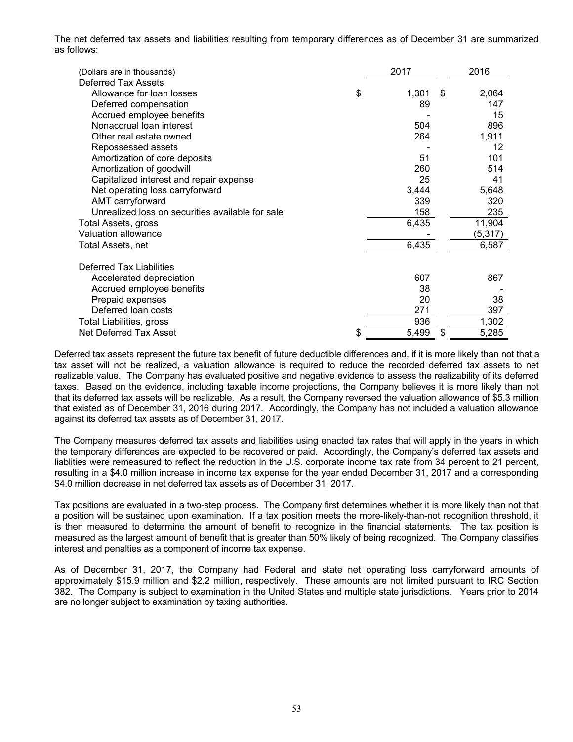The net deferred tax assets and liabilities resulting from temporary differences as of December 31 are summarized as follows:

| (Dollars are in thousands) | 2017 | 2016 |
|---|---|---|
| Deferred Tax Assets | | |
| Allowance for loan losses | $ 1,301 | $ 2,064 |
| Deferred compensation | 89 | 147 |
| Accrued employee benefits | - | 15 |
| Nonaccrual loan interest | 504 | 896 |
| Other real estate owned | 264 | 1,911 |
| Repossessed assets | - | 12 |
| Amortization of core deposits | 51 | 101 |
| Amortization of goodwill | 260 | 514 |
| Capitalized interest and repair expense | 25 | 41 |
| Net operating loss carryforward | 3,444 | 5,648 |
| AMT carryforward | 339 | 320 |
| Unrealized loss on securities available for sale | 158 | 235 |
| Total Assets, gross | 6,435 | 11,904 |
| Valuation allowance | - | (5,317) |
| Total Assets, net | 6,435 | 6,587 |
| | | |
| Deferred Tax Liabilities | | |
| Accelerated depreciation | 607 | 867 |
| Accrued employee benefits | 38 | - |
| Prepaid expenses | 20 | 38 |
| Deferred loan costs | 271 | 397 |
| Total Liabilities, gross | 936 | 1,302 |
| Net Deferred Tax Asset | $ 5,499 | $ 5,285 |

Deferred tax assets represent the future tax benefit of future deductible differences and, if it is more likely than not that a tax asset will not be realized, a valuation allowance is required to reduce the recorded deferred tax assets to net realizable value. The Company has evaluated positive and negative evidence to assess the realizability of its deferred taxes. Based on the evidence, including taxable income projections, the Company believes it is more likely than not that its deferred tax assets will be realizable. As a result, the Company reversed the valuation allowance of $5.3 million that existed as of December 31, 2016 during 2017. Accordingly, the Company has not included a valuation allowance against its deferred tax assets as of December 31, 2017.

The Company measures deferred tax assets and liabilities using enacted tax rates that will apply in the years in which the temporary differences are expected to be recovered or paid. Accordingly, the Company's deferred tax assets and liablities were remeasured to reflect the reduction in the U.S. corporate income tax rate from 34 percent to 21 percent, resulting in a $4.0 million increase in income tax expense for the year ended December 31, 2017 and a corresponding $4.0 million decrease in net deferred tax assets as of December 31, 2017.

Tax positions are evaluated in a two-step process. The Company first determines whether it is more likely than not that a position will be sustained upon examination. If a tax position meets the more-likely-than-not recognition threshold, it is then measured to determine the amount of benefit to recognize in the financial statements. The tax position is measured as the largest amount of benefit that is greater than 50% likely of being recognized. The Company classifies interest and penalties as a component of income tax expense.

As of December 31, 2017, the Company had Federal and state net operating loss carryforward amounts of approximately $15.9 million and $2.2 million, respectively. These amounts are not limited pursuant to IRC Section 382. The Company is subject to examination in the United States and multiple state jurisdictions. Years prior to 2014 are no longer subject to examination by taxing authorities.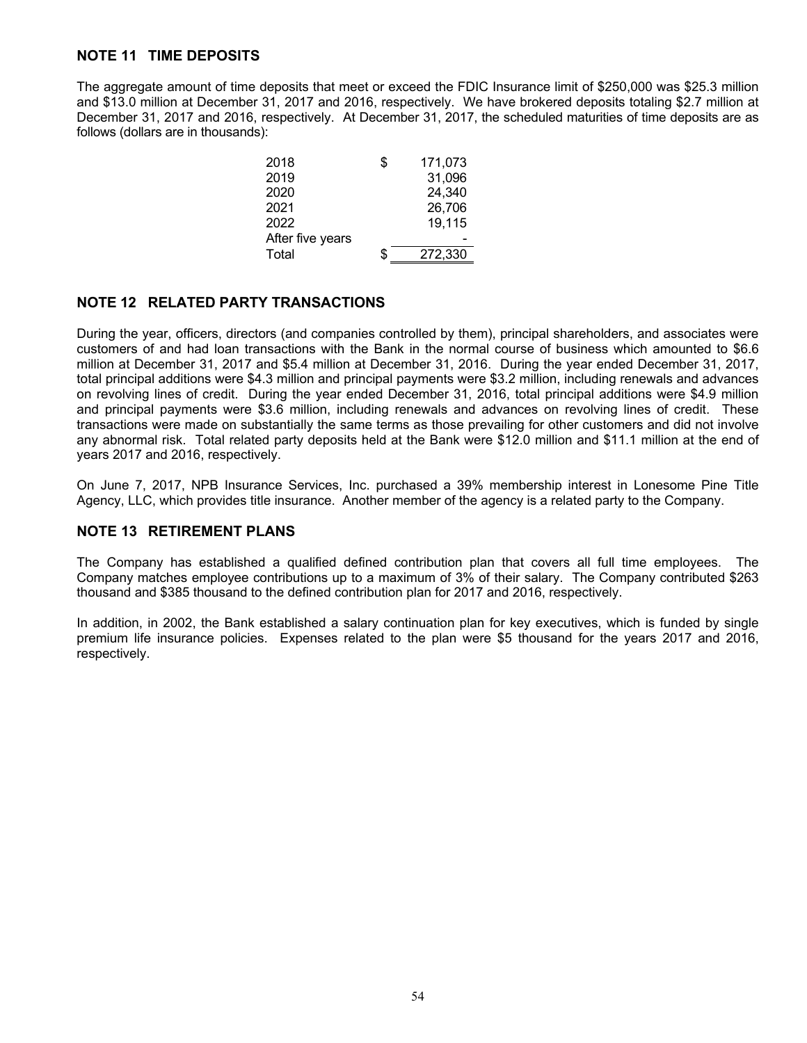## NOTE 11 TIME DEPOSITS

The aggregate amount of time deposits that meet or exceed the FDIC Insurance limit of $250,000 was $25.3 million and $13.0 million at December 31, 2017 and 2016, respectively. We have brokered deposits totaling $2.7 million at December 31, 2017 and 2016, respectively. At December 31, 2017, the scheduled maturities of time deposits are as follows (dollars are in thousands):

| | |
|---|---|
| 2018 | $ 171,073 |
| 2019 | 31,096 |
| 2020 | 24,340 |
| 2021 | 26,706 |
| 2022 | 19,115 |
| After five years | - |
| Total | $ 272,330 |

## NOTE 12 RELATED PARTY TRANSACTIONS

During the year, officers, directors (and companies controlled by them), principal shareholders, and associates were customers of and had loan transactions with the Bank in the normal course of business which amounted to $6.6 million at December 31, 2017 and $5.4 million at December 31, 2016. During the year ended December 31, 2017, total principal additions were $4.3 million and principal payments were $3.2 million, including renewals and advances on revolving lines of credit. During the year ended December 31, 2016, total principal additions were $4.9 million and principal payments were $3.6 million, including renewals and advances on revolving lines of credit. These transactions were made on substantially the same terms as those prevailing for other customers and did not involve any abnormal risk. Total related party deposits held at the Bank were $12.0 million and $11.1 million at the end of years 2017 and 2016, respectively.

On June 7, 2017, NPB Insurance Services, Inc. purchased a 39% membership interest in Lonesome Pine Title Agency, LLC, which provides title insurance. Another member of the agency is a related party to the Company.

## NOTE 13 RETIREMENT PLANS

The Company has established a qualified defined contribution plan that covers all full time employees. The Company matches employee contributions up to a maximum of 3% of their salary. The Company contributed $263 thousand and $385 thousand to the defined contribution plan for 2017 and 2016, respectively.

In addition, in 2002, the Bank established a salary continuation plan for key executives, which is funded by single premium life insurance policies. Expenses related to the plan were $5 thousand for the years 2017 and 2016, respectively.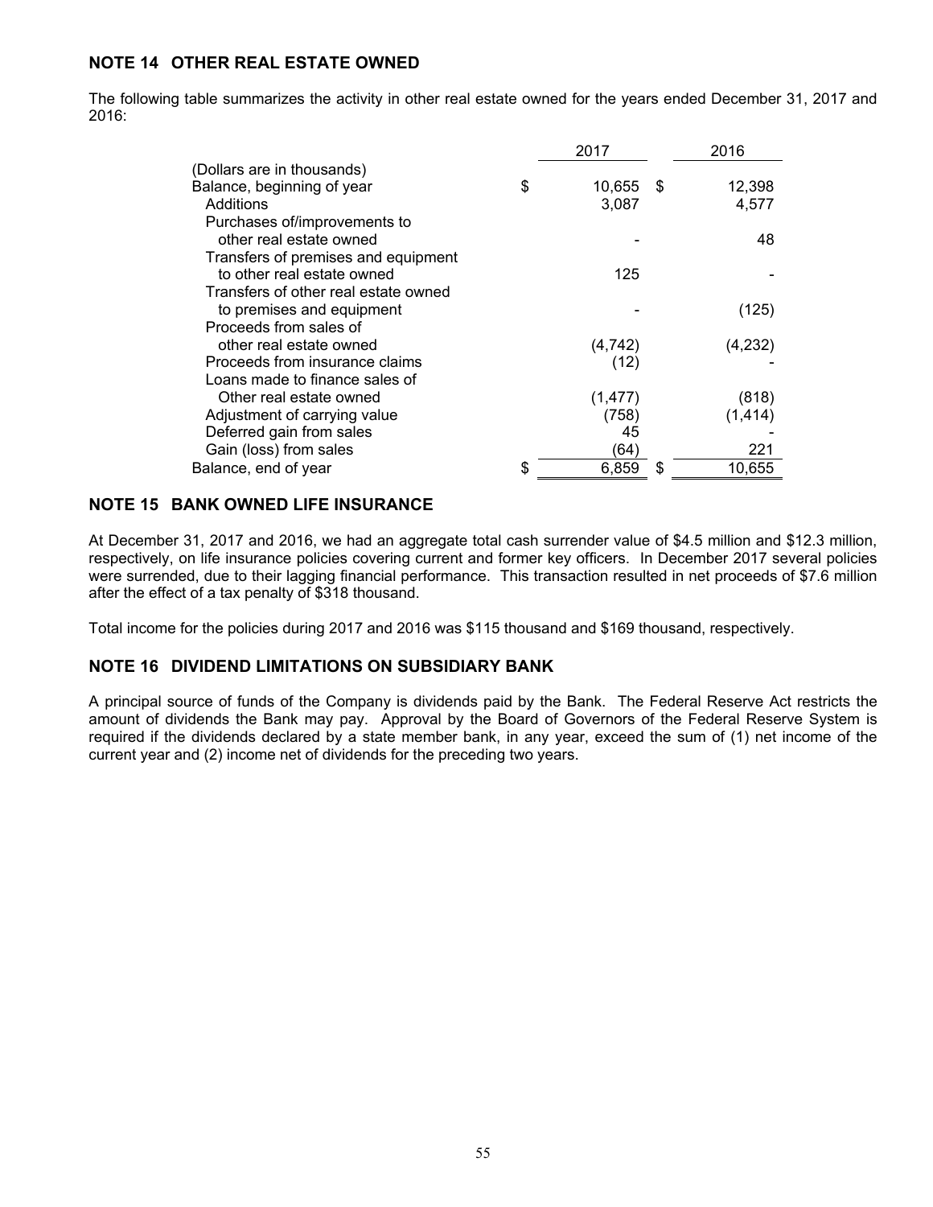## NOTE 14 OTHER REAL ESTATE OWNED

The following table summarizes the activity in other real estate owned for the years ended December 31, 2017 and 2016:

| | 2017 | 2016 |
|---|---|---|
| (Dollars are in thousands) | | |
| Balance, beginning of year | $ 10,655 | $ 12,398 |
| Additions | 3,087 | 4,577 |
| Purchases of/improvements to other real estate owned | - | 48 |
| Transfers of premises and equipment to other real estate owned | 125 | - |
| Transfers of other real estate owned to premises and equipment | - | (125) |
| Proceeds from sales of other real estate owned | (4,742) | (4,232) |
| Proceeds from insurance claims | (12) | - |
| Loans made to finance sales of Other real estate owned | (1,477) | (818) |
| Adjustment of carrying value | (758) | (1,414) |
| Deferred gain from sales | 45 | - |
| Gain (loss) from sales | (64) | 221 |
| Balance, end of year | $ 6,859 | $ 10,655 |

## NOTE 15 BANK OWNED LIFE INSURANCE

At December 31, 2017 and 2016, we had an aggregate total cash surrender value of $4.5 million and $12.3 million, respectively, on life insurance policies covering current and former key officers. In December 2017 several policies were surrendered, due to their lagging financial performance. This transaction resulted in net proceeds of $7.6 million after the effect of a tax penalty of $318 thousand.

Total income for the policies during 2017 and 2016 was $115 thousand and $169 thousand, respectively.

## NOTE 16 DIVIDEND LIMITATIONS ON SUBSIDIARY BANK

A principal source of funds of the Company is dividends paid by the Bank. The Federal Reserve Act restricts the amount of dividends the Bank may pay. Approval by the Board of Governors of the Federal Reserve System is required if the dividends declared by a state member bank, in any year, exceed the sum of (1) net income of the current year and (2) income net of dividends for the preceding two years.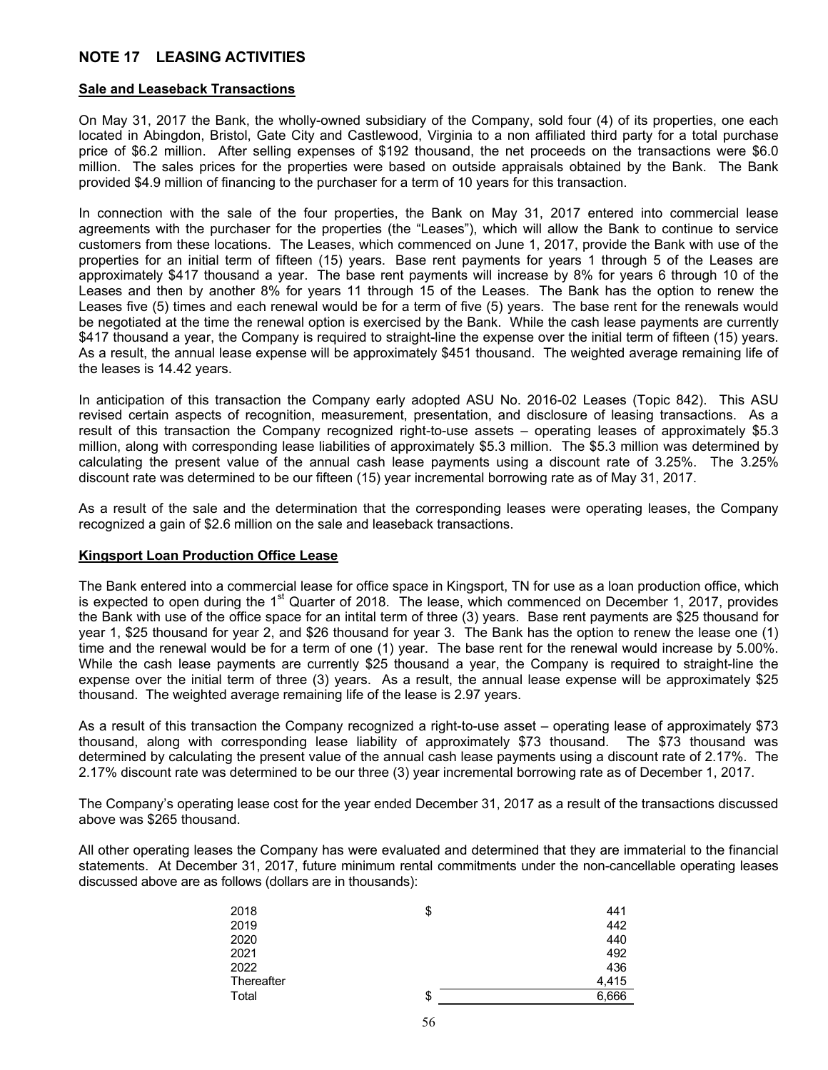## NOTE 17 LEASING ACTIVITIES

**Sale and Leaseback Transactions**

On May 31, 2017 the Bank, the wholly-owned subsidiary of the Company, sold four (4) of its properties, one each located in Abingdon, Bristol, Gate City and Castlewood, Virginia to a non affiliated third party for a total purchase price of $6.2 million. After selling expenses of $192 thousand, the net proceeds on the transactions were $6.0 million. The sales prices for the properties were based on outside appraisals obtained by the Bank. The Bank provided $4.9 million of financing to the purchaser for a term of 10 years for this transaction.

In connection with the sale of the four properties, the Bank on May 31, 2017 entered into commercial lease agreements with the purchaser for the properties (the "Leases"), which will allow the Bank to continue to service customers from these locations. The Leases, which commenced on June 1, 2017, provide the Bank with use of the properties for an initial term of fifteen (15) years. Base rent payments for years 1 through 5 of the Leases are approximately $417 thousand a year. The base rent payments will increase by 8% for years 6 through 10 of the Leases and then by another 8% for years 11 through 15 of the Leases. The Bank has the option to renew the Leases five (5) times and each renewal would be for a term of five (5) years. The base rent for the renewals would be negotiated at the time the renewal option is exercised by the Bank. While the cash lease payments are currently $417 thousand a year, the Company is required to straight-line the expense over the initial term of fifteen (15) years. As a result, the annual lease expense will be approximately $451 thousand. The weighted average remaining life of the leases is 14.42 years.

In anticipation of this transaction the Company early adopted ASU No. 2016-02 Leases (Topic 842). This ASU revised certain aspects of recognition, measurement, presentation, and disclosure of leasing transactions. As a result of this transaction the Company recognized right-to-use assets – operating leases of approximately $5.3 million, along with corresponding lease liabilities of approximately $5.3 million. The $5.3 million was determined by calculating the present value of the annual cash lease payments using a discount rate of 3.25%. The 3.25% discount rate was determined to be our fifteen (15) year incremental borrowing rate as of May 31, 2017.

As a result of the sale and the determination that the corresponding leases were operating leases, the Company recognized a gain of $2.6 million on the sale and leaseback transactions.

**Kingsport Loan Production Office Lease**

The Bank entered into a commercial lease for office space in Kingsport, TN for use as a loan production office, which is expected to open during the 1st Quarter of 2018. The lease, which commenced on December 1, 2017, provides the Bank with use of the office space for an intital term of three (3) years. Base rent payments are $25 thousand for year 1, $25 thousand for year 2, and $26 thousand for year 3. The Bank has the option to renew the lease one (1) time and the renewal would be for a term of one (1) year. The base rent for the renewal would increase by 5.00%. While the cash lease payments are currently $25 thousand a year, the Company is required to straight-line the expense over the initial term of three (3) years. As a result, the annual lease expense will be approximately $25 thousand. The weighted average remaining life of the lease is 2.97 years.

As a result of this transaction the Company recognized a right-to-use asset – operating lease of approximately $73 thousand, along with corresponding lease liability of approximately $73 thousand. The $73 thousand was determined by calculating the present value of the annual cash lease payments using a discount rate of 2.17%. The 2.17% discount rate was determined to be our three (3) year incremental borrowing rate as of December 1, 2017.

The Company's operating lease cost for the year ended December 31, 2017 as a result of the transactions discussed above was $265 thousand.

All other operating leases the Company has were evaluated and determined that they are immaterial to the financial statements. At December 31, 2017, future minimum rental commitments under the non-cancellable operating leases discussed above are as follows (dollars are in thousands):

| | |
|---|---|
| 2018 | $ 441 |
| 2019 | 442 |
| 2020 | 440 |
| 2021 | 492 |
| 2022 | 436 |
| Thereafter | 4,415 |
| Total | $ 6,666 |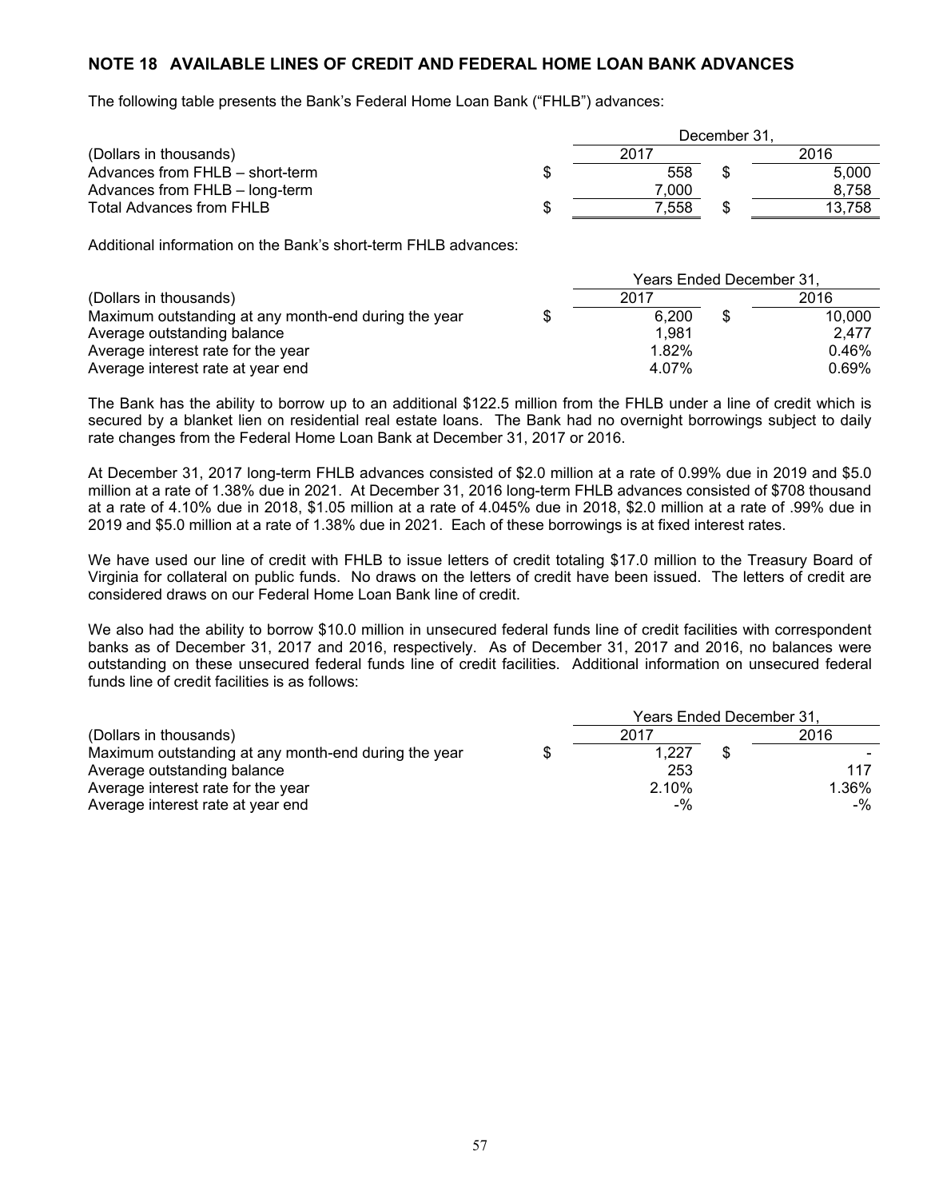## NOTE 18 AVAILABLE LINES OF CREDIT AND FEDERAL HOME LOAN BANK ADVANCES

The following table presents the Bank's Federal Home Loan Bank ("FHLB") advances:

| (Dollars in thousands) | December 31, 2017 | December 31, 2016 |
|---|---|---|
| Advances from FHLB – short-term | $ 558 | $ 5,000 |
| Advances from FHLB – long-term | 7,000 | 8,758 |
| Total Advances from FHLB | $ 7,558 | $ 13,758 |

Additional information on the Bank's short-term FHLB advances:

| (Dollars in thousands) | Years Ended December 31, 2017 | Years Ended December 31, 2016 |
|---|---|---|
| Maximum outstanding at any month-end during the year | $ 6,200 | $ 10,000 |
| Average outstanding balance | 1,981 | 2,477 |
| Average interest rate for the year | 1.82% | 0.46% |
| Average interest rate at year end | 4.07% | 0.69% |

The Bank has the ability to borrow up to an additional $122.5 million from the FHLB under a line of credit which is secured by a blanket lien on residential real estate loans. The Bank had no overnight borrowings subject to daily rate changes from the Federal Home Loan Bank at December 31, 2017 or 2016.

At December 31, 2017 long-term FHLB advances consisted of $2.0 million at a rate of 0.99% due in 2019 and $5.0 million at a rate of 1.38% due in 2021. At December 31, 2016 long-term FHLB advances consisted of $708 thousand at a rate of 4.10% due in 2018, $1.05 million at a rate of 4.045% due in 2018, $2.0 million at a rate of .99% due in 2019 and $5.0 million at a rate of 1.38% due in 2021. Each of these borrowings is at fixed interest rates.

We have used our line of credit with FHLB to issue letters of credit totaling $17.0 million to the Treasury Board of Virginia for collateral on public funds. No draws on the letters of credit have been issued. The letters of credit are considered draws on our Federal Home Loan Bank line of credit.

We also had the ability to borrow $10.0 million in unsecured federal funds line of credit facilities with correspondent banks as of December 31, 2017 and 2016, respectively. As of December 31, 2017 and 2016, no balances were outstanding on these unsecured federal funds line of credit facilities. Additional information on unsecured federal funds line of credit facilities is as follows:

| (Dollars in thousands) | Years Ended December 31, 2017 | Years Ended December 31, 2016 |
|---|---|---|
| Maximum outstanding at any month-end during the year | $ 1,227 | $ - |
| Average outstanding balance | 253 | 117 |
| Average interest rate for the year | 2.10% | 1.36% |
| Average interest rate at year end | -% | -% |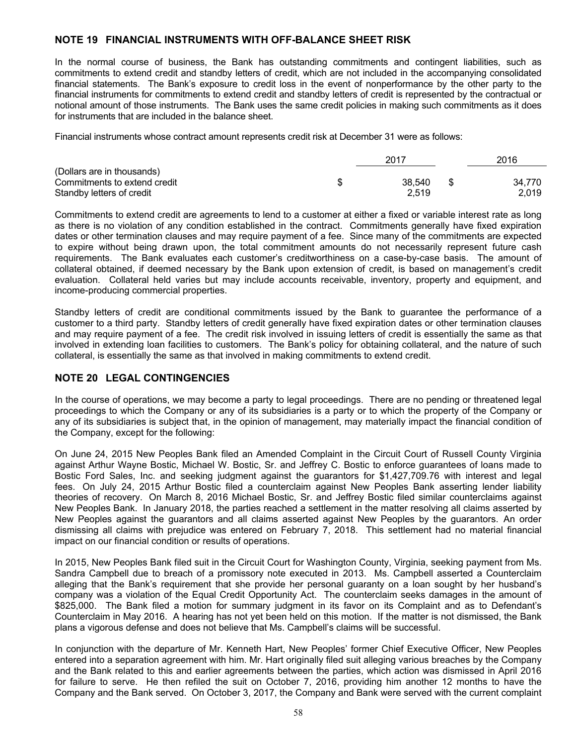## NOTE 19 FINANCIAL INSTRUMENTS WITH OFF-BALANCE SHEET RISK

In the normal course of business, the Bank has outstanding commitments and contingent liabilities, such as commitments to extend credit and standby letters of credit, which are not included in the accompanying consolidated financial statements. The Bank's exposure to credit loss in the event of nonperformance by the other party to the financial instruments for commitments to extend credit and standby letters of credit is represented by the contractual or notional amount of those instruments. The Bank uses the same credit policies in making such commitments as it does for instruments that are included in the balance sheet.

Financial instruments whose contract amount represents credit risk at December 31 were as follows:

| (Dollars are in thousands) | 2017 | 2016 |
|---|---|---|
| Commitments to extend credit | $ 38,540 | $ 34,770 |
| Standby letters of credit | 2,519 | 2,019 |

Commitments to extend credit are agreements to lend to a customer at either a fixed or variable interest rate as long as there is no violation of any condition established in the contract. Commitments generally have fixed expiration dates or other termination clauses and may require payment of a fee. Since many of the commitments are expected to expire without being drawn upon, the total commitment amounts do not necessarily represent future cash requirements. The Bank evaluates each customer's creditworthiness on a case-by-case basis. The amount of collateral obtained, if deemed necessary by the Bank upon extension of credit, is based on management's credit evaluation. Collateral held varies but may include accounts receivable, inventory, property and equipment, and income-producing commercial properties.

Standby letters of credit are conditional commitments issued by the Bank to guarantee the performance of a customer to a third party. Standby letters of credit generally have fixed expiration dates or other termination clauses and may require payment of a fee. The credit risk involved in issuing letters of credit is essentially the same as that involved in extending loan facilities to customers. The Bank's policy for obtaining collateral, and the nature of such collateral, is essentially the same as that involved in making commitments to extend credit.

## NOTE 20 LEGAL CONTINGENCIES

In the course of operations, we may become a party to legal proceedings. There are no pending or threatened legal proceedings to which the Company or any of its subsidiaries is a party or to which the property of the Company or any of its subsidiaries is subject that, in the opinion of management, may materially impact the financial condition of the Company, except for the following:

On June 24, 2015 New Peoples Bank filed an Amended Complaint in the Circuit Court of Russell County Virginia against Arthur Wayne Bostic, Michael W. Bostic, Sr. and Jeffrey C. Bostic to enforce guarantees of loans made to Bostic Ford Sales, Inc. and seeking judgment against the guarantors for $1,427,709.76 with interest and legal fees. On July 24, 2015 Arthur Bostic filed a counterclaim against New Peoples Bank asserting lender liability theories of recovery. On March 8, 2016 Michael Bostic, Sr. and Jeffrey Bostic filed similar counterclaims against New Peoples Bank. In January 2018, the parties reached a settlement in the matter resolving all claims asserted by New Peoples against the guarantors and all claims asserted against New Peoples by the guarantors. An order dismissing all claims with prejudice was entered on February 7, 2018. This settlement had no material financial impact on our financial condition or results of operations.

In 2015, New Peoples Bank filed suit in the Circuit Court for Washington County, Virginia, seeking payment from Ms. Sandra Campbell due to breach of a promissory note executed in 2013. Ms. Campbell asserted a Counterclaim alleging that the Bank's requirement that she provide her personal guaranty on a loan sought by her husband's company was a violation of the Equal Credit Opportunity Act. The counterclaim seeks damages in the amount of $825,000. The Bank filed a motion for summary judgment in its favor on its Complaint and as to Defendant's Counterclaim in May 2016. A hearing has not yet been held on this motion. If the matter is not dismissed, the Bank plans a vigorous defense and does not believe that Ms. Campbell's claims will be successful.

In conjunction with the departure of Mr. Kenneth Hart, New Peoples' former Chief Executive Officer, New Peoples entered into a separation agreement with him. Mr. Hart originally filed suit alleging various breaches by the Company and the Bank related to this and earlier agreements between the parties, which action was dismissed in April 2016 for failure to serve. He then refiled the suit on October 7, 2016, providing him another 12 months to have the Company and the Bank served. On October 3, 2017, the Company and Bank were served with the current complaint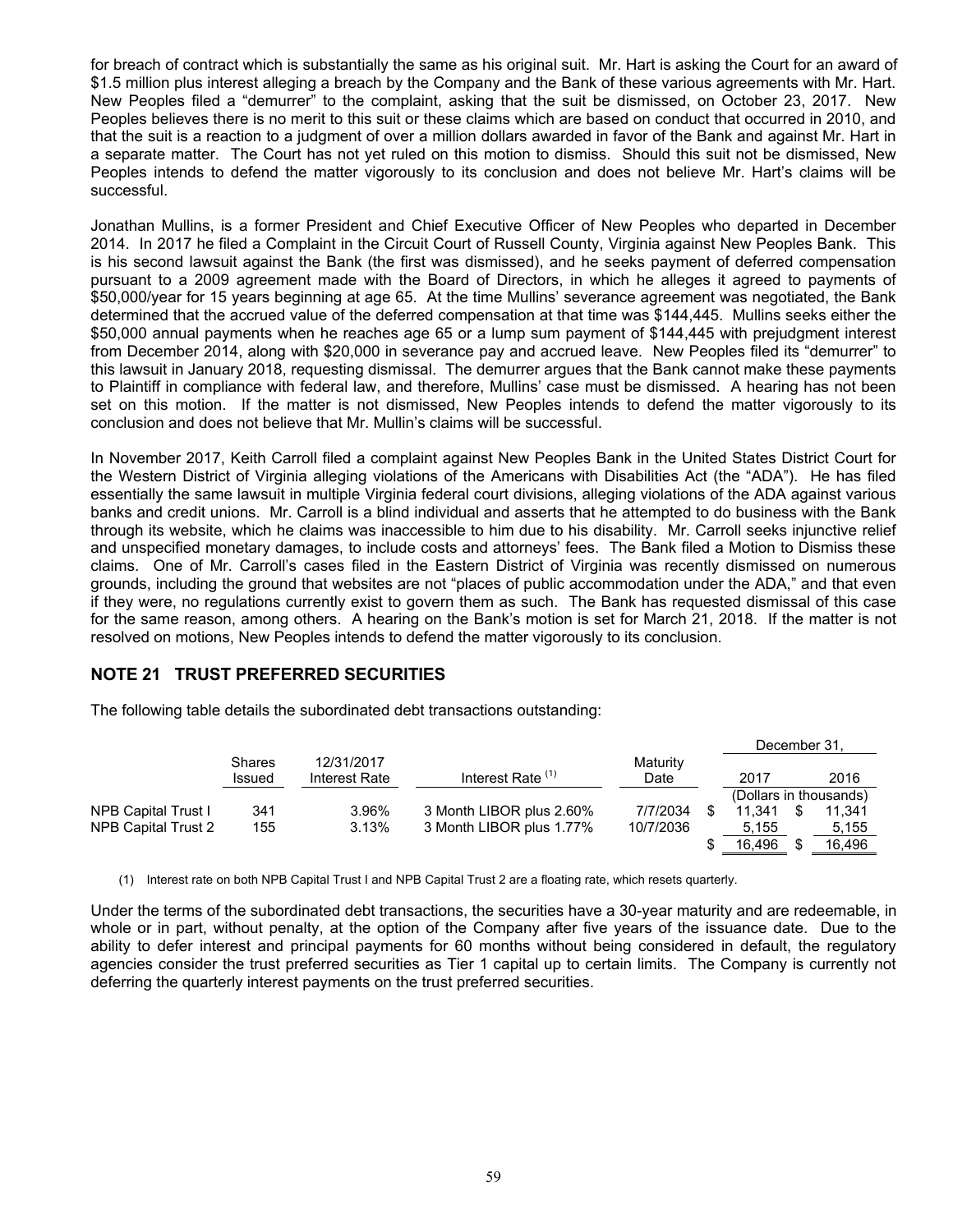for breach of contract which is substantially the same as his original suit. Mr. Hart is asking the Court for an award of $1.5 million plus interest alleging a breach by the Company and the Bank of these various agreements with Mr. Hart. New Peoples filed a "demurrer" to the complaint, asking that the suit be dismissed, on October 23, 2017. New Peoples believes there is no merit to this suit or these claims which are based on conduct that occurred in 2010, and that the suit is a reaction to a judgment of over a million dollars awarded in favor of the Bank and against Mr. Hart in a separate matter. The Court has not yet ruled on this motion to dismiss. Should this suit not be dismissed, New Peoples intends to defend the matter vigorously to its conclusion and does not believe Mr. Hart's claims will be successful.

Jonathan Mullins, is a former President and Chief Executive Officer of New Peoples who departed in December 2014. In 2017 he filed a Complaint in the Circuit Court of Russell County, Virginia against New Peoples Bank. This is his second lawsuit against the Bank (the first was dismissed), and he seeks payment of deferred compensation pursuant to a 2009 agreement made with the Board of Directors, in which he alleges it agreed to payments of $50,000/year for 15 years beginning at age 65. At the time Mullins' severance agreement was negotiated, the Bank determined that the accrued value of the deferred compensation at that time was $144,445. Mullins seeks either the $50,000 annual payments when he reaches age 65 or a lump sum payment of $144,445 with prejudgment interest from December 2014, along with $20,000 in severance pay and accrued leave. New Peoples filed its "demurrer" to this lawsuit in January 2018, requesting dismissal. The demurrer argues that the Bank cannot make these payments to Plaintiff in compliance with federal law, and therefore, Mullins' case must be dismissed. A hearing has not been set on this motion. If the matter is not dismissed, New Peoples intends to defend the matter vigorously to its conclusion and does not believe that Mr. Mullin's claims will be successful.

In November 2017, Keith Carroll filed a complaint against New Peoples Bank in the United States District Court for the Western District of Virginia alleging violations of the Americans with Disabilities Act (the "ADA"). He has filed essentially the same lawsuit in multiple Virginia federal court divisions, alleging violations of the ADA against various banks and credit unions. Mr. Carroll is a blind individual and asserts that he attempted to do business with the Bank through its website, which he claims was inaccessible to him due to his disability. Mr. Carroll seeks injunctive relief and unspecified monetary damages, to include costs and attorneys' fees. The Bank filed a Motion to Dismiss these claims. One of Mr. Carroll's cases filed in the Eastern District of Virginia was recently dismissed on numerous grounds, including the ground that websites are not "places of public accommodation under the ADA," and that even if they were, no regulations currently exist to govern them as such. The Bank has requested dismissal of this case for the same reason, among others. A hearing on the Bank's motion is set for March 21, 2018. If the matter is not resolved on motions, New Peoples intends to defend the matter vigorously to its conclusion.

## NOTE 21 TRUST PREFERRED SECURITIES

The following table details the subordinated debt transactions outstanding:

| | Shares Issued | 12/31/2017 Interest Rate | Interest Rate [(1)] | Maturity Date | December 31, 2017 | December 31, 2016 |
|---|---|---|---|---|---|---|
| | | | | | (Dollars in thousands) | |
| NPB Capital Trust I | 341 | 3.96% | 3 Month LIBOR plus 2.60% | 7/7/2034 | $ 11,341 | $ 11,341 |
| NPB Capital Trust 2 | 155 | 3.13% | 3 Month LIBOR plus 1.77% | 10/7/2036 | 5,155 | 5,155 |
| | | | | | $ 16,496 | $ 16,496 |

(1) Interest rate on both NPB Capital Trust I and NPB Capital Trust 2 are a floating rate, which resets quarterly.

Under the terms of the subordinated debt transactions, the securities have a 30-year maturity and are redeemable, in whole or in part, without penalty, at the option of the Company after five years of the issuance date. Due to the ability to defer interest and principal payments for 60 months without being considered in default, the regulatory agencies consider the trust preferred securities as Tier 1 capital up to certain limits. The Company is currently not deferring the quarterly interest payments on the trust preferred securities.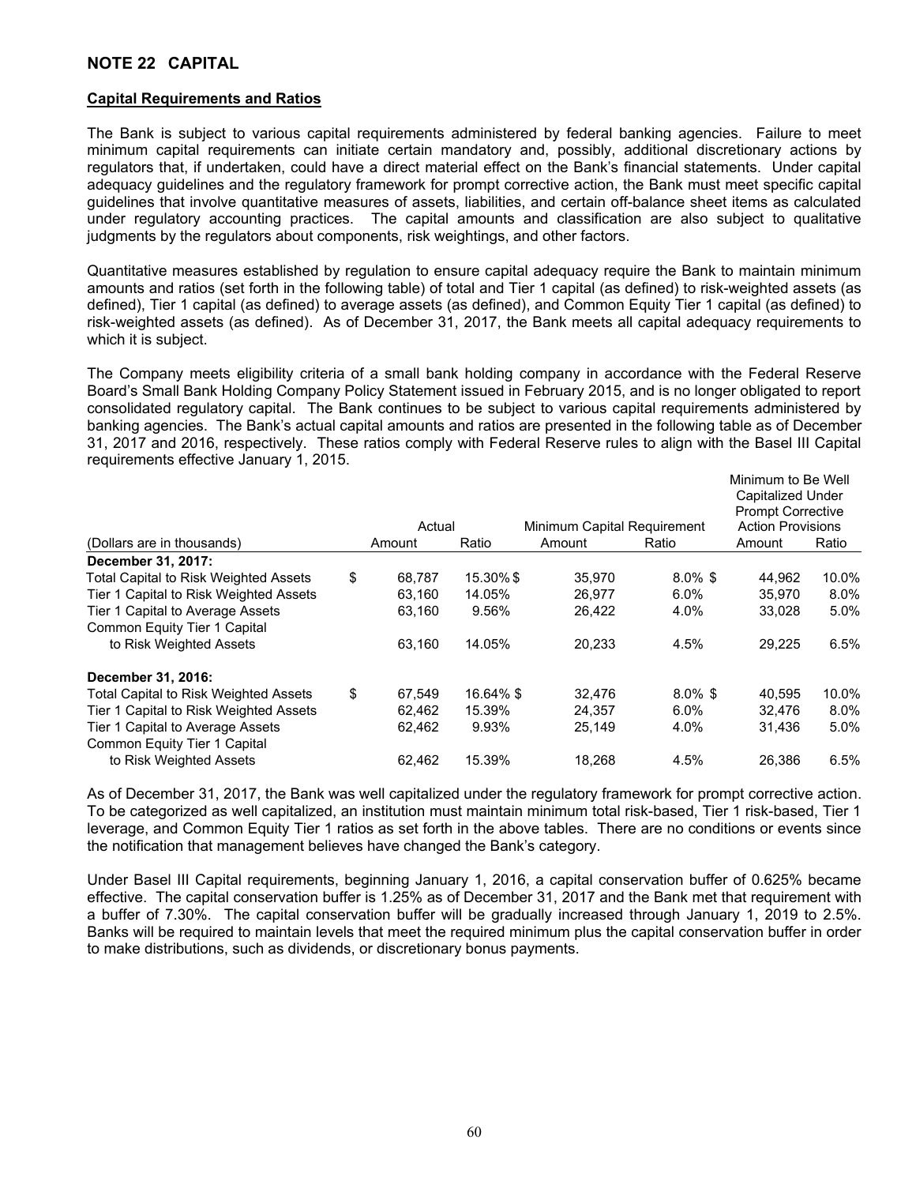## NOTE 22 CAPITAL

**Capital Requirements and Ratios**

The Bank is subject to various capital requirements administered by federal banking agencies. Failure to meet minimum capital requirements can initiate certain mandatory and, possibly, additional discretionary actions by regulators that, if undertaken, could have a direct material effect on the Bank's financial statements. Under capital adequacy guidelines and the regulatory framework for prompt corrective action, the Bank must meet specific capital guidelines that involve quantitative measures of assets, liabilities, and certain off-balance sheet items as calculated under regulatory accounting practices. The capital amounts and classification are also subject to qualitative judgments by the regulators about components, risk weightings, and other factors.

Quantitative measures established by regulation to ensure capital adequacy require the Bank to maintain minimum amounts and ratios (set forth in the following table) of total and Tier 1 capital (as defined) to risk-weighted assets (as defined), Tier 1 capital (as defined) to average assets (as defined), and Common Equity Tier 1 capital (as defined) to risk-weighted assets (as defined). As of December 31, 2017, the Bank meets all capital adequacy requirements to which it is subject.

The Company meets eligibility criteria of a small bank holding company in accordance with the Federal Reserve Board's Small Bank Holding Company Policy Statement issued in February 2015, and is no longer obligated to report consolidated regulatory capital. The Bank continues to be subject to various capital requirements administered by banking agencies. The Bank's actual capital amounts and ratios are presented in the following table as of December 31, 2017 and 2016, respectively. These ratios comply with Federal Reserve rules to align with the Basel III Capital requirements effective January 1, 2015.

| (Dollars are in thousands) | Actual | | Minimum Capital Requirement | | Minimum to Be Well Capitalized Under Prompt Corrective Action Provisions | |
|---|---|---|---|---|---|---|
| | Amount | Ratio | Amount | Ratio | Amount | Ratio |
| **December 31, 2017:** | | | | | | |
| Total Capital to Risk Weighted Assets | $ 68,787 | 15.30% | $ 35,970 | 8.0% | $ 44,962 | 10.0% |
| Tier 1 Capital to Risk Weighted Assets | 63,160 | 14.05% | 26,977 | 6.0% | 35,970 | 8.0% |
| Tier 1 Capital to Average Assets | 63,160 | 9.56% | 26,422 | 4.0% | 33,028 | 5.0% |
| Common Equity Tier 1 Capital to Risk Weighted Assets | 63,160 | 14.05% | 20,233 | 4.5% | 29,225 | 6.5% |
| **December 31, 2016:** | | | | | | |
| Total Capital to Risk Weighted Assets | $ 67,549 | 16.64% | $ 32,476 | 8.0% | $ 40,595 | 10.0% |
| Tier 1 Capital to Risk Weighted Assets | 62,462 | 15.39% | 24,357 | 6.0% | 32,476 | 8.0% |
| Tier 1 Capital to Average Assets | 62,462 | 9.93% | 25,149 | 4.0% | 31,436 | 5.0% |
| Common Equity Tier 1 Capital to Risk Weighted Assets | 62,462 | 15.39% | 18,268 | 4.5% | 26,386 | 6.5% |

As of December 31, 2017, the Bank was well capitalized under the regulatory framework for prompt corrective action. To be categorized as well capitalized, an institution must maintain minimum total risk-based, Tier 1 risk-based, Tier 1 leverage, and Common Equity Tier 1 ratios as set forth in the above tables. There are no conditions or events since the notification that management believes have changed the Bank's category.

Under Basel III Capital requirements, beginning January 1, 2016, a capital conservation buffer of 0.625% became effective. The capital conservation buffer is 1.25% as of December 31, 2017 and the Bank met that requirement with a buffer of 7.30%. The capital conservation buffer will be gradually increased through January 1, 2019 to 2.5%. Banks will be required to maintain levels that meet the required minimum plus the capital conservation buffer in order to make distributions, such as dividends, or discretionary bonus payments.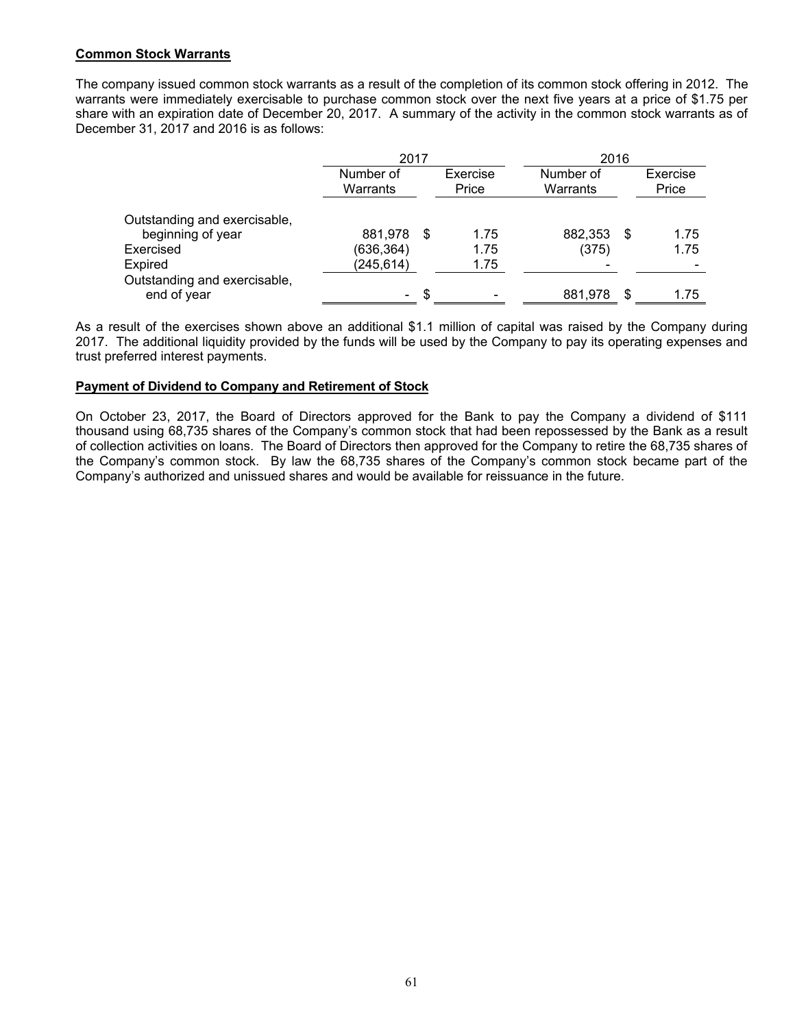**Common Stock Warrants**

The company issued common stock warrants as a result of the completion of its common stock offering in 2012. The warrants were immediately exercisable to purchase common stock over the next five years at a price of $1.75 per share with an expiration date of December 20, 2017. A summary of the activity in the common stock warrants as of December 31, 2017 and 2016 is as follows:

| | 2017 | | 2016 | |
|---|---|---|---|---|
| | Number of Warrants | Exercise Price | Number of Warrants | Exercise Price |
| Outstanding and exercisable, beginning of year | 881,978 | $ 1.75 | 882,353 | $ 1.75 |
| Exercised | (636,364) | 1.75 | (375) | 1.75 |
| Expired | (245,614) | 1.75 | - | - |
| Outstanding and exercisable, end of year | - | $ - | 881,978 | $ 1.75 |

As a result of the exercises shown above an additional $1.1 million of capital was raised by the Company during 2017. The additional liquidity provided by the funds will be used by the Company to pay its operating expenses and trust preferred interest payments.

**Payment of Dividend to Company and Retirement of Stock**

On October 23, 2017, the Board of Directors approved for the Bank to pay the Company a dividend of $111 thousand using 68,735 shares of the Company's common stock that had been repossessed by the Bank as a result of collection activities on loans. The Board of Directors then approved for the Company to retire the 68,735 shares of the Company's common stock. By law the 68,735 shares of the Company's common stock became part of the Company's authorized and unissued shares and would be available for reissuance in the future.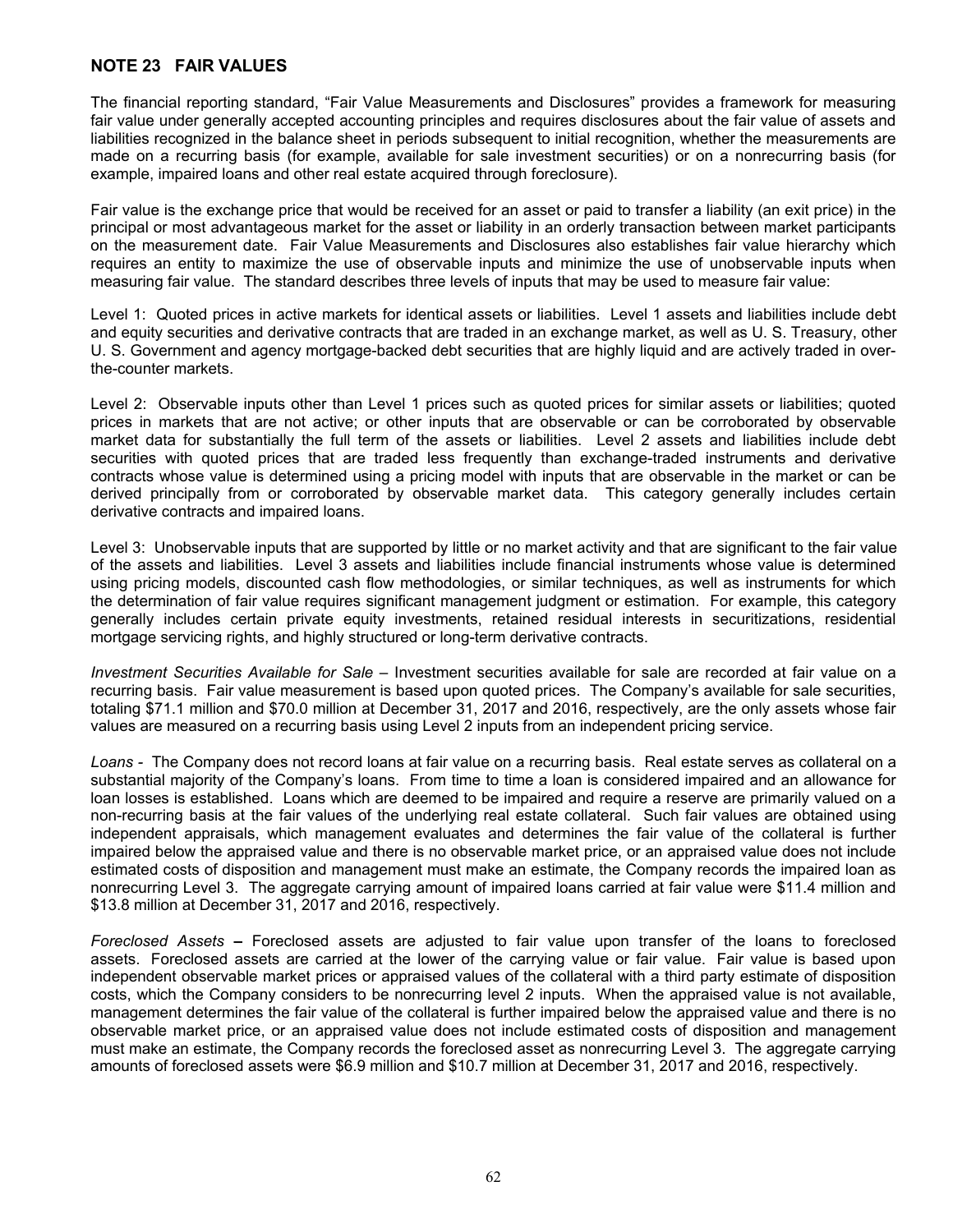## NOTE 23 FAIR VALUES

The financial reporting standard, "Fair Value Measurements and Disclosures" provides a framework for measuring fair value under generally accepted accounting principles and requires disclosures about the fair value of assets and liabilities recognized in the balance sheet in periods subsequent to initial recognition, whether the measurements are made on a recurring basis (for example, available for sale investment securities) or on a nonrecurring basis (for example, impaired loans and other real estate acquired through foreclosure).

Fair value is the exchange price that would be received for an asset or paid to transfer a liability (an exit price) in the principal or most advantageous market for the asset or liability in an orderly transaction between market participants on the measurement date. Fair Value Measurements and Disclosures also establishes fair value hierarchy which requires an entity to maximize the use of observable inputs and minimize the use of unobservable inputs when measuring fair value. The standard describes three levels of inputs that may be used to measure fair value:

Level 1: Quoted prices in active markets for identical assets or liabilities. Level 1 assets and liabilities include debt and equity securities and derivative contracts that are traded in an exchange market, as well as U. S. Treasury, other U. S. Government and agency mortgage-backed debt securities that are highly liquid and are actively traded in over-the-counter markets.

Level 2: Observable inputs other than Level 1 prices such as quoted prices for similar assets or liabilities; quoted prices in markets that are not active; or other inputs that are observable or can be corroborated by observable market data for substantially the full term of the assets or liabilities. Level 2 assets and liabilities include debt securities with quoted prices that are traded less frequently than exchange-traded instruments and derivative contracts whose value is determined using a pricing model with inputs that are observable in the market or can be derived principally from or corroborated by observable market data. This category generally includes certain derivative contracts and impaired loans.

Level 3: Unobservable inputs that are supported by little or no market activity and that are significant to the fair value of the assets and liabilities. Level 3 assets and liabilities include financial instruments whose value is determined using pricing models, discounted cash flow methodologies, or similar techniques, as well as instruments for which the determination of fair value requires significant management judgment or estimation. For example, this category generally includes certain private equity investments, retained residual interests in securitizations, residential mortgage servicing rights, and highly structured or long-term derivative contracts.

*Investment Securities Available for Sale* – Investment securities available for sale are recorded at fair value on a recurring basis. Fair value measurement is based upon quoted prices. The Company's available for sale securities, totaling $71.1 million and $70.0 million at December 31, 2017 and 2016, respectively, are the only assets whose fair values are measured on a recurring basis using Level 2 inputs from an independent pricing service.

*Loans* - The Company does not record loans at fair value on a recurring basis. Real estate serves as collateral on a substantial majority of the Company's loans. From time to time a loan is considered impaired and an allowance for loan losses is established. Loans which are deemed to be impaired and require a reserve are primarily valued on a non-recurring basis at the fair values of the underlying real estate collateral. Such fair values are obtained using independent appraisals, which management evaluates and determines the fair value of the collateral is further impaired below the appraised value and there is no observable market price, or an appraised value does not include estimated costs of disposition and management must make an estimate, the Company records the impaired loan as nonrecurring Level 3. The aggregate carrying amount of impaired loans carried at fair value were $11.4 million and $13.8 million at December 31, 2017 and 2016, respectively.

*Foreclosed Assets* **–** Foreclosed assets are adjusted to fair value upon transfer of the loans to foreclosed assets. Foreclosed assets are carried at the lower of the carrying value or fair value. Fair value is based upon independent observable market prices or appraised values of the collateral with a third party estimate of disposition costs, which the Company considers to be nonrecurring level 2 inputs. When the appraised value is not available, management determines the fair value of the collateral is further impaired below the appraised value and there is no observable market price, or an appraised value does not include estimated costs of disposition and management must make an estimate, the Company records the foreclosed asset as nonrecurring Level 3. The aggregate carrying amounts of foreclosed assets were $6.9 million and $10.7 million at December 31, 2017 and 2016, respectively.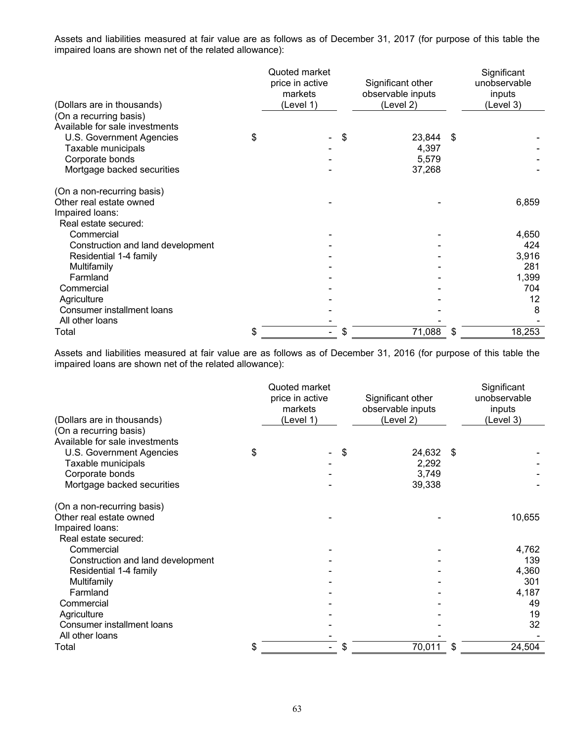Assets and liabilities measured at fair value are as follows as of December 31, 2017 (for purpose of this table the impaired loans are shown net of the related allowance):

| (Dollars are in thousands) | Quoted market price in active markets (Level 1) | Significant other observable inputs (Level 2) | Significant unobservable inputs (Level 3) |
|---|---|---|---|
| (On a recurring basis) | | | |
| Available for sale investments | | | |
| U.S. Government Agencies | $ - | $ 23,844 | $ - |
| Taxable municipals | - | 4,397 | - |
| Corporate bonds | - | 5,579 | - |
| Mortgage backed securities | - | 37,268 | - |
| (On a non-recurring basis) | | | |
| Other real estate owned | - | - | 6,859 |
| Impaired loans: | | | |
| Real estate secured: | | | |
| Commercial | - | - | 4,650 |
| Construction and land development | - | - | 424 |
| Residential 1-4 family | - | - | 3,916 |
| Multifamily | - | - | 281 |
| Farmland | - | - | 1,399 |
| Commercial | - | - | 704 |
| Agriculture | - | - | 12 |
| Consumer installment loans | - | - | 8 |
| All other loans | - | - | - |
| Total | $ - | $ 71,088 | $ 18,253 |

Assets and liabilities measured at fair value are as follows as of December 31, 2016 (for purpose of this table the impaired loans are shown net of the related allowance):

| (Dollars are in thousands) | Quoted market price in active markets (Level 1) | Significant other observable inputs (Level 2) | Significant unobservable inputs (Level 3) |
|---|---|---|---|
| (On a recurring basis) | | | |
| Available for sale investments | | | |
| U.S. Government Agencies | $ - | $ 24,632 | $ - |
| Taxable municipals | - | 2,292 | - |
| Corporate bonds | - | 3,749 | - |
| Mortgage backed securities | - | 39,338 | - |
| (On a non-recurring basis) | | | |
| Other real estate owned | - | - | 10,655 |
| Impaired loans: | | | |
| Real estate secured: | | | |
| Commercial | - | - | 4,762 |
| Construction and land development | - | - | 139 |
| Residential 1-4 family | - | - | 4,360 |
| Multifamily | - | - | 301 |
| Farmland | - | - | 4,187 |
| Commercial | - | - | 49 |
| Agriculture | - | - | 19 |
| Consumer installment loans | - | - | 32 |
| All other loans | - | - | - |
| Total | $ - | $ 70,011 | $ 24,504 |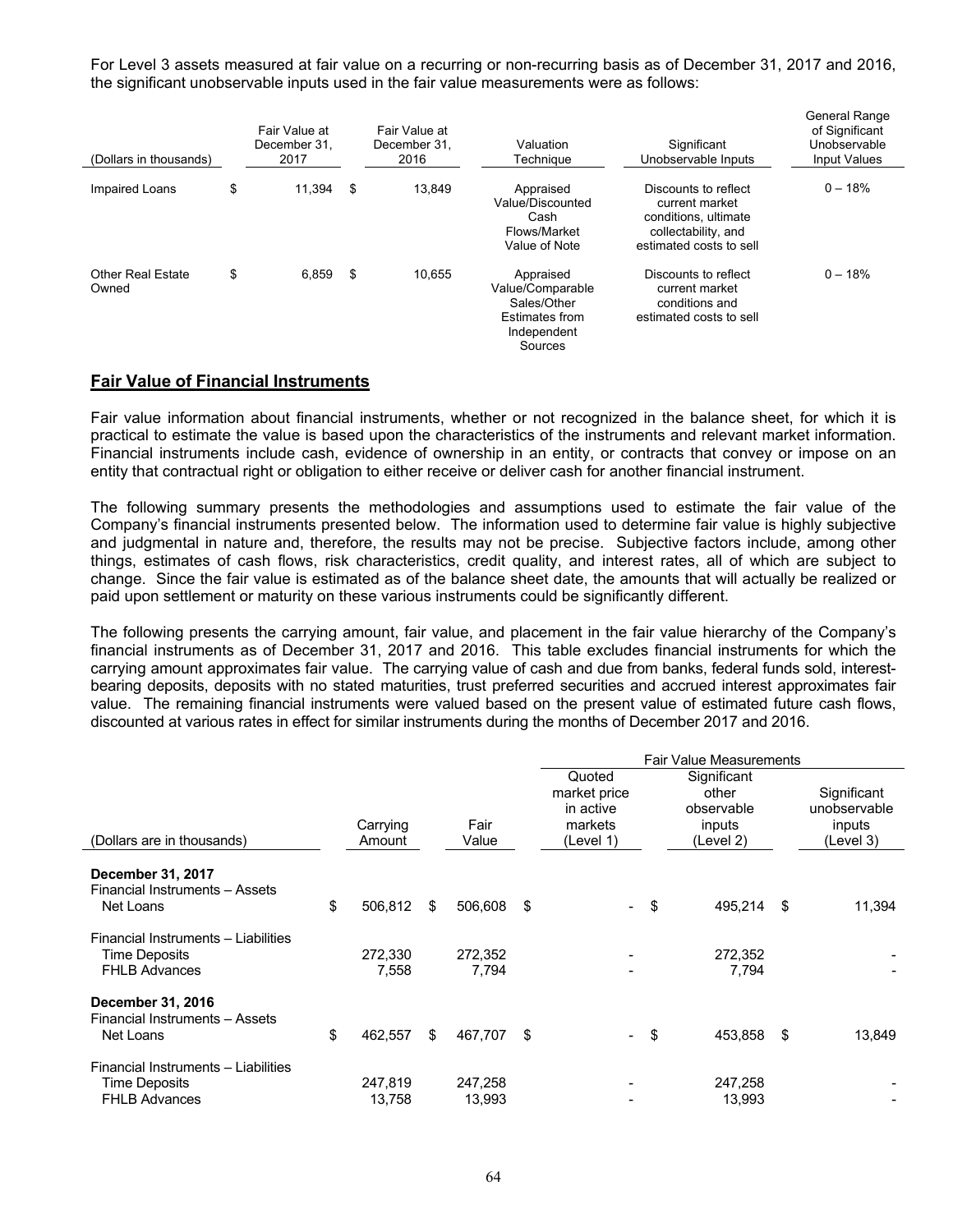For Level 3 assets measured at fair value on a recurring or non-recurring basis as of December 31, 2017 and 2016, the significant unobservable inputs used in the fair value measurements were as follows:

| (Dollars in thousands) | Fair Value at December 31, 2017 | Fair Value at December 31, 2016 | Valuation Technique | Significant Unobservable Inputs | General Range of Significant Unobservable Input Values |
|---|---|---|---|---|---|
| Impaired Loans | $ 11,394 | $ 13,849 | Appraised Value/Discounted Cash Flows/Market Value of Note | Discounts to reflect current market conditions, ultimate collectability, and estimated costs to sell | 0 – 18% |
| Other Real Estate Owned | $ 6,859 | $ 10,655 | Appraised Value/Comparable Sales/Other Estimates from Independent Sources | Discounts to reflect current market conditions and estimated costs to sell | 0 – 18% |

## Fair Value of Financial Instruments

Fair value information about financial instruments, whether or not recognized in the balance sheet, for which it is practical to estimate the value is based upon the characteristics of the instruments and relevant market information. Financial instruments include cash, evidence of ownership in an entity, or contracts that convey or impose on an entity that contractual right or obligation to either receive or deliver cash for another financial instrument.

The following summary presents the methodologies and assumptions used to estimate the fair value of the Company's financial instruments presented below. The information used to determine fair value is highly subjective and judgmental in nature and, therefore, the results may not be precise. Subjective factors include, among other things, estimates of cash flows, risk characteristics, credit quality, and interest rates, all of which are subject to change. Since the fair value is estimated as of the balance sheet date, the amounts that will actually be realized or paid upon settlement or maturity on these various instruments could be significantly different.

The following presents the carrying amount, fair value, and placement in the fair value hierarchy of the Company's financial instruments as of December 31, 2017 and 2016. This table excludes financial instruments for which the carrying amount approximates fair value. The carrying value of cash and due from banks, federal funds sold, interest-bearing deposits, deposits with no stated maturities, trust preferred securities and accrued interest approximates fair value. The remaining financial instruments were valued based on the present value of estimated future cash flows, discounted at various rates in effect for similar instruments during the months of December 2017 and 2016.

| | | | Fair Value Measurements | | |
|---|---|---|---|---|---|
| (Dollars are in thousands) | Carrying Amount | Fair Value | Quoted market price in active markets (Level 1) | Significant other observable inputs (Level 2) | Significant unobservable inputs (Level 3) |
| **December 31, 2017** | | | | | |
| Financial Instruments – Assets | | | | | |
| Net Loans | $ 506,812 | $ 506,608 | $ - | $ 495,214 | $ 11,394 |
| Financial Instruments – Liabilities | | | | | |
| Time Deposits | 272,330 | 272,352 | - | 272,352 | - |
| FHLB Advances | 7,558 | 7,794 | - | 7,794 | - |
| **December 31, 2016** | | | | | |
| Financial Instruments – Assets | | | | | |
| Net Loans | $ 462,557 | $ 467,707 | $ - | $ 453,858 | $ 13,849 |
| Financial Instruments – Liabilities | | | | | |
| Time Deposits | 247,819 | 247,258 | - | 247,258 | - |
| FHLB Advances | 13,758 | 13,993 | - | 13,993 | - |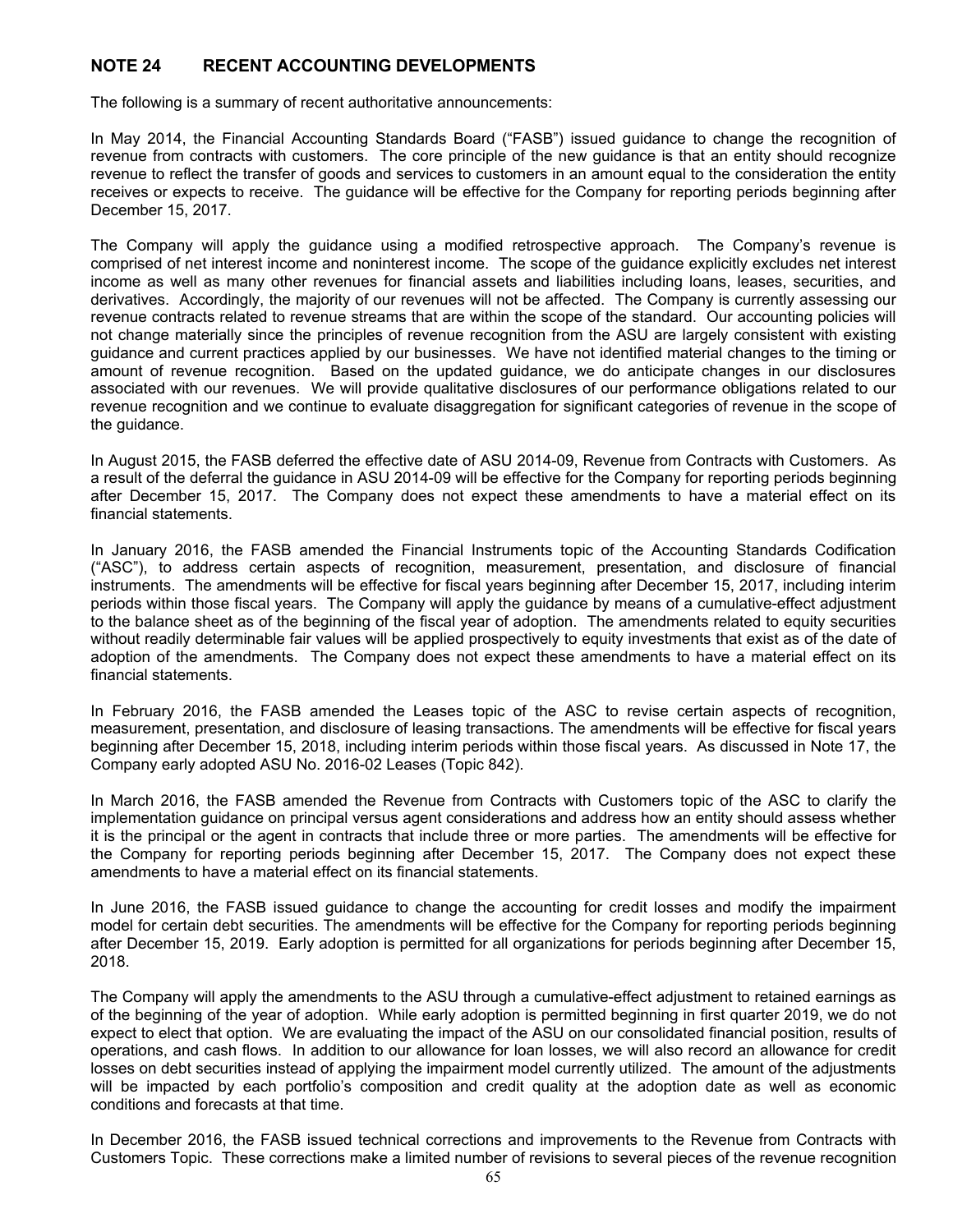## NOTE 24 RECENT ACCOUNTING DEVELOPMENTS

The following is a summary of recent authoritative announcements:

In May 2014, the Financial Accounting Standards Board ("FASB") issued guidance to change the recognition of revenue from contracts with customers. The core principle of the new guidance is that an entity should recognize revenue to reflect the transfer of goods and services to customers in an amount equal to the consideration the entity receives or expects to receive. The guidance will be effective for the Company for reporting periods beginning after December 15, 2017.

The Company will apply the guidance using a modified retrospective approach. The Company's revenue is comprised of net interest income and noninterest income. The scope of the guidance explicitly excludes net interest income as well as many other revenues for financial assets and liabilities including loans, leases, securities, and derivatives. Accordingly, the majority of our revenues will not be affected. The Company is currently assessing our revenue contracts related to revenue streams that are within the scope of the standard. Our accounting policies will not change materially since the principles of revenue recognition from the ASU are largely consistent with existing guidance and current practices applied by our businesses. We have not identified material changes to the timing or amount of revenue recognition. Based on the updated guidance, we do anticipate changes in our disclosures associated with our revenues. We will provide qualitative disclosures of our performance obligations related to our revenue recognition and we continue to evaluate disaggregation for significant categories of revenue in the scope of the guidance.

In August 2015, the FASB deferred the effective date of ASU 2014-09, Revenue from Contracts with Customers. As a result of the deferral the guidance in ASU 2014-09 will be effective for the Company for reporting periods beginning after December 15, 2017. The Company does not expect these amendments to have a material effect on its financial statements.

In January 2016, the FASB amended the Financial Instruments topic of the Accounting Standards Codification ("ASC"), to address certain aspects of recognition, measurement, presentation, and disclosure of financial instruments. The amendments will be effective for fiscal years beginning after December 15, 2017, including interim periods within those fiscal years. The Company will apply the guidance by means of a cumulative-effect adjustment to the balance sheet as of the beginning of the fiscal year of adoption. The amendments related to equity securities without readily determinable fair values will be applied prospectively to equity investments that exist as of the date of adoption of the amendments. The Company does not expect these amendments to have a material effect on its financial statements.

In February 2016, the FASB amended the Leases topic of the ASC to revise certain aspects of recognition, measurement, presentation, and disclosure of leasing transactions. The amendments will be effective for fiscal years beginning after December 15, 2018, including interim periods within those fiscal years. As discussed in Note 17, the Company early adopted ASU No. 2016-02 Leases (Topic 842).

In March 2016, the FASB amended the Revenue from Contracts with Customers topic of the ASC to clarify the implementation guidance on principal versus agent considerations and address how an entity should assess whether it is the principal or the agent in contracts that include three or more parties. The amendments will be effective for the Company for reporting periods beginning after December 15, 2017. The Company does not expect these amendments to have a material effect on its financial statements.

In June 2016, the FASB issued guidance to change the accounting for credit losses and modify the impairment model for certain debt securities. The amendments will be effective for the Company for reporting periods beginning after December 15, 2019. Early adoption is permitted for all organizations for periods beginning after December 15, 2018.

The Company will apply the amendments to the ASU through a cumulative-effect adjustment to retained earnings as of the beginning of the year of adoption. While early adoption is permitted beginning in first quarter 2019, we do not expect to elect that option. We are evaluating the impact of the ASU on our consolidated financial position, results of operations, and cash flows. In addition to our allowance for loan losses, we will also record an allowance for credit losses on debt securities instead of applying the impairment model currently utilized. The amount of the adjustments will be impacted by each portfolio's composition and credit quality at the adoption date as well as economic conditions and forecasts at that time.

In December 2016, the FASB issued technical corrections and improvements to the Revenue from Contracts with Customers Topic. These corrections make a limited number of revisions to several pieces of the revenue recognition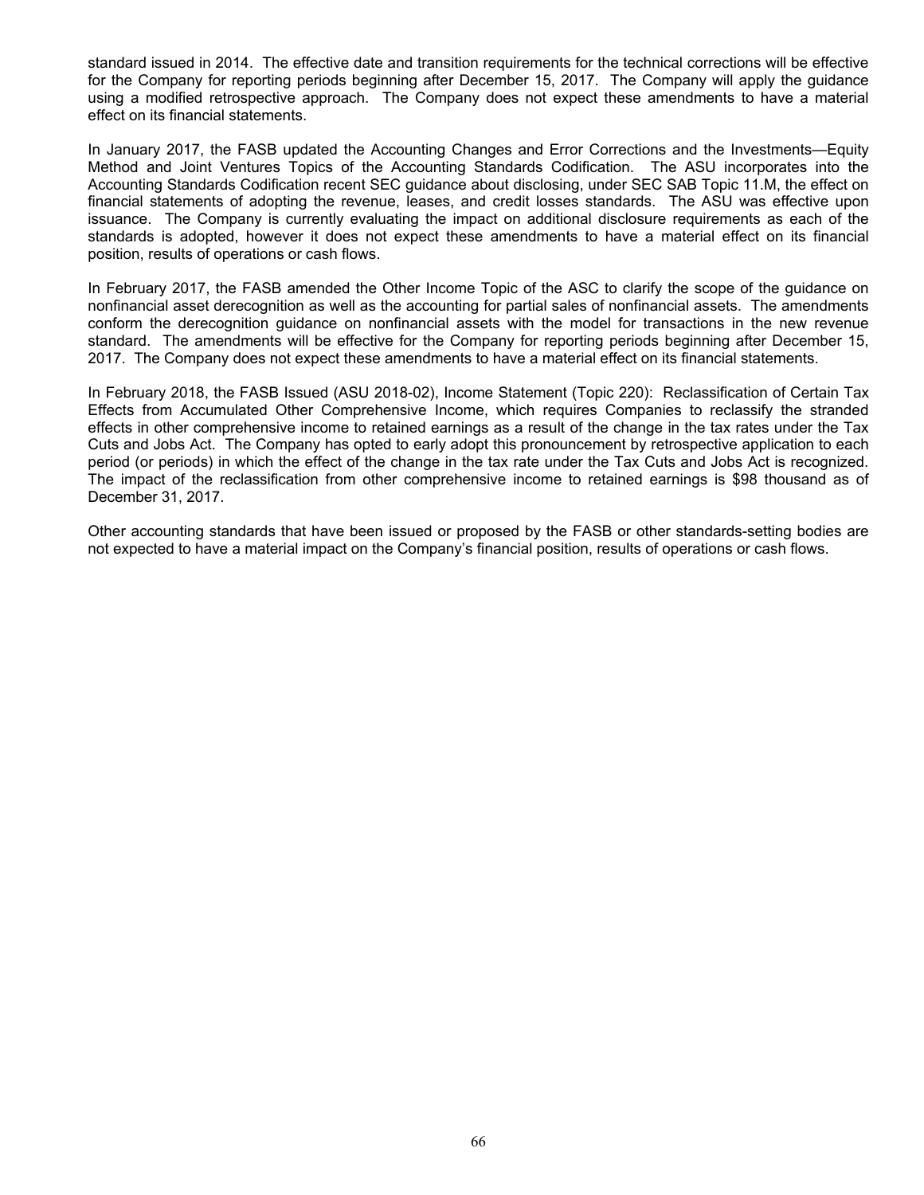standard issued in 2014. The effective date and transition requirements for the technical corrections will be effective for the Company for reporting periods beginning after December 15, 2017. The Company will apply the guidance using a modified retrospective approach. The Company does not expect these amendments to have a material effect on its financial statements.

In January 2017, the FASB updated the Accounting Changes and Error Corrections and the Investments—Equity Method and Joint Ventures Topics of the Accounting Standards Codification. The ASU incorporates into the Accounting Standards Codification recent SEC guidance about disclosing, under SEC SAB Topic 11.M, the effect on financial statements of adopting the revenue, leases, and credit losses standards. The ASU was effective upon issuance. The Company is currently evaluating the impact on additional disclosure requirements as each of the standards is adopted, however it does not expect these amendments to have a material effect on its financial position, results of operations or cash flows.

In February 2017, the FASB amended the Other Income Topic of the ASC to clarify the scope of the guidance on nonfinancial asset derecognition as well as the accounting for partial sales of nonfinancial assets. The amendments conform the derecognition guidance on nonfinancial assets with the model for transactions in the new revenue standard. The amendments will be effective for the Company for reporting periods beginning after December 15, 2017. The Company does not expect these amendments to have a material effect on its financial statements.

In February 2018, the FASB Issued (ASU 2018-02), Income Statement (Topic 220): Reclassification of Certain Tax Effects from Accumulated Other Comprehensive Income, which requires Companies to reclassify the stranded effects in other comprehensive income to retained earnings as a result of the change in the tax rates under the Tax Cuts and Jobs Act. The Company has opted to early adopt this pronouncement by retrospective application to each period (or periods) in which the effect of the change in the tax rate under the Tax Cuts and Jobs Act is recognized. The impact of the reclassification from other comprehensive income to retained earnings is $98 thousand as of December 31, 2017.

Other accounting standards that have been issued or proposed by the FASB or other standards-setting bodies are not expected to have a material impact on the Company's financial position, results of operations or cash flows.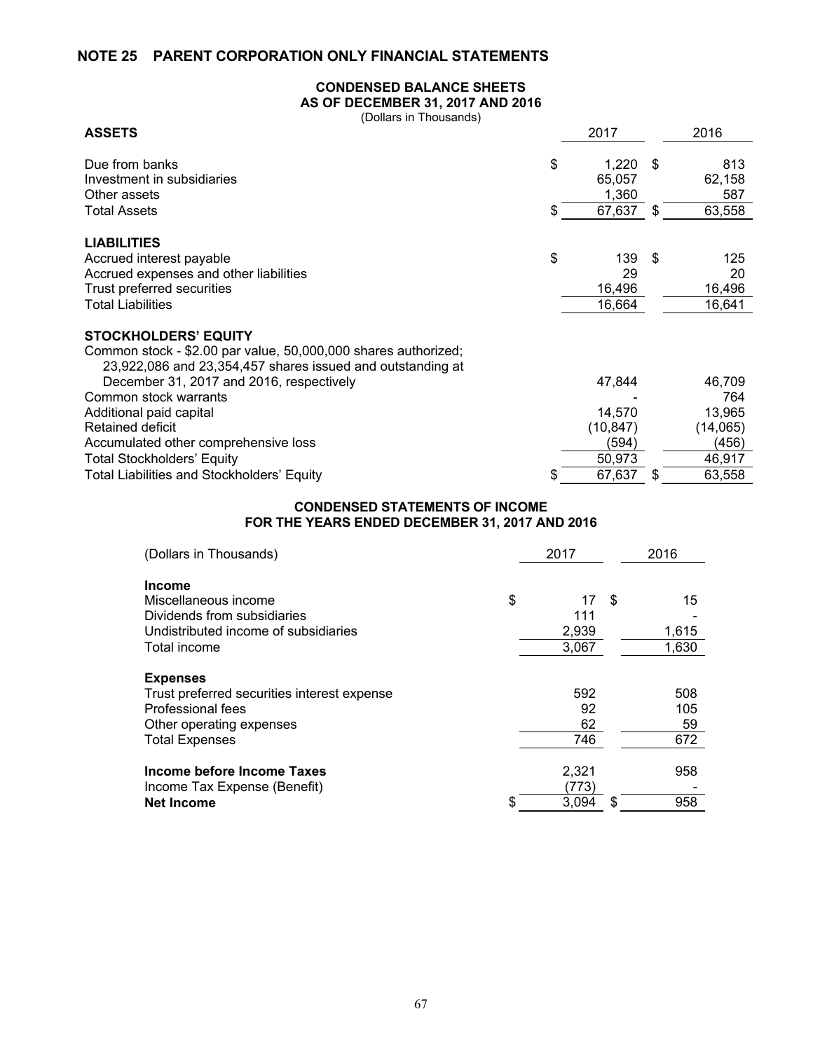## NOTE 25 PARENT CORPORATION ONLY FINANCIAL STATEMENTS

### CONDENSED BALANCE SHEETS
### AS OF DECEMBER 31, 2017 AND 2016

(Dollars in Thousands)

| ASSETS | 2017 | 2016 |
|---|---|---|
| Due from banks | $ 1,220 | $ 813 |
| Investment in subsidiaries | 65,057 | 62,158 |
| Other assets | 1,360 | 587 |
| Total Assets | $ 67,637 | $ 63,558 |
| **LIABILITIES** | | |
| Accrued interest payable | $ 139 | $ 125 |
| Accrued expenses and other liabilities | 29 | 20 |
| Trust preferred securities | 16,496 | 16,496 |
| Total Liabilities | 16,664 | 16,641 |
| **STOCKHOLDERS' EQUITY** | | |
| Common stock - $2.00 par value, 50,000,000 shares authorized; 23,922,086 and 23,354,457 shares issued and outstanding at December 31, 2017 and 2016, respectively | 47,844 | 46,709 |
| Common stock warrants | - | 764 |
| Additional paid capital | 14,570 | 13,965 |
| Retained deficit | (10,847) | (14,065) |
| Accumulated other comprehensive loss | (594) | (456) |
| Total Stockholders' Equity | 50,973 | 46,917 |
| Total Liabilities and Stockholders' Equity | $ 67,637 | $ 63,558 |

### CONDENSED STATEMENTS OF INCOME
### FOR THE YEARS ENDED DECEMBER 31, 2017 AND 2016

| (Dollars in Thousands) | 2017 | 2016 |
|---|---|---|
| **Income** | | |
| Miscellaneous income | $ 17 | $ 15 |
| Dividends from subsidiaries | 111 | - |
| Undistributed income of subsidiaries | 2,939 | 1,615 |
| Total income | 3,067 | 1,630 |
| **Expenses** | | |
| Trust preferred securities interest expense | 592 | 508 |
| Professional fees | 92 | 105 |
| Other operating expenses | 62 | 59 |
| Total Expenses | 746 | 672 |
| **Income before Income Taxes** | 2,321 | 958 |
| Income Tax Expense (Benefit) | (773) | - |
| **Net Income** | $ 3,094 | $ 958 |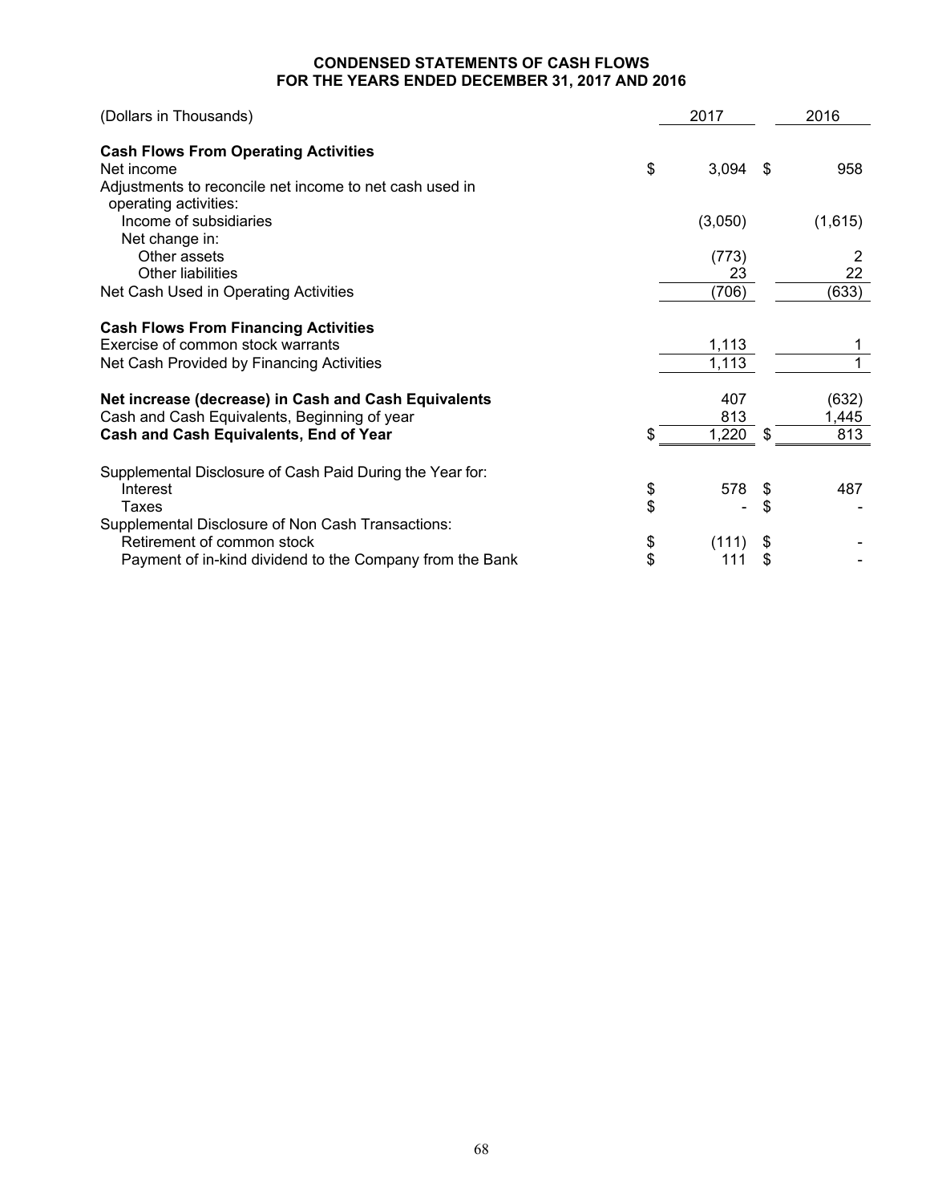# CONDENSED STATEMENTS OF CASH FLOWS
## FOR THE YEARS ENDED DECEMBER 31, 2017 AND 2016

| (Dollars in Thousands) | 2017 | 2016 |
|---|---|---|
| **Cash Flows From Operating Activities** | | |
| Net income | $ 3,094 | $ 958 |
| Adjustments to reconcile net income to net cash used in operating activities: | | |
| Income of subsidiaries | (3,050) | (1,615) |
| Net change in: | | |
| Other assets | (773) | 2 |
| Other liabilities | 23 | 22 |
| Net Cash Used in Operating Activities | (706) | (633) |
| **Cash Flows From Financing Activities** | | |
| Exercise of common stock warrants | 1,113 | 1 |
| Net Cash Provided by Financing Activities | 1,113 | 1 |
| **Net increase (decrease) in Cash and Cash Equivalents** | 407 | (632) |
| Cash and Cash Equivalents, Beginning of year | 813 | 1,445 |
| **Cash and Cash Equivalents, End of Year** | $ 1,220 | $ 813 |
| Supplemental Disclosure of Cash Paid During the Year for: | | |
| Interest | $ 578 | $ 487 |
| Taxes | $ - | $ - |
| Supplemental Disclosure of Non Cash Transactions: | | |
| Retirement of common stock | $ (111) | $ - |
| Payment of in-kind dividend to the Company from the Bank | $ 111 | $ - |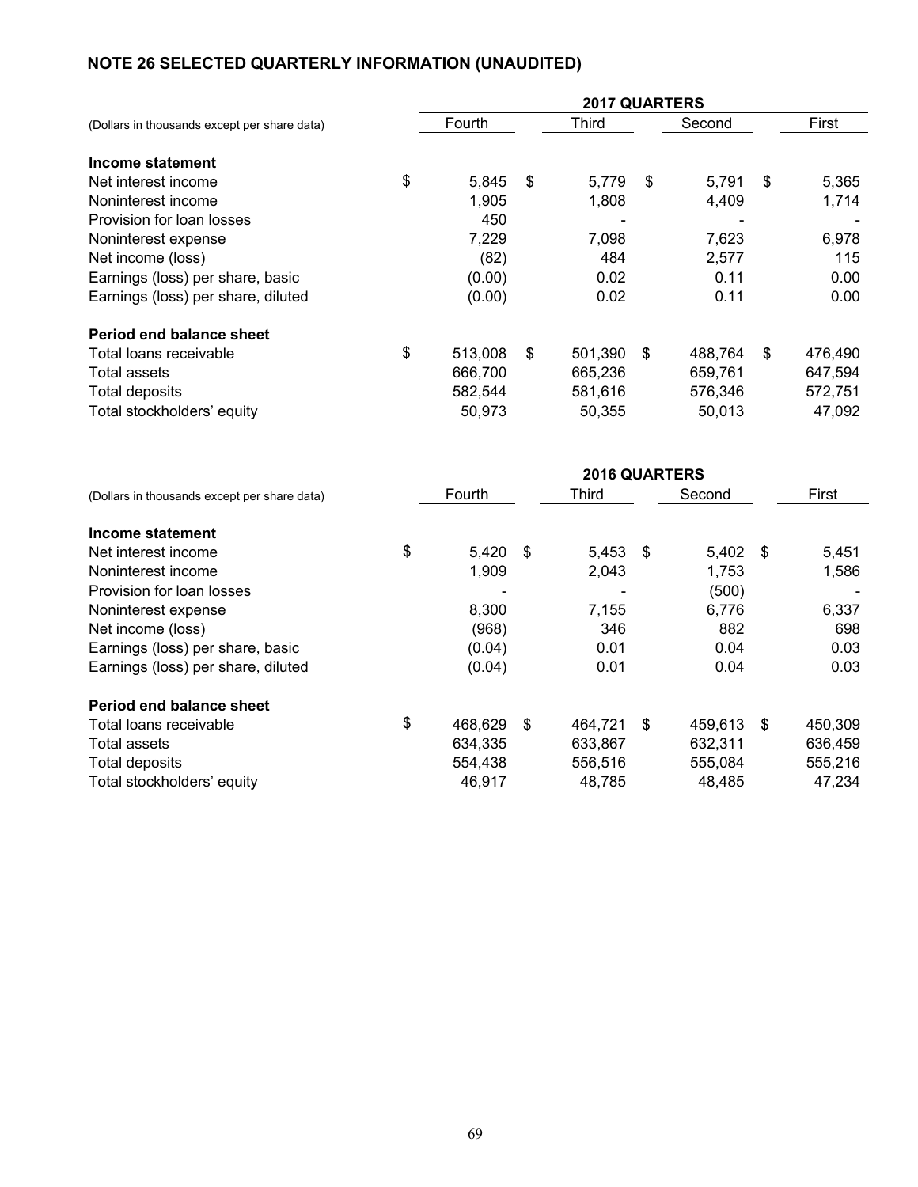## NOTE 26 SELECTED QUARTERLY INFORMATION (UNAUDITED)

| (Dollars in thousands except per share data) | 2017 QUARTERS | | | |
|---|---|---|---|---|
| | Fourth | Third | Second | First |
| **Income statement** | | | | |
| Net interest income | $ 5,845 | $ 5,779 | $ 5,791 | $ 5,365 |
| Noninterest income | 1,905 | 1,808 | 4,409 | 1,714 |
| Provision for loan losses | 450 | - | - | - |
| Noninterest expense | 7,229 | 7,098 | 7,623 | 6,978 |
| Net income (loss) | (82) | 484 | 2,577 | 115 |
| Earnings (loss) per share, basic | (0.00) | 0.02 | 0.11 | 0.00 |
| Earnings (loss) per share, diluted | (0.00) | 0.02 | 0.11 | 0.00 |
| **Period end balance sheet** | | | | |
| Total loans receivable | $ 513,008 | $ 501,390 | $ 488,764 | $ 476,490 |
| Total assets | 666,700 | 665,236 | 659,761 | 647,594 |
| Total deposits | 582,544 | 581,616 | 576,346 | 572,751 |
| Total stockholders' equity | 50,973 | 50,355 | 50,013 | 47,092 |

| (Dollars in thousands except per share data) | 2016 QUARTERS | | | |
|---|---|---|---|---|
| | Fourth | Third | Second | First |
| **Income statement** | | | | |
| Net interest income | $ 5,420 | $ 5,453 | $ 5,402 | $ 5,451 |
| Noninterest income | 1,909 | 2,043 | 1,753 | 1,586 |
| Provision for loan losses | - | - | (500) | - |
| Noninterest expense | 8,300 | 7,155 | 6,776 | 6,337 |
| Net income (loss) | (968) | 346 | 882 | 698 |
| Earnings (loss) per share, basic | (0.04) | 0.01 | 0.04 | 0.03 |
| Earnings (loss) per share, diluted | (0.04) | 0.01 | 0.04 | 0.03 |
| **Period end balance sheet** | | | | |
| Total loans receivable | $ 468,629 | $ 464,721 | $ 459,613 | $ 450,309 |
| Total assets | 634,335 | 633,867 | 632,311 | 636,459 |
| Total deposits | 554,438 | 556,516 | 555,084 | 555,216 |
| Total stockholders' equity | 46,917 | 48,785 | 48,485 | 47,234 |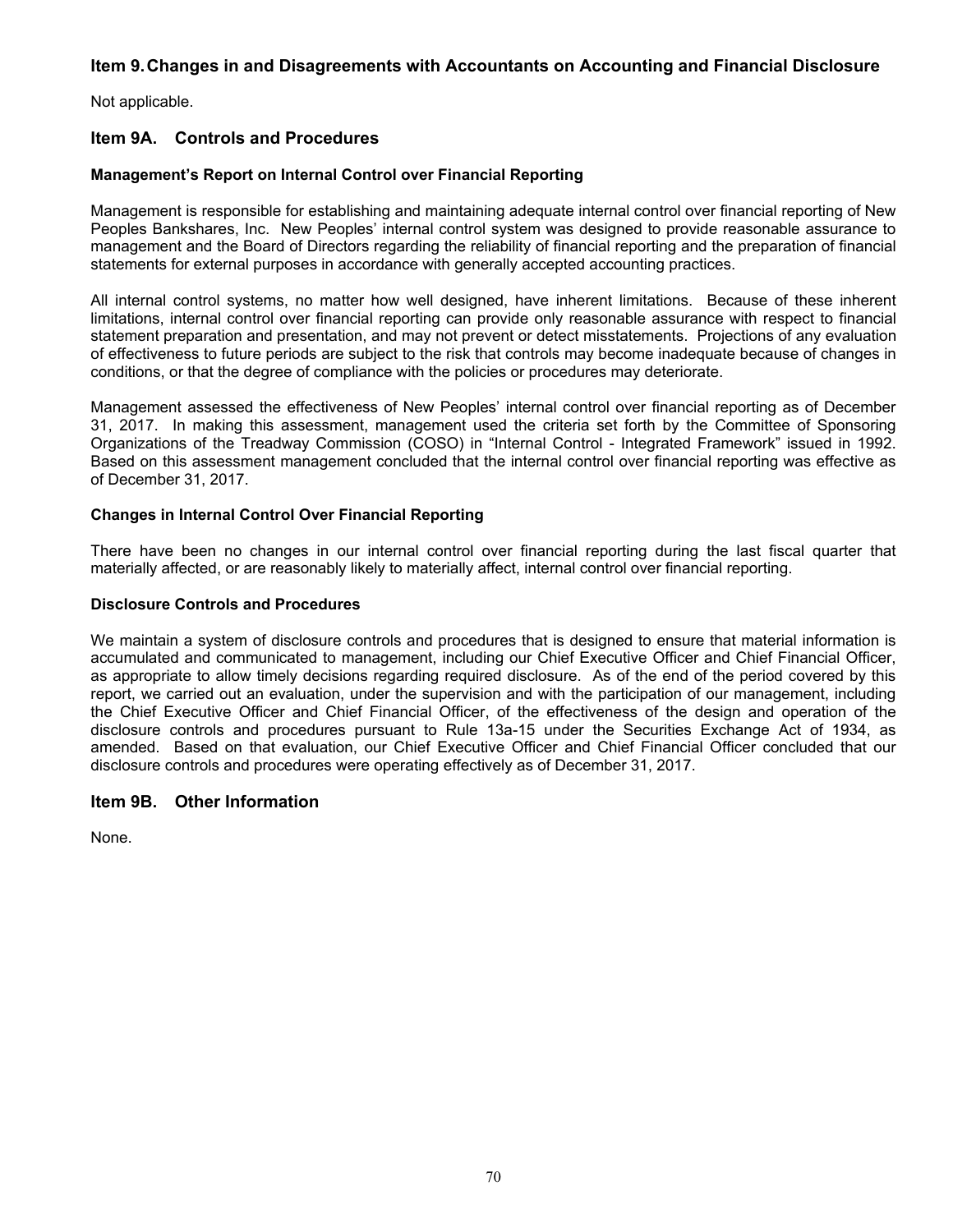## Item 9. Changes in and Disagreements with Accountants on Accounting and Financial Disclosure

Not applicable.

## Item 9A. Controls and Procedures

### Management's Report on Internal Control over Financial Reporting

Management is responsible for establishing and maintaining adequate internal control over financial reporting of New Peoples Bankshares, Inc. New Peoples' internal control system was designed to provide reasonable assurance to management and the Board of Directors regarding the reliability of financial reporting and the preparation of financial statements for external purposes in accordance with generally accepted accounting practices.

All internal control systems, no matter how well designed, have inherent limitations. Because of these inherent limitations, internal control over financial reporting can provide only reasonable assurance with respect to financial statement preparation and presentation, and may not prevent or detect misstatements. Projections of any evaluation of effectiveness to future periods are subject to the risk that controls may become inadequate because of changes in conditions, or that the degree of compliance with the policies or procedures may deteriorate.

Management assessed the effectiveness of New Peoples' internal control over financial reporting as of December 31, 2017. In making this assessment, management used the criteria set forth by the Committee of Sponsoring Organizations of the Treadway Commission (COSO) in "Internal Control - Integrated Framework" issued in 1992. Based on this assessment management concluded that the internal control over financial reporting was effective as of December 31, 2017.

### Changes in Internal Control Over Financial Reporting

There have been no changes in our internal control over financial reporting during the last fiscal quarter that materially affected, or are reasonably likely to materially affect, internal control over financial reporting.

### Disclosure Controls and Procedures

We maintain a system of disclosure controls and procedures that is designed to ensure that material information is accumulated and communicated to management, including our Chief Executive Officer and Chief Financial Officer, as appropriate to allow timely decisions regarding required disclosure. As of the end of the period covered by this report, we carried out an evaluation, under the supervision and with the participation of our management, including the Chief Executive Officer and Chief Financial Officer, of the effectiveness of the design and operation of the disclosure controls and procedures pursuant to Rule 13a-15 under the Securities Exchange Act of 1934, as amended. Based on that evaluation, our Chief Executive Officer and Chief Financial Officer concluded that our disclosure controls and procedures were operating effectively as of December 31, 2017.

## Item 9B. Other Information

None.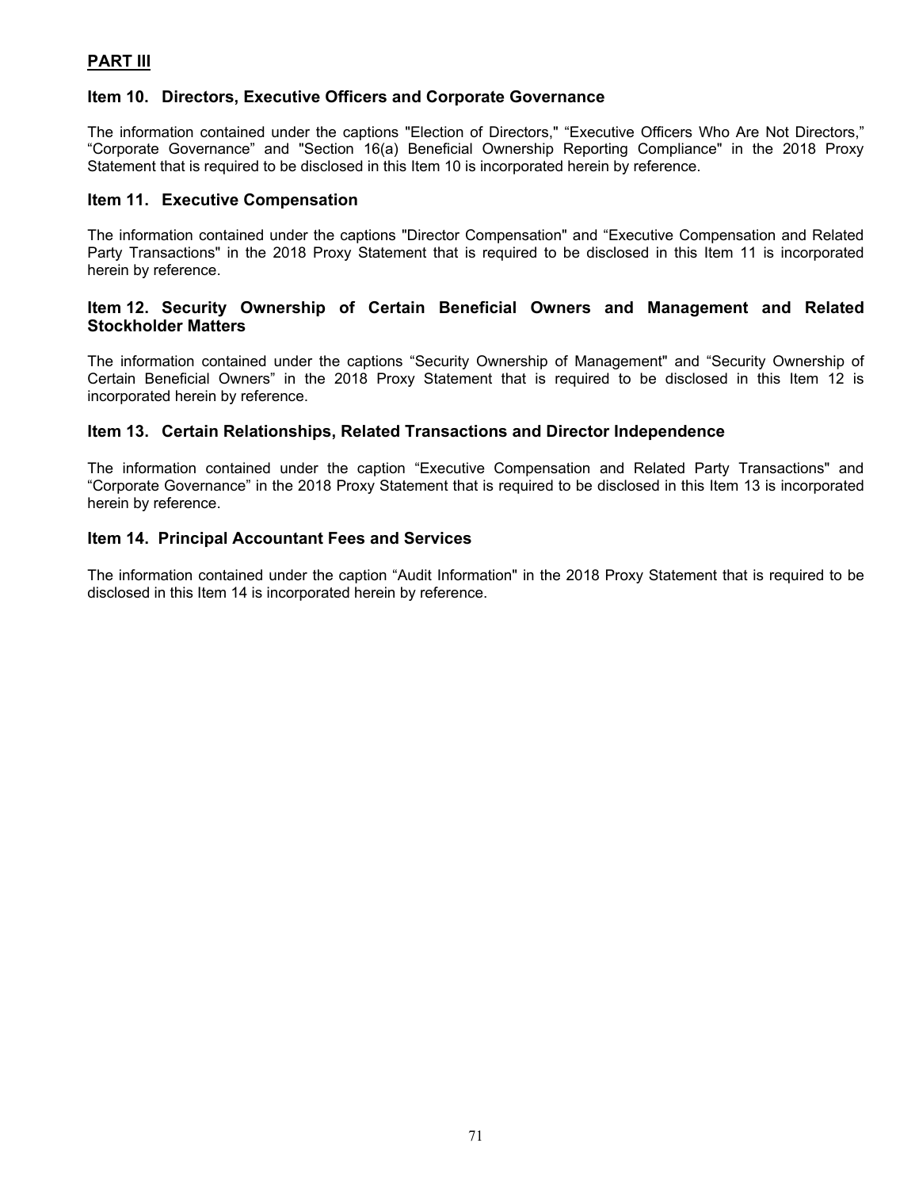## PART III

### Item 10. Directors, Executive Officers and Corporate Governance

The information contained under the captions "Election of Directors," “Executive Officers Who Are Not Directors,” “Corporate Governance” and "Section 16(a) Beneficial Ownership Reporting Compliance" in the 2018 Proxy Statement that is required to be disclosed in this Item 10 is incorporated herein by reference.

### Item 11. Executive Compensation

The information contained under the captions "Director Compensation" and “Executive Compensation and Related Party Transactions" in the 2018 Proxy Statement that is required to be disclosed in this Item 11 is incorporated herein by reference.

### Item 12. Security Ownership of Certain Beneficial Owners and Management and Related Stockholder Matters

The information contained under the captions “Security Ownership of Management" and “Security Ownership of Certain Beneficial Owners” in the 2018 Proxy Statement that is required to be disclosed in this Item 12 is incorporated herein by reference.

### Item 13. Certain Relationships, Related Transactions and Director Independence

The information contained under the caption “Executive Compensation and Related Party Transactions" and “Corporate Governance” in the 2018 Proxy Statement that is required to be disclosed in this Item 13 is incorporated herein by reference.

### Item 14. Principal Accountant Fees and Services

The information contained under the caption “Audit Information" in the 2018 Proxy Statement that is required to be disclosed in this Item 14 is incorporated herein by reference.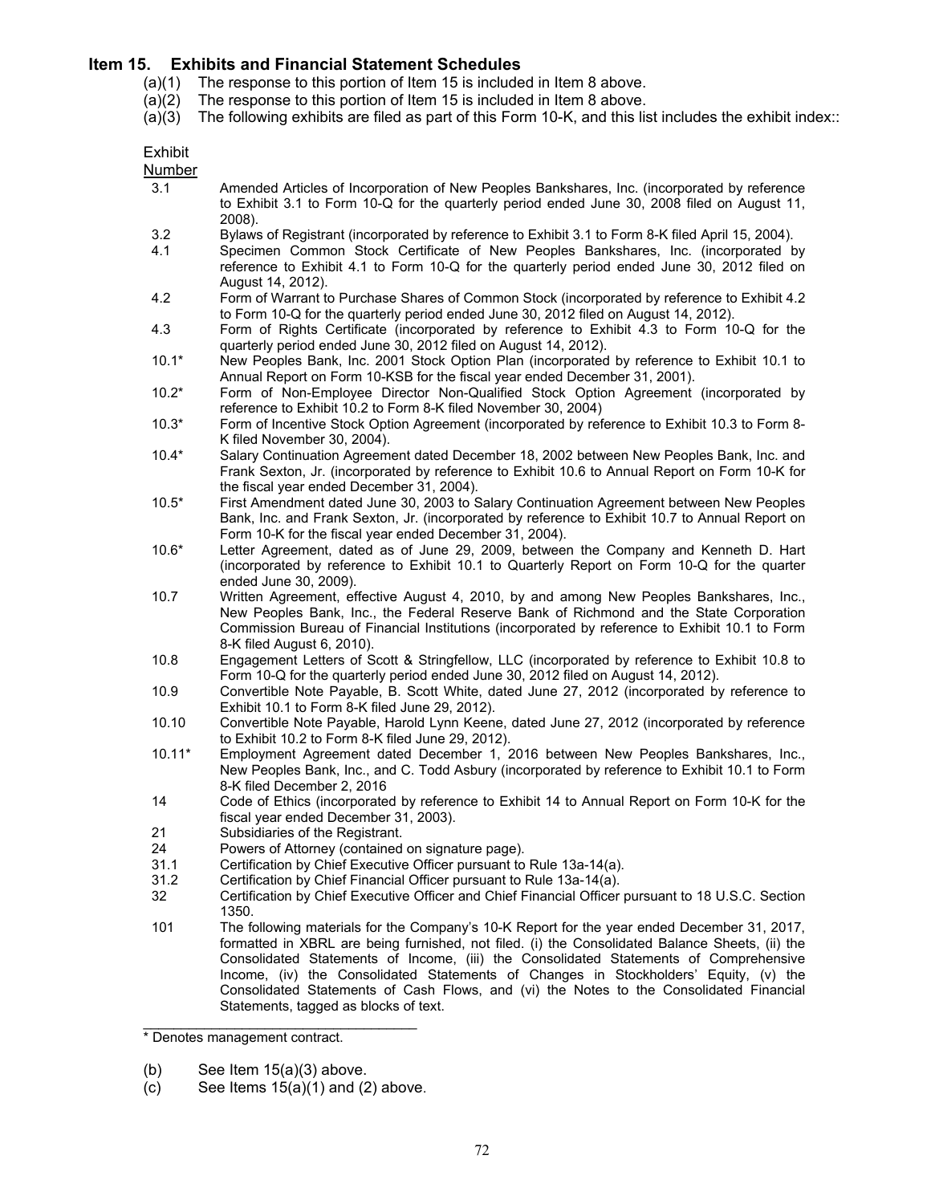## Item 15. Exhibits and Financial Statement Schedules

(a)(1) The response to this portion of Item 15 is included in Item 8 above.

(a)(2) The response to this portion of Item 15 is included in Item 8 above.

(a)(3) The following exhibits are filed as part of this Form 10-K, and this list includes the exhibit index::

| Exhibit Number | |
|---|---|
| 3.1 | Amended Articles of Incorporation of New Peoples Bankshares, Inc. (incorporated by reference to Exhibit 3.1 to Form 10-Q for the quarterly period ended June 30, 2008 filed on August 11, 2008). |
| 3.2 | Bylaws of Registrant (incorporated by reference to Exhibit 3.1 to Form 8-K filed April 15, 2004). |
| 4.1 | Specimen Common Stock Certificate of New Peoples Bankshares, Inc. (incorporated by reference to Exhibit 4.1 to Form 10-Q for the quarterly period ended June 30, 2012 filed on August 14, 2012). |
| 4.2 | Form of Warrant to Purchase Shares of Common Stock (incorporated by reference to Exhibit 4.2 to Form 10-Q for the quarterly period ended June 30, 2012 filed on August 14, 2012). |
| 4.3 | Form of Rights Certificate (incorporated by reference to Exhibit 4.3 to Form 10-Q for the quarterly period ended June 30, 2012 filed on August 14, 2012). |
| 10.1* | New Peoples Bank, Inc. 2001 Stock Option Plan (incorporated by reference to Exhibit 10.1 to Annual Report on Form 10-KSB for the fiscal year ended December 31, 2001). |
| 10.2* | Form of Non-Employee Director Non-Qualified Stock Option Agreement (incorporated by reference to Exhibit 10.2 to Form 8-K filed November 30, 2004) |
| 10.3* | Form of Incentive Stock Option Agreement (incorporated by reference to Exhibit 10.3 to Form 8-K filed November 30, 2004). |
| 10.4* | Salary Continuation Agreement dated December 18, 2002 between New Peoples Bank, Inc. and Frank Sexton, Jr. (incorporated by reference to Exhibit 10.6 to Annual Report on Form 10-K for the fiscal year ended December 31, 2004). |
| 10.5* | First Amendment dated June 30, 2003 to Salary Continuation Agreement between New Peoples Bank, Inc. and Frank Sexton, Jr. (incorporated by reference to Exhibit 10.7 to Annual Report on Form 10-K for the fiscal year ended December 31, 2004). |
| 10.6* | Letter Agreement, dated as of June 29, 2009, between the Company and Kenneth D. Hart (incorporated by reference to Exhibit 10.1 to Quarterly Report on Form 10-Q for the quarter ended June 30, 2009). |
| 10.7 | Written Agreement, effective August 4, 2010, by and among New Peoples Bankshares, Inc., New Peoples Bank, Inc., the Federal Reserve Bank of Richmond and the State Corporation Commission Bureau of Financial Institutions (incorporated by reference to Exhibit 10.1 to Form 8-K filed August 6, 2010). |
| 10.8 | Engagement Letters of Scott & Stringfellow, LLC (incorporated by reference to Exhibit 10.8 to Form 10-Q for the quarterly period ended June 30, 2012 filed on August 14, 2012). |
| 10.9 | Convertible Note Payable, B. Scott White, dated June 27, 2012 (incorporated by reference to Exhibit 10.1 to Form 8-K filed June 29, 2012). |
| 10.10 | Convertible Note Payable, Harold Lynn Keene, dated June 27, 2012 (incorporated by reference to Exhibit 10.2 to Form 8-K filed June 29, 2012). |
| 10.11* | Employment Agreement dated December 1, 2016 between New Peoples Bankshares, Inc., New Peoples Bank, Inc., and C. Todd Asbury (incorporated by reference to Exhibit 10.1 to Form 8-K filed December 2, 2016 |
| 14 | Code of Ethics (incorporated by reference to Exhibit 14 to Annual Report on Form 10-K for the fiscal year ended December 31, 2003). |
| 21 | Subsidiaries of the Registrant. |
| 24 | Powers of Attorney (contained on signature page). |
| 31.1 | Certification by Chief Executive Officer pursuant to Rule 13a-14(a). |
| 31.2 | Certification by Chief Financial Officer pursuant to Rule 13a-14(a). |
| 32 | Certification by Chief Executive Officer and Chief Financial Officer pursuant to 18 U.S.C. Section 1350. |
| 101 | The following materials for the Company's 10-K Report for the year ended December 31, 2017, formatted in XBRL are being furnished, not filed. (i) the Consolidated Balance Sheets, (ii) the Consolidated Statements of Income, (iii) the Consolidated Statements of Comprehensive Income, (iv) the Consolidated Statements of Changes in Stockholders' Equity, (v) the Consolidated Statements of Cash Flows, and (vi) the Notes to the Consolidated Financial Statements, tagged as blocks of text. |

\_\_\_\_\_\_\_\_\_\_\_\_\_\_\_\_\_\_\_\_\_\_\_\_\_\_\_\_\_\_\_\_\_\_\_

\* Denotes management contract.

(b) See Item 15(a)(3) above.

(c) See Items 15(a)(1) and (2) above.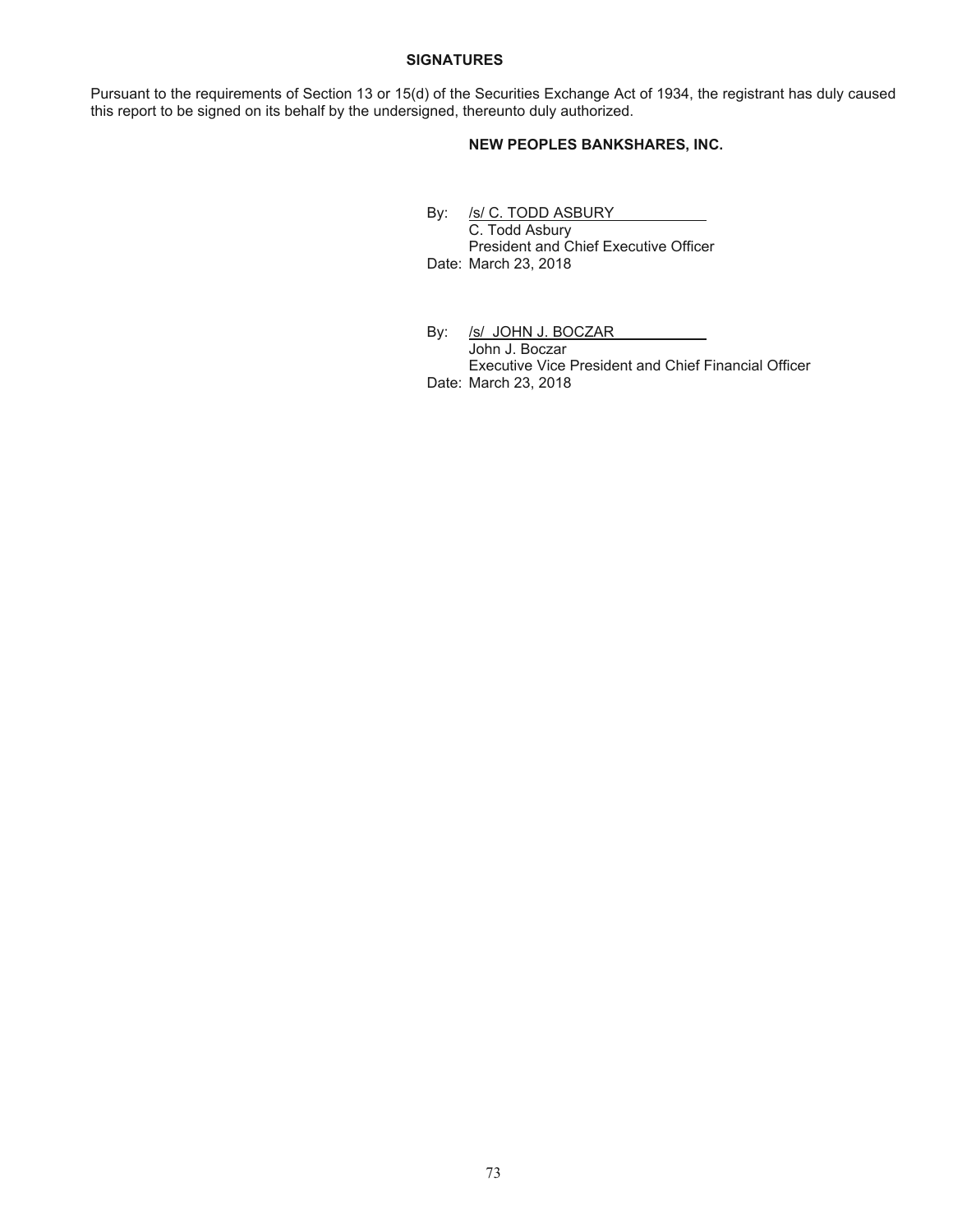**SIGNATURES**

Pursuant to the requirements of Section 13 or 15(d) of the Securities Exchange Act of 1934, the registrant has duly caused this report to be signed on its behalf by the undersigned, thereunto duly authorized.

**NEW PEOPLES BANKSHARES, INC.**

By: /s/ C. TODD ASBURY
C. Todd Asbury
President and Chief Executive Officer
Date: March 23, 2018

By: /s/ JOHN J. BOCZAR
John J. Boczar
Executive Vice President and Chief Financial Officer
Date: March 23, 2018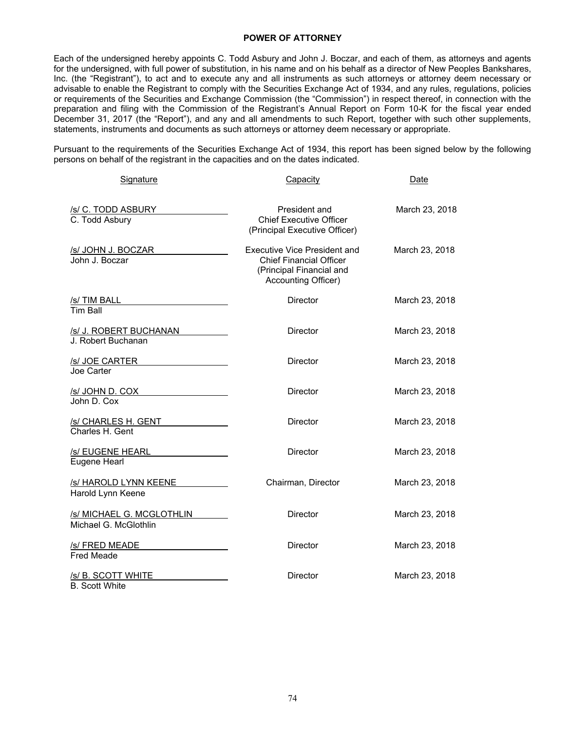**POWER OF ATTORNEY**

Each of the undersigned hereby appoints C. Todd Asbury and John J. Boczar, and each of them, as attorneys and agents for the undersigned, with full power of substitution, in his name and on his behalf as a director of New Peoples Bankshares, Inc. (the "Registrant"), to act and to execute any and all instruments as such attorneys or attorney deem necessary or advisable to enable the Registrant to comply with the Securities Exchange Act of 1934, and any rules, regulations, policies or requirements of the Securities and Exchange Commission (the "Commission") in respect thereof, in connection with the preparation and filing with the Commission of the Registrant's Annual Report on Form 10-K for the fiscal year ended December 31, 2017 (the "Report"), and any and all amendments to such Report, together with such other supplements, statements, instruments and documents as such attorneys or attorney deem necessary or appropriate.

Pursuant to the requirements of the Securities Exchange Act of 1934, this report has been signed below by the following persons on behalf of the registrant in the capacities and on the dates indicated.

| Signature | Capacity | Date |
|---|---|---|
| /s/ C. TODD ASBURY<br>C. Todd Asbury | President and<br>Chief Executive Officer<br>(Principal Executive Officer) | March 23, 2018 |
| /s/ JOHN J. BOCZAR<br>John J. Boczar | Executive Vice President and<br>Chief Financial Officer<br>(Principal Financial and<br>Accounting Officer) | March 23, 2018 |
| /s/ TIM BALL<br>Tim Ball | Director | March 23, 2018 |
| /s/ J. ROBERT BUCHANAN<br>J. Robert Buchanan | Director | March 23, 2018 |
| /s/ JOE CARTER<br>Joe Carter | Director | March 23, 2018 |
| /s/ JOHN D. COX<br>John D. Cox | Director | March 23, 2018 |
| /s/ CHARLES H. GENT<br>Charles H. Gent | Director | March 23, 2018 |
| /s/ EUGENE HEARL<br>Eugene Hearl | Director | March 23, 2018 |
| /s/ HAROLD LYNN KEENE<br>Harold Lynn Keene | Chairman, Director | March 23, 2018 |
| /s/ MICHAEL G. MCGLOTHLIN<br>Michael G. McGlothlin | Director | March 23, 2018 |
| /s/ FRED MEADE<br>Fred Meade | Director | March 23, 2018 |
| /s/ B. SCOTT WHITE<br>B. Scott White | Director | March 23, 2018 |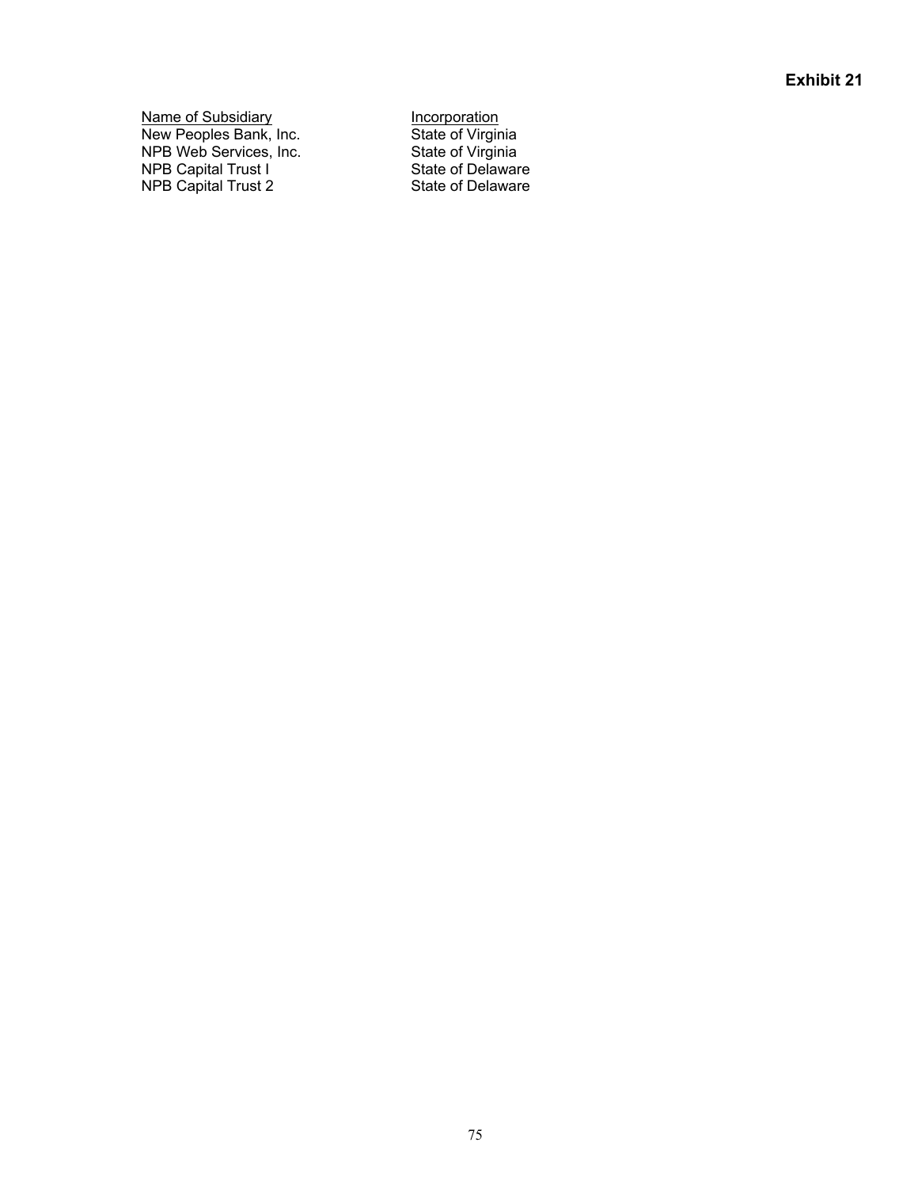**Exhibit 21**

| Name of Subsidiary | Incorporation |
|---|---|
| New Peoples Bank, Inc. | State of Virginia |
| NPB Web Services, Inc. | State of Virginia |
| NPB Capital Trust I | State of Delaware |
| NPB Capital Trust 2 | State of Delaware |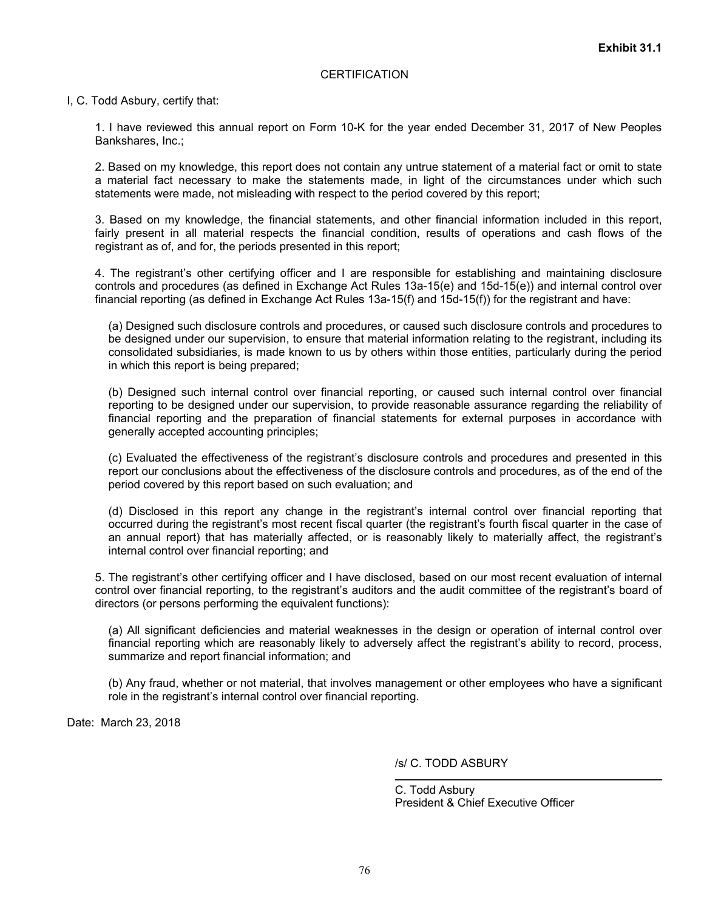**Exhibit 31.1**

CERTIFICATION

I, C. Todd Asbury, certify that:

1. I have reviewed this annual report on Form 10-K for the year ended December 31, 2017 of New Peoples Bankshares, Inc.;

2. Based on my knowledge, this report does not contain any untrue statement of a material fact or omit to state a material fact necessary to make the statements made, in light of the circumstances under which such statements were made, not misleading with respect to the period covered by this report;

3. Based on my knowledge, the financial statements, and other financial information included in this report, fairly present in all material respects the financial condition, results of operations and cash flows of the registrant as of, and for, the periods presented in this report;

4. The registrant's other certifying officer and I are responsible for establishing and maintaining disclosure controls and procedures (as defined in Exchange Act Rules 13a-15(e) and 15d-15(e)) and internal control over financial reporting (as defined in Exchange Act Rules 13a-15(f) and 15d-15(f)) for the registrant and have:

(a) Designed such disclosure controls and procedures, or caused such disclosure controls and procedures to be designed under our supervision, to ensure that material information relating to the registrant, including its consolidated subsidiaries, is made known to us by others within those entities, particularly during the period in which this report is being prepared;

(b) Designed such internal control over financial reporting, or caused such internal control over financial reporting to be designed under our supervision, to provide reasonable assurance regarding the reliability of financial reporting and the preparation of financial statements for external purposes in accordance with generally accepted accounting principles;

(c) Evaluated the effectiveness of the registrant's disclosure controls and procedures and presented in this report our conclusions about the effectiveness of the disclosure controls and procedures, as of the end of the period covered by this report based on such evaluation; and

(d) Disclosed in this report any change in the registrant's internal control over financial reporting that occurred during the registrant's most recent fiscal quarter (the registrant's fourth fiscal quarter in the case of an annual report) that has materially affected, or is reasonably likely to materially affect, the registrant's internal control over financial reporting; and

5. The registrant's other certifying officer and I have disclosed, based on our most recent evaluation of internal control over financial reporting, to the registrant's auditors and the audit committee of the registrant's board of directors (or persons performing the equivalent functions):

(a) All significant deficiencies and material weaknesses in the design or operation of internal control over financial reporting which are reasonably likely to adversely affect the registrant's ability to record, process, summarize and report financial information; and

(b) Any fraud, whether or not material, that involves management or other employees who have a significant role in the registrant's internal control over financial reporting.

Date: March 23, 2018

/s/ C. TODD ASBURY

C. Todd Asbury
President & Chief Executive Officer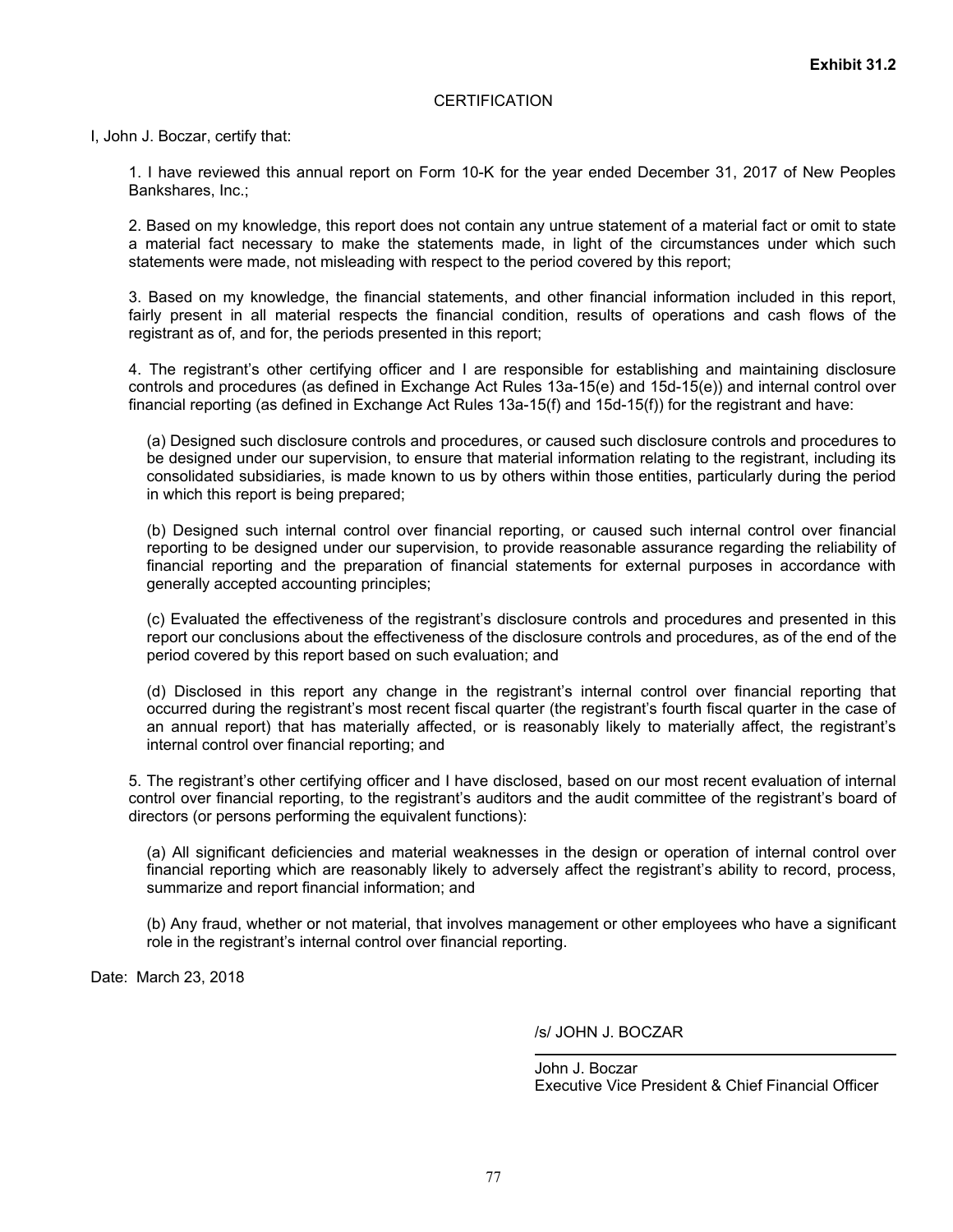**Exhibit 31.2**

CERTIFICATION

I, John J. Boczar, certify that:

1. I have reviewed this annual report on Form 10-K for the year ended December 31, 2017 of New Peoples Bankshares, Inc.;

2. Based on my knowledge, this report does not contain any untrue statement of a material fact or omit to state a material fact necessary to make the statements made, in light of the circumstances under which such statements were made, not misleading with respect to the period covered by this report;

3. Based on my knowledge, the financial statements, and other financial information included in this report, fairly present in all material respects the financial condition, results of operations and cash flows of the registrant as of, and for, the periods presented in this report;

4. The registrant's other certifying officer and I are responsible for establishing and maintaining disclosure controls and procedures (as defined in Exchange Act Rules 13a-15(e) and 15d-15(e)) and internal control over financial reporting (as defined in Exchange Act Rules 13a-15(f) and 15d-15(f)) for the registrant and have:

(a) Designed such disclosure controls and procedures, or caused such disclosure controls and procedures to be designed under our supervision, to ensure that material information relating to the registrant, including its consolidated subsidiaries, is made known to us by others within those entities, particularly during the period in which this report is being prepared;

(b) Designed such internal control over financial reporting, or caused such internal control over financial reporting to be designed under our supervision, to provide reasonable assurance regarding the reliability of financial reporting and the preparation of financial statements for external purposes in accordance with generally accepted accounting principles;

(c) Evaluated the effectiveness of the registrant's disclosure controls and procedures and presented in this report our conclusions about the effectiveness of the disclosure controls and procedures, as of the end of the period covered by this report based on such evaluation; and

(d) Disclosed in this report any change in the registrant's internal control over financial reporting that occurred during the registrant's most recent fiscal quarter (the registrant's fourth fiscal quarter in the case of an annual report) that has materially affected, or is reasonably likely to materially affect, the registrant's internal control over financial reporting; and

5. The registrant's other certifying officer and I have disclosed, based on our most recent evaluation of internal control over financial reporting, to the registrant's auditors and the audit committee of the registrant's board of directors (or persons performing the equivalent functions):

(a) All significant deficiencies and material weaknesses in the design or operation of internal control over financial reporting which are reasonably likely to adversely affect the registrant's ability to record, process, summarize and report financial information; and

(b) Any fraud, whether or not material, that involves management or other employees who have a significant role in the registrant's internal control over financial reporting.

Date: March 23, 2018

/s/ JOHN J. BOCZAR

John J. Boczar
Executive Vice President & Chief Financial Officer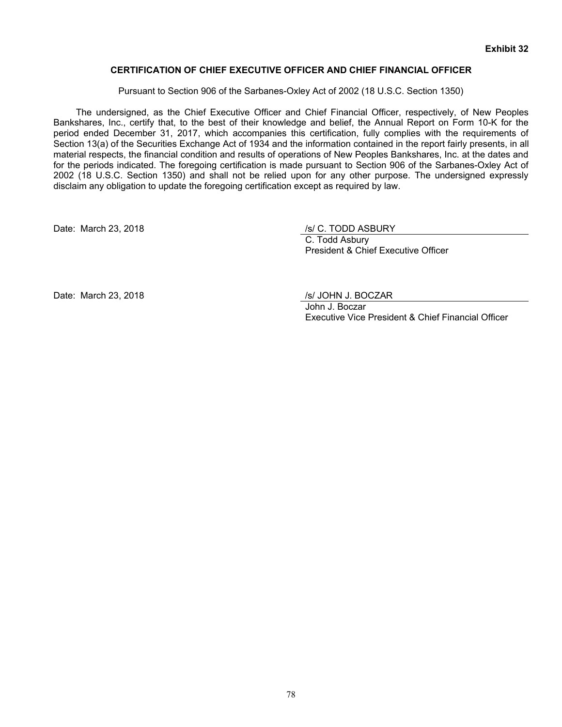**Exhibit 32**

## CERTIFICATION OF CHIEF EXECUTIVE OFFICER AND CHIEF FINANCIAL OFFICER

Pursuant to Section 906 of the Sarbanes-Oxley Act of 2002 (18 U.S.C. Section 1350)

The undersigned, as the Chief Executive Officer and Chief Financial Officer, respectively, of New Peoples Bankshares, Inc., certify that, to the best of their knowledge and belief, the Annual Report on Form 10-K for the period ended December 31, 2017, which accompanies this certification, fully complies with the requirements of Section 13(a) of the Securities Exchange Act of 1934 and the information contained in the report fairly presents, in all material respects, the financial condition and results of operations of New Peoples Bankshares, Inc. at the dates and for the periods indicated. The foregoing certification is made pursuant to Section 906 of the Sarbanes-Oxley Act of 2002 (18 U.S.C. Section 1350) and shall not be relied upon for any other purpose. The undersigned expressly disclaim any obligation to update the foregoing certification except as required by law.

Date: March 23, 2018

/s/ C. TODD ASBURY
C. Todd Asbury
President & Chief Executive Officer

Date: March 23, 2018

/s/ JOHN J. BOCZAR
John J. Boczar
Executive Vice President & Chief Financial Officer